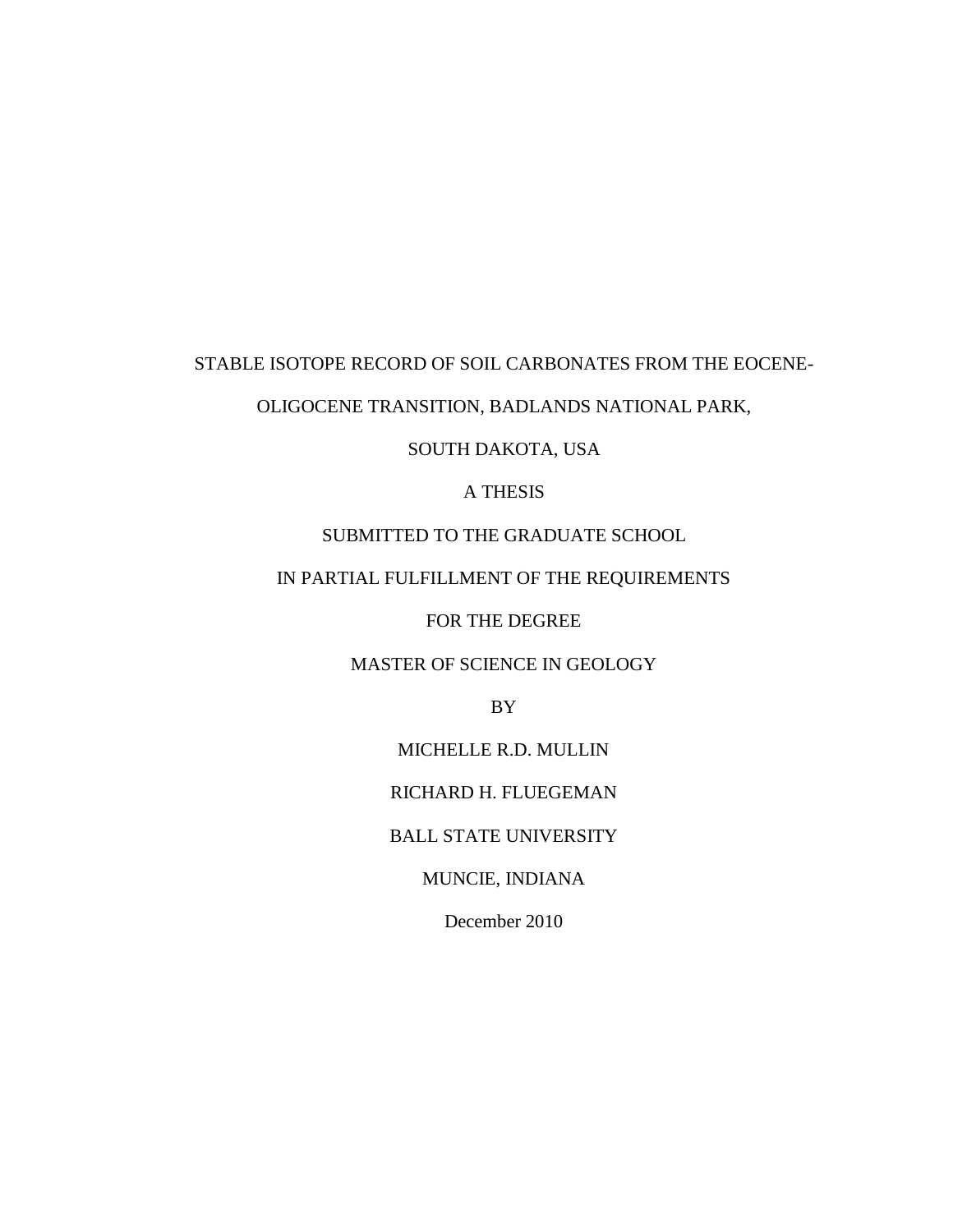# STABLE ISOTOPE RECORD OF SOIL CARBONATES FROM THE EOCENE-OLIGOCENE TRANSITION, BADLANDS NATIONAL PARK, SOUTH DAKOTA, USA

A THESIS

SUBMITTED TO THE GRADUATE SCHOOL

IN PARTIAL FULFILLMENT OF THE REQUIREMENTS

FOR THE DEGREE

MASTER OF SCIENCE IN GEOLOGY

BY

MICHELLE R.D. MULLIN

RICHARD H. FLUEGEMAN

BALL STATE UNIVERSITY

MUNCIE, INDIANA

December 2010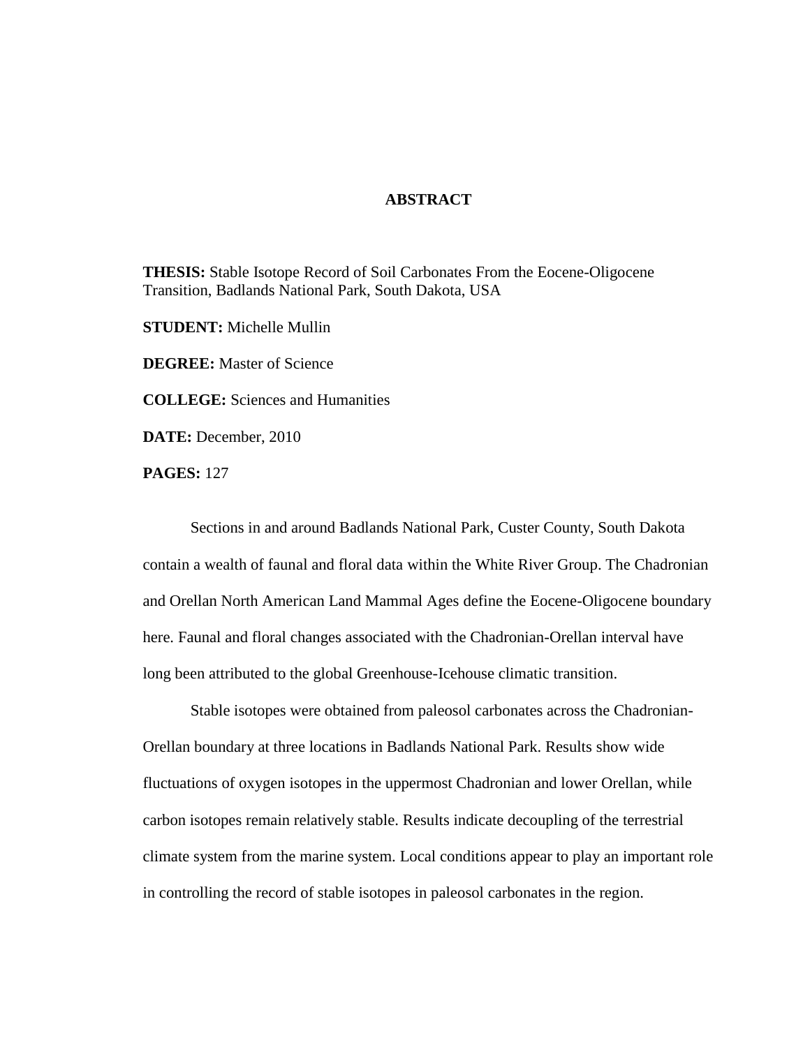# ABSTRACT

**THESIS:** Stable Isotope Record of Soil Carbonates From the Eocene-Oligocene Transition, Badlands National Park, South Dakota, USA

**STUDENT:** Michelle Mullin

**DEGREE:** Master of Science

**COLLEGE:** Sciences and Humanities

**DATE:** December, 2010

**PAGES:** 127

Sections in and around Badlands National Park, Custer County, South Dakota contain a wealth of faunal and floral data within the White River Group. The Chadronian and Orellan North American Land Mammal Ages define the Eocene-Oligocene boundary here. Faunal and floral changes associated with the Chadronian-Orellan interval have long been attributed to the global Greenhouse-Icehouse climatic transition.

Stable isotopes were obtained from paleosol carbonates across the Chadronian-Orellan boundary at three locations in Badlands National Park. Results show wide fluctuations of oxygen isotopes in the uppermost Chadronian and lower Orellan, while carbon isotopes remain relatively stable. Results indicate decoupling of the terrestrial climate system from the marine system. Local conditions appear to play an important role in controlling the record of stable isotopes in paleosol carbonates in the region.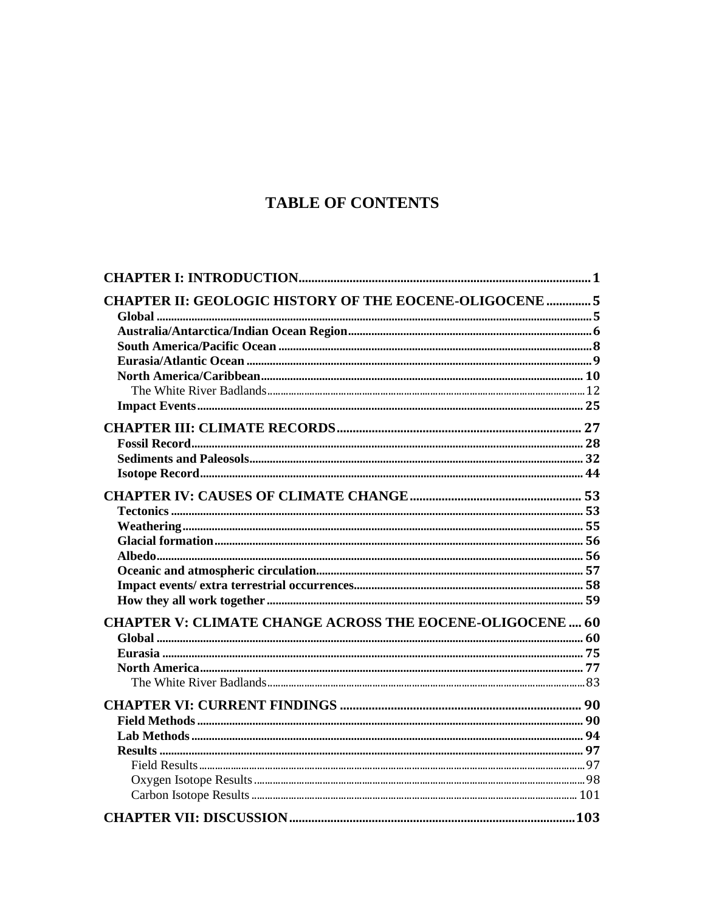# TABLE OF CONTENTS

**CHAPTER I: INTRODUCTION** ........................................................................................ 1

**CHAPTER II: GEOLOGIC HISTORY OF THE EOCENE-OLIGOCENE** ............. 5
- **Global** ........................................................................................................................ 5
- **Australia/Antarctica/Indian Ocean Region** ................................................................ 6
- **South America/Pacific Ocean** .................................................................................... 8
- **Eurasia/Atlantic Ocean** .............................................................................................. 9
- **North America/Caribbean** ......................................................................................... 10
  - The White River Badlands ......................................................................................... 12
- **Impact Events** ............................................................................................................ 25

**CHAPTER III: CLIMATE RECORDS** .......................................................................... 27
- **Fossil Record** ............................................................................................................. 28
- **Sediments and Paleosols** ........................................................................................... 32
- **Isotope Record** ........................................................................................................... 44

**CHAPTER IV: CAUSES OF CLIMATE CHANGE** ..................................................... 53
- **Tectonics** .................................................................................................................... 53
- **Weathering** ................................................................................................................. 55
- **Glacial formation** ....................................................................................................... 56
- **Albedo** ........................................................................................................................ 56
- **Oceanic and atmospheric circulation** ........................................................................ 57
- **Impact events/ extra terrestrial occurrences** ............................................................. 58
- **How they all work together** ....................................................................................... 59

**CHAPTER V: CLIMATE CHANGE ACROSS THE EOCENE-OLIGOCENE** .... 60
- **Global** ........................................................................................................................ 60
- **Eurasia** ....................................................................................................................... 75
- **North America** ........................................................................................................... 77
  - The White River Badlands ......................................................................................... 83

**CHAPTER VI: CURRENT FINDINGS** ......................................................................... 90
- **Field Methods** ............................................................................................................ 90
- **Lab Methods** .............................................................................................................. 94
- **Results** ....................................................................................................................... 97
  - Field Results ............................................................................................................... 97
  - Oxygen Isotope Results .............................................................................................. 98
  - Carbon Isotope Results .............................................................................................. 101

**CHAPTER VII: DISCUSSION** ....................................................................................... 103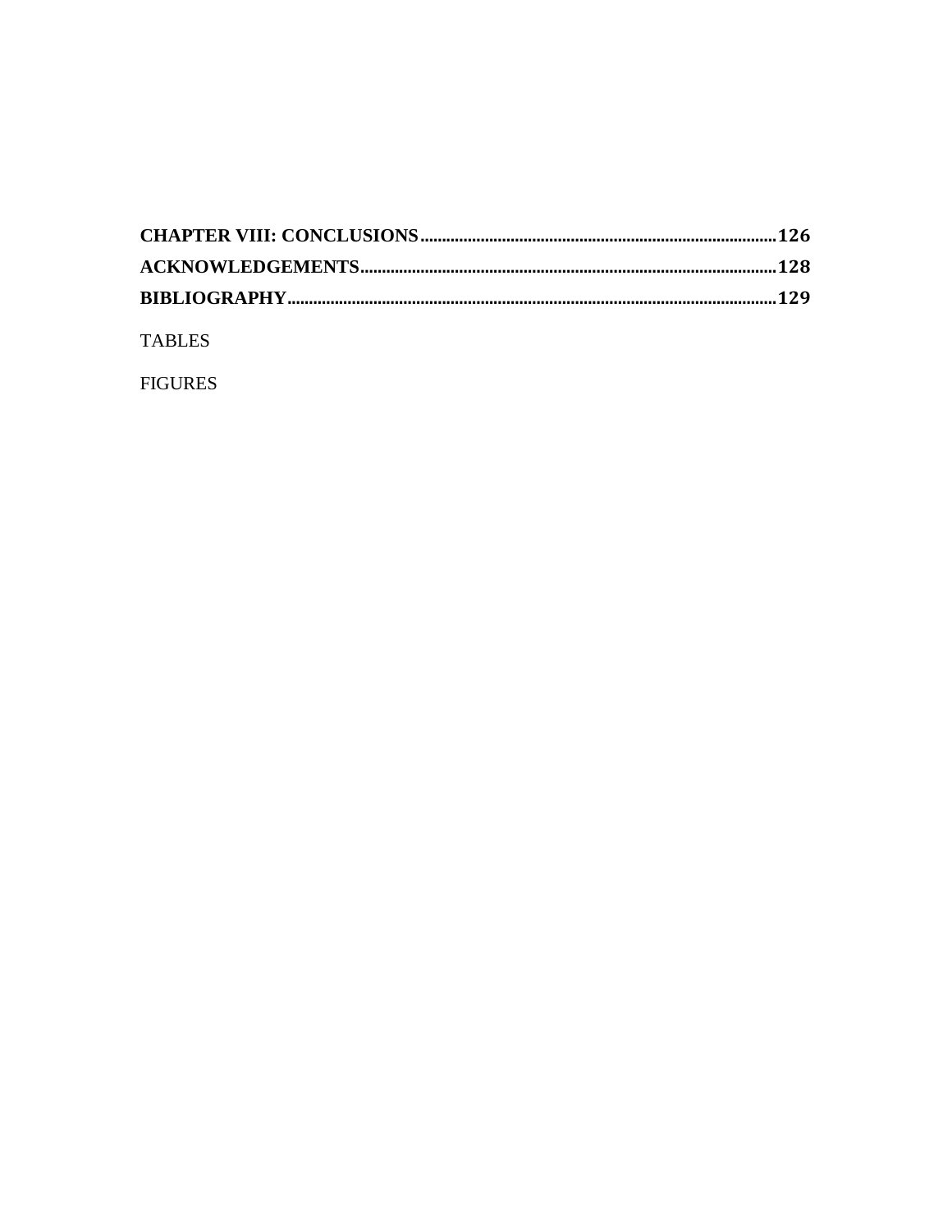**CHAPTER VIII: CONCLUSIONS**.................................................................................**126**

**ACKNOWLEDGEMENTS**...............................................................................................**128**

**BIBLIOGRAPHY**.............................................................................................................**129**

TABLES

FIGURES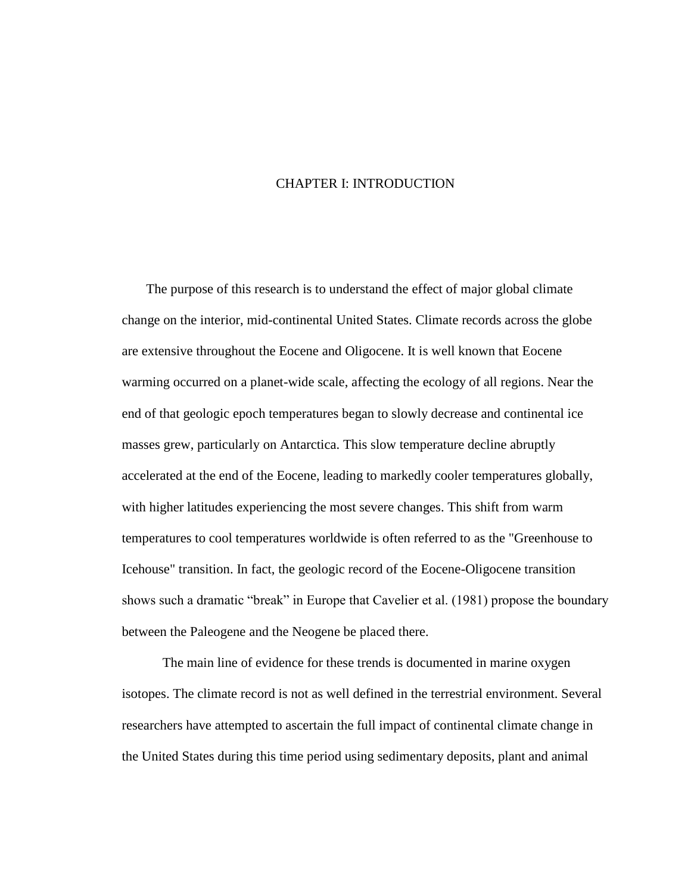# CHAPTER I: INTRODUCTION

The purpose of this research is to understand the effect of major global climate change on the interior, mid-continental United States. Climate records across the globe are extensive throughout the Eocene and Oligocene. It is well known that Eocene warming occurred on a planet-wide scale, affecting the ecology of all regions. Near the end of that geologic epoch temperatures began to slowly decrease and continental ice masses grew, particularly on Antarctica. This slow temperature decline abruptly accelerated at the end of the Eocene, leading to markedly cooler temperatures globally, with higher latitudes experiencing the most severe changes. This shift from warm temperatures to cool temperatures worldwide is often referred to as the "Greenhouse to Icehouse" transition. In fact, the geologic record of the Eocene-Oligocene transition shows such a dramatic "break" in Europe that Cavelier et al. (1981) propose the boundary between the Paleogene and the Neogene be placed there.

The main line of evidence for these trends is documented in marine oxygen isotopes. The climate record is not as well defined in the terrestrial environment. Several researchers have attempted to ascertain the full impact of continental climate change in the United States during this time period using sedimentary deposits, plant and animal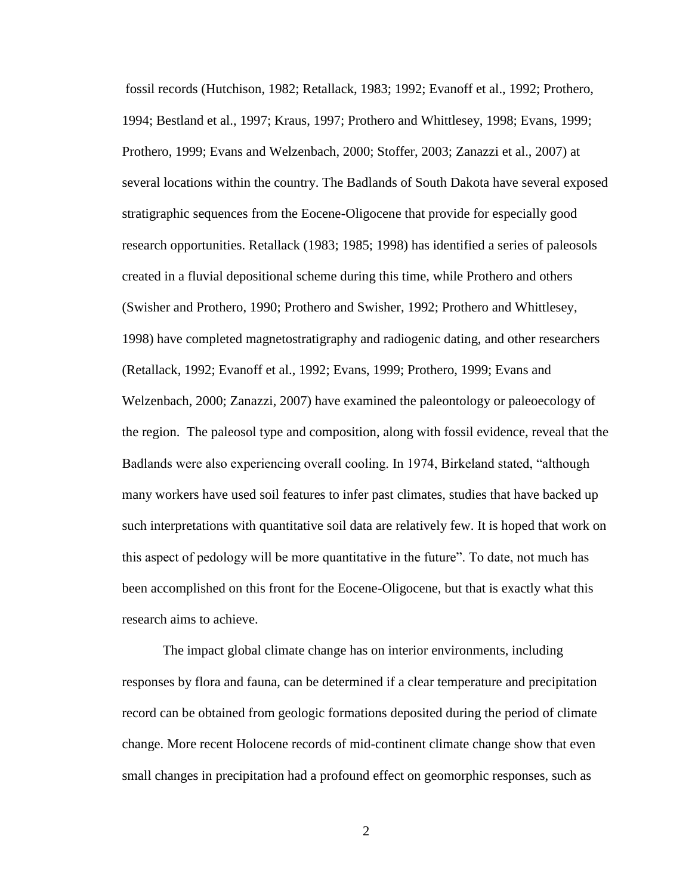fossil records (Hutchison, 1982; Retallack, 1983; 1992; Evanoff et al., 1992; Prothero, 1994; Bestland et al., 1997; Kraus, 1997; Prothero and Whittlesey, 1998; Evans, 1999; Prothero, 1999; Evans and Welzenbach, 2000; Stoffer, 2003; Zanazzi et al., 2007) at several locations within the country. The Badlands of South Dakota have several exposed stratigraphic sequences from the Eocene-Oligocene that provide for especially good research opportunities. Retallack (1983; 1985; 1998) has identified a series of paleosols created in a fluvial depositional scheme during this time, while Prothero and others (Swisher and Prothero, 1990; Prothero and Swisher, 1992; Prothero and Whittlesey, 1998) have completed magnetostratigraphy and radiogenic dating, and other researchers (Retallack, 1992; Evanoff et al., 1992; Evans, 1999; Prothero, 1999; Evans and Welzenbach, 2000; Zanazzi, 2007) have examined the paleontology or paleoecology of the region. The paleosol type and composition, along with fossil evidence, reveal that the Badlands were also experiencing overall cooling. In 1974, Birkeland stated, "although many workers have used soil features to infer past climates, studies that have backed up such interpretations with quantitative soil data are relatively few. It is hoped that work on this aspect of pedology will be more quantitative in the future". To date, not much has been accomplished on this front for the Eocene-Oligocene, but that is exactly what this research aims to achieve.

The impact global climate change has on interior environments, including responses by flora and fauna, can be determined if a clear temperature and precipitation record can be obtained from geologic formations deposited during the period of climate change. More recent Holocene records of mid-continent climate change show that even small changes in precipitation had a profound effect on geomorphic responses, such as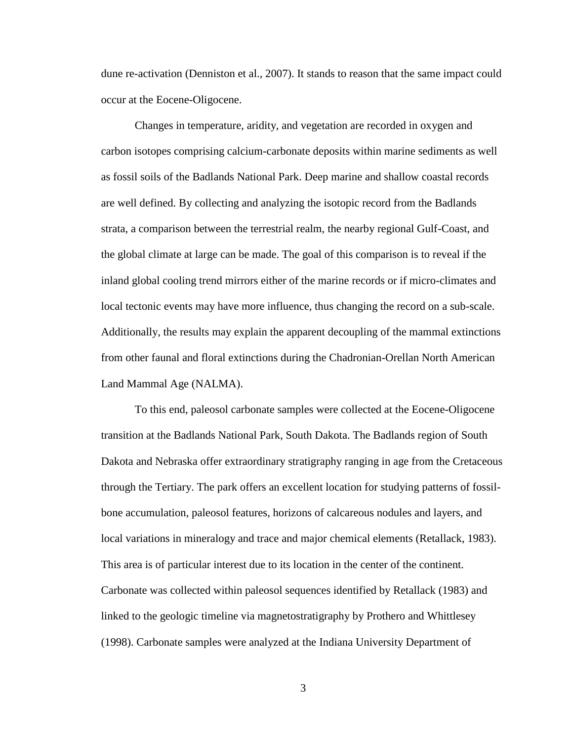dune re-activation (Denniston et al., 2007). It stands to reason that the same impact could occur at the Eocene-Oligocene.

Changes in temperature, aridity, and vegetation are recorded in oxygen and carbon isotopes comprising calcium-carbonate deposits within marine sediments as well as fossil soils of the Badlands National Park. Deep marine and shallow coastal records are well defined. By collecting and analyzing the isotopic record from the Badlands strata, a comparison between the terrestrial realm, the nearby regional Gulf-Coast, and the global climate at large can be made. The goal of this comparison is to reveal if the inland global cooling trend mirrors either of the marine records or if micro-climates and local tectonic events may have more influence, thus changing the record on a sub-scale. Additionally, the results may explain the apparent decoupling of the mammal extinctions from other faunal and floral extinctions during the Chadronian-Orellan North American Land Mammal Age (NALMA).

To this end, paleosol carbonate samples were collected at the Eocene-Oligocene transition at the Badlands National Park, South Dakota. The Badlands region of South Dakota and Nebraska offer extraordinary stratigraphy ranging in age from the Cretaceous through the Tertiary. The park offers an excellent location for studying patterns of fossil-bone accumulation, paleosol features, horizons of calcareous nodules and layers, and local variations in mineralogy and trace and major chemical elements (Retallack, 1983). This area is of particular interest due to its location in the center of the continent. Carbonate was collected within paleosol sequences identified by Retallack (1983) and linked to the geologic timeline via magnetostratigraphy by Prothero and Whittlesey (1998). Carbonate samples were analyzed at the Indiana University Department of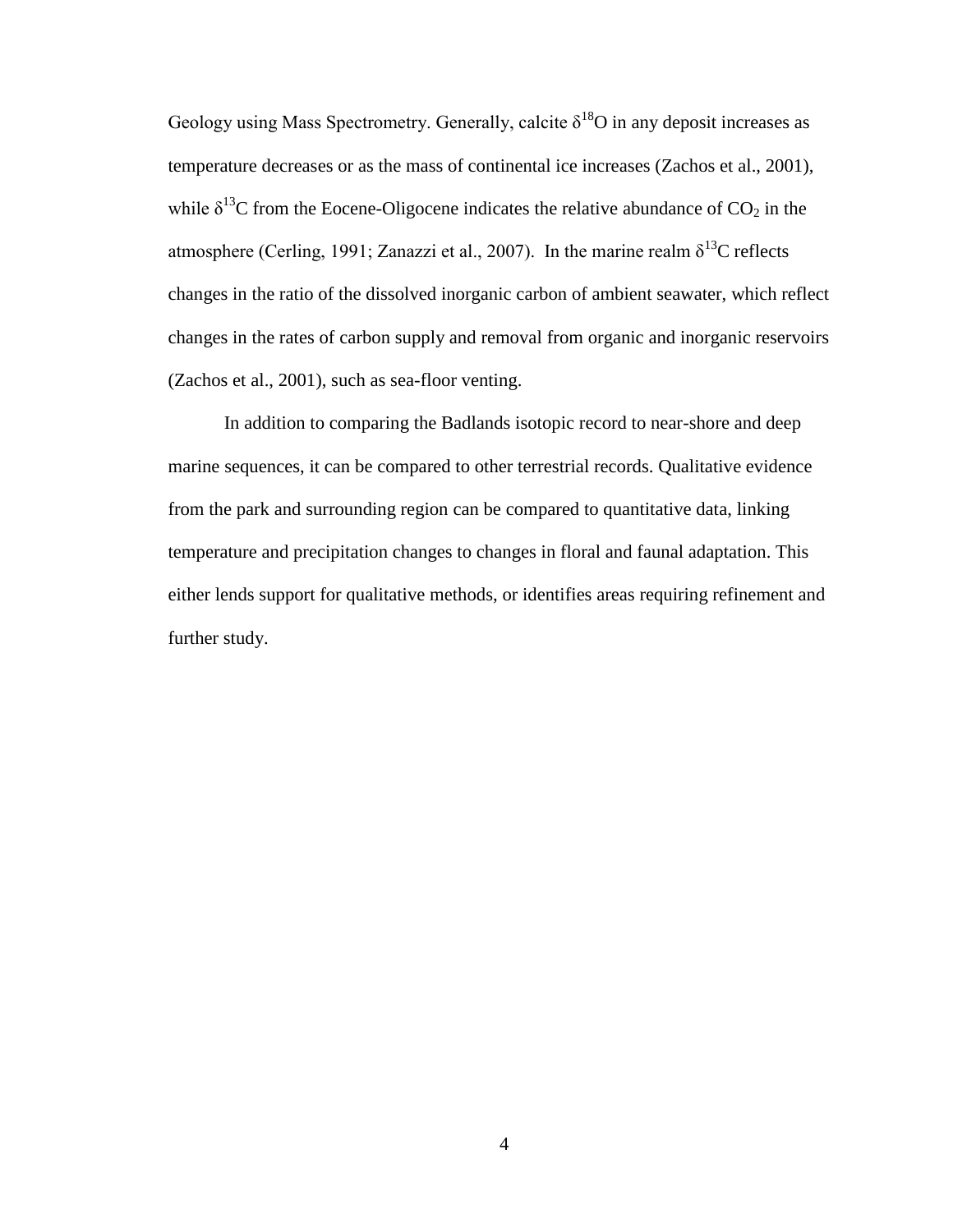Geology using Mass Spectrometry. Generally, calcite $\delta^{18}O$ in any deposit increases as temperature decreases or as the mass of continental ice increases (Zachos et al., 2001), while $\delta^{13}C$ from the Eocene-Oligocene indicates the relative abundance of $CO_2$ in the atmosphere (Cerling, 1991; Zanazzi et al., 2007). In the marine realm $\delta^{13}C$ reflects changes in the ratio of the dissolved inorganic carbon of ambient seawater, which reflect changes in the rates of carbon supply and removal from organic and inorganic reservoirs (Zachos et al., 2001), such as sea-floor venting.

In addition to comparing the Badlands isotopic record to near-shore and deep marine sequences, it can be compared to other terrestrial records. Qualitative evidence from the park and surrounding region can be compared to quantitative data, linking temperature and precipitation changes to changes in floral and faunal adaptation. This either lends support for qualitative methods, or identifies areas requiring refinement and further study.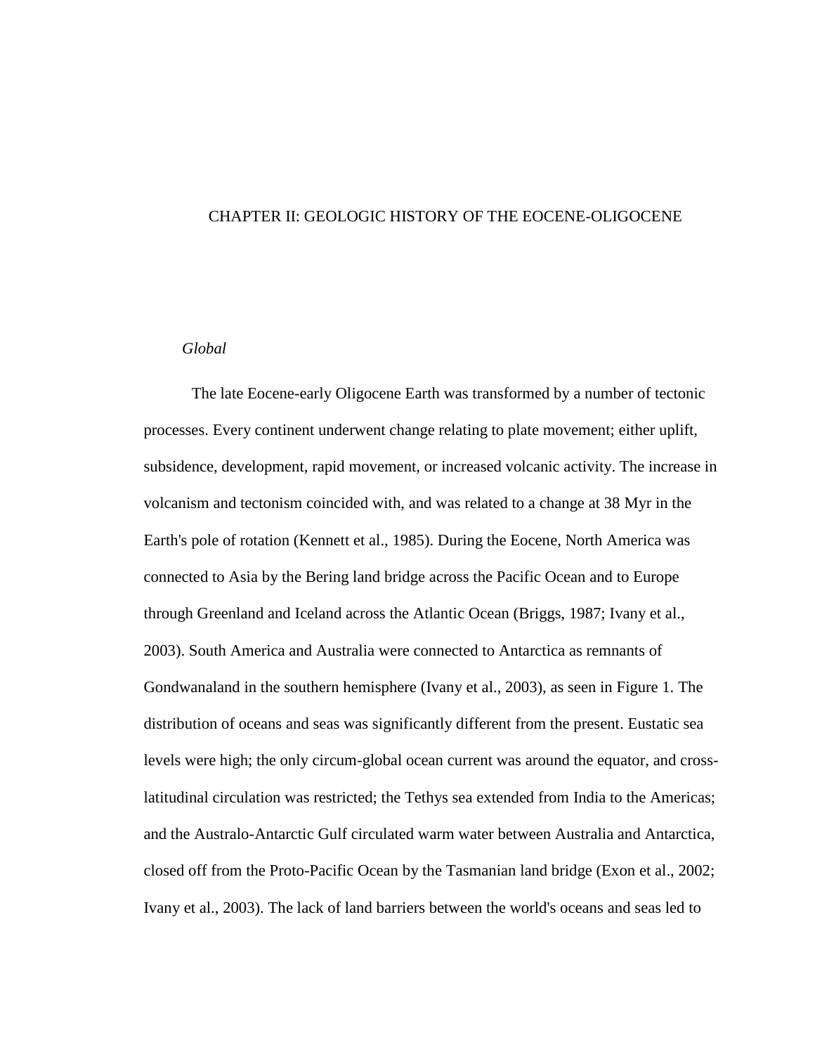# CHAPTER II: GEOLOGIC HISTORY OF THE EOCENE-OLIGOCENE

## *Global*

The late Eocene-early Oligocene Earth was transformed by a number of tectonic processes. Every continent underwent change relating to plate movement; either uplift, subsidence, development, rapid movement, or increased volcanic activity. The increase in volcanism and tectonism coincided with, and was related to a change at 38 Myr in the Earth's pole of rotation (Kennett et al., 1985). During the Eocene, North America was connected to Asia by the Bering land bridge across the Pacific Ocean and to Europe through Greenland and Iceland across the Atlantic Ocean (Briggs, 1987; Ivany et al., 2003). South America and Australia were connected to Antarctica as remnants of Gondwanaland in the southern hemisphere (Ivany et al., 2003), as seen in Figure 1. The distribution of oceans and seas was significantly different from the present. Eustatic sea levels were high; the only circum-global ocean current was around the equator, and cross-latitudinal circulation was restricted; the Tethys sea extended from India to the Americas; and the Australo-Antarctic Gulf circulated warm water between Australia and Antarctica, closed off from the Proto-Pacific Ocean by the Tasmanian land bridge (Exon et al., 2002; Ivany et al., 2003). The lack of land barriers between the world's oceans and seas led to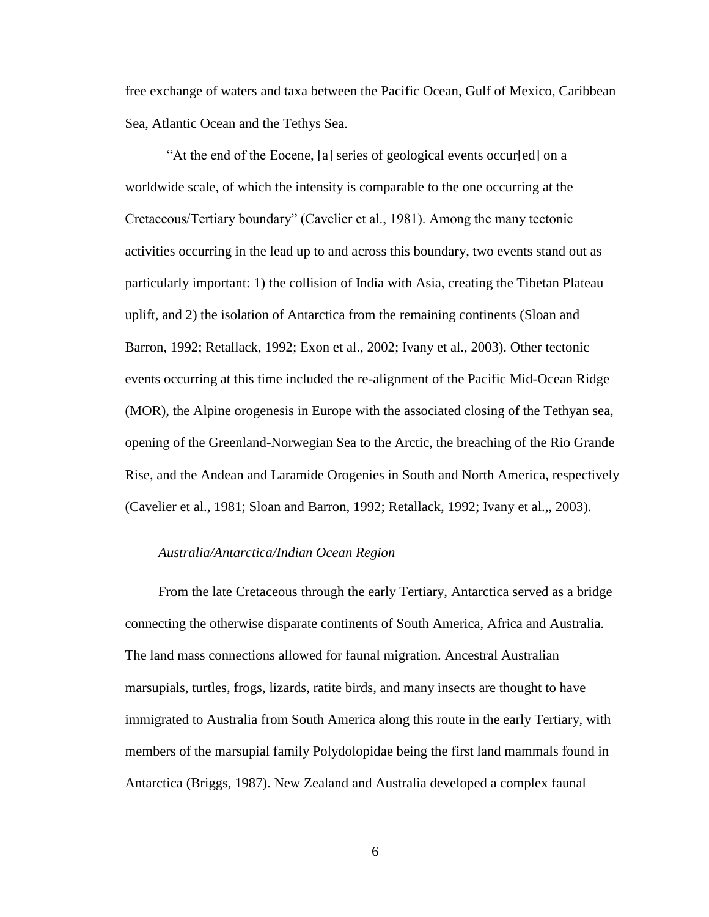free exchange of waters and taxa between the Pacific Ocean, Gulf of Mexico, Caribbean Sea, Atlantic Ocean and the Tethys Sea.

"At the end of the Eocene, [a] series of geological events occur[ed] on a worldwide scale, of which the intensity is comparable to the one occurring at the Cretaceous/Tertiary boundary" (Cavelier et al., 1981). Among the many tectonic activities occurring in the lead up to and across this boundary, two events stand out as particularly important: 1) the collision of India with Asia, creating the Tibetan Plateau uplift, and 2) the isolation of Antarctica from the remaining continents (Sloan and Barron, 1992; Retallack, 1992; Exon et al., 2002; Ivany et al., 2003). Other tectonic events occurring at this time included the re-alignment of the Pacific Mid-Ocean Ridge (MOR), the Alpine orogenesis in Europe with the associated closing of the Tethyan sea, opening of the Greenland-Norwegian Sea to the Arctic, the breaching of the Rio Grande Rise, and the Andean and Laramide Orogenies in South and North America, respectively (Cavelier et al., 1981; Sloan and Barron, 1992; Retallack, 1992; Ivany et al.,, 2003).

*Australia/Antarctica/Indian Ocean Region*

From the late Cretaceous through the early Tertiary, Antarctica served as a bridge connecting the otherwise disparate continents of South America, Africa and Australia. The land mass connections allowed for faunal migration. Ancestral Australian marsupials, turtles, frogs, lizards, ratite birds, and many insects are thought to have immigrated to Australia from South America along this route in the early Tertiary, with members of the marsupial family Polydolopidae being the first land mammals found in Antarctica (Briggs, 1987). New Zealand and Australia developed a complex faunal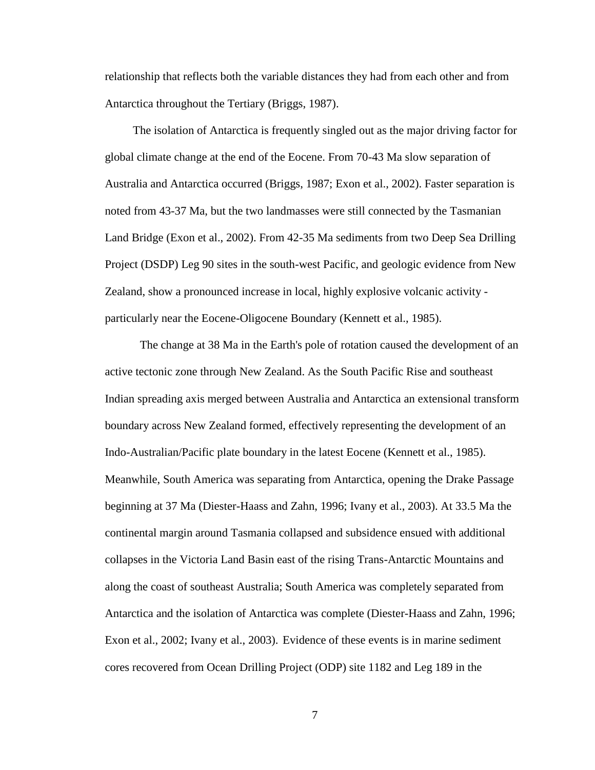relationship that reflects both the variable distances they had from each other and from Antarctica throughout the Tertiary (Briggs, 1987).

The isolation of Antarctica is frequently singled out as the major driving factor for global climate change at the end of the Eocene. From 70-43 Ma slow separation of Australia and Antarctica occurred (Briggs, 1987; Exon et al., 2002). Faster separation is noted from 43-37 Ma, but the two landmasses were still connected by the Tasmanian Land Bridge (Exon et al., 2002). From 42-35 Ma sediments from two Deep Sea Drilling Project (DSDP) Leg 90 sites in the south-west Pacific, and geologic evidence from New Zealand, show a pronounced increase in local, highly explosive volcanic activity - particularly near the Eocene-Oligocene Boundary (Kennett et al., 1985).

The change at 38 Ma in the Earth's pole of rotation caused the development of an active tectonic zone through New Zealand. As the South Pacific Rise and southeast Indian spreading axis merged between Australia and Antarctica an extensional transform boundary across New Zealand formed, effectively representing the development of an Indo-Australian/Pacific plate boundary in the latest Eocene (Kennett et al., 1985). Meanwhile, South America was separating from Antarctica, opening the Drake Passage beginning at 37 Ma (Diester-Haass and Zahn, 1996; Ivany et al., 2003). At 33.5 Ma the continental margin around Tasmania collapsed and subsidence ensued with additional collapses in the Victoria Land Basin east of the rising Trans-Antarctic Mountains and along the coast of southeast Australia; South America was completely separated from Antarctica and the isolation of Antarctica was complete (Diester-Haass and Zahn, 1996; Exon et al., 2002; Ivany et al., 2003). Evidence of these events is in marine sediment cores recovered from Ocean Drilling Project (ODP) site 1182 and Leg 189 in the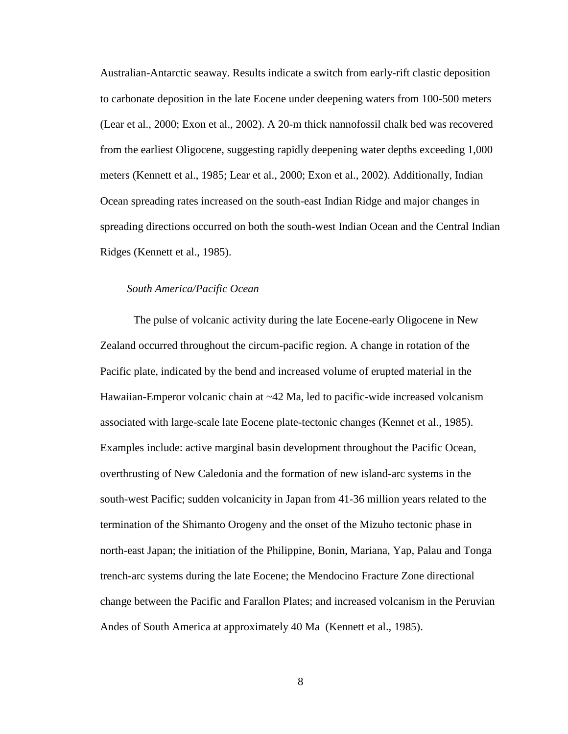Australian-Antarctic seaway. Results indicate a switch from early-rift clastic deposition to carbonate deposition in the late Eocene under deepening waters from 100-500 meters (Lear et al., 2000; Exon et al., 2002). A 20-m thick nannofossil chalk bed was recovered from the earliest Oligocene, suggesting rapidly deepening water depths exceeding 1,000 meters (Kennett et al., 1985; Lear et al., 2000; Exon et al., 2002). Additionally, Indian Ocean spreading rates increased on the south-east Indian Ridge and major changes in spreading directions occurred on both the south-west Indian Ocean and the Central Indian Ridges (Kennett et al., 1985).

*South America/Pacific Ocean*

The pulse of volcanic activity during the late Eocene-early Oligocene in New Zealand occurred throughout the circum-pacific region. A change in rotation of the Pacific plate, indicated by the bend and increased volume of erupted material in the Hawaiian-Emperor volcanic chain at ~42 Ma, led to pacific-wide increased volcanism associated with large-scale late Eocene plate-tectonic changes (Kennet et al., 1985). Examples include: active marginal basin development throughout the Pacific Ocean, overthrusting of New Caledonia and the formation of new island-arc systems in the south-west Pacific; sudden volcanicity in Japan from 41-36 million years related to the termination of the Shimanto Orogeny and the onset of the Mizuho tectonic phase in north-east Japan; the initiation of the Philippine, Bonin, Mariana, Yap, Palau and Tonga trench-arc systems during the late Eocene; the Mendocino Fracture Zone directional change between the Pacific and Farallon Plates; and increased volcanism in the Peruvian Andes of South America at approximately 40 Ma (Kennett et al., 1985).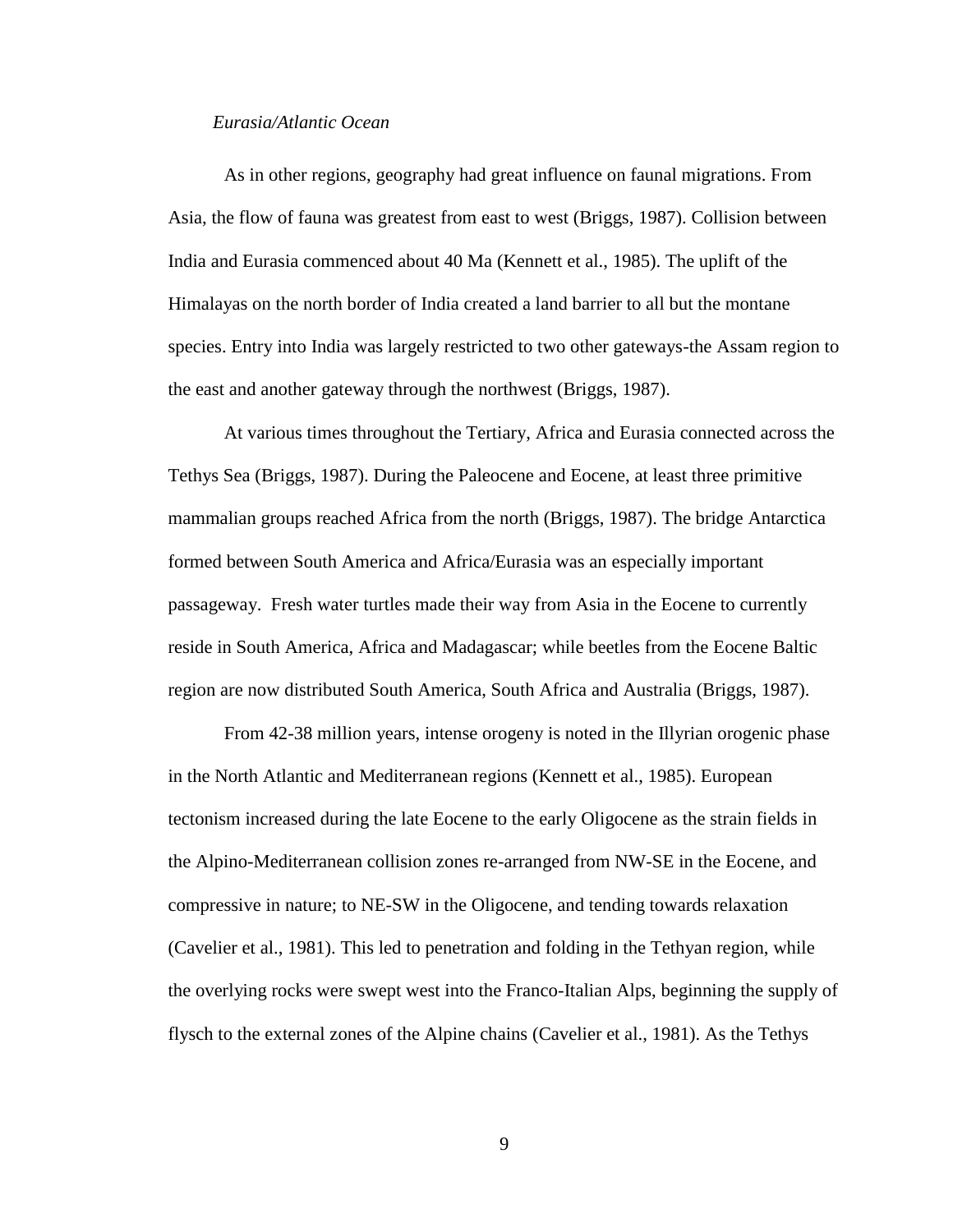*Eurasia/Atlantic Ocean*

As in other regions, geography had great influence on faunal migrations. From Asia, the flow of fauna was greatest from east to west (Briggs, 1987). Collision between India and Eurasia commenced about 40 Ma (Kennett et al., 1985). The uplift of the Himalayas on the north border of India created a land barrier to all but the montane species. Entry into India was largely restricted to two other gateways-the Assam region to the east and another gateway through the northwest (Briggs, 1987).

At various times throughout the Tertiary, Africa and Eurasia connected across the Tethys Sea (Briggs, 1987). During the Paleocene and Eocene, at least three primitive mammalian groups reached Africa from the north (Briggs, 1987). The bridge Antarctica formed between South America and Africa/Eurasia was an especially important passageway. Fresh water turtles made their way from Asia in the Eocene to currently reside in South America, Africa and Madagascar; while beetles from the Eocene Baltic region are now distributed South America, South Africa and Australia (Briggs, 1987).

From 42-38 million years, intense orogeny is noted in the Illyrian orogenic phase in the North Atlantic and Mediterranean regions (Kennett et al., 1985). European tectonism increased during the late Eocene to the early Oligocene as the strain fields in the Alpino-Mediterranean collision zones re-arranged from NW-SE in the Eocene, and compressive in nature; to NE-SW in the Oligocene, and tending towards relaxation (Cavelier et al., 1981). This led to penetration and folding in the Tethyan region, while the overlying rocks were swept west into the Franco-Italian Alps, beginning the supply of flysch to the external zones of the Alpine chains (Cavelier et al., 1981). As the Tethys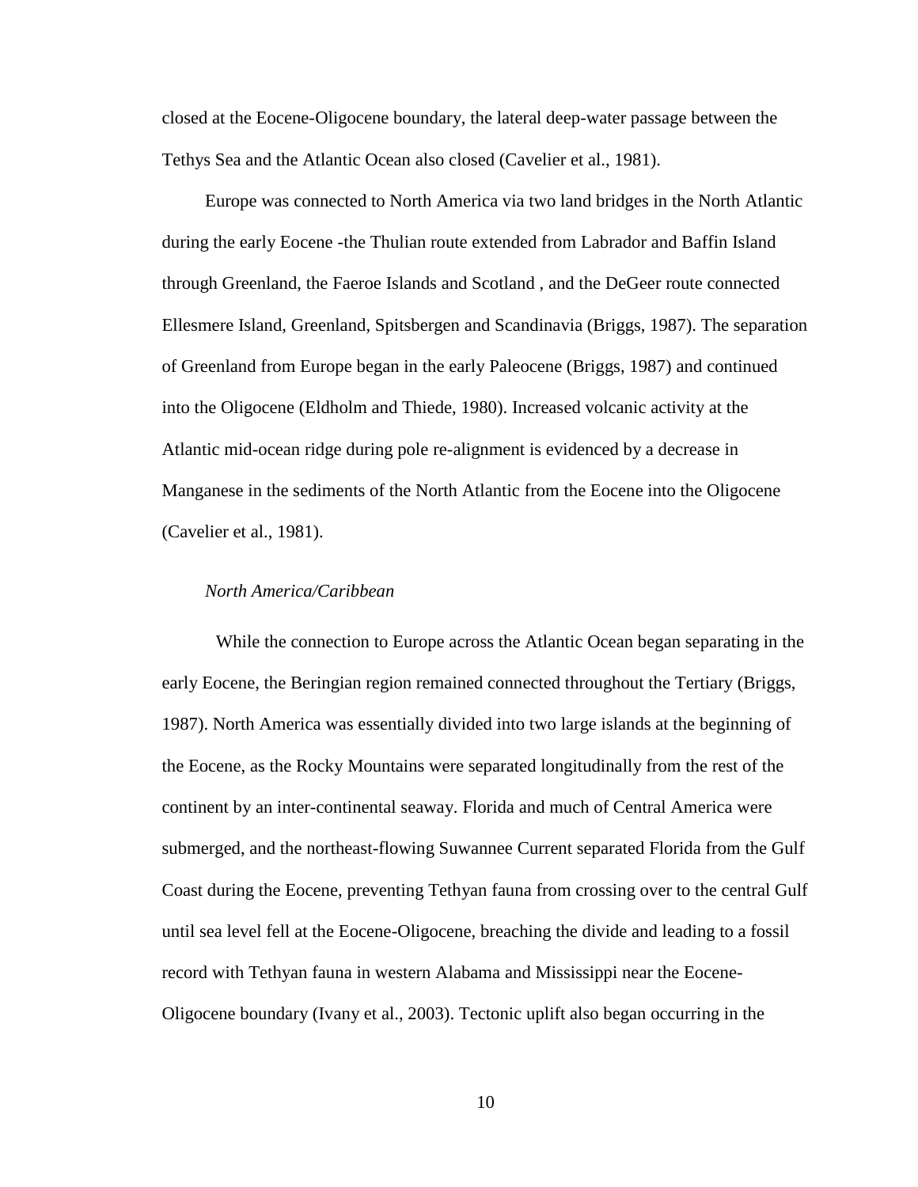closed at the Eocene-Oligocene boundary, the lateral deep-water passage between the Tethys Sea and the Atlantic Ocean also closed (Cavelier et al., 1981).

Europe was connected to North America via two land bridges in the North Atlantic during the early Eocene -the Thulian route extended from Labrador and Baffin Island through Greenland, the Faeroe Islands and Scotland , and the DeGeer route connected Ellesmere Island, Greenland, Spitsbergen and Scandinavia (Briggs, 1987). The separation of Greenland from Europe began in the early Paleocene (Briggs, 1987) and continued into the Oligocene (Eldholm and Thiede, 1980). Increased volcanic activity at the Atlantic mid-ocean ridge during pole re-alignment is evidenced by a decrease in Manganese in the sediments of the North Atlantic from the Eocene into the Oligocene (Cavelier et al., 1981).

*North America/Caribbean*

While the connection to Europe across the Atlantic Ocean began separating in the early Eocene, the Beringian region remained connected throughout the Tertiary (Briggs, 1987). North America was essentially divided into two large islands at the beginning of the Eocene, as the Rocky Mountains were separated longitudinally from the rest of the continent by an inter-continental seaway. Florida and much of Central America were submerged, and the northeast-flowing Suwannee Current separated Florida from the Gulf Coast during the Eocene, preventing Tethyan fauna from crossing over to the central Gulf until sea level fell at the Eocene-Oligocene, breaching the divide and leading to a fossil record with Tethyan fauna in western Alabama and Mississippi near the Eocene-Oligocene boundary (Ivany et al., 2003). Tectonic uplift also began occurring in the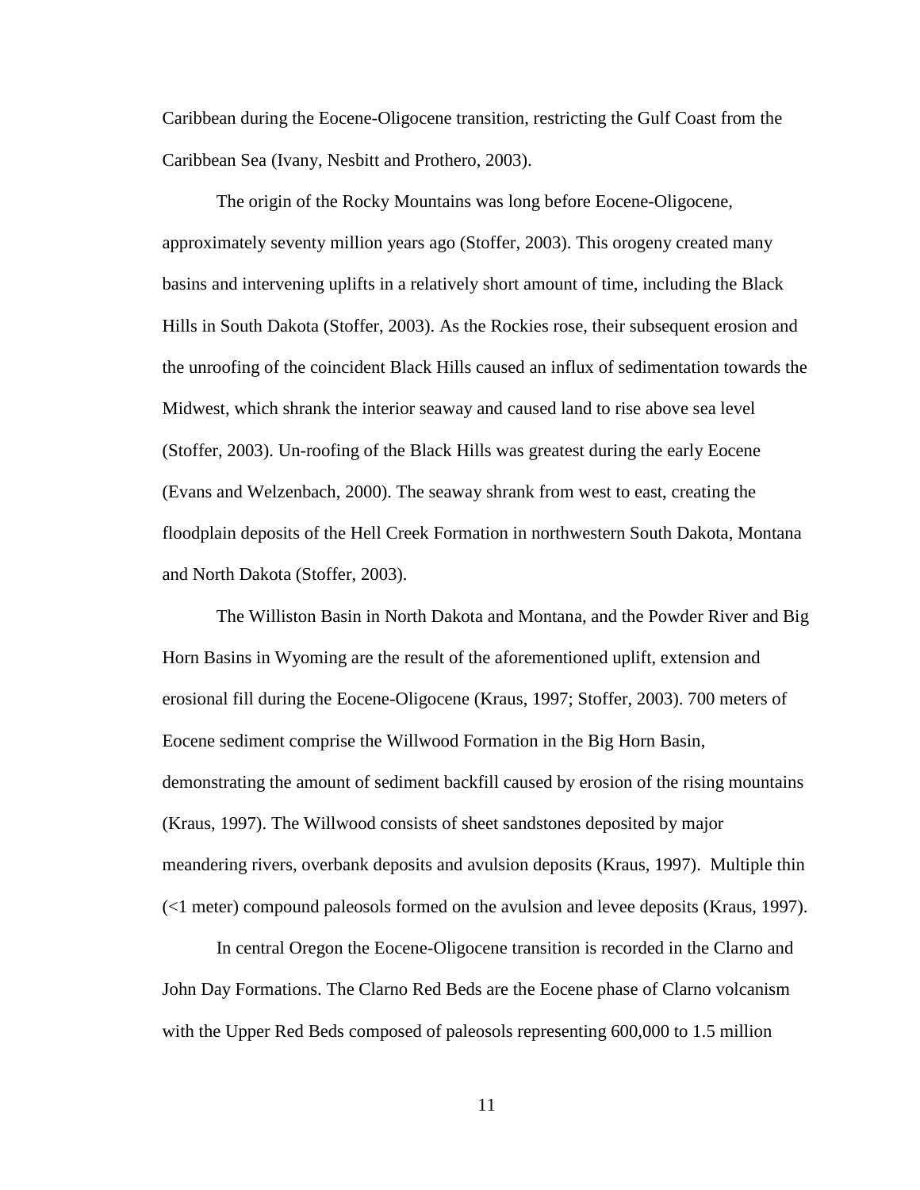Caribbean during the Eocene-Oligocene transition, restricting the Gulf Coast from the Caribbean Sea (Ivany, Nesbitt and Prothero, 2003).

The origin of the Rocky Mountains was long before Eocene-Oligocene, approximately seventy million years ago (Stoffer, 2003). This orogeny created many basins and intervening uplifts in a relatively short amount of time, including the Black Hills in South Dakota (Stoffer, 2003). As the Rockies rose, their subsequent erosion and the unroofing of the coincident Black Hills caused an influx of sedimentation towards the Midwest, which shrank the interior seaway and caused land to rise above sea level (Stoffer, 2003). Un-roofing of the Black Hills was greatest during the early Eocene (Evans and Welzenbach, 2000). The seaway shrank from west to east, creating the floodplain deposits of the Hell Creek Formation in northwestern South Dakota, Montana and North Dakota (Stoffer, 2003).

The Williston Basin in North Dakota and Montana, and the Powder River and Big Horn Basins in Wyoming are the result of the aforementioned uplift, extension and erosional fill during the Eocene-Oligocene (Kraus, 1997; Stoffer, 2003). 700 meters of Eocene sediment comprise the Willwood Formation in the Big Horn Basin, demonstrating the amount of sediment backfill caused by erosion of the rising mountains (Kraus, 1997). The Willwood consists of sheet sandstones deposited by major meandering rivers, overbank deposits and avulsion deposits (Kraus, 1997). Multiple thin (<1 meter) compound paleosols formed on the avulsion and levee deposits (Kraus, 1997).

In central Oregon the Eocene-Oligocene transition is recorded in the Clarno and John Day Formations. The Clarno Red Beds are the Eocene phase of Clarno volcanism with the Upper Red Beds composed of paleosols representing 600,000 to 1.5 million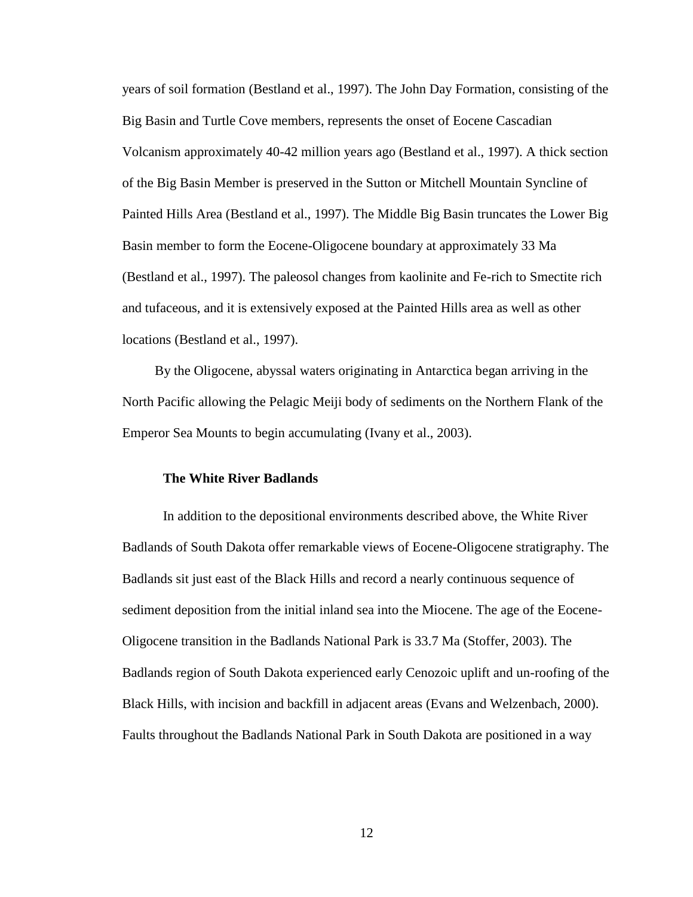years of soil formation (Bestland et al., 1997). The John Day Formation, consisting of the Big Basin and Turtle Cove members, represents the onset of Eocene Cascadian Volcanism approximately 40-42 million years ago (Bestland et al., 1997). A thick section of the Big Basin Member is preserved in the Sutton or Mitchell Mountain Syncline of Painted Hills Area (Bestland et al., 1997). The Middle Big Basin truncates the Lower Big Basin member to form the Eocene-Oligocene boundary at approximately 33 Ma (Bestland et al., 1997). The paleosol changes from kaolinite and Fe-rich to Smectite rich and tufaceous, and it is extensively exposed at the Painted Hills area as well as other locations (Bestland et al., 1997).

By the Oligocene, abyssal waters originating in Antarctica began arriving in the North Pacific allowing the Pelagic Meiji body of sediments on the Northern Flank of the Emperor Sea Mounts to begin accumulating (Ivany et al., 2003).

### The White River Badlands

In addition to the depositional environments described above, the White River Badlands of South Dakota offer remarkable views of Eocene-Oligocene stratigraphy. The Badlands sit just east of the Black Hills and record a nearly continuous sequence of sediment deposition from the initial inland sea into the Miocene. The age of the Eocene-Oligocene transition in the Badlands National Park is 33.7 Ma (Stoffer, 2003). The Badlands region of South Dakota experienced early Cenozoic uplift and un-roofing of the Black Hills, with incision and backfill in adjacent areas (Evans and Welzenbach, 2000). Faults throughout the Badlands National Park in South Dakota are positioned in a way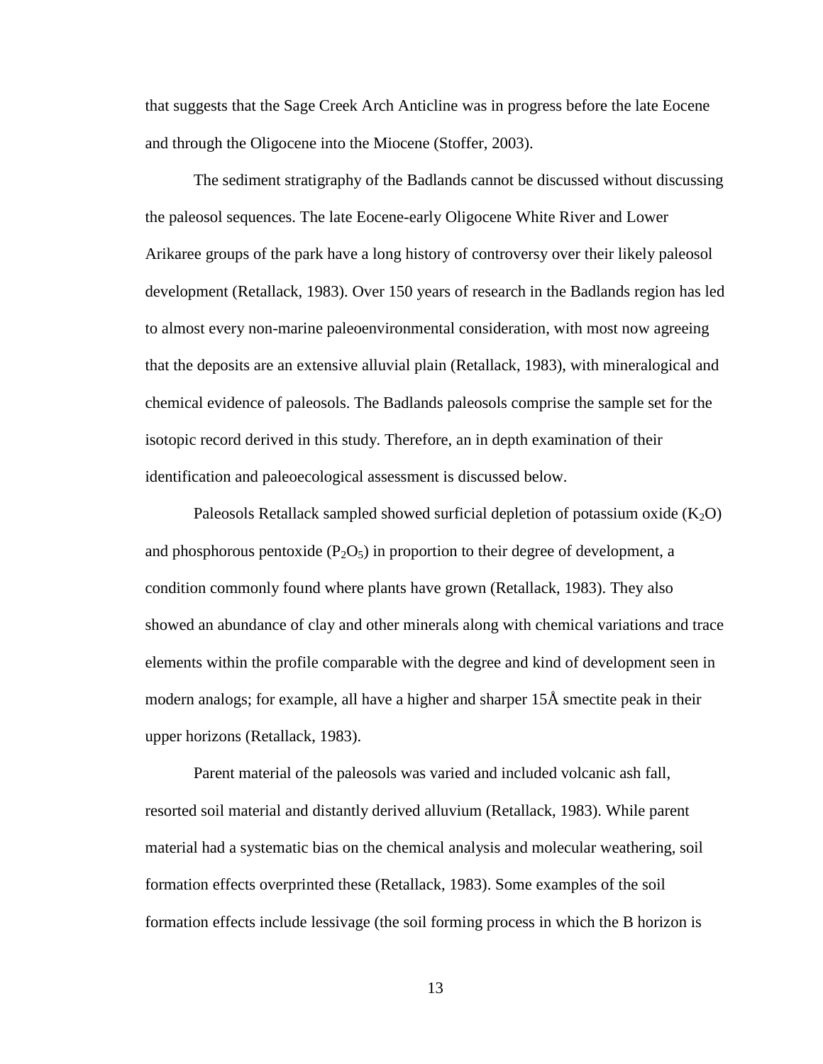that suggests that the Sage Creek Arch Anticline was in progress before the late Eocene and through the Oligocene into the Miocene (Stoffer, 2003).

The sediment stratigraphy of the Badlands cannot be discussed without discussing the paleosol sequences. The late Eocene-early Oligocene White River and Lower Arikaree groups of the park have a long history of controversy over their likely paleosol development (Retallack, 1983). Over 150 years of research in the Badlands region has led to almost every non-marine paleoenvironmental consideration, with most now agreeing that the deposits are an extensive alluvial plain (Retallack, 1983), with mineralogical and chemical evidence of paleosols. The Badlands paleosols comprise the sample set for the isotopic record derived in this study. Therefore, an in depth examination of their identification and paleoecological assessment is discussed below.

Paleosols Retallack sampled showed surficial depletion of potassium oxide ($K_2O$) and phosphorous pentoxide ($P_2O_5$) in proportion to their degree of development, a condition commonly found where plants have grown (Retallack, 1983). They also showed an abundance of clay and other minerals along with chemical variations and trace elements within the profile comparable with the degree and kind of development seen in modern analogs; for example, all have a higher and sharper 15Å smectite peak in their upper horizons (Retallack, 1983).

Parent material of the paleosols was varied and included volcanic ash fall, resorted soil material and distantly derived alluvium (Retallack, 1983). While parent material had a systematic bias on the chemical analysis and molecular weathering, soil formation effects overprinted these (Retallack, 1983). Some examples of the soil formation effects include lessivage (the soil forming process in which the B horizon is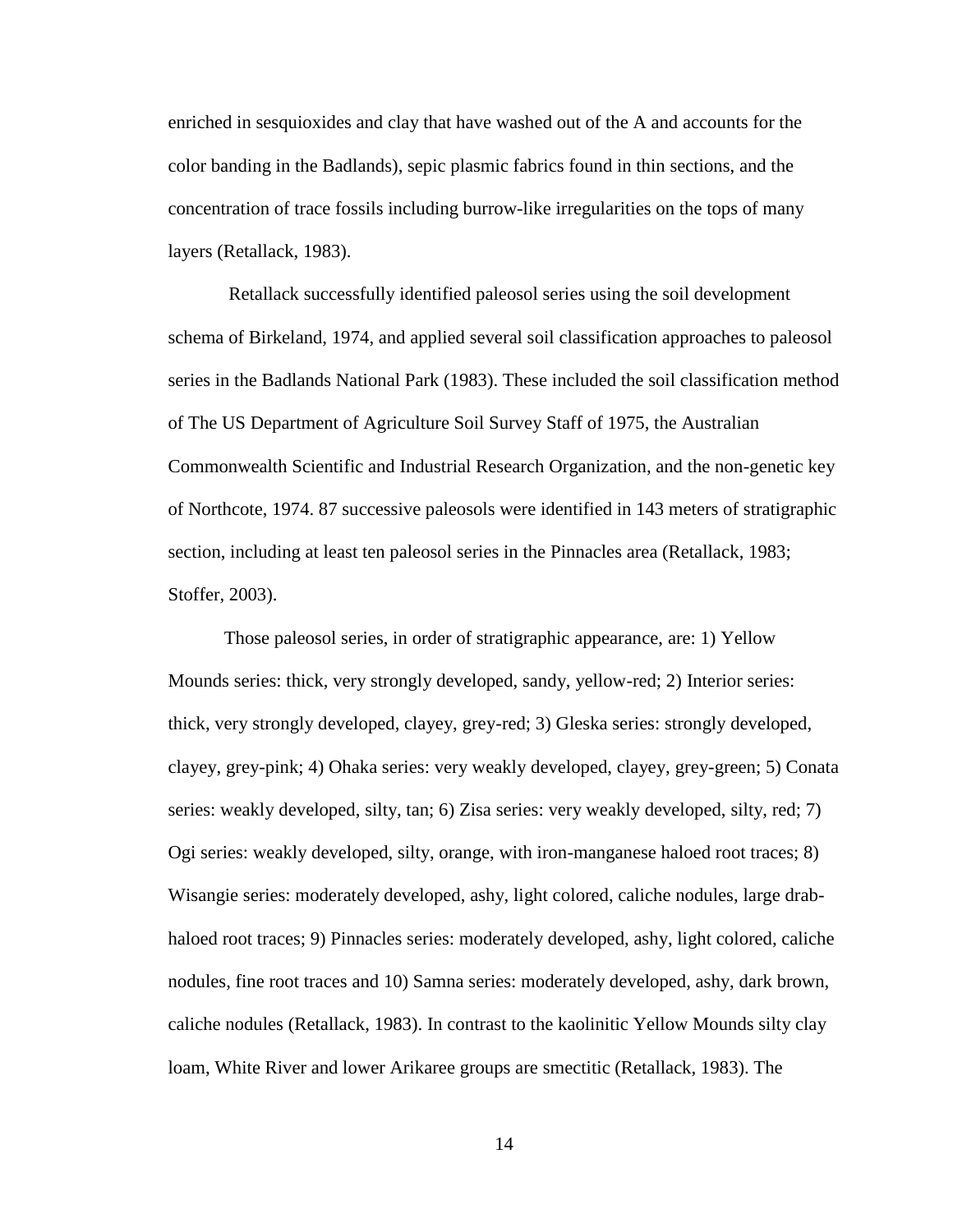enriched in sesquioxides and clay that have washed out of the A and accounts for the color banding in the Badlands), sepic plasmic fabrics found in thin sections, and the concentration of trace fossils including burrow-like irregularities on the tops of many layers (Retallack, 1983).

Retallack successfully identified paleosol series using the soil development schema of Birkeland, 1974, and applied several soil classification approaches to paleosol series in the Badlands National Park (1983). These included the soil classification method of The US Department of Agriculture Soil Survey Staff of 1975, the Australian Commonwealth Scientific and Industrial Research Organization, and the non-genetic key of Northcote, 1974. 87 successive paleosols were identified in 143 meters of stratigraphic section, including at least ten paleosol series in the Pinnacles area (Retallack, 1983; Stoffer, 2003).

Those paleosol series, in order of stratigraphic appearance, are: 1) Yellow Mounds series: thick, very strongly developed, sandy, yellow-red; 2) Interior series: thick, very strongly developed, clayey, grey-red; 3) Gleska series: strongly developed, clayey, grey-pink; 4) Ohaka series: very weakly developed, clayey, grey-green; 5) Conata series: weakly developed, silty, tan; 6) Zisa series: very weakly developed, silty, red; 7) Ogi series: weakly developed, silty, orange, with iron-manganese haloed root traces; 8) Wisangie series: moderately developed, ashy, light colored, caliche nodules, large drab-haloed root traces; 9) Pinnacles series: moderately developed, ashy, light colored, caliche nodules, fine root traces and 10) Samna series: moderately developed, ashy, dark brown, caliche nodules (Retallack, 1983). In contrast to the kaolinitic Yellow Mounds silty clay loam, White River and lower Arikaree groups are smectitic (Retallack, 1983). The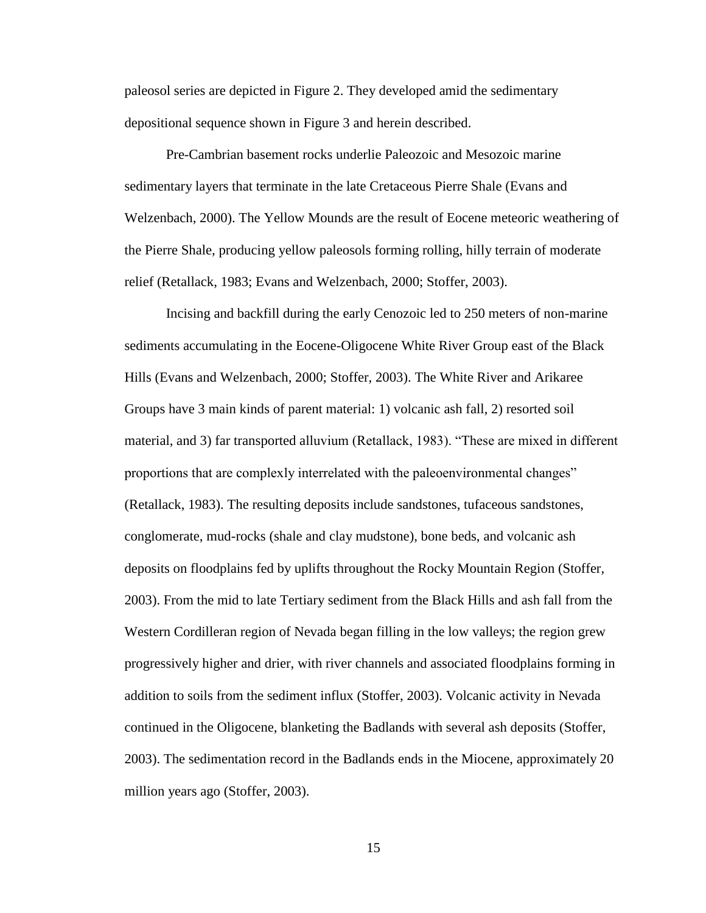paleosol series are depicted in Figure 2. They developed amid the sedimentary depositional sequence shown in Figure 3 and herein described.

Pre-Cambrian basement rocks underlie Paleozoic and Mesozoic marine sedimentary layers that terminate in the late Cretaceous Pierre Shale (Evans and Welzenbach, 2000). The Yellow Mounds are the result of Eocene meteoric weathering of the Pierre Shale, producing yellow paleosols forming rolling, hilly terrain of moderate relief (Retallack, 1983; Evans and Welzenbach, 2000; Stoffer, 2003).

Incising and backfill during the early Cenozoic led to 250 meters of non-marine sediments accumulating in the Eocene-Oligocene White River Group east of the Black Hills (Evans and Welzenbach, 2000; Stoffer, 2003). The White River and Arikaree Groups have 3 main kinds of parent material: 1) volcanic ash fall, 2) resorted soil material, and 3) far transported alluvium (Retallack, 1983). "These are mixed in different proportions that are complexly interrelated with the paleoenvironmental changes" (Retallack, 1983). The resulting deposits include sandstones, tufaceous sandstones, conglomerate, mud-rocks (shale and clay mudstone), bone beds, and volcanic ash deposits on floodplains fed by uplifts throughout the Rocky Mountain Region (Stoffer, 2003). From the mid to late Tertiary sediment from the Black Hills and ash fall from the Western Cordilleran region of Nevada began filling in the low valleys; the region grew progressively higher and drier, with river channels and associated floodplains forming in addition to soils from the sediment influx (Stoffer, 2003). Volcanic activity in Nevada continued in the Oligocene, blanketing the Badlands with several ash deposits (Stoffer, 2003). The sedimentation record in the Badlands ends in the Miocene, approximately 20 million years ago (Stoffer, 2003).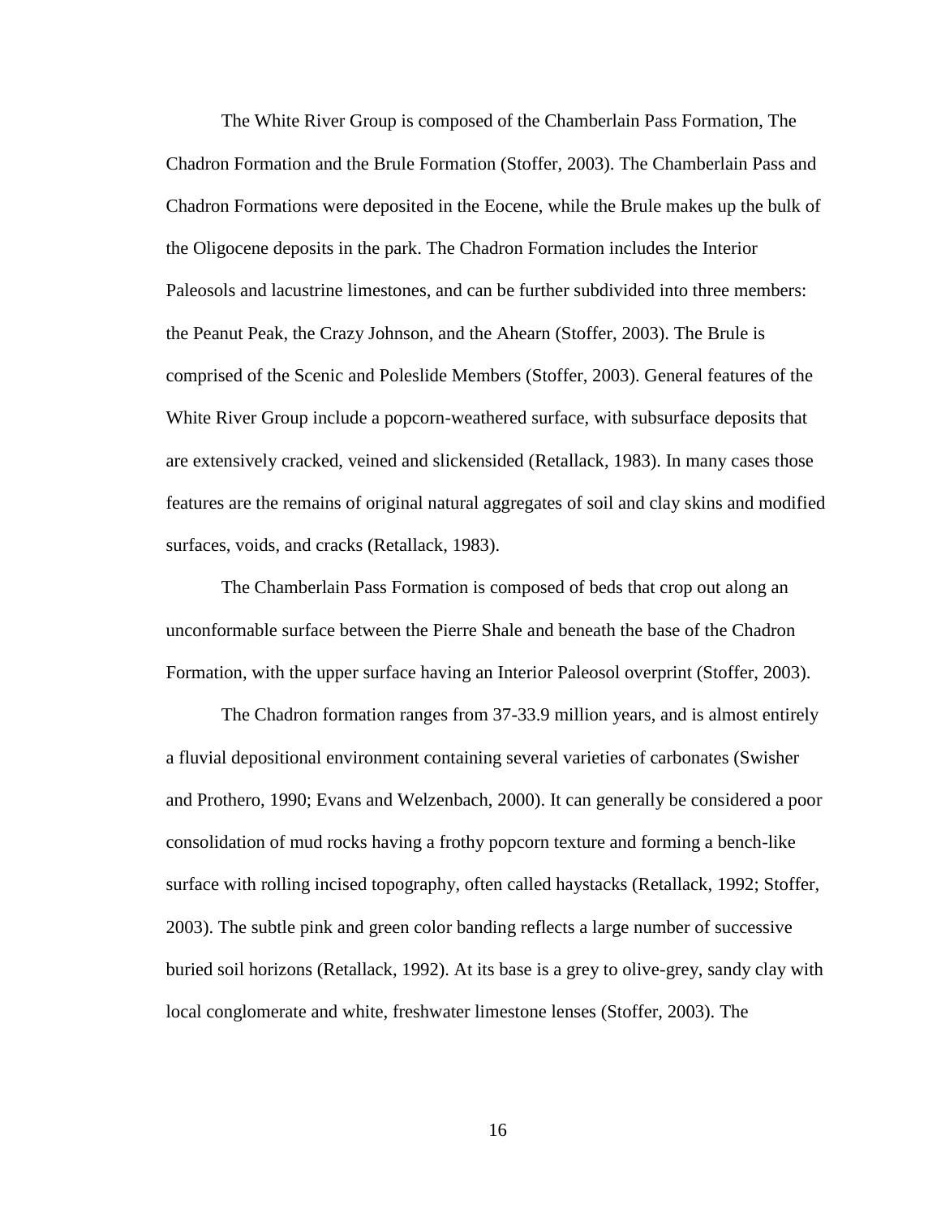The White River Group is composed of the Chamberlain Pass Formation, The Chadron Formation and the Brule Formation (Stoffer, 2003). The Chamberlain Pass and Chadron Formations were deposited in the Eocene, while the Brule makes up the bulk of the Oligocene deposits in the park. The Chadron Formation includes the Interior Paleosols and lacustrine limestones, and can be further subdivided into three members: the Peanut Peak, the Crazy Johnson, and the Ahearn (Stoffer, 2003). The Brule is comprised of the Scenic and Poleslide Members (Stoffer, 2003). General features of the White River Group include a popcorn-weathered surface, with subsurface deposits that are extensively cracked, veined and slickensided (Retallack, 1983). In many cases those features are the remains of original natural aggregates of soil and clay skins and modified surfaces, voids, and cracks (Retallack, 1983).

The Chamberlain Pass Formation is composed of beds that crop out along an unconformable surface between the Pierre Shale and beneath the base of the Chadron Formation, with the upper surface having an Interior Paleosol overprint (Stoffer, 2003).

The Chadron formation ranges from 37-33.9 million years, and is almost entirely a fluvial depositional environment containing several varieties of carbonates (Swisher and Prothero, 1990; Evans and Welzenbach, 2000). It can generally be considered a poor consolidation of mud rocks having a frothy popcorn texture and forming a bench-like surface with rolling incised topography, often called haystacks (Retallack, 1992; Stoffer, 2003). The subtle pink and green color banding reflects a large number of successive buried soil horizons (Retallack, 1992). At its base is a grey to olive-grey, sandy clay with local conglomerate and white, freshwater limestone lenses (Stoffer, 2003). The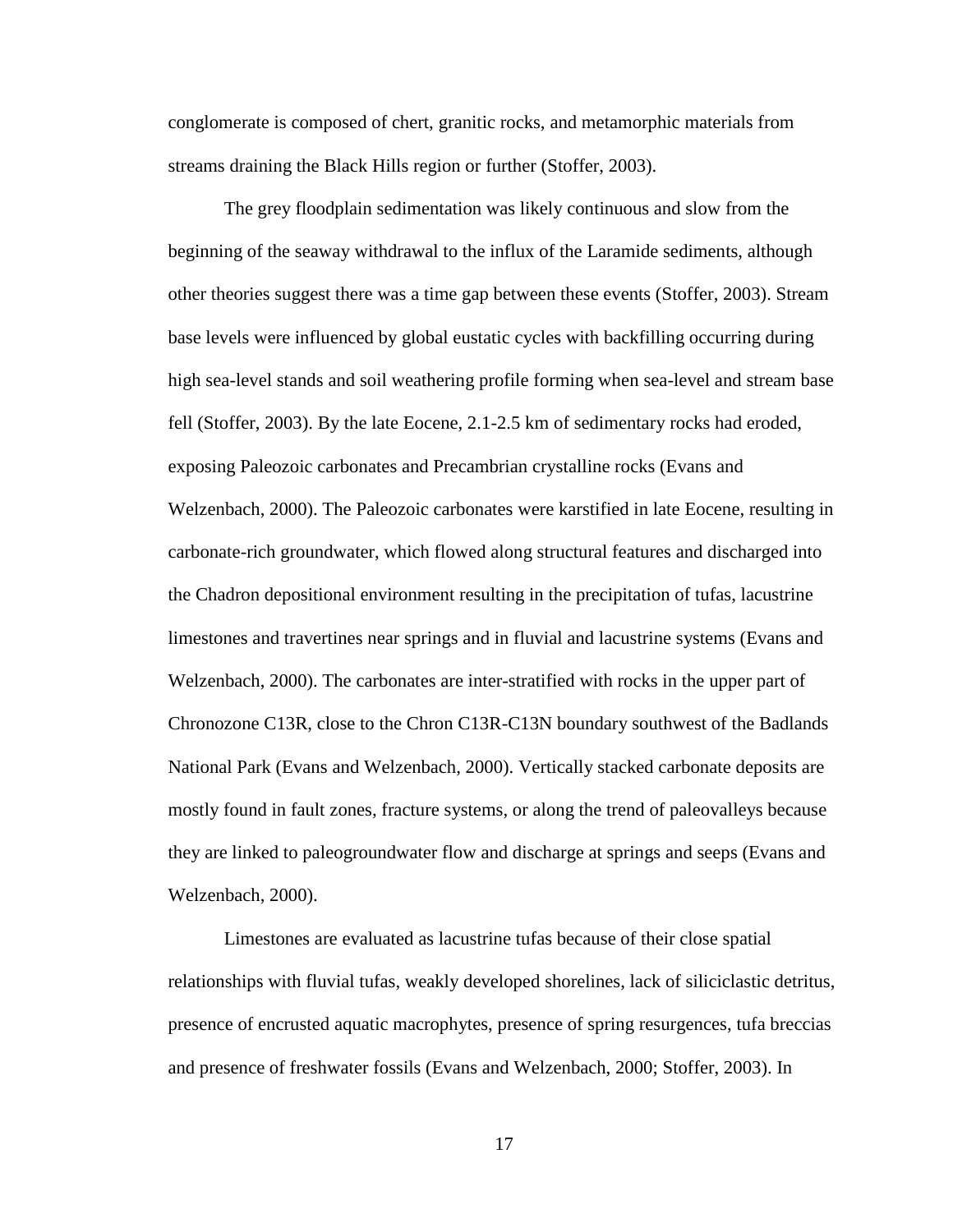conglomerate is composed of chert, granitic rocks, and metamorphic materials from streams draining the Black Hills region or further (Stoffer, 2003).

The grey floodplain sedimentation was likely continuous and slow from the beginning of the seaway withdrawal to the influx of the Laramide sediments, although other theories suggest there was a time gap between these events (Stoffer, 2003). Stream base levels were influenced by global eustatic cycles with backfilling occurring during high sea-level stands and soil weathering profile forming when sea-level and stream base fell (Stoffer, 2003). By the late Eocene, 2.1-2.5 km of sedimentary rocks had eroded, exposing Paleozoic carbonates and Precambrian crystalline rocks (Evans and Welzenbach, 2000). The Paleozoic carbonates were karstified in late Eocene, resulting in carbonate-rich groundwater, which flowed along structural features and discharged into the Chadron depositional environment resulting in the precipitation of tufas, lacustrine limestones and travertines near springs and in fluvial and lacustrine systems (Evans and Welzenbach, 2000). The carbonates are inter-stratified with rocks in the upper part of Chronozone C13R, close to the Chron C13R-C13N boundary southwest of the Badlands National Park (Evans and Welzenbach, 2000). Vertically stacked carbonate deposits are mostly found in fault zones, fracture systems, or along the trend of paleovalleys because they are linked to paleogroundwater flow and discharge at springs and seeps (Evans and Welzenbach, 2000).

Limestones are evaluated as lacustrine tufas because of their close spatial relationships with fluvial tufas, weakly developed shorelines, lack of siliciclastic detritus, presence of encrusted aquatic macrophytes, presence of spring resurgences, tufa breccias and presence of freshwater fossils (Evans and Welzenbach, 2000; Stoffer, 2003). In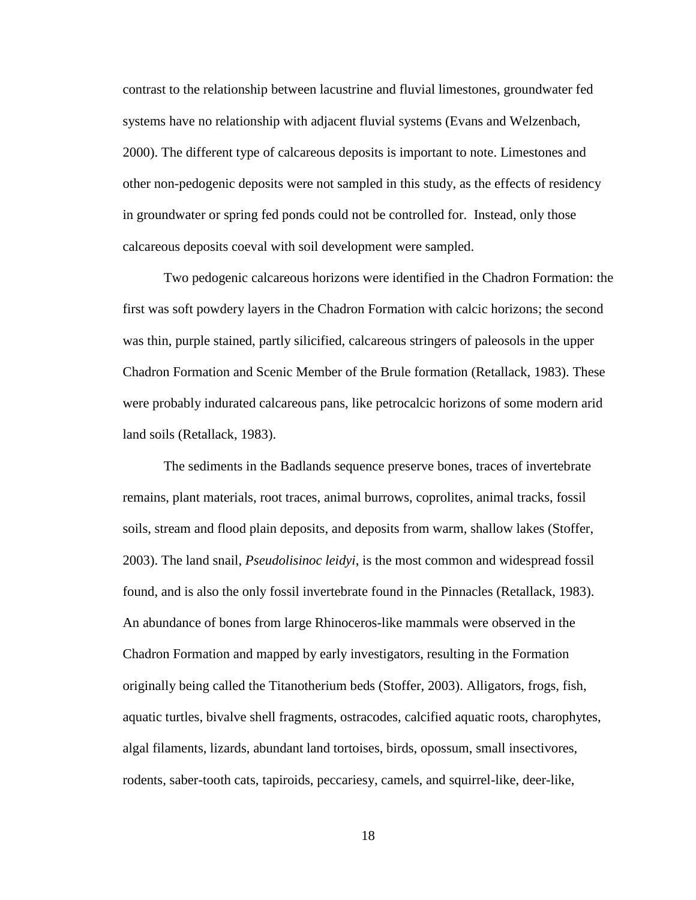contrast to the relationship between lacustrine and fluvial limestones, groundwater fed systems have no relationship with adjacent fluvial systems (Evans and Welzenbach, 2000). The different type of calcareous deposits is important to note. Limestones and other non-pedogenic deposits were not sampled in this study, as the effects of residency in groundwater or spring fed ponds could not be controlled for.  Instead, only those calcareous deposits coeval with soil development were sampled.

Two pedogenic calcareous horizons were identified in the Chadron Formation: the first was soft powdery layers in the Chadron Formation with calcic horizons; the second was thin, purple stained, partly silicified, calcareous stringers of paleosols in the upper Chadron Formation and Scenic Member of the Brule formation (Retallack, 1983). These were probably indurated calcareous pans, like petrocalcic horizons of some modern arid land soils (Retallack, 1983).

The sediments in the Badlands sequence preserve bones, traces of invertebrate remains, plant materials, root traces, animal burrows, coprolites, animal tracks, fossil soils, stream and flood plain deposits, and deposits from warm, shallow lakes (Stoffer, 2003). The land snail, *Pseudolisinoc leidyi*, is the most common and widespread fossil found, and is also the only fossil invertebrate found in the Pinnacles (Retallack, 1983). An abundance of bones from large Rhinoceros-like mammals were observed in the Chadron Formation and mapped by early investigators, resulting in the Formation originally being called the Titanotherium beds (Stoffer, 2003). Alligators, frogs, fish, aquatic turtles, bivalve shell fragments, ostracodes, calcified aquatic roots, charophytes, algal filaments, lizards, abundant land tortoises, birds, opossum, small insectivores, rodents, saber-tooth cats, tapiroids, peccariesy, camels, and squirrel-like, deer-like,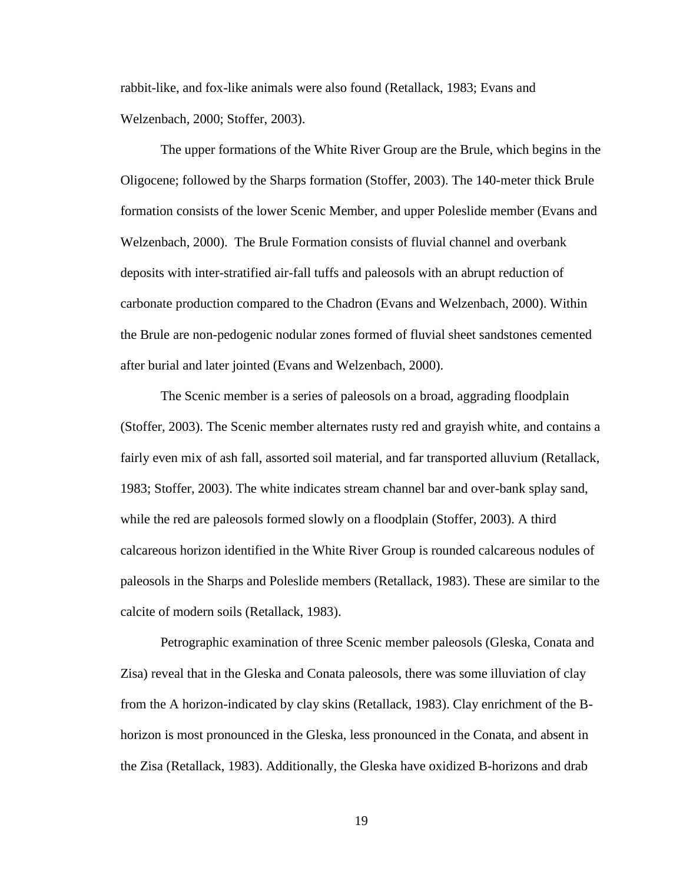rabbit-like, and fox-like animals were also found (Retallack, 1983; Evans and Welzenbach, 2000; Stoffer, 2003).

The upper formations of the White River Group are the Brule, which begins in the Oligocene; followed by the Sharps formation (Stoffer, 2003). The 140-meter thick Brule formation consists of the lower Scenic Member, and upper Poleslide member (Evans and Welzenbach, 2000).  The Brule Formation consists of fluvial channel and overbank deposits with inter-stratified air-fall tuffs and paleosols with an abrupt reduction of carbonate production compared to the Chadron (Evans and Welzenbach, 2000). Within the Brule are non-pedogenic nodular zones formed of fluvial sheet sandstones cemented after burial and later jointed (Evans and Welzenbach, 2000).

The Scenic member is a series of paleosols on a broad, aggrading floodplain (Stoffer, 2003). The Scenic member alternates rusty red and grayish white, and contains a fairly even mix of ash fall, assorted soil material, and far transported alluvium (Retallack, 1983; Stoffer, 2003). The white indicates stream channel bar and over-bank splay sand, while the red are paleosols formed slowly on a floodplain (Stoffer, 2003). A third calcareous horizon identified in the White River Group is rounded calcareous nodules of paleosols in the Sharps and Poleslide members (Retallack, 1983). These are similar to the calcite of modern soils (Retallack, 1983).

Petrographic examination of three Scenic member paleosols (Gleska, Conata and Zisa) reveal that in the Gleska and Conata paleosols, there was some illuviation of clay from the A horizon-indicated by clay skins (Retallack, 1983). Clay enrichment of the B-horizon is most pronounced in the Gleska, less pronounced in the Conata, and absent in the Zisa (Retallack, 1983). Additionally, the Gleska have oxidized B-horizons and drab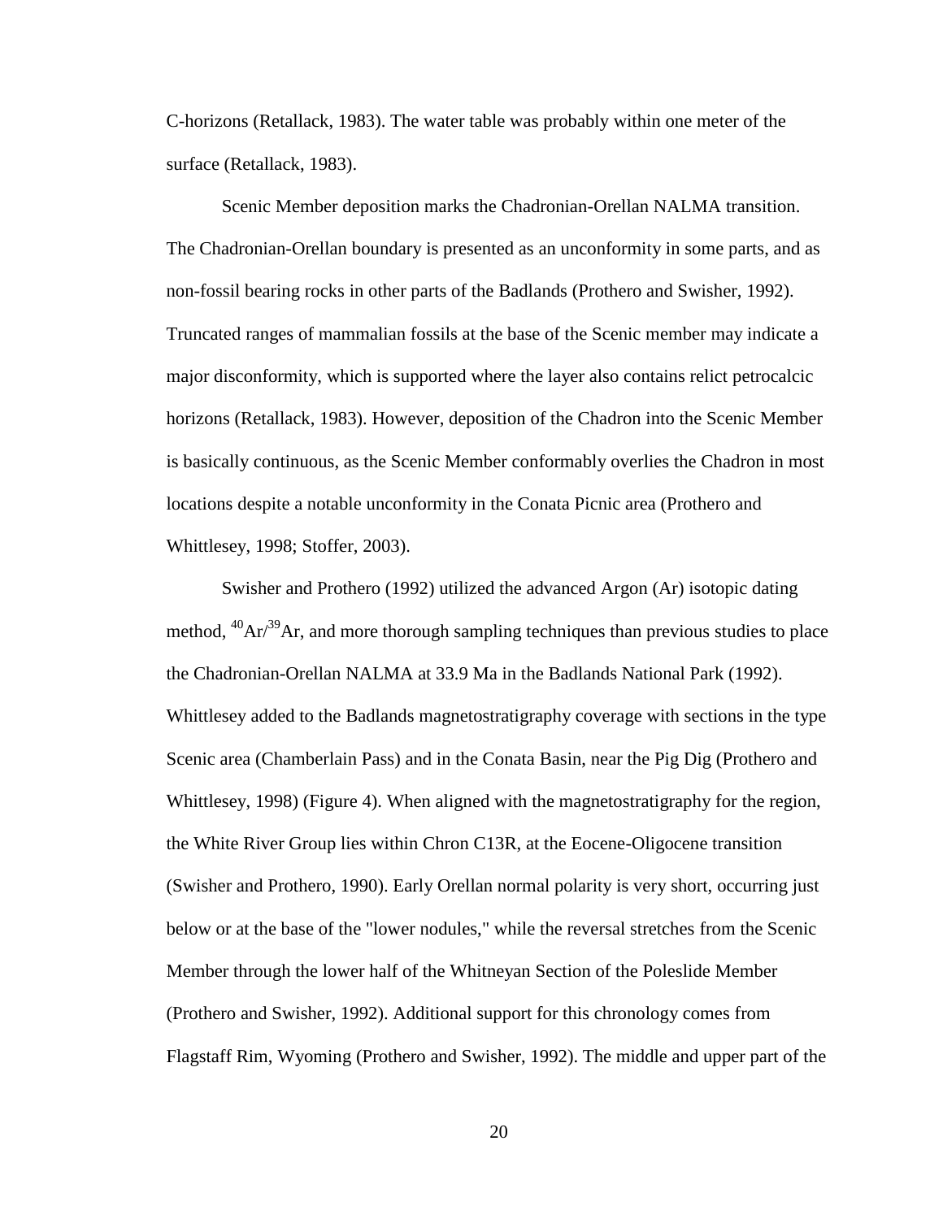C-horizons (Retallack, 1983). The water table was probably within one meter of the surface (Retallack, 1983).

Scenic Member deposition marks the Chadronian-Orellan NALMA transition. The Chadronian-Orellan boundary is presented as an unconformity in some parts, and as non-fossil bearing rocks in other parts of the Badlands (Prothero and Swisher, 1992). Truncated ranges of mammalian fossils at the base of the Scenic member may indicate a major disconformity, which is supported where the layer also contains relict petrocalcic horizons (Retallack, 1983). However, deposition of the Chadron into the Scenic Member is basically continuous, as the Scenic Member conformably overlies the Chadron in most locations despite a notable unconformity in the Conata Picnic area (Prothero and Whittlesey, 1998; Stoffer, 2003).

Swisher and Prothero (1992) utilized the advanced Argon (Ar) isotopic dating method, $^{40}Ar/^{39}Ar$, and more thorough sampling techniques than previous studies to place the Chadronian-Orellan NALMA at 33.9 Ma in the Badlands National Park (1992). Whittlesey added to the Badlands magnetostratigraphy coverage with sections in the type Scenic area (Chamberlain Pass) and in the Conata Basin, near the Pig Dig (Prothero and Whittlesey, 1998) (Figure 4). When aligned with the magnetostratigraphy for the region, the White River Group lies within Chron C13R, at the Eocene-Oligocene transition (Swisher and Prothero, 1990). Early Orellan normal polarity is very short, occurring just below or at the base of the "lower nodules," while the reversal stretches from the Scenic Member through the lower half of the Whitneyan Section of the Poleslide Member (Prothero and Swisher, 1992). Additional support for this chronology comes from Flagstaff Rim, Wyoming (Prothero and Swisher, 1992). The middle and upper part of the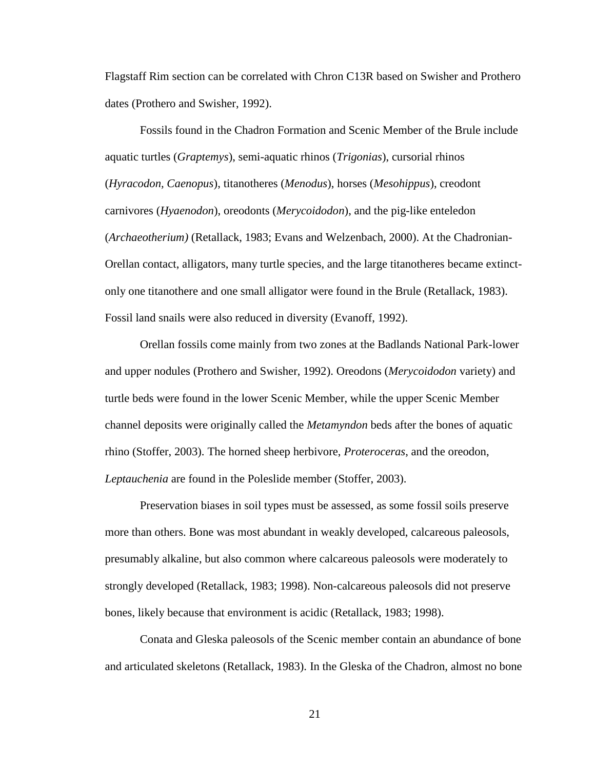Flagstaff Rim section can be correlated with Chron C13R based on Swisher and Prothero dates (Prothero and Swisher, 1992).

Fossils found in the Chadron Formation and Scenic Member of the Brule include aquatic turtles (*Graptemys*), semi-aquatic rhinos (*Trigonias*), cursorial rhinos (*Hyracodon, Caenopus*), titanotheres (*Menodus*), horses (*Mesohippus*), creodont carnivores (*Hyaenodon*), oreodonts (*Merycoidodon*), and the pig-like enteledon (*Archaeotherium)* (Retallack, 1983; Evans and Welzenbach, 2000). At the Chadronian-Orellan contact, alligators, many turtle species, and the large titanotheres became extinct- only one titanothere and one small alligator were found in the Brule (Retallack, 1983). Fossil land snails were also reduced in diversity (Evanoff, 1992).

Orellan fossils come mainly from two zones at the Badlands National Park-lower and upper nodules (Prothero and Swisher, 1992). Oreodons (*Merycoidodon* variety) and turtle beds were found in the lower Scenic Member, while the upper Scenic Member channel deposits were originally called the *Metamyndon* beds after the bones of aquatic rhino (Stoffer, 2003). The horned sheep herbivore, *Proteroceras*, and the oreodon, *Leptauchenia* are found in the Poleslide member (Stoffer, 2003).

Preservation biases in soil types must be assessed, as some fossil soils preserve more than others. Bone was most abundant in weakly developed, calcareous paleosols, presumably alkaline, but also common where calcareous paleosols were moderately to strongly developed (Retallack, 1983; 1998). Non-calcareous paleosols did not preserve bones, likely because that environment is acidic (Retallack, 1983; 1998).

Conata and Gleska paleosols of the Scenic member contain an abundance of bone and articulated skeletons (Retallack, 1983). In the Gleska of the Chadron, almost no bone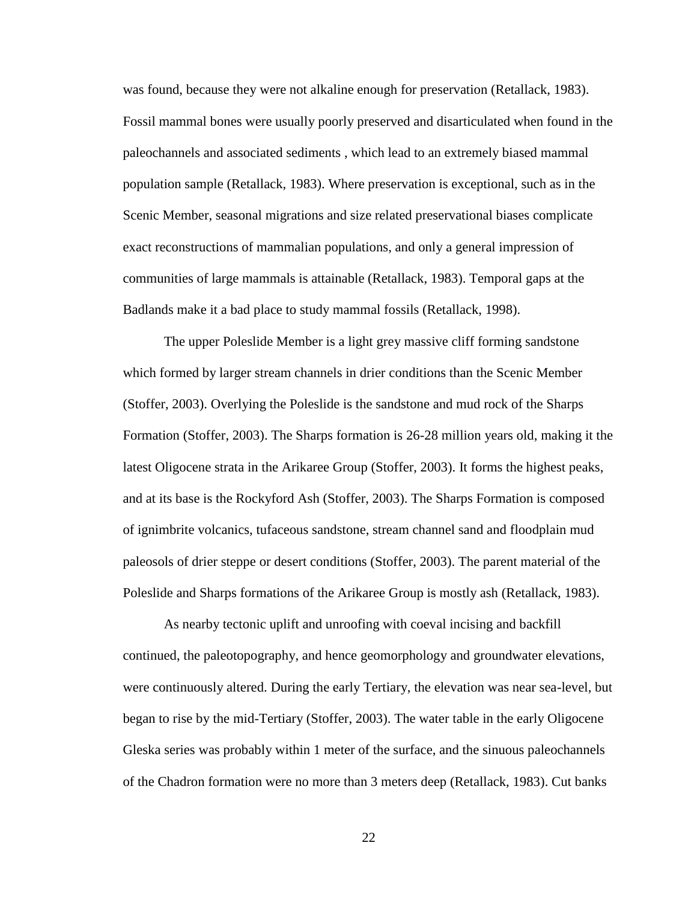was found, because they were not alkaline enough for preservation (Retallack, 1983). Fossil mammal bones were usually poorly preserved and disarticulated when found in the paleochannels and associated sediments , which lead to an extremely biased mammal population sample (Retallack, 1983). Where preservation is exceptional, such as in the Scenic Member, seasonal migrations and size related preservational biases complicate exact reconstructions of mammalian populations, and only a general impression of communities of large mammals is attainable (Retallack, 1983). Temporal gaps at the Badlands make it a bad place to study mammal fossils (Retallack, 1998).

The upper Poleslide Member is a light grey massive cliff forming sandstone which formed by larger stream channels in drier conditions than the Scenic Member (Stoffer, 2003). Overlying the Poleslide is the sandstone and mud rock of the Sharps Formation (Stoffer, 2003). The Sharps formation is 26-28 million years old, making it the latest Oligocene strata in the Arikaree Group (Stoffer, 2003). It forms the highest peaks, and at its base is the Rockyford Ash (Stoffer, 2003). The Sharps Formation is composed of ignimbrite volcanics, tufaceous sandstone, stream channel sand and floodplain mud paleosols of drier steppe or desert conditions (Stoffer, 2003). The parent material of the Poleslide and Sharps formations of the Arikaree Group is mostly ash (Retallack, 1983).

As nearby tectonic uplift and unroofing with coeval incising and backfill continued, the paleotopography, and hence geomorphology and groundwater elevations, were continuously altered. During the early Tertiary, the elevation was near sea-level, but began to rise by the mid-Tertiary (Stoffer, 2003). The water table in the early Oligocene Gleska series was probably within 1 meter of the surface, and the sinuous paleochannels of the Chadron formation were no more than 3 meters deep (Retallack, 1983). Cut banks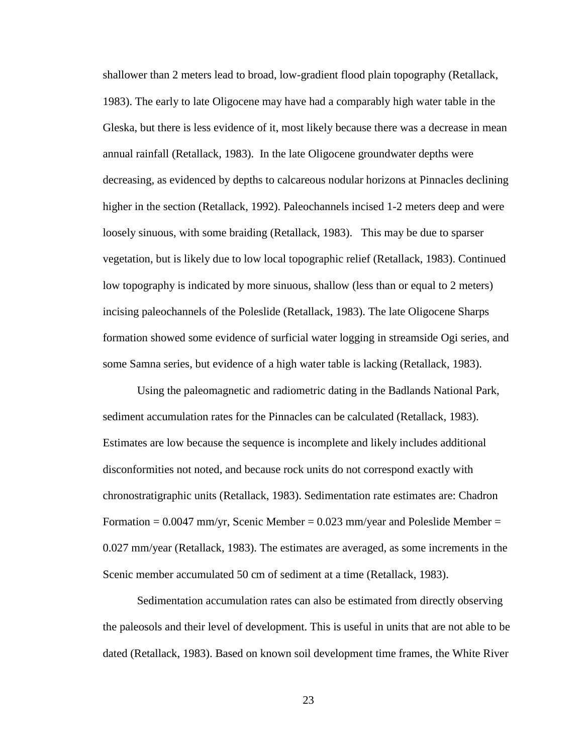shallower than 2 meters lead to broad, low-gradient flood plain topography (Retallack, 1983). The early to late Oligocene may have had a comparably high water table in the Gleska, but there is less evidence of it, most likely because there was a decrease in mean annual rainfall (Retallack, 1983). In the late Oligocene groundwater depths were decreasing, as evidenced by depths to calcareous nodular horizons at Pinnacles declining higher in the section (Retallack, 1992). Paleochannels incised 1-2 meters deep and were loosely sinuous, with some braiding (Retallack, 1983). This may be due to sparser vegetation, but is likely due to low local topographic relief (Retallack, 1983). Continued low topography is indicated by more sinuous, shallow (less than or equal to 2 meters) incising paleochannels of the Poleslide (Retallack, 1983). The late Oligocene Sharps formation showed some evidence of surficial water logging in streamside Ogi series, and some Samna series, but evidence of a high water table is lacking (Retallack, 1983).

Using the paleomagnetic and radiometric dating in the Badlands National Park, sediment accumulation rates for the Pinnacles can be calculated (Retallack, 1983). Estimates are low because the sequence is incomplete and likely includes additional disconformities not noted, and because rock units do not correspond exactly with chronostratigraphic units (Retallack, 1983). Sedimentation rate estimates are: Chadron Formation = 0.0047 mm/yr, Scenic Member = 0.023 mm/year and Poleslide Member = 0.027 mm/year (Retallack, 1983). The estimates are averaged, as some increments in the Scenic member accumulated 50 cm of sediment at a time (Retallack, 1983).

Sedimentation accumulation rates can also be estimated from directly observing the paleosols and their level of development. This is useful in units that are not able to be dated (Retallack, 1983). Based on known soil development time frames, the White River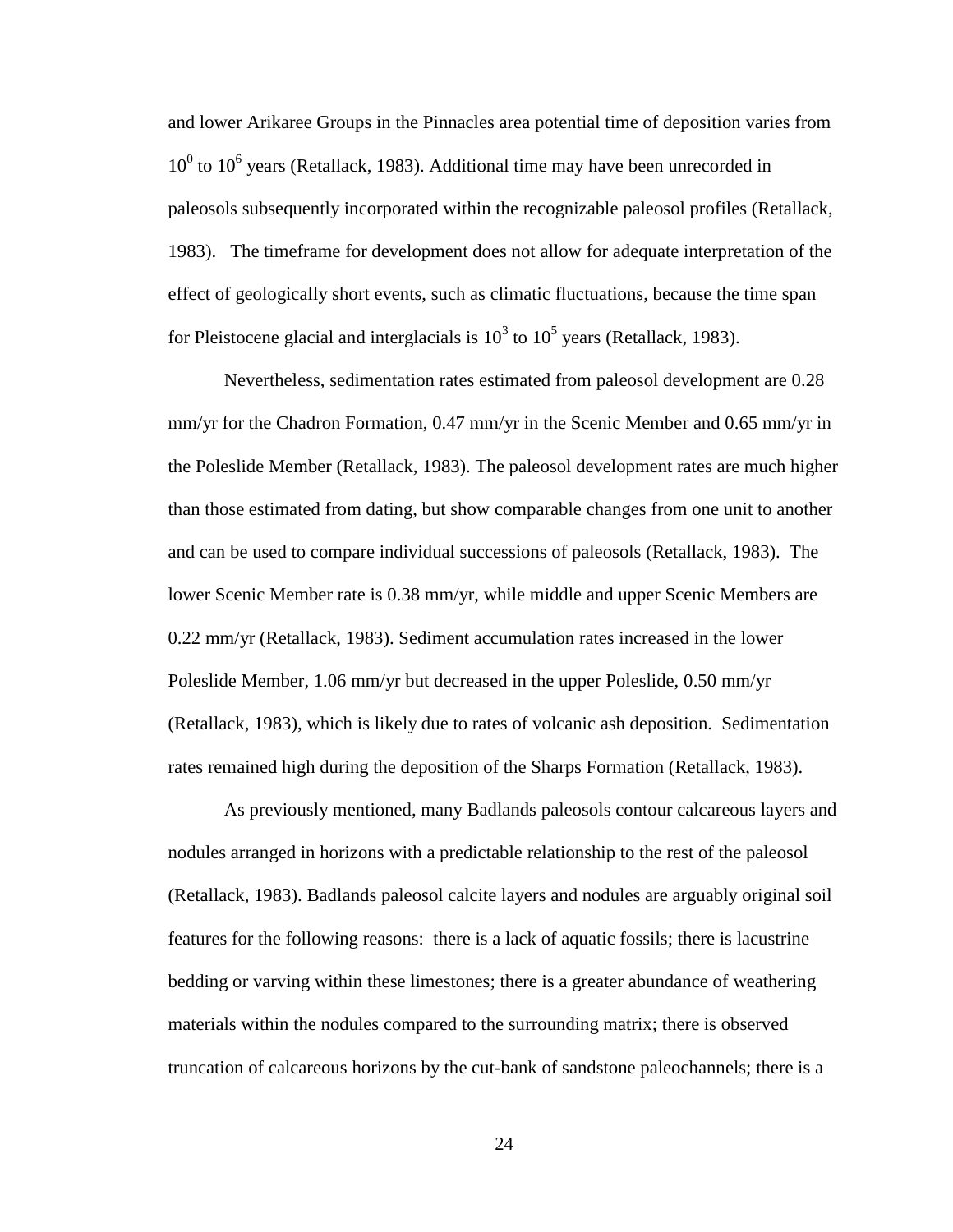and lower Arikaree Groups in the Pinnacles area potential time of deposition varies from $10^0$ to $10^6$ years (Retallack, 1983). Additional time may have been unrecorded in paleosols subsequently incorporated within the recognizable paleosol profiles (Retallack, 1983). The timeframe for development does not allow for adequate interpretation of the effect of geologically short events, such as climatic fluctuations, because the time span for Pleistocene glacial and interglacials is $10^3$ to $10^5$ years (Retallack, 1983).

Nevertheless, sedimentation rates estimated from paleosol development are 0.28 mm/yr for the Chadron Formation, 0.47 mm/yr in the Scenic Member and 0.65 mm/yr in the Poleslide Member (Retallack, 1983). The paleosol development rates are much higher than those estimated from dating, but show comparable changes from one unit to another and can be used to compare individual successions of paleosols (Retallack, 1983). The lower Scenic Member rate is 0.38 mm/yr, while middle and upper Scenic Members are 0.22 mm/yr (Retallack, 1983). Sediment accumulation rates increased in the lower Poleslide Member, 1.06 mm/yr but decreased in the upper Poleslide, 0.50 mm/yr (Retallack, 1983), which is likely due to rates of volcanic ash deposition. Sedimentation rates remained high during the deposition of the Sharps Formation (Retallack, 1983).

As previously mentioned, many Badlands paleosols contour calcareous layers and nodules arranged in horizons with a predictable relationship to the rest of the paleosol (Retallack, 1983). Badlands paleosol calcite layers and nodules are arguably original soil features for the following reasons: there is a lack of aquatic fossils; there is lacustrine bedding or varving within these limestones; there is a greater abundance of weathering materials within the nodules compared to the surrounding matrix; there is observed truncation of calcareous horizons by the cut-bank of sandstone paleochannels; there is a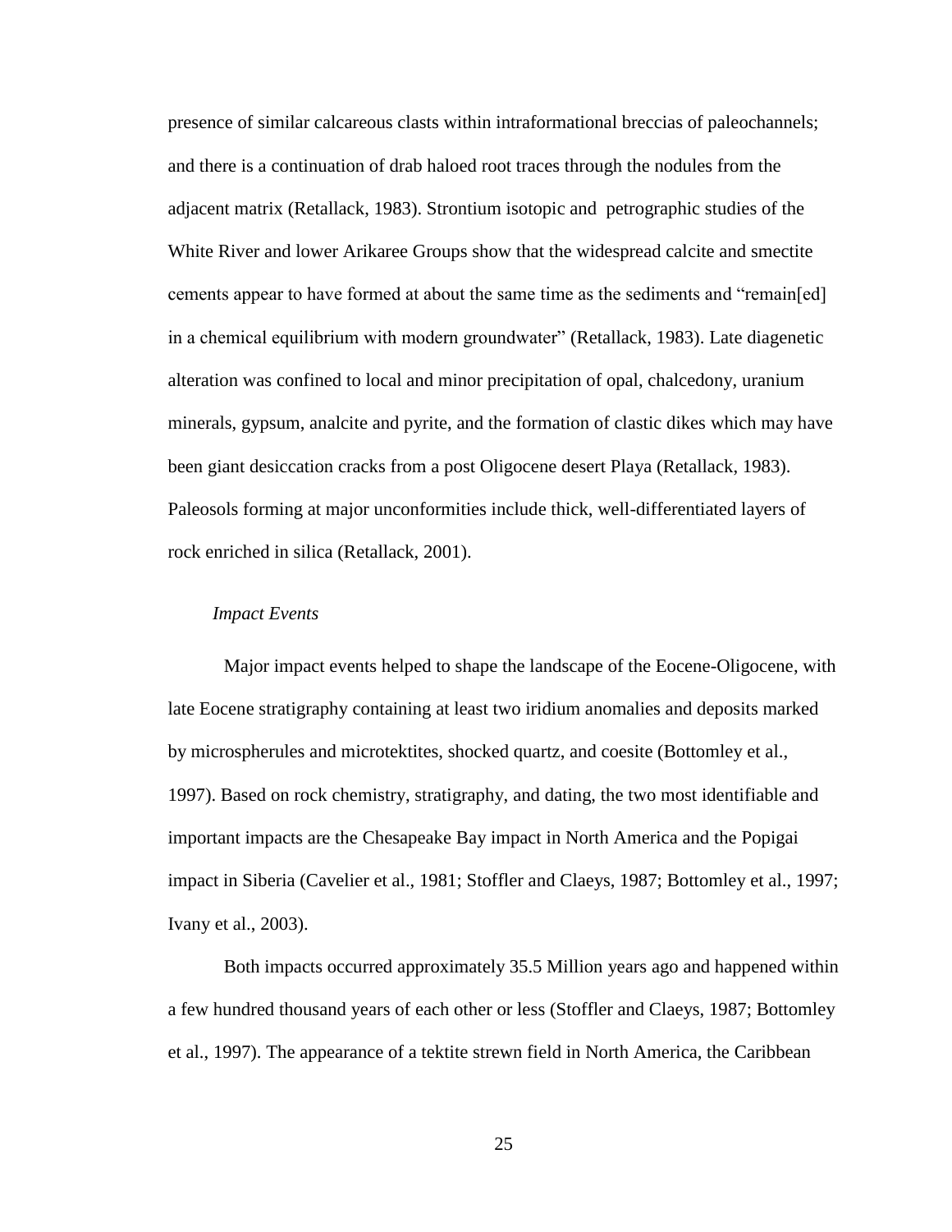presence of similar calcareous clasts within intraformational breccias of paleochannels; and there is a continuation of drab haloed root traces through the nodules from the adjacent matrix (Retallack, 1983). Strontium isotopic and petrographic studies of the White River and lower Arikaree Groups show that the widespread calcite and smectite cements appear to have formed at about the same time as the sediments and "remain[ed] in a chemical equilibrium with modern groundwater" (Retallack, 1983). Late diagenetic alteration was confined to local and minor precipitation of opal, chalcedony, uranium minerals, gypsum, analcite and pyrite, and the formation of clastic dikes which may have been giant desiccation cracks from a post Oligocene desert Playa (Retallack, 1983). Paleosols forming at major unconformities include thick, well-differentiated layers of rock enriched in silica (Retallack, 2001).

### *Impact Events*

Major impact events helped to shape the landscape of the Eocene-Oligocene, with late Eocene stratigraphy containing at least two iridium anomalies and deposits marked by microspherules and microtektites, shocked quartz, and coesite (Bottomley et al., 1997). Based on rock chemistry, stratigraphy, and dating, the two most identifiable and important impacts are the Chesapeake Bay impact in North America and the Popigai impact in Siberia (Cavelier et al., 1981; Stoffler and Claeys, 1987; Bottomley et al., 1997; Ivany et al., 2003).

Both impacts occurred approximately 35.5 Million years ago and happened within a few hundred thousand years of each other or less (Stoffler and Claeys, 1987; Bottomley et al., 1997). The appearance of a tektite strewn field in North America, the Caribbean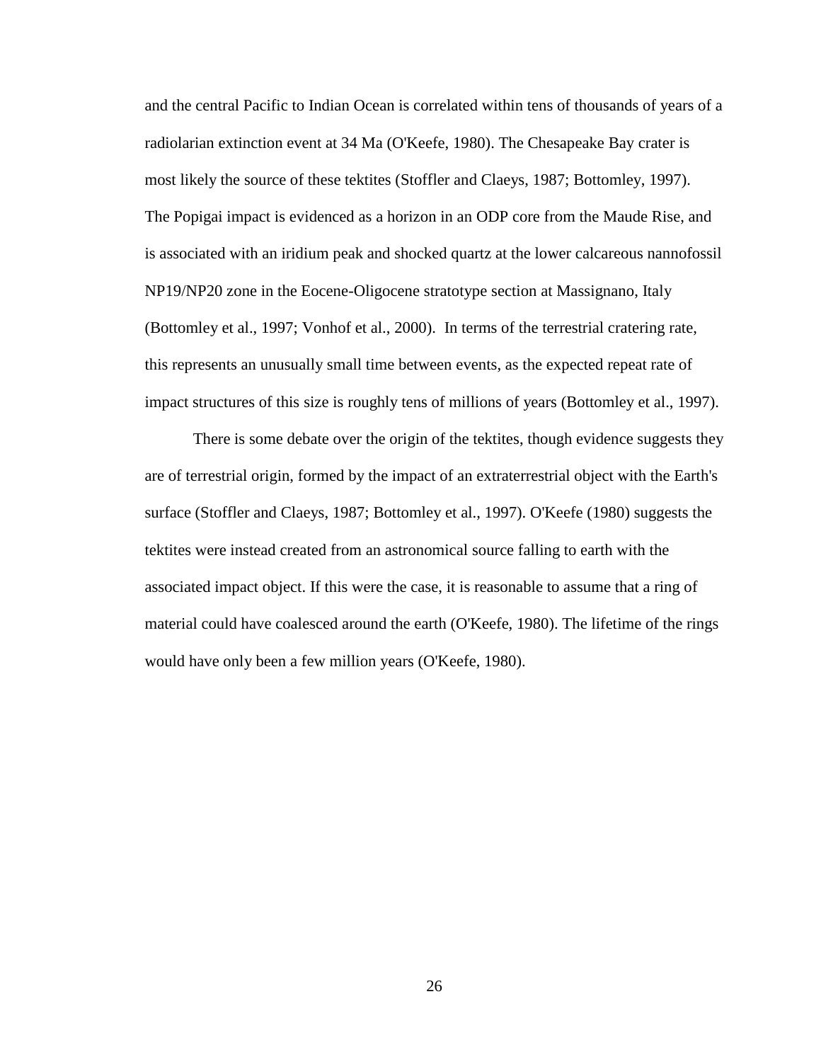and the central Pacific to Indian Ocean is correlated within tens of thousands of years of a radiolarian extinction event at 34 Ma (O'Keefe, 1980). The Chesapeake Bay crater is most likely the source of these tektites (Stoffler and Claeys, 1987; Bottomley, 1997). The Popigai impact is evidenced as a horizon in an ODP core from the Maude Rise, and is associated with an iridium peak and shocked quartz at the lower calcareous nannofossil NP19/NP20 zone in the Eocene-Oligocene stratotype section at Massignano, Italy (Bottomley et al., 1997; Vonhof et al., 2000). In terms of the terrestrial cratering rate, this represents an unusually small time between events, as the expected repeat rate of impact structures of this size is roughly tens of millions of years (Bottomley et al., 1997).

There is some debate over the origin of the tektites, though evidence suggests they are of terrestrial origin, formed by the impact of an extraterrestrial object with the Earth's surface (Stoffler and Claeys, 1987; Bottomley et al., 1997). O'Keefe (1980) suggests the tektites were instead created from an astronomical source falling to earth with the associated impact object. If this were the case, it is reasonable to assume that a ring of material could have coalesced around the earth (O'Keefe, 1980). The lifetime of the rings would have only been a few million years (O'Keefe, 1980).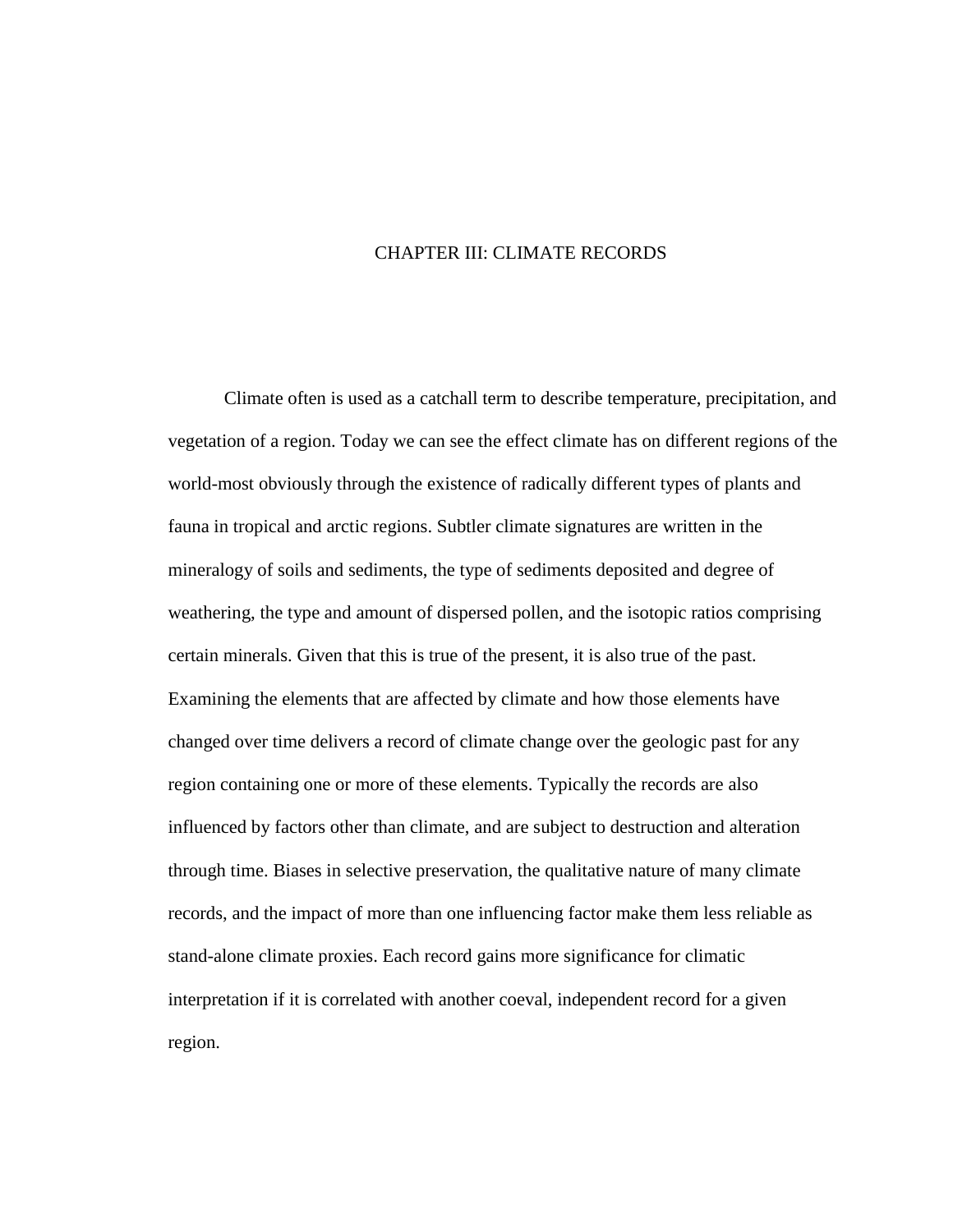# CHAPTER III: CLIMATE RECORDS

Climate often is used as a catchall term to describe temperature, precipitation, and vegetation of a region. Today we can see the effect climate has on different regions of the world-most obviously through the existence of radically different types of plants and fauna in tropical and arctic regions. Subtler climate signatures are written in the mineralogy of soils and sediments, the type of sediments deposited and degree of weathering, the type and amount of dispersed pollen, and the isotopic ratios comprising certain minerals. Given that this is true of the present, it is also true of the past. Examining the elements that are affected by climate and how those elements have changed over time delivers a record of climate change over the geologic past for any region containing one or more of these elements. Typically the records are also influenced by factors other than climate, and are subject to destruction and alteration through time. Biases in selective preservation, the qualitative nature of many climate records, and the impact of more than one influencing factor make them less reliable as stand-alone climate proxies. Each record gains more significance for climatic interpretation if it is correlated with another coeval, independent record for a given region.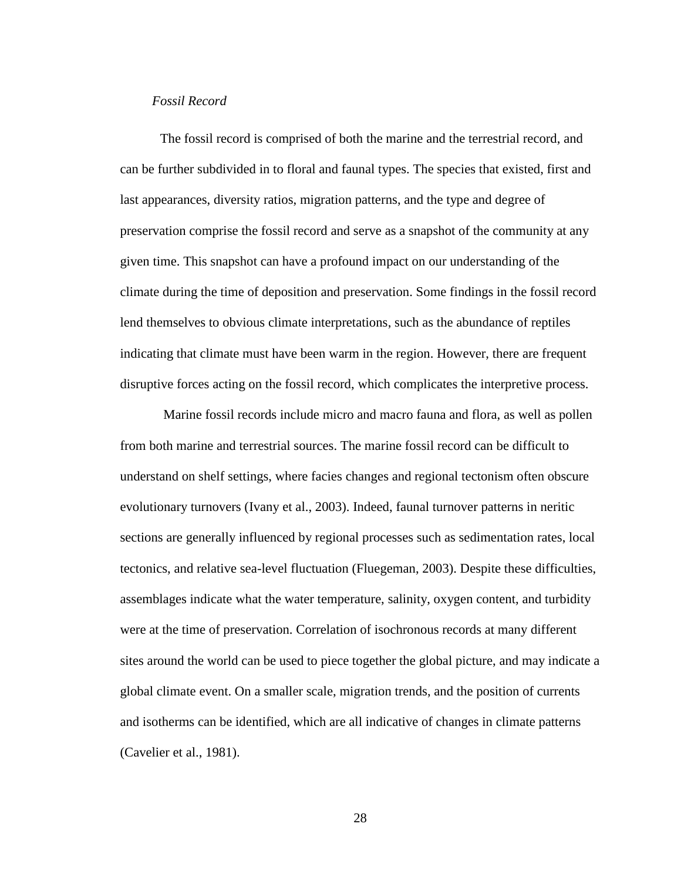*Fossil Record*

The fossil record is comprised of both the marine and the terrestrial record, and can be further subdivided in to floral and faunal types. The species that existed, first and last appearances, diversity ratios, migration patterns, and the type and degree of preservation comprise the fossil record and serve as a snapshot of the community at any given time. This snapshot can have a profound impact on our understanding of the climate during the time of deposition and preservation. Some findings in the fossil record lend themselves to obvious climate interpretations, such as the abundance of reptiles indicating that climate must have been warm in the region. However, there are frequent disruptive forces acting on the fossil record, which complicates the interpretive process.

Marine fossil records include micro and macro fauna and flora, as well as pollen from both marine and terrestrial sources. The marine fossil record can be difficult to understand on shelf settings, where facies changes and regional tectonism often obscure evolutionary turnovers (Ivany et al., 2003). Indeed, faunal turnover patterns in neritic sections are generally influenced by regional processes such as sedimentation rates, local tectonics, and relative sea-level fluctuation (Fluegeman, 2003). Despite these difficulties, assemblages indicate what the water temperature, salinity, oxygen content, and turbidity were at the time of preservation. Correlation of isochronous records at many different sites around the world can be used to piece together the global picture, and may indicate a global climate event. On a smaller scale, migration trends, and the position of currents and isotherms can be identified, which are all indicative of changes in climate patterns (Cavelier et al., 1981).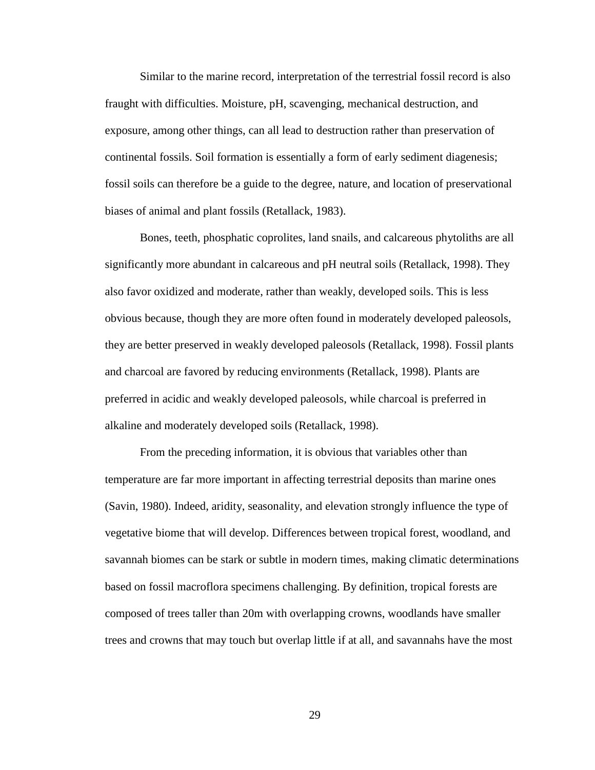Similar to the marine record, interpretation of the terrestrial fossil record is also fraught with difficulties. Moisture, pH, scavenging, mechanical destruction, and exposure, among other things, can all lead to destruction rather than preservation of continental fossils. Soil formation is essentially a form of early sediment diagenesis; fossil soils can therefore be a guide to the degree, nature, and location of preservational biases of animal and plant fossils (Retallack, 1983).

Bones, teeth, phosphatic coprolites, land snails, and calcareous phytoliths are all significantly more abundant in calcareous and pH neutral soils (Retallack, 1998). They also favor oxidized and moderate, rather than weakly, developed soils. This is less obvious because, though they are more often found in moderately developed paleosols, they are better preserved in weakly developed paleosols (Retallack, 1998). Fossil plants and charcoal are favored by reducing environments (Retallack, 1998). Plants are preferred in acidic and weakly developed paleosols, while charcoal is preferred in alkaline and moderately developed soils (Retallack, 1998).

From the preceding information, it is obvious that variables other than temperature are far more important in affecting terrestrial deposits than marine ones (Savin, 1980). Indeed, aridity, seasonality, and elevation strongly influence the type of vegetative biome that will develop. Differences between tropical forest, woodland, and savannah biomes can be stark or subtle in modern times, making climatic determinations based on fossil macroflora specimens challenging. By definition, tropical forests are composed of trees taller than 20m with overlapping crowns, woodlands have smaller trees and crowns that may touch but overlap little if at all, and savannahs have the most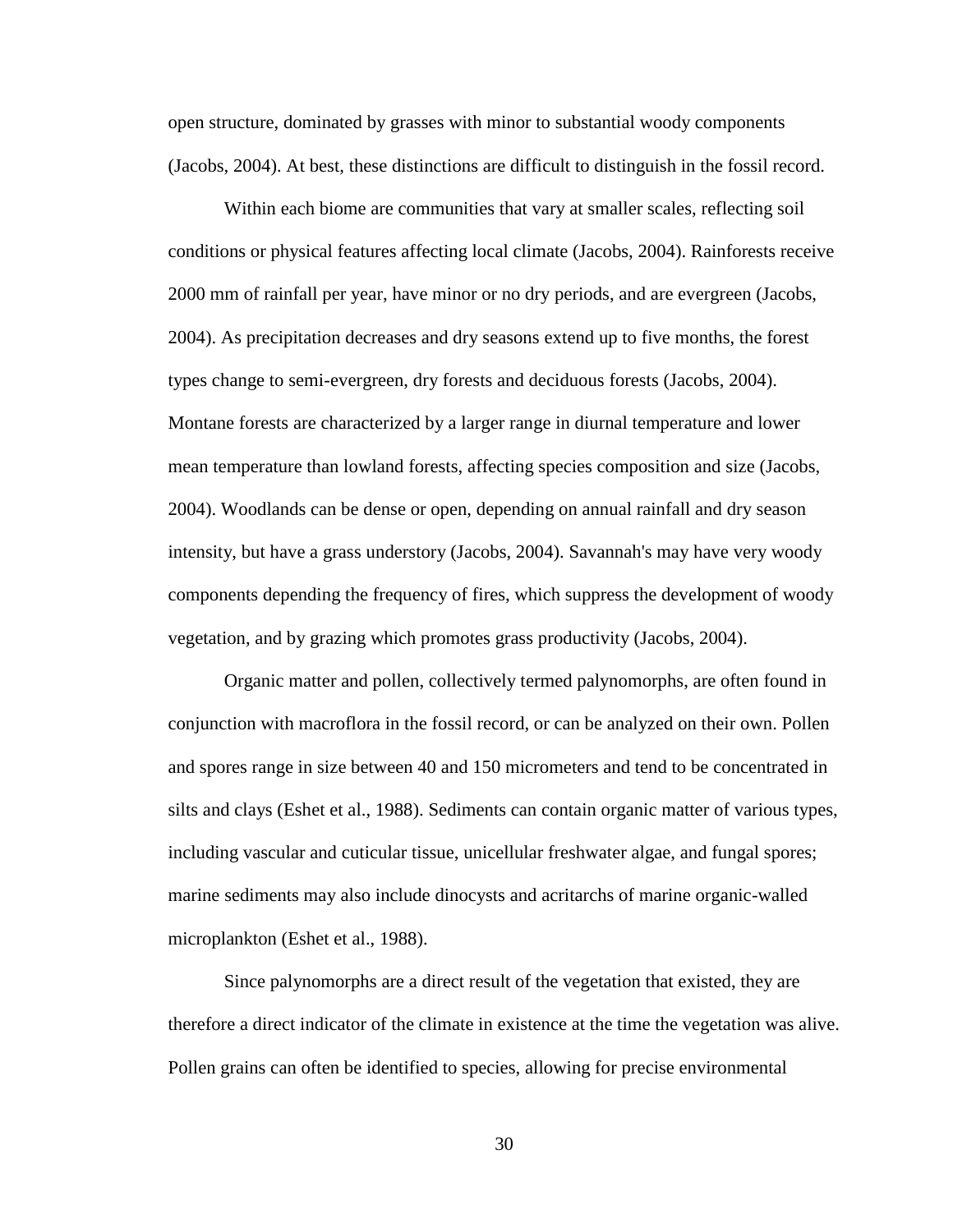open structure, dominated by grasses with minor to substantial woody components (Jacobs, 2004). At best, these distinctions are difficult to distinguish in the fossil record.

Within each biome are communities that vary at smaller scales, reflecting soil conditions or physical features affecting local climate (Jacobs, 2004). Rainforests receive 2000 mm of rainfall per year, have minor or no dry periods, and are evergreen (Jacobs, 2004). As precipitation decreases and dry seasons extend up to five months, the forest types change to semi-evergreen, dry forests and deciduous forests (Jacobs, 2004). Montane forests are characterized by a larger range in diurnal temperature and lower mean temperature than lowland forests, affecting species composition and size (Jacobs, 2004). Woodlands can be dense or open, depending on annual rainfall and dry season intensity, but have a grass understory (Jacobs, 2004). Savannah's may have very woody components depending the frequency of fires, which suppress the development of woody vegetation, and by grazing which promotes grass productivity (Jacobs, 2004).

Organic matter and pollen, collectively termed palynomorphs, are often found in conjunction with macroflora in the fossil record, or can be analyzed on their own. Pollen and spores range in size between 40 and 150 micrometers and tend to be concentrated in silts and clays (Eshet et al., 1988). Sediments can contain organic matter of various types, including vascular and cuticular tissue, unicellular freshwater algae, and fungal spores; marine sediments may also include dinocysts and acritarchs of marine organic-walled microplankton (Eshet et al., 1988).

Since palynomorphs are a direct result of the vegetation that existed, they are therefore a direct indicator of the climate in existence at the time the vegetation was alive. Pollen grains can often be identified to species, allowing for precise environmental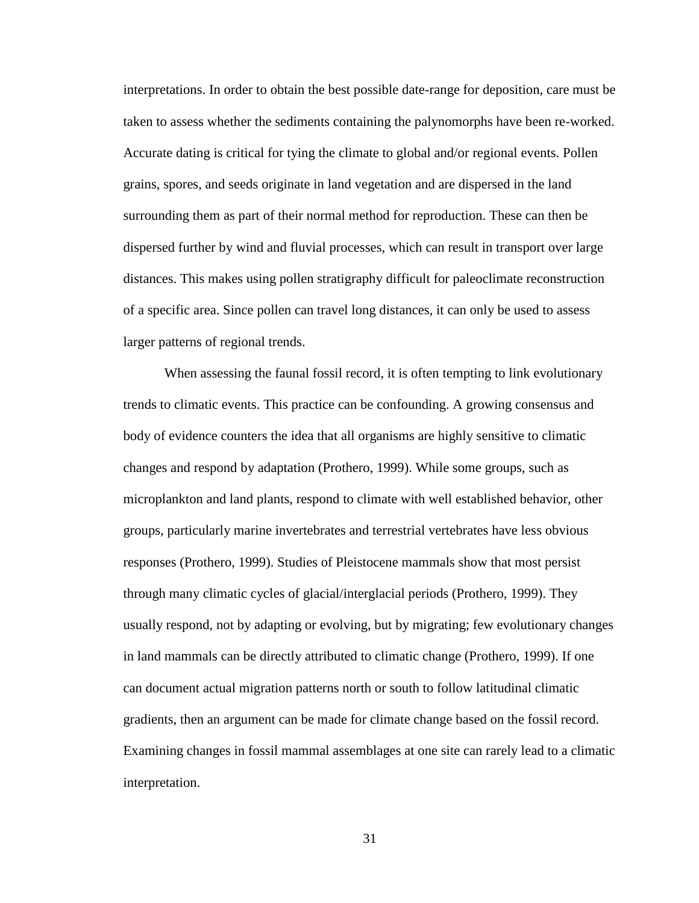interpretations. In order to obtain the best possible date-range for deposition, care must be taken to assess whether the sediments containing the palynomorphs have been re-worked. Accurate dating is critical for tying the climate to global and/or regional events. Pollen grains, spores, and seeds originate in land vegetation and are dispersed in the land surrounding them as part of their normal method for reproduction. These can then be dispersed further by wind and fluvial processes, which can result in transport over large distances. This makes using pollen stratigraphy difficult for paleoclimate reconstruction of a specific area. Since pollen can travel long distances, it can only be used to assess larger patterns of regional trends.

When assessing the faunal fossil record, it is often tempting to link evolutionary trends to climatic events. This practice can be confounding. A growing consensus and body of evidence counters the idea that all organisms are highly sensitive to climatic changes and respond by adaptation (Prothero, 1999). While some groups, such as microplankton and land plants, respond to climate with well established behavior, other groups, particularly marine invertebrates and terrestrial vertebrates have less obvious responses (Prothero, 1999). Studies of Pleistocene mammals show that most persist through many climatic cycles of glacial/interglacial periods (Prothero, 1999). They usually respond, not by adapting or evolving, but by migrating; few evolutionary changes in land mammals can be directly attributed to climatic change (Prothero, 1999). If one can document actual migration patterns north or south to follow latitudinal climatic gradients, then an argument can be made for climate change based on the fossil record. Examining changes in fossil mammal assemblages at one site can rarely lead to a climatic interpretation.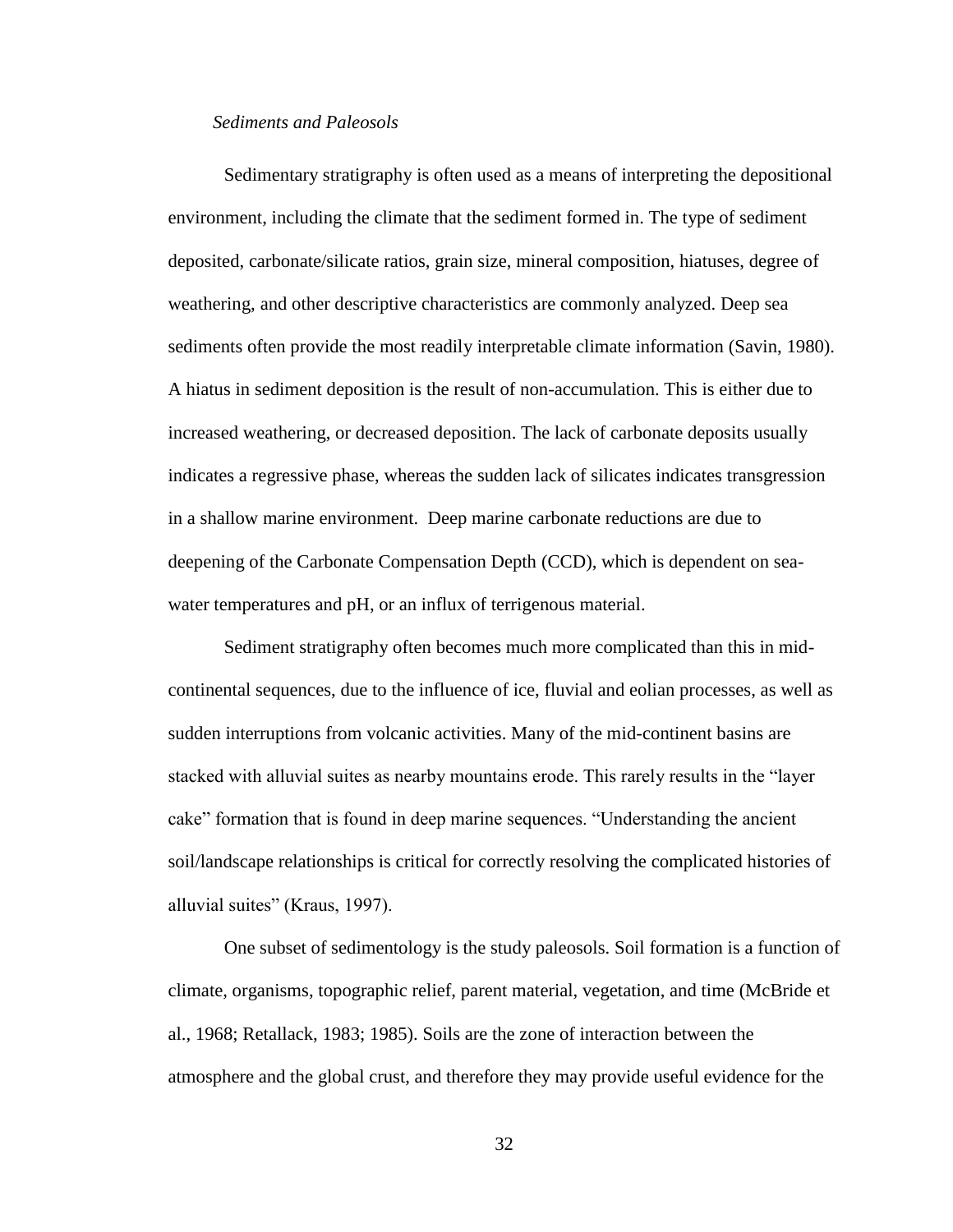*Sediments and Paleosols*

Sedimentary stratigraphy is often used as a means of interpreting the depositional environment, including the climate that the sediment formed in. The type of sediment deposited, carbonate/silicate ratios, grain size, mineral composition, hiatuses, degree of weathering, and other descriptive characteristics are commonly analyzed. Deep sea sediments often provide the most readily interpretable climate information (Savin, 1980). A hiatus in sediment deposition is the result of non-accumulation. This is either due to increased weathering, or decreased deposition. The lack of carbonate deposits usually indicates a regressive phase, whereas the sudden lack of silicates indicates transgression in a shallow marine environment. Deep marine carbonate reductions are due to deepening of the Carbonate Compensation Depth (CCD), which is dependent on sea-water temperatures and pH, or an influx of terrigenous material.

Sediment stratigraphy often becomes much more complicated than this in mid-continental sequences, due to the influence of ice, fluvial and eolian processes, as well as sudden interruptions from volcanic activities. Many of the mid-continent basins are stacked with alluvial suites as nearby mountains erode. This rarely results in the "layer cake" formation that is found in deep marine sequences. "Understanding the ancient soil/landscape relationships is critical for correctly resolving the complicated histories of alluvial suites" (Kraus, 1997).

One subset of sedimentology is the study paleosols. Soil formation is a function of climate, organisms, topographic relief, parent material, vegetation, and time (McBride et al., 1968; Retallack, 1983; 1985). Soils are the zone of interaction between the atmosphere and the global crust, and therefore they may provide useful evidence for the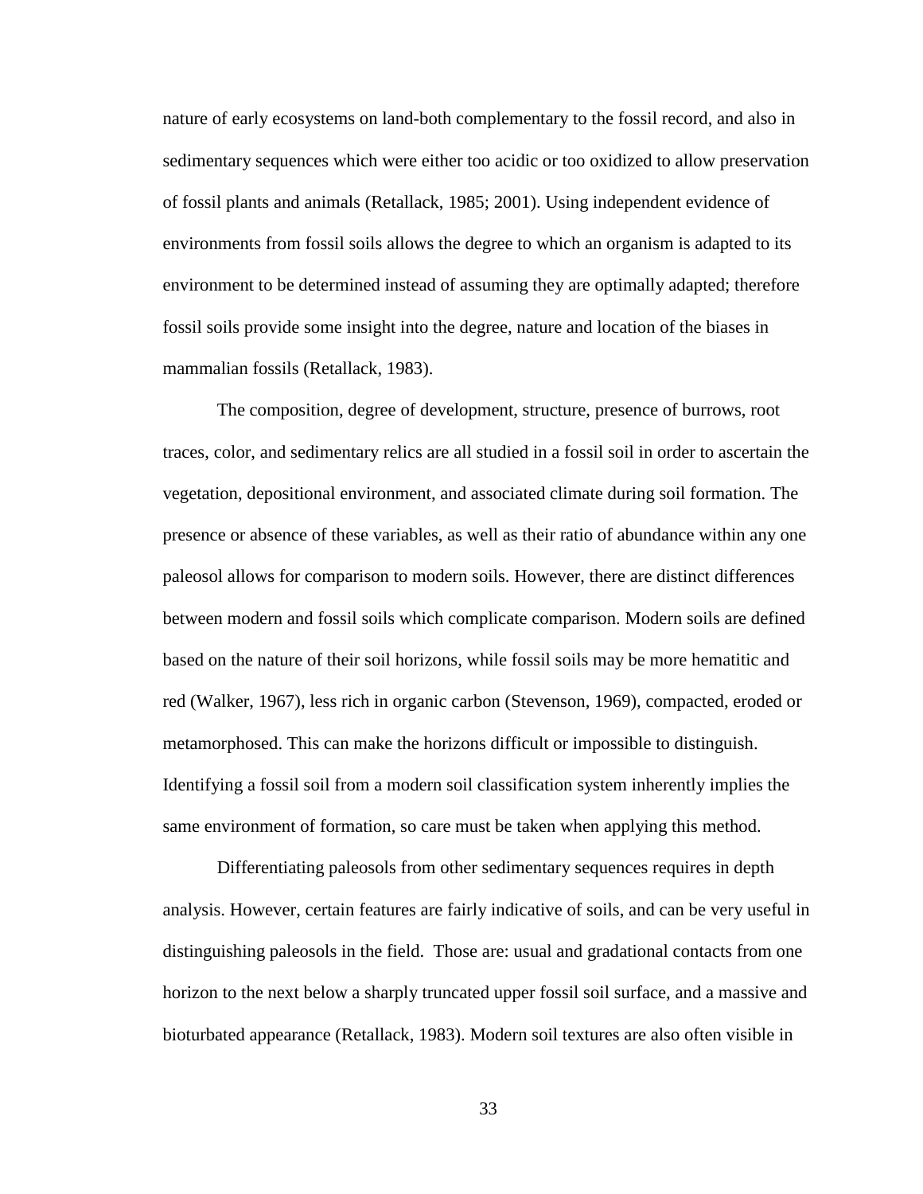nature of early ecosystems on land-both complementary to the fossil record, and also in sedimentary sequences which were either too acidic or too oxidized to allow preservation of fossil plants and animals (Retallack, 1985; 2001). Using independent evidence of environments from fossil soils allows the degree to which an organism is adapted to its environment to be determined instead of assuming they are optimally adapted; therefore fossil soils provide some insight into the degree, nature and location of the biases in mammalian fossils (Retallack, 1983).

The composition, degree of development, structure, presence of burrows, root traces, color, and sedimentary relics are all studied in a fossil soil in order to ascertain the vegetation, depositional environment, and associated climate during soil formation. The presence or absence of these variables, as well as their ratio of abundance within any one paleosol allows for comparison to modern soils. However, there are distinct differences between modern and fossil soils which complicate comparison. Modern soils are defined based on the nature of their soil horizons, while fossil soils may be more hematitic and red (Walker, 1967), less rich in organic carbon (Stevenson, 1969), compacted, eroded or metamorphosed. This can make the horizons difficult or impossible to distinguish. Identifying a fossil soil from a modern soil classification system inherently implies the same environment of formation, so care must be taken when applying this method.

Differentiating paleosols from other sedimentary sequences requires in depth analysis. However, certain features are fairly indicative of soils, and can be very useful in distinguishing paleosols in the field. Those are: usual and gradational contacts from one horizon to the next below a sharply truncated upper fossil soil surface, and a massive and bioturbated appearance (Retallack, 1983). Modern soil textures are also often visible in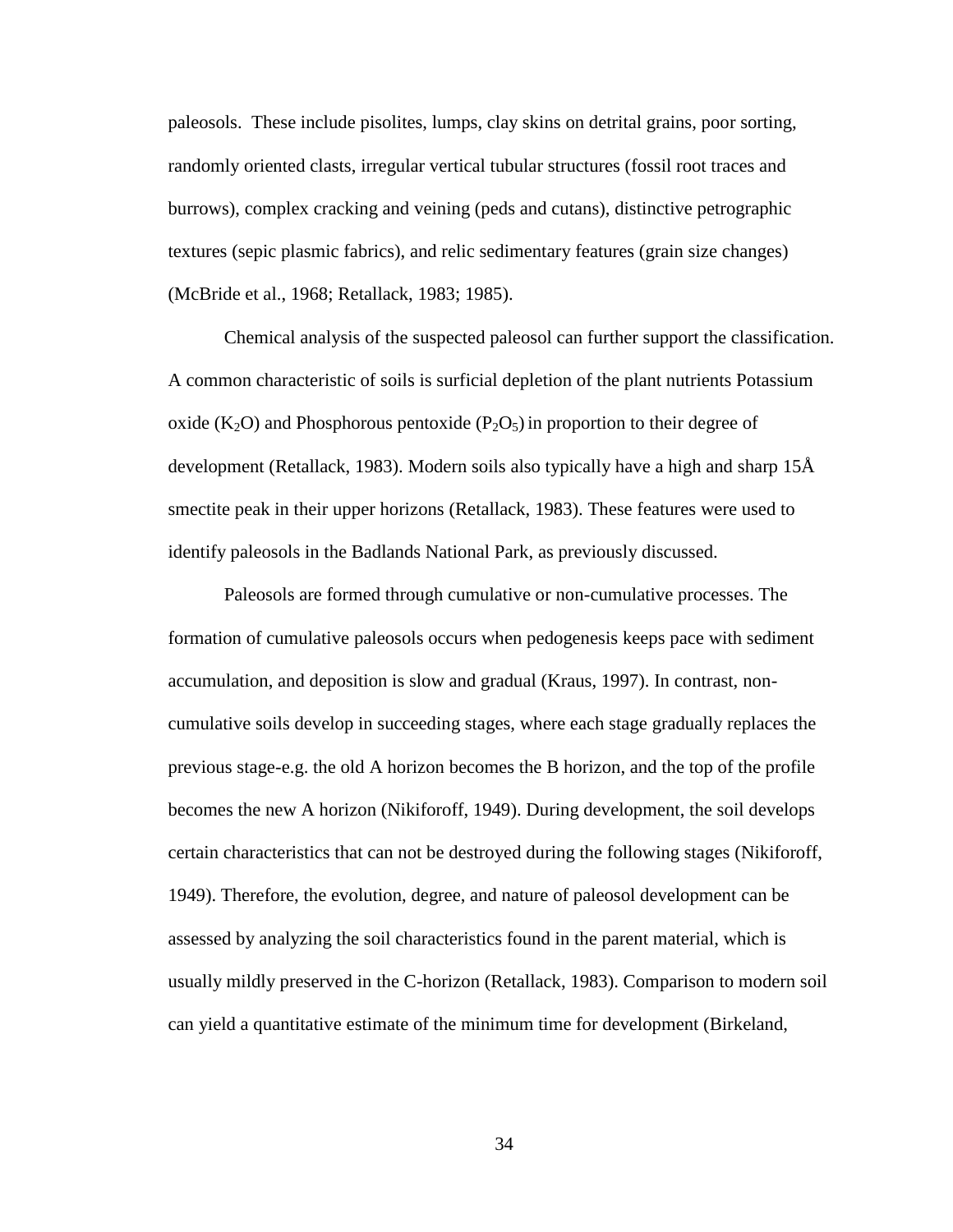paleosols. These include pisolites, lumps, clay skins on detrital grains, poor sorting, randomly oriented clasts, irregular vertical tubular structures (fossil root traces and burrows), complex cracking and veining (peds and cutans), distinctive petrographic textures (sepic plasmic fabrics), and relic sedimentary features (grain size changes) (McBride et al., 1968; Retallack, 1983; 1985).

Chemical analysis of the suspected paleosol can further support the classification. A common characteristic of soils is surficial depletion of the plant nutrients Potassium oxide ($K_2O$) and Phosphorous pentoxide ($P_2O_5$) in proportion to their degree of development (Retallack, 1983). Modern soils also typically have a high and sharp 15Å smectite peak in their upper horizons (Retallack, 1983). These features were used to identify paleosols in the Badlands National Park, as previously discussed.

Paleosols are formed through cumulative or non-cumulative processes. The formation of cumulative paleosols occurs when pedogenesis keeps pace with sediment accumulation, and deposition is slow and gradual (Kraus, 1997). In contrast, non-cumulative soils develop in succeeding stages, where each stage gradually replaces the previous stage-e.g. the old A horizon becomes the B horizon, and the top of the profile becomes the new A horizon (Nikiforoff, 1949). During development, the soil develops certain characteristics that can not be destroyed during the following stages (Nikiforoff, 1949). Therefore, the evolution, degree, and nature of paleosol development can be assessed by analyzing the soil characteristics found in the parent material, which is usually mildly preserved in the C-horizon (Retallack, 1983). Comparison to modern soil can yield a quantitative estimate of the minimum time for development (Birkeland,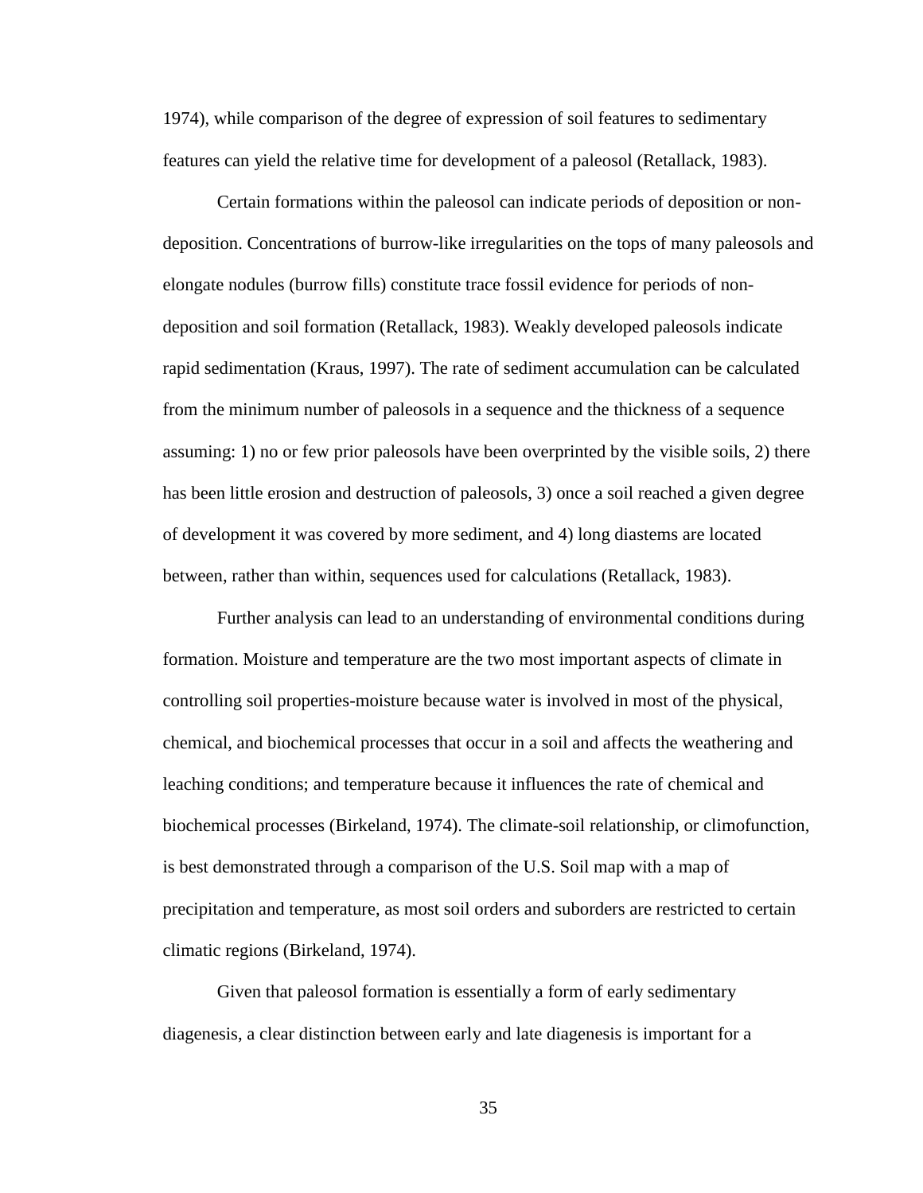1974), while comparison of the degree of expression of soil features to sedimentary features can yield the relative time for development of a paleosol (Retallack, 1983).

Certain formations within the paleosol can indicate periods of deposition or non-deposition. Concentrations of burrow-like irregularities on the tops of many paleosols and elongate nodules (burrow fills) constitute trace fossil evidence for periods of non-deposition and soil formation (Retallack, 1983). Weakly developed paleosols indicate rapid sedimentation (Kraus, 1997). The rate of sediment accumulation can be calculated from the minimum number of paleosols in a sequence and the thickness of a sequence assuming: 1) no or few prior paleosols have been overprinted by the visible soils, 2) there has been little erosion and destruction of paleosols, 3) once a soil reached a given degree of development it was covered by more sediment, and 4) long diastems are located between, rather than within, sequences used for calculations (Retallack, 1983).

Further analysis can lead to an understanding of environmental conditions during formation. Moisture and temperature are the two most important aspects of climate in controlling soil properties-moisture because water is involved in most of the physical, chemical, and biochemical processes that occur in a soil and affects the weathering and leaching conditions; and temperature because it influences the rate of chemical and biochemical processes (Birkeland, 1974). The climate-soil relationship, or climofunction, is best demonstrated through a comparison of the U.S. Soil map with a map of precipitation and temperature, as most soil orders and suborders are restricted to certain climatic regions (Birkeland, 1974).

Given that paleosol formation is essentially a form of early sedimentary diagenesis, a clear distinction between early and late diagenesis is important for a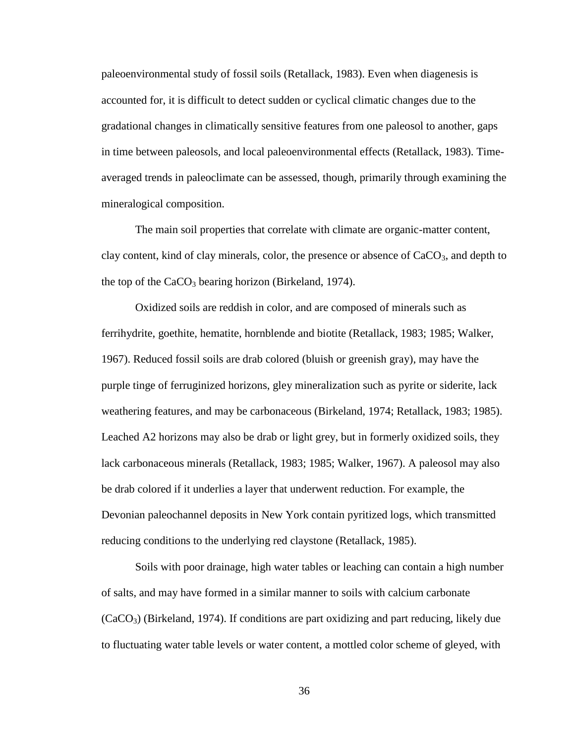paleoenvironmental study of fossil soils (Retallack, 1983). Even when diagenesis is accounted for, it is difficult to detect sudden or cyclical climatic changes due to the gradational changes in climatically sensitive features from one paleosol to another, gaps in time between paleosols, and local paleoenvironmental effects (Retallack, 1983). Time-averaged trends in paleoclimate can be assessed, though, primarily through examining the mineralogical composition.

The main soil properties that correlate with climate are organic-matter content, clay content, kind of clay minerals, color, the presence or absence of $CaCO_3$, and depth to the top of the $CaCO_3$ bearing horizon (Birkeland, 1974).

Oxidized soils are reddish in color, and are composed of minerals such as ferrihydrite, goethite, hematite, hornblende and biotite (Retallack, 1983; 1985; Walker, 1967). Reduced fossil soils are drab colored (bluish or greenish gray), may have the purple tinge of ferruginized horizons, gley mineralization such as pyrite or siderite, lack weathering features, and may be carbonaceous (Birkeland, 1974; Retallack, 1983; 1985). Leached A2 horizons may also be drab or light grey, but in formerly oxidized soils, they lack carbonaceous minerals (Retallack, 1983; 1985; Walker, 1967). A paleosol may also be drab colored if it underlies a layer that underwent reduction. For example, the Devonian paleochannel deposits in New York contain pyritized logs, which transmitted reducing conditions to the underlying red claystone (Retallack, 1985).

Soils with poor drainage, high water tables or leaching can contain a high number of salts, and may have formed in a similar manner to soils with calcium carbonate ($CaCO_3$) (Birkeland, 1974). If conditions are part oxidizing and part reducing, likely due to fluctuating water table levels or water content, a mottled color scheme of gleyed, with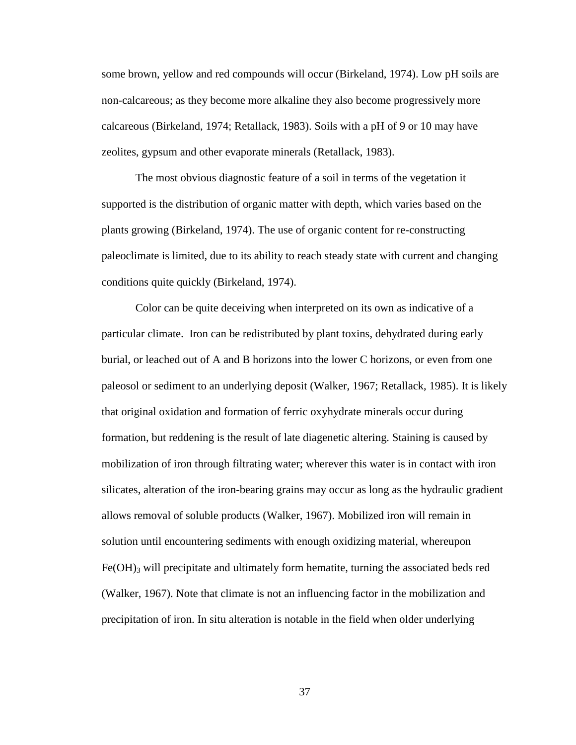some brown, yellow and red compounds will occur (Birkeland, 1974). Low pH soils are non-calcareous; as they become more alkaline they also become progressively more calcareous (Birkeland, 1974; Retallack, 1983). Soils with a pH of 9 or 10 may have zeolites, gypsum and other evaporate minerals (Retallack, 1983).

The most obvious diagnostic feature of a soil in terms of the vegetation it supported is the distribution of organic matter with depth, which varies based on the plants growing (Birkeland, 1974). The use of organic content for re-constructing paleoclimate is limited, due to its ability to reach steady state with current and changing conditions quite quickly (Birkeland, 1974).

Color can be quite deceiving when interpreted on its own as indicative of a particular climate. Iron can be redistributed by plant toxins, dehydrated during early burial, or leached out of A and B horizons into the lower C horizons, or even from one paleosol or sediment to an underlying deposit (Walker, 1967; Retallack, 1985). It is likely that original oxidation and formation of ferric oxyhydrate minerals occur during formation, but reddening is the result of late diagenetic altering. Staining is caused by mobilization of iron through filtrating water; wherever this water is in contact with iron silicates, alteration of the iron-bearing grains may occur as long as the hydraulic gradient allows removal of soluble products (Walker, 1967). Mobilized iron will remain in solution until encountering sediments with enough oxidizing material, whereupon $Fe(OH)_3$ will precipitate and ultimately form hematite, turning the associated beds red (Walker, 1967). Note that climate is not an influencing factor in the mobilization and precipitation of iron. In situ alteration is notable in the field when older underlying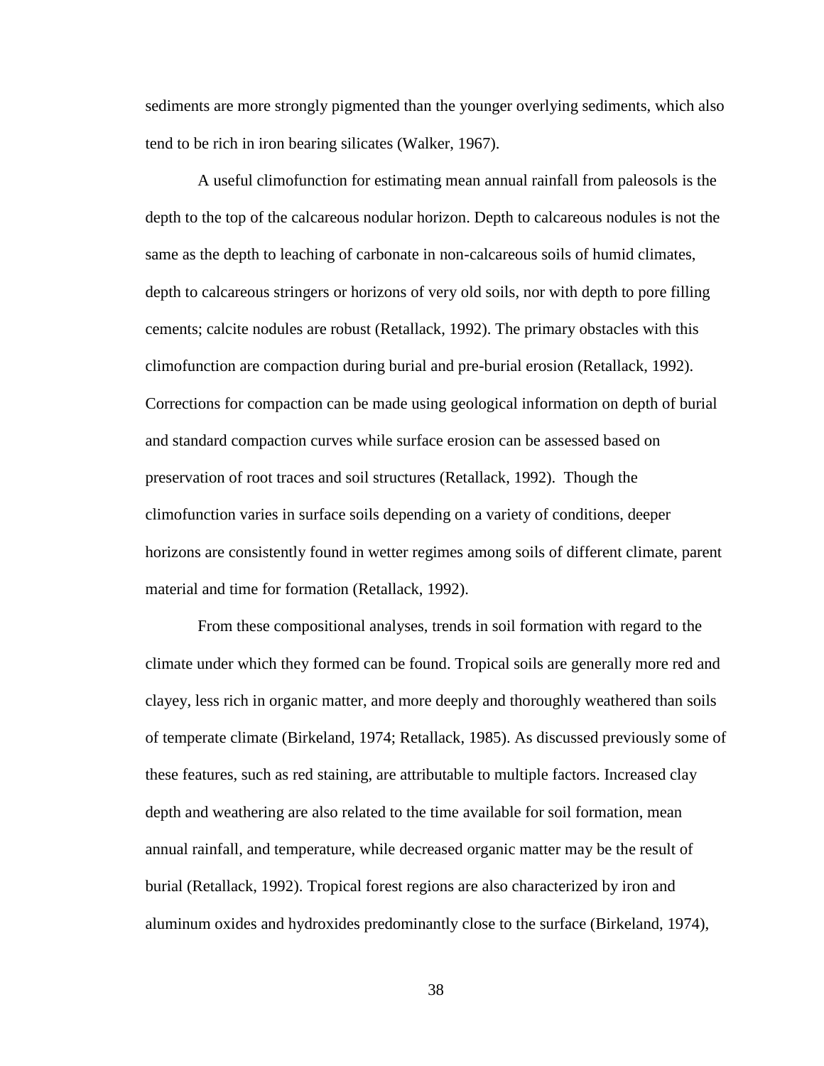sediments are more strongly pigmented than the younger overlying sediments, which also tend to be rich in iron bearing silicates (Walker, 1967).

A useful climofunction for estimating mean annual rainfall from paleosols is the depth to the top of the calcareous nodular horizon. Depth to calcareous nodules is not the same as the depth to leaching of carbonate in non-calcareous soils of humid climates, depth to calcareous stringers or horizons of very old soils, nor with depth to pore filling cements; calcite nodules are robust (Retallack, 1992). The primary obstacles with this climofunction are compaction during burial and pre-burial erosion (Retallack, 1992). Corrections for compaction can be made using geological information on depth of burial and standard compaction curves while surface erosion can be assessed based on preservation of root traces and soil structures (Retallack, 1992). Though the climofunction varies in surface soils depending on a variety of conditions, deeper horizons are consistently found in wetter regimes among soils of different climate, parent material and time for formation (Retallack, 1992).

From these compositional analyses, trends in soil formation with regard to the climate under which they formed can be found. Tropical soils are generally more red and clayey, less rich in organic matter, and more deeply and thoroughly weathered than soils of temperate climate (Birkeland, 1974; Retallack, 1985). As discussed previously some of these features, such as red staining, are attributable to multiple factors. Increased clay depth and weathering are also related to the time available for soil formation, mean annual rainfall, and temperature, while decreased organic matter may be the result of burial (Retallack, 1992). Tropical forest regions are also characterized by iron and aluminum oxides and hydroxides predominantly close to the surface (Birkeland, 1974),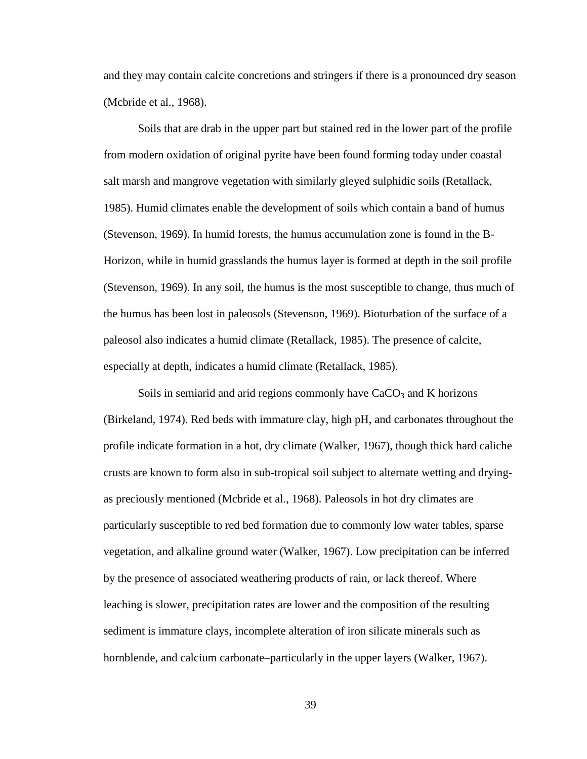and they may contain calcite concretions and stringers if there is a pronounced dry season (Mcbride et al., 1968).

Soils that are drab in the upper part but stained red in the lower part of the profile from modern oxidation of original pyrite have been found forming today under coastal salt marsh and mangrove vegetation with similarly gleyed sulphidic soils (Retallack, 1985). Humid climates enable the development of soils which contain a band of humus (Stevenson, 1969). In humid forests, the humus accumulation zone is found in the B-Horizon, while in humid grasslands the humus layer is formed at depth in the soil profile (Stevenson, 1969). In any soil, the humus is the most susceptible to change, thus much of the humus has been lost in paleosols (Stevenson, 1969). Bioturbation of the surface of a paleosol also indicates a humid climate (Retallack, 1985). The presence of calcite, especially at depth, indicates a humid climate (Retallack, 1985).

Soils in semiarid and arid regions commonly have $CaCO_3$ and K horizons (Birkeland, 1974). Red beds with immature clay, high pH, and carbonates throughout the profile indicate formation in a hot, dry climate (Walker, 1967), though thick hard caliche crusts are known to form also in sub-tropical soil subject to alternate wetting and drying- as preciously mentioned (Mcbride et al., 1968). Paleosols in hot dry climates are particularly susceptible to red bed formation due to commonly low water tables, sparse vegetation, and alkaline ground water (Walker, 1967). Low precipitation can be inferred by the presence of associated weathering products of rain, or lack thereof. Where leaching is slower, precipitation rates are lower and the composition of the resulting sediment is immature clays, incomplete alteration of iron silicate minerals such as hornblende, and calcium carbonate–particularly in the upper layers (Walker, 1967).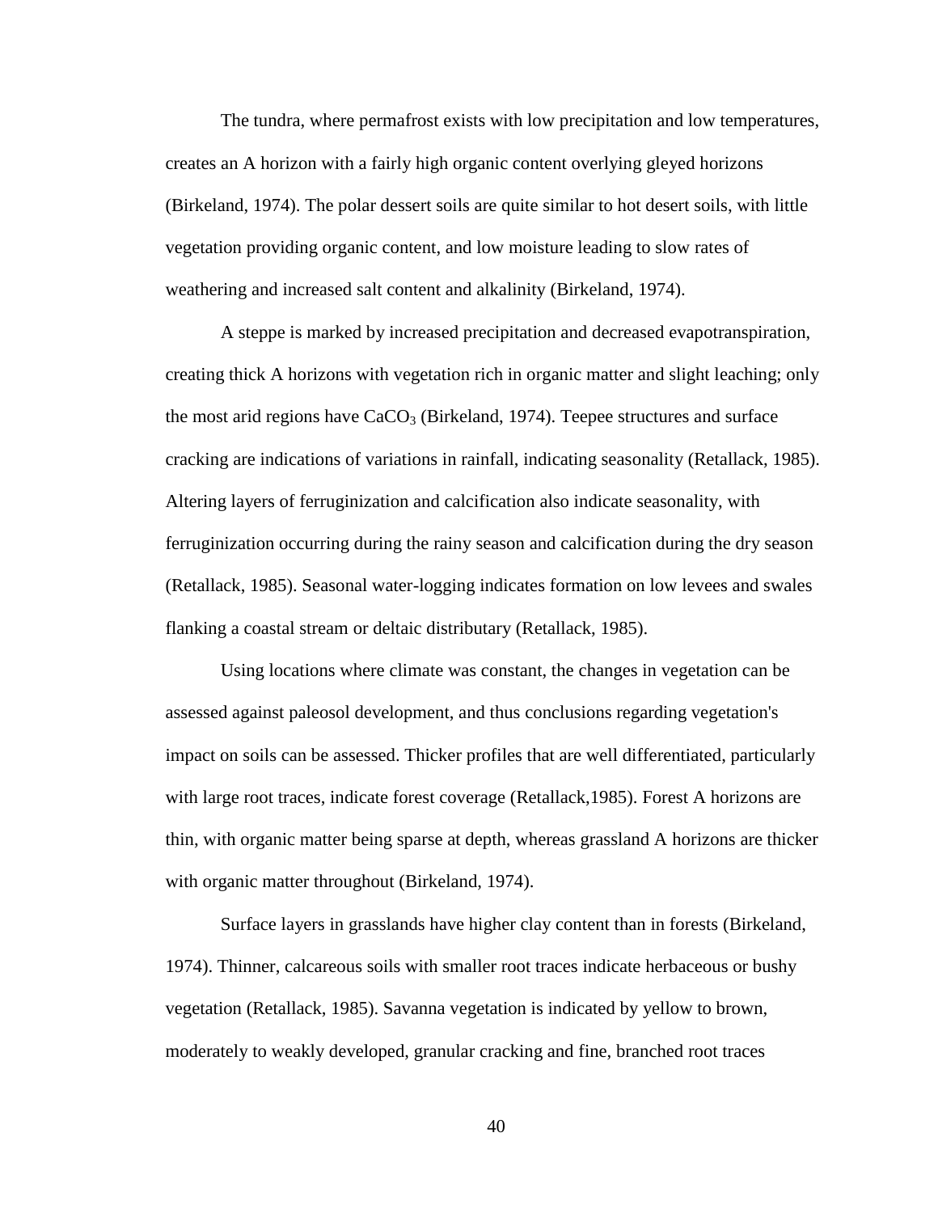The tundra, where permafrost exists with low precipitation and low temperatures, creates an A horizon with a fairly high organic content overlying gleyed horizons (Birkeland, 1974). The polar dessert soils are quite similar to hot desert soils, with little vegetation providing organic content, and low moisture leading to slow rates of weathering and increased salt content and alkalinity (Birkeland, 1974).

A steppe is marked by increased precipitation and decreased evapotranspiration, creating thick A horizons with vegetation rich in organic matter and slight leaching; only the most arid regions have $CaCO_3$ (Birkeland, 1974). Teepee structures and surface cracking are indications of variations in rainfall, indicating seasonality (Retallack, 1985). Altering layers of ferruginization and calcification also indicate seasonality, with ferruginization occurring during the rainy season and calcification during the dry season (Retallack, 1985). Seasonal water-logging indicates formation on low levees and swales flanking a coastal stream or deltaic distributary (Retallack, 1985).

Using locations where climate was constant, the changes in vegetation can be assessed against paleosol development, and thus conclusions regarding vegetation's impact on soils can be assessed. Thicker profiles that are well differentiated, particularly with large root traces, indicate forest coverage (Retallack,1985). Forest A horizons are thin, with organic matter being sparse at depth, whereas grassland A horizons are thicker with organic matter throughout (Birkeland, 1974).

Surface layers in grasslands have higher clay content than in forests (Birkeland, 1974). Thinner, calcareous soils with smaller root traces indicate herbaceous or bushy vegetation (Retallack, 1985). Savanna vegetation is indicated by yellow to brown, moderately to weakly developed, granular cracking and fine, branched root traces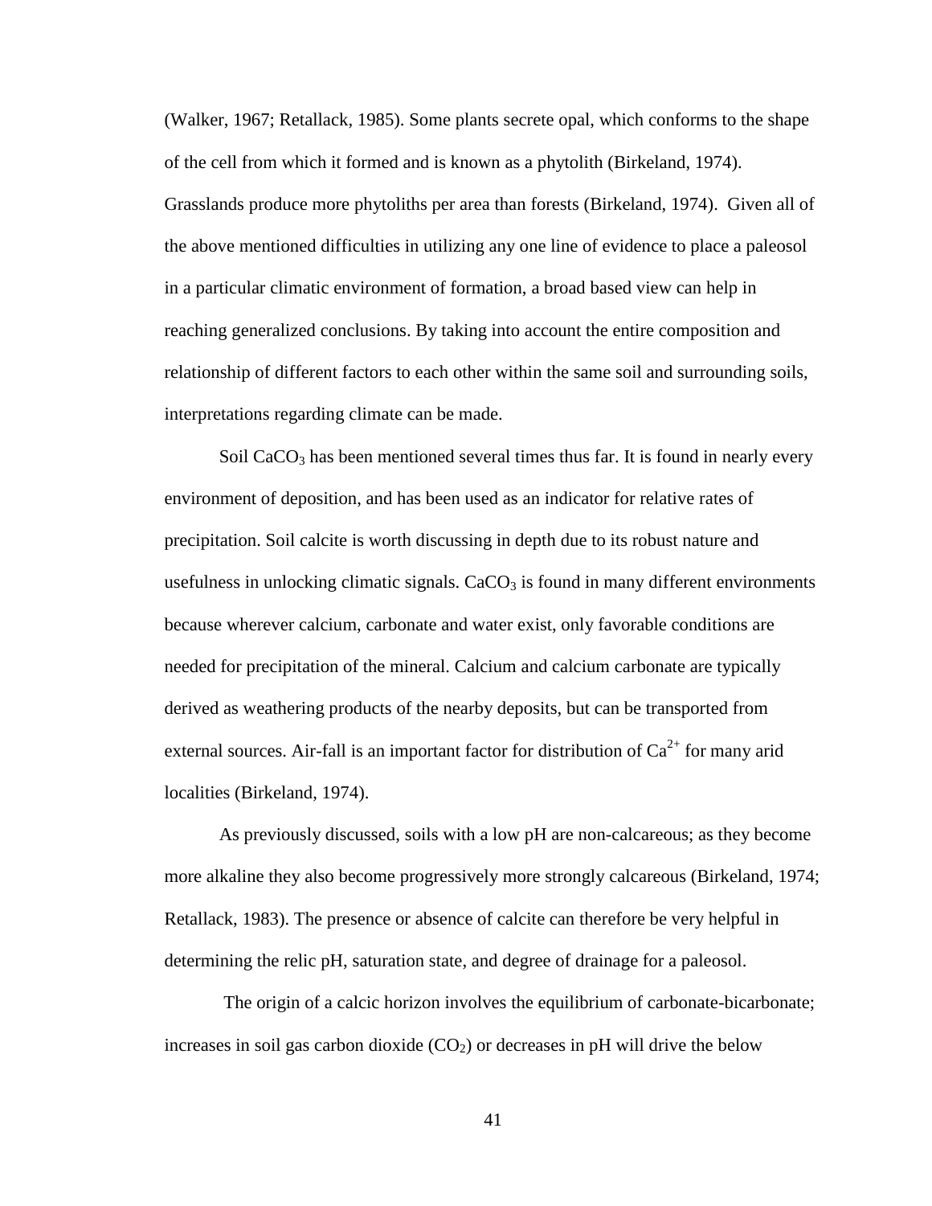(Walker, 1967; Retallack, 1985). Some plants secrete opal, which conforms to the shape of the cell from which it formed and is known as a phytolith (Birkeland, 1974). Grasslands produce more phytoliths per area than forests (Birkeland, 1974). Given all of the above mentioned difficulties in utilizing any one line of evidence to place a paleosol in a particular climatic environment of formation, a broad based view can help in reaching generalized conclusions. By taking into account the entire composition and relationship of different factors to each other within the same soil and surrounding soils, interpretations regarding climate can be made.

Soil $CaCO_3$ has been mentioned several times thus far. It is found in nearly every environment of deposition, and has been used as an indicator for relative rates of precipitation. Soil calcite is worth discussing in depth due to its robust nature and usefulness in unlocking climatic signals. $CaCO_3$ is found in many different environments because wherever calcium, carbonate and water exist, only favorable conditions are needed for precipitation of the mineral. Calcium and calcium carbonate are typically derived as weathering products of the nearby deposits, but can be transported from external sources. Air-fall is an important factor for distribution of $Ca^{2+}$ for many arid localities (Birkeland, 1974).

As previously discussed, soils with a low pH are non-calcareous; as they become more alkaline they also become progressively more strongly calcareous (Birkeland, 1974; Retallack, 1983). The presence or absence of calcite can therefore be very helpful in determining the relic pH, saturation state, and degree of drainage for a paleosol.

The origin of a calcic horizon involves the equilibrium of carbonate-bicarbonate; increases in soil gas carbon dioxide ($CO_2$) or decreases in pH will drive the below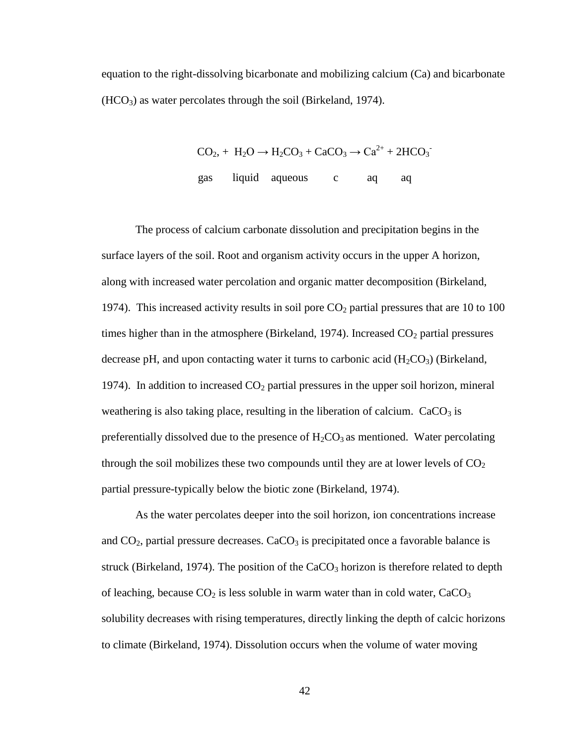equation to the right-dissolving bicarbonate and mobilizing calcium (Ca) and bicarbonate ($HCO_3$) as water percolates through the soil (Birkeland, 1974).

$$
\underset{\text{gas}}{CO_2}, + \underset{\text{liquid}}{H_2O} \rightarrow \underset{\text{aqueous}}{H_2CO_3} + \underset{\text{c}}{CaCO_3} \rightarrow \underset{\text{aq}}{Ca^{2+}} + \underset{\text{aq}}{2HCO_3^-}
$$

The process of calcium carbonate dissolution and precipitation begins in the surface layers of the soil. Root and organism activity occurs in the upper A horizon, along with increased water percolation and organic matter decomposition (Birkeland, 1974). This increased activity results in soil pore $CO_2$ partial pressures that are 10 to 100 times higher than in the atmosphere (Birkeland, 1974). Increased $CO_2$ partial pressures decrease pH, and upon contacting water it turns to carbonic acid ($H_2CO_3$) (Birkeland, 1974). In addition to increased $CO_2$ partial pressures in the upper soil horizon, mineral weathering is also taking place, resulting in the liberation of calcium. $CaCO_3$ is preferentially dissolved due to the presence of $H_2CO_3$ as mentioned. Water percolating through the soil mobilizes these two compounds until they are at lower levels of $CO_2$ partial pressure-typically below the biotic zone (Birkeland, 1974).

As the water percolates deeper into the soil horizon, ion concentrations increase and $CO_2$, partial pressure decreases. $CaCO_3$ is precipitated once a favorable balance is struck (Birkeland, 1974). The position of the $CaCO_3$ horizon is therefore related to depth of leaching, because $CO_2$ is less soluble in warm water than in cold water, $CaCO_3$ solubility decreases with rising temperatures, directly linking the depth of calcic horizons to climate (Birkeland, 1974). Dissolution occurs when the volume of water moving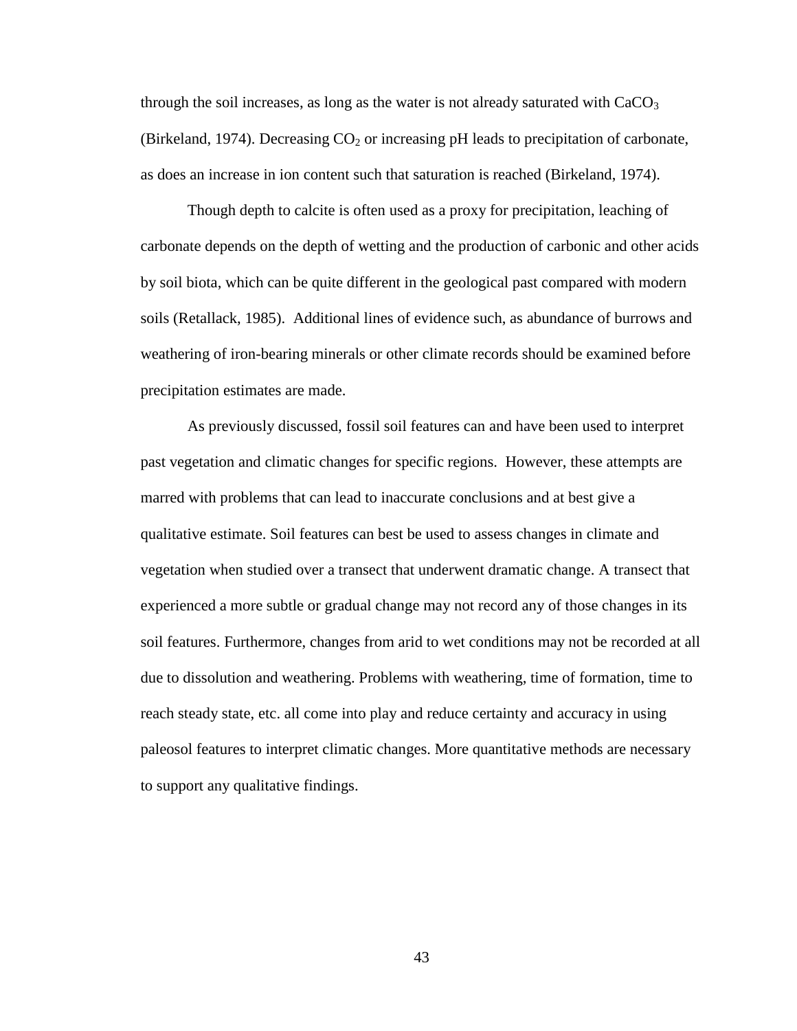through the soil increases, as long as the water is not already saturated with $CaCO_3$ (Birkeland, 1974). Decreasing $CO_2$ or increasing pH leads to precipitation of carbonate, as does an increase in ion content such that saturation is reached (Birkeland, 1974).

Though depth to calcite is often used as a proxy for precipitation, leaching of carbonate depends on the depth of wetting and the production of carbonic and other acids by soil biota, which can be quite different in the geological past compared with modern soils (Retallack, 1985). Additional lines of evidence such, as abundance of burrows and weathering of iron-bearing minerals or other climate records should be examined before precipitation estimates are made.

As previously discussed, fossil soil features can and have been used to interpret past vegetation and climatic changes for specific regions. However, these attempts are marred with problems that can lead to inaccurate conclusions and at best give a qualitative estimate. Soil features can best be used to assess changes in climate and vegetation when studied over a transect that underwent dramatic change. A transect that experienced a more subtle or gradual change may not record any of those changes in its soil features. Furthermore, changes from arid to wet conditions may not be recorded at all due to dissolution and weathering. Problems with weathering, time of formation, time to reach steady state, etc. all come into play and reduce certainty and accuracy in using paleosol features to interpret climatic changes. More quantitative methods are necessary to support any qualitative findings.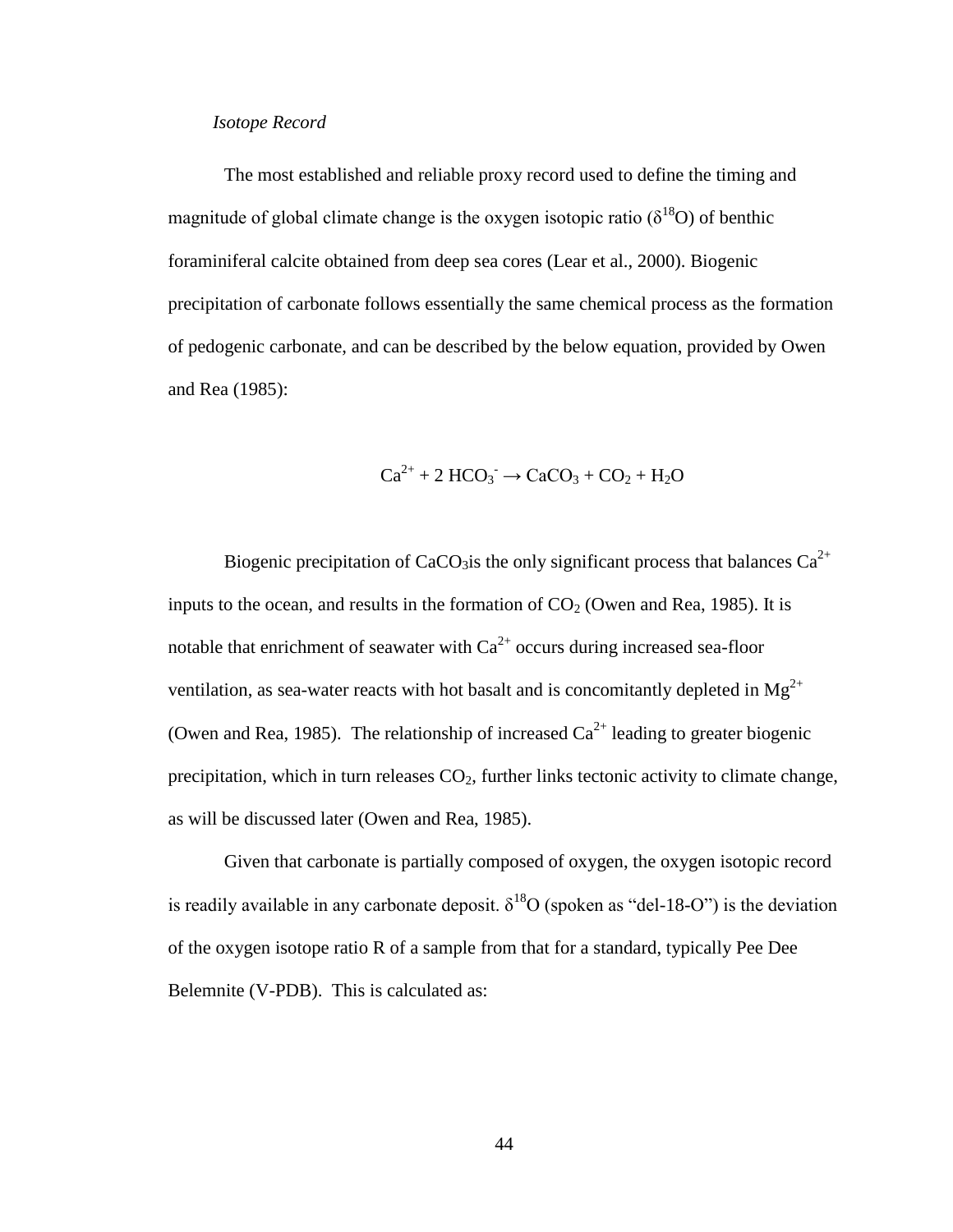*Isotope Record*

The most established and reliable proxy record used to define the timing and magnitude of global climate change is the oxygen isotopic ratio ($\delta^{18}O$) of benthic foraminiferal calcite obtained from deep sea cores (Lear et al., 2000). Biogenic precipitation of carbonate follows essentially the same chemical process as the formation of pedogenic carbonate, and can be described by the below equation, provided by Owen and Rea (1985):

$$Ca^{2+} + 2\ HCO_3^- \rightarrow CaCO_3 + CO_2 + H_2O$$

Biogenic precipitation of $CaCO_3$is the only significant process that balances $Ca^{2+}$ inputs to the ocean, and results in the formation of $CO_2$ (Owen and Rea, 1985). It is notable that enrichment of seawater with $Ca^{2+}$ occurs during increased sea-floor ventilation, as sea-water reacts with hot basalt and is concomitantly depleted in $Mg^{2+}$ (Owen and Rea, 1985). The relationship of increased $Ca^{2+}$ leading to greater biogenic precipitation, which in turn releases $CO_2$, further links tectonic activity to climate change, as will be discussed later (Owen and Rea, 1985).

Given that carbonate is partially composed of oxygen, the oxygen isotopic record is readily available in any carbonate deposit. $\delta^{18}O$ (spoken as "del-18-O") is the deviation of the oxygen isotope ratio R of a sample from that for a standard, typically Pee Dee Belemnite (V-PDB). This is calculated as: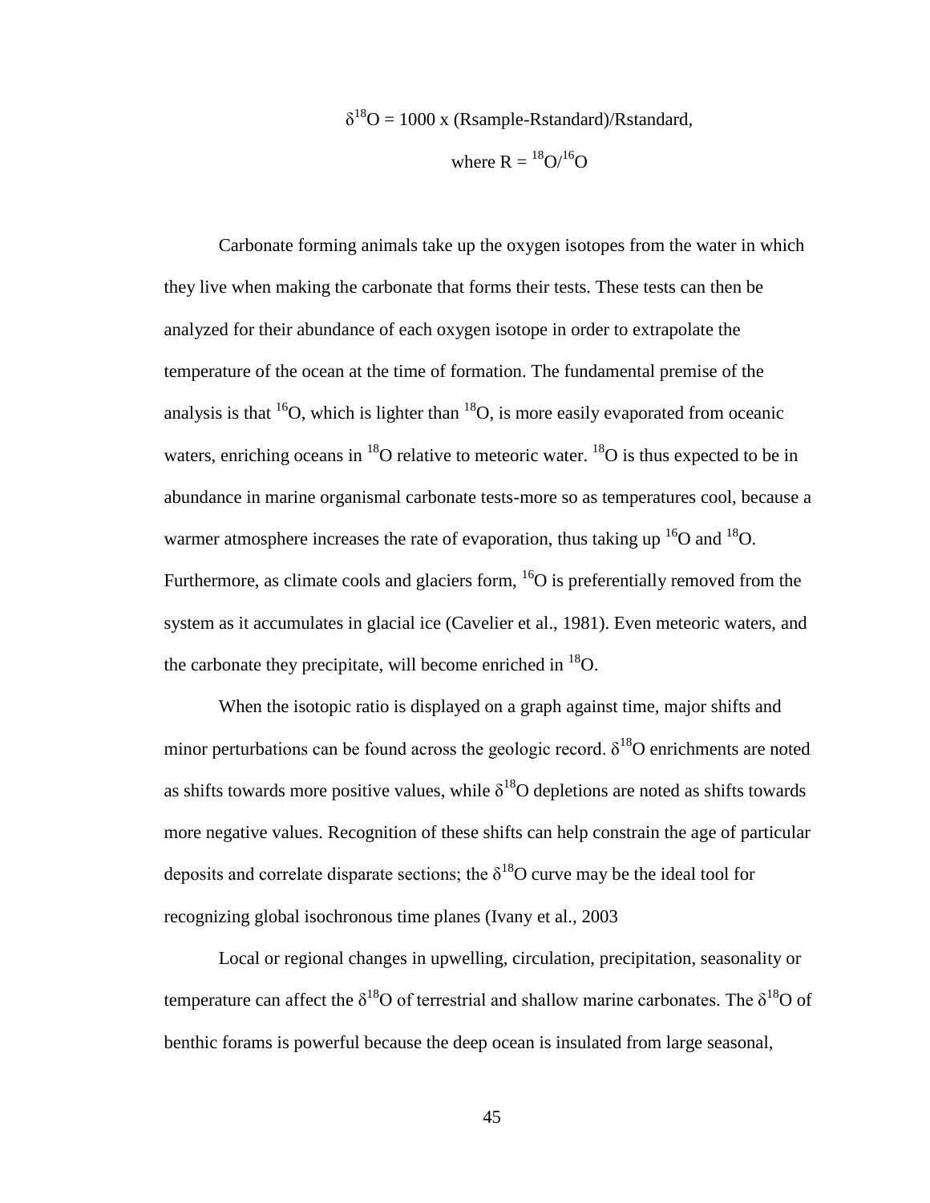$$\delta^{18}O = 1000 \times (R_{sample} - R_{standard})/R_{standard},$$

$$\text{where } R = {}^{18}O/{}^{16}O$$

Carbonate forming animals take up the oxygen isotopes from the water in which they live when making the carbonate that forms their tests. These tests can then be analyzed for their abundance of each oxygen isotope in order to extrapolate the temperature of the ocean at the time of formation. The fundamental premise of the analysis is that $^{16}O$, which is lighter than $^{18}O$, is more easily evaporated from oceanic waters, enriching oceans in $^{18}O$ relative to meteoric water. $^{18}O$ is thus expected to be in abundance in marine organismal carbonate tests-more so as temperatures cool, because a warmer atmosphere increases the rate of evaporation, thus taking up $^{16}O$ and $^{18}O$. Furthermore, as climate cools and glaciers form, $^{16}O$ is preferentially removed from the system as it accumulates in glacial ice (Cavelier et al., 1981). Even meteoric waters, and the carbonate they precipitate, will become enriched in $^{18}O$.

When the isotopic ratio is displayed on a graph against time, major shifts and minor perturbations can be found across the geologic record. $\delta^{18}O$ enrichments are noted as shifts towards more positive values, while $\delta^{18}O$ depletions are noted as shifts towards more negative values. Recognition of these shifts can help constrain the age of particular deposits and correlate disparate sections; the $\delta^{18}O$ curve may be the ideal tool for recognizing global isochronous time planes (Ivany et al., 2003

Local or regional changes in upwelling, circulation, precipitation, seasonality or temperature can affect the $\delta^{18}O$ of terrestrial and shallow marine carbonates. The $\delta^{18}O$ of benthic forams is powerful because the deep ocean is insulated from large seasonal,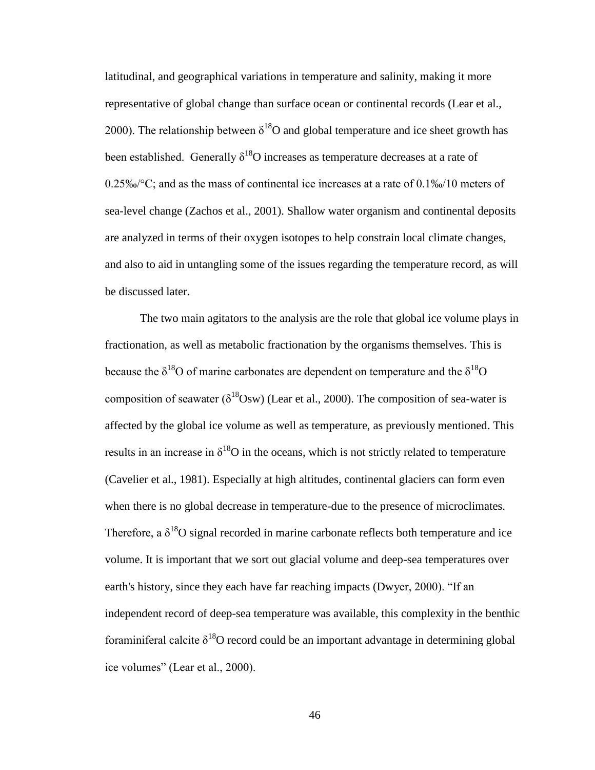latitudinal, and geographical variations in temperature and salinity, making it more representative of global change than surface ocean or continental records (Lear et al., 2000). The relationship between $\delta^{18}O$ and global temperature and ice sheet growth has been established. Generally $\delta^{18}O$ increases as temperature decreases at a rate of 0.25‰/°C; and as the mass of continental ice increases at a rate of 0.1‰/10 meters of sea-level change (Zachos et al., 2001). Shallow water organism and continental deposits are analyzed in terms of their oxygen isotopes to help constrain local climate changes, and also to aid in untangling some of the issues regarding the temperature record, as will be discussed later.

The two main agitators to the analysis are the role that global ice volume plays in fractionation, as well as metabolic fractionation by the organisms themselves. This is because the $\delta^{18}O$ of marine carbonates are dependent on temperature and the $\delta^{18}O$ composition of seawater ($\delta^{18}O_{sw}$) (Lear et al., 2000). The composition of sea-water is affected by the global ice volume as well as temperature, as previously mentioned. This results in an increase in $\delta^{18}O$ in the oceans, which is not strictly related to temperature (Cavelier et al., 1981). Especially at high altitudes, continental glaciers can form even when there is no global decrease in temperature-due to the presence of microclimates. Therefore, a $\delta^{18}O$ signal recorded in marine carbonate reflects both temperature and ice volume. It is important that we sort out glacial volume and deep-sea temperatures over earth's history, since they each have far reaching impacts (Dwyer, 2000). "If an independent record of deep-sea temperature was available, this complexity in the benthic foraminiferal calcite $\delta^{18}O$ record could be an important advantage in determining global ice volumes" (Lear et al., 2000).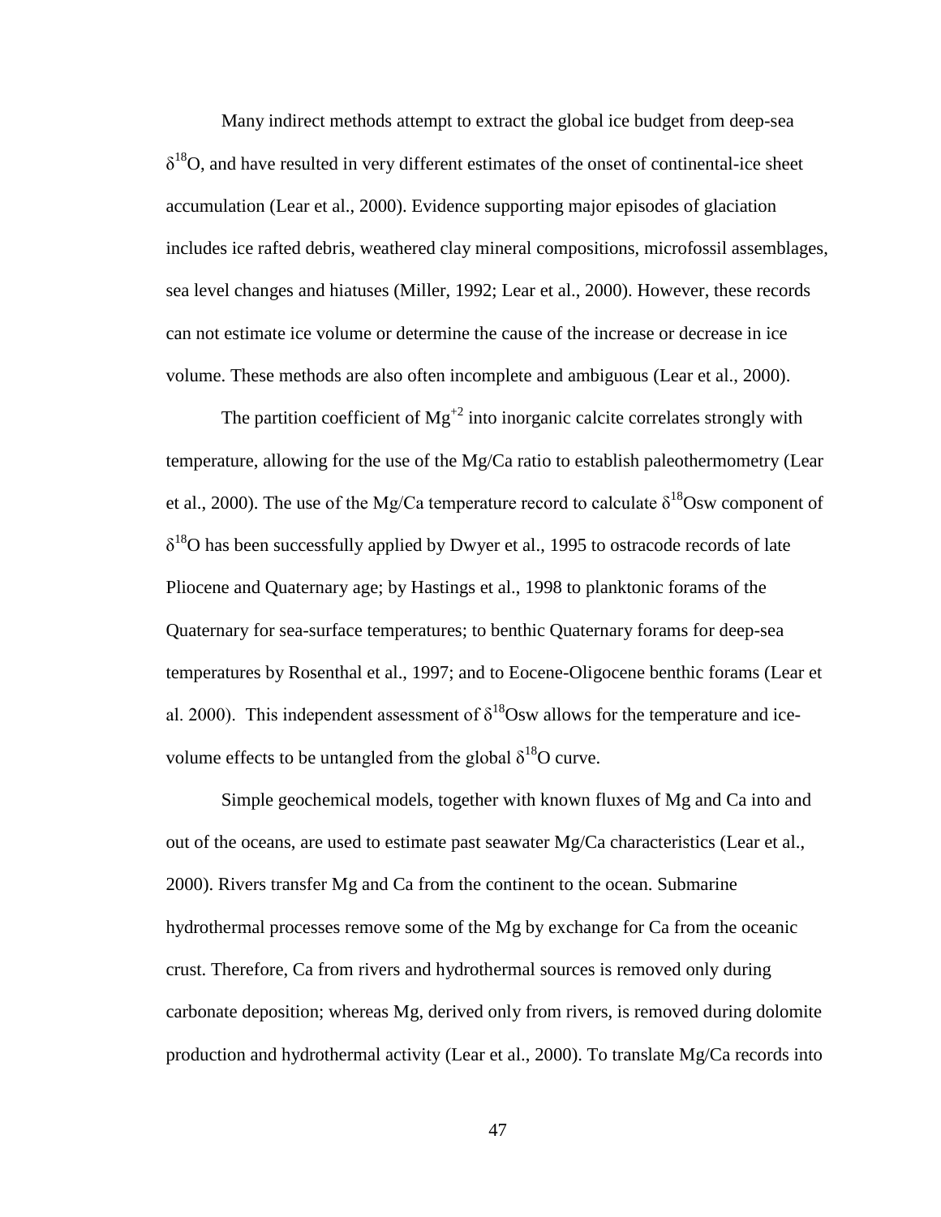Many indirect methods attempt to extract the global ice budget from deep-sea $\delta^{18}O$, and have resulted in very different estimates of the onset of continental-ice sheet accumulation (Lear et al., 2000). Evidence supporting major episodes of glaciation includes ice rafted debris, weathered clay mineral compositions, microfossil assemblages, sea level changes and hiatuses (Miller, 1992; Lear et al., 2000). However, these records can not estimate ice volume or determine the cause of the increase or decrease in ice volume. These methods are also often incomplete and ambiguous (Lear et al., 2000).

The partition coefficient of $Mg^{+2}$ into inorganic calcite correlates strongly with temperature, allowing for the use of the Mg/Ca ratio to establish paleothermometry (Lear et al., 2000). The use of the Mg/Ca temperature record to calculate $\delta^{18}O_{sw}$ component of $\delta^{18}O$ has been successfully applied by Dwyer et al., 1995 to ostracode records of late Pliocene and Quaternary age; by Hastings et al., 1998 to planktonic forams of the Quaternary for sea-surface temperatures; to benthic Quaternary forams for deep-sea temperatures by Rosenthal et al., 1997; and to Eocene-Oligocene benthic forams (Lear et al. 2000). This independent assessment of $\delta^{18}O_{sw}$ allows for the temperature and ice-volume effects to be untangled from the global $\delta^{18}O$ curve.

Simple geochemical models, together with known fluxes of Mg and Ca into and out of the oceans, are used to estimate past seawater Mg/Ca characteristics (Lear et al., 2000). Rivers transfer Mg and Ca from the continent to the ocean. Submarine hydrothermal processes remove some of the Mg by exchange for Ca from the oceanic crust. Therefore, Ca from rivers and hydrothermal sources is removed only during carbonate deposition; whereas Mg, derived only from rivers, is removed during dolomite production and hydrothermal activity (Lear et al., 2000). To translate Mg/Ca records into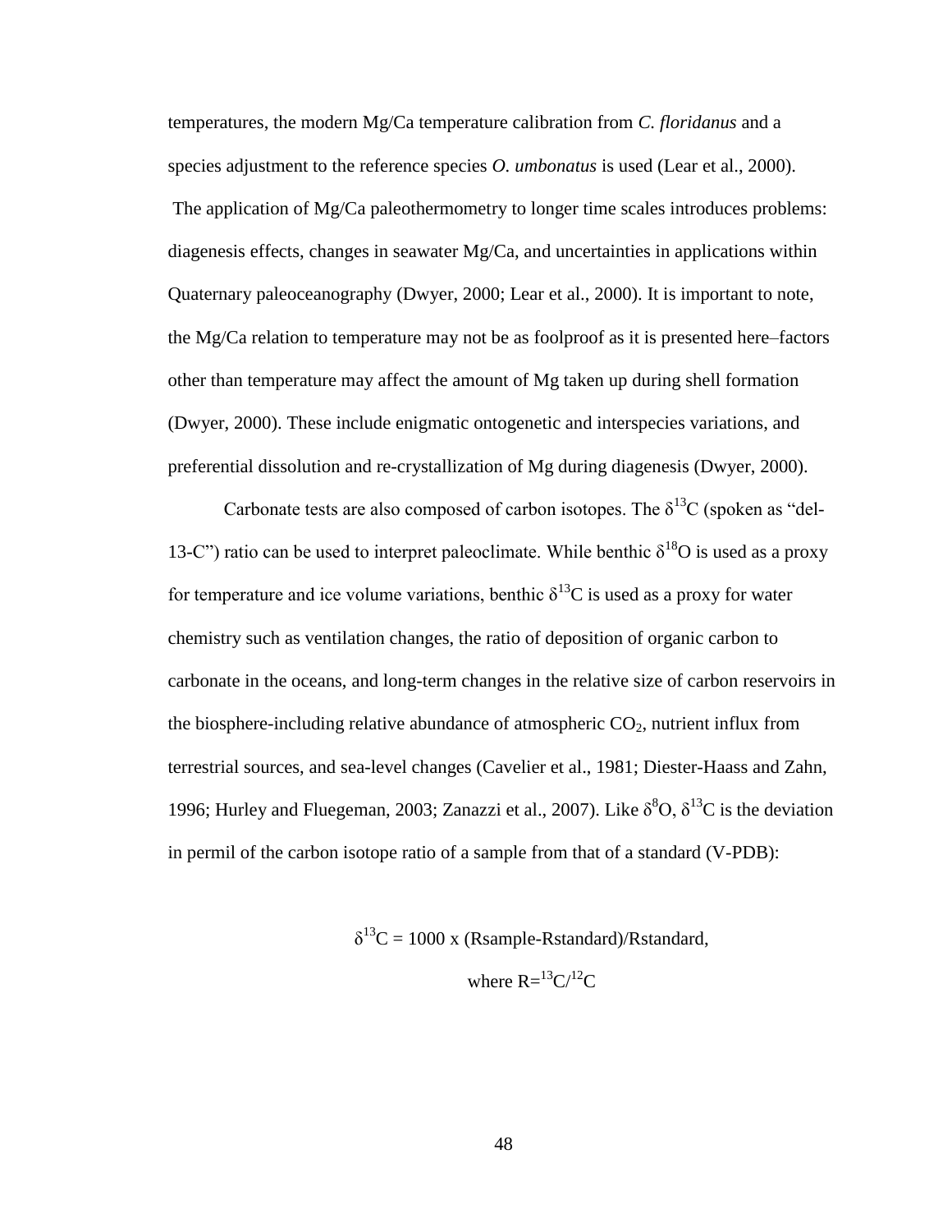temperatures, the modern Mg/Ca temperature calibration from *C. floridanus* and a species adjustment to the reference species *O. umbonatus* is used (Lear et al., 2000). The application of Mg/Ca paleothermometry to longer time scales introduces problems: diagenesis effects, changes in seawater Mg/Ca, and uncertainties in applications within Quaternary paleoceanography (Dwyer, 2000; Lear et al., 2000). It is important to note, the Mg/Ca relation to temperature may not be as foolproof as it is presented here–factors other than temperature may affect the amount of Mg taken up during shell formation (Dwyer, 2000). These include enigmatic ontogenetic and interspecies variations, and preferential dissolution and re-crystallization of Mg during diagenesis (Dwyer, 2000).

Carbonate tests are also composed of carbon isotopes. The $\delta^{13}C$ (spoken as "del-13-C") ratio can be used to interpret paleoclimate. While benthic $\delta^{18}O$ is used as a proxy for temperature and ice volume variations, benthic $\delta^{13}C$ is used as a proxy for water chemistry such as ventilation changes, the ratio of deposition of organic carbon to carbonate in the oceans, and long-term changes in the relative size of carbon reservoirs in the biosphere-including relative abundance of atmospheric $CO_2$, nutrient influx from terrestrial sources, and sea-level changes (Cavelier et al., 1981; Diester-Haass and Zahn, 1996; Hurley and Fluegeman, 2003; Zanazzi et al., 2007). Like $\delta^{8}O$, $\delta^{13}C$ is the deviation in permil of the carbon isotope ratio of a sample from that of a standard (V-PDB):

$$\delta^{13}C = 1000 \times (R_{sample} - R_{standard})/R_{standard},$$

$$\text{where } R = {}^{13}C/{}^{12}C$$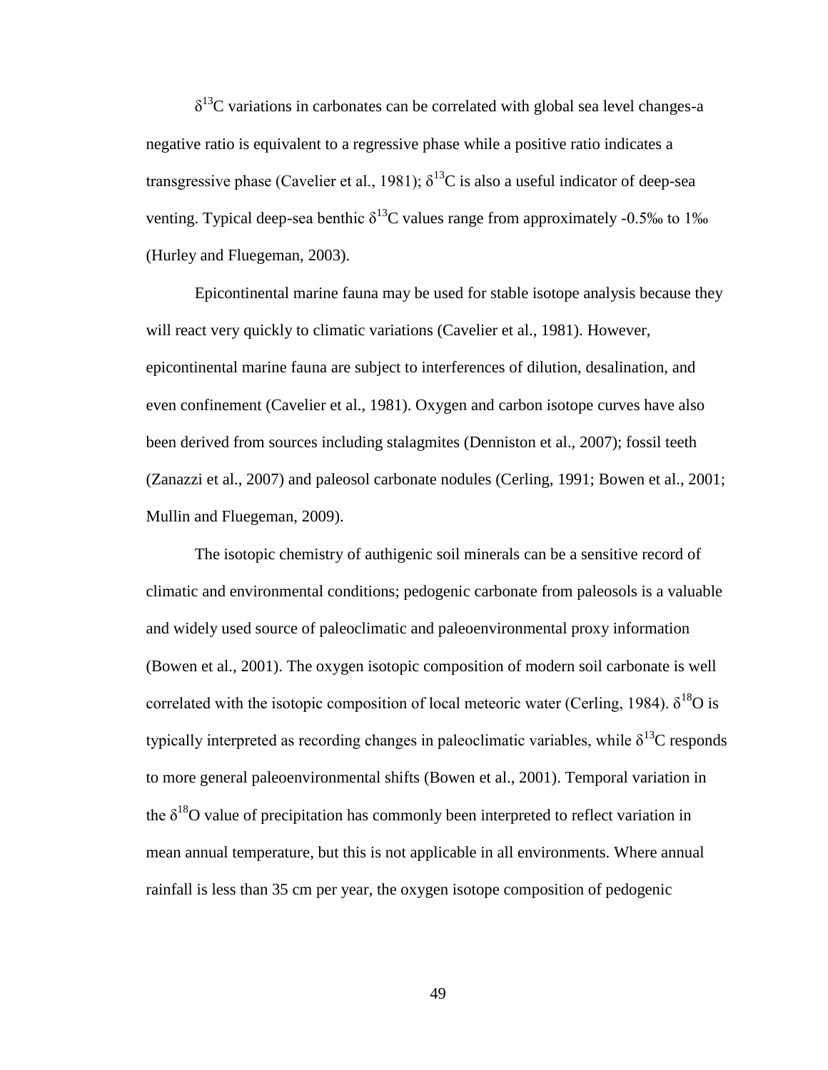$\delta^{13}C$ variations in carbonates can be correlated with global sea level changes-a negative ratio is equivalent to a regressive phase while a positive ratio indicates a transgressive phase (Cavelier et al., 1981); $\delta^{13}C$ is also a useful indicator of deep-sea venting. Typical deep-sea benthic $\delta^{13}C$ values range from approximately -0.5‰ to 1‰ (Hurley and Fluegeman, 2003).

Epicontinental marine fauna may be used for stable isotope analysis because they will react very quickly to climatic variations (Cavelier et al., 1981). However, epicontinental marine fauna are subject to interferences of dilution, desalination, and even confinement (Cavelier et al., 1981). Oxygen and carbon isotope curves have also been derived from sources including stalagmites (Denniston et al., 2007); fossil teeth (Zanazzi et al., 2007) and paleosol carbonate nodules (Cerling, 1991; Bowen et al., 2001; Mullin and Fluegeman, 2009).

The isotopic chemistry of authigenic soil minerals can be a sensitive record of climatic and environmental conditions; pedogenic carbonate from paleosols is a valuable and widely used source of paleoclimatic and paleoenvironmental proxy information (Bowen et al., 2001). The oxygen isotopic composition of modern soil carbonate is well correlated with the isotopic composition of local meteoric water (Cerling, 1984). $\delta^{18}O$ is typically interpreted as recording changes in paleoclimatic variables, while $\delta^{13}C$ responds to more general paleoenvironmental shifts (Bowen et al., 2001). Temporal variation in the $\delta^{18}O$ value of precipitation has commonly been interpreted to reflect variation in mean annual temperature, but this is not applicable in all environments. Where annual rainfall is less than 35 cm per year, the oxygen isotope composition of pedogenic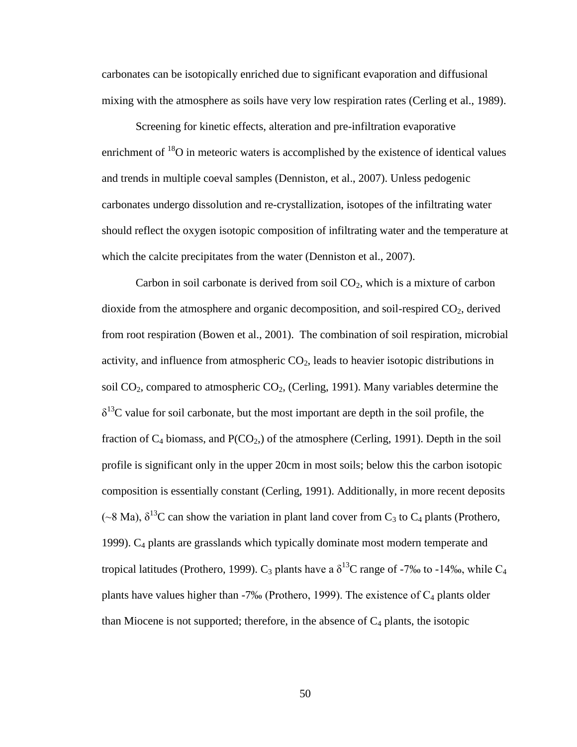carbonates can be isotopically enriched due to significant evaporation and diffusional mixing with the atmosphere as soils have very low respiration rates (Cerling et al., 1989).

Screening for kinetic effects, alteration and pre-infiltration evaporative enrichment of $^{18}O$ in meteoric waters is accomplished by the existence of identical values and trends in multiple coeval samples (Denniston, et al., 2007). Unless pedogenic carbonates undergo dissolution and re-crystallization, isotopes of the infiltrating water should reflect the oxygen isotopic composition of infiltrating water and the temperature at which the calcite precipitates from the water (Denniston et al., 2007).

Carbon in soil carbonate is derived from soil $CO_2$, which is a mixture of carbon dioxide from the atmosphere and organic decomposition, and soil-respired $CO_2$, derived from root respiration (Bowen et al., 2001). The combination of soil respiration, microbial activity, and influence from atmospheric $CO_2$, leads to heavier isotopic distributions in soil $CO_2$, compared to atmospheric $CO_2$, (Cerling, 1991). Many variables determine the $\delta^{13}C$ value for soil carbonate, but the most important are depth in the soil profile, the fraction of $C_4$ biomass, and $P(CO_2,)$ of the atmosphere (Cerling, 1991). Depth in the soil profile is significant only in the upper 20cm in most soils; below this the carbon isotopic composition is essentially constant (Cerling, 1991). Additionally, in more recent deposits (~8 Ma), $\delta^{13}C$ can show the variation in plant land cover from $C_3$ to $C_4$ plants (Prothero, 1999). $C_4$ plants are grasslands which typically dominate most modern temperate and tropical latitudes (Prothero, 1999). $C_3$ plants have a $\delta^{13}C$ range of -7‰ to -14‰, while $C_4$ plants have values higher than -7‰ (Prothero, 1999). The existence of $C_4$ plants older than Miocene is not supported; therefore, in the absence of $C_4$ plants, the isotopic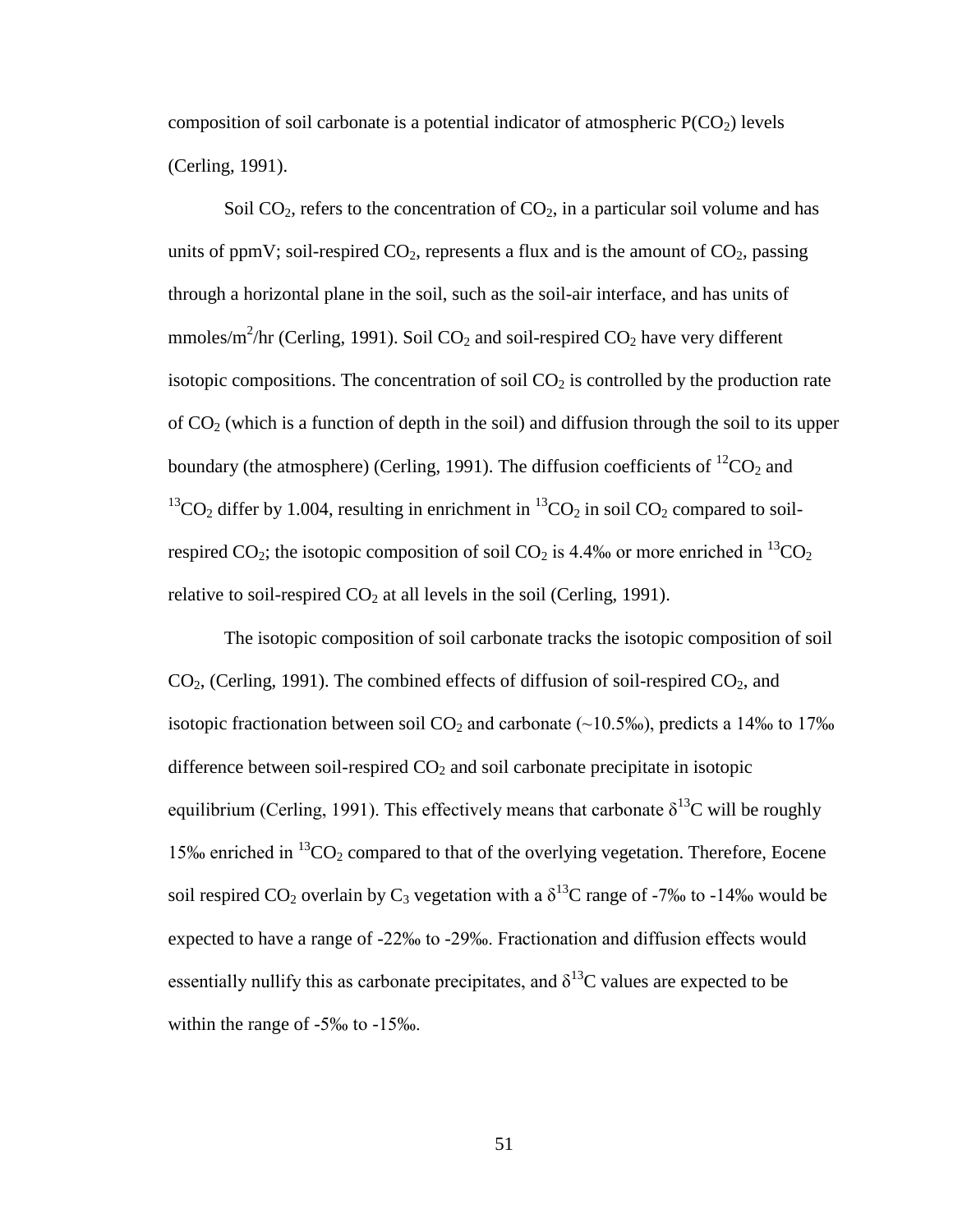composition of soil carbonate is a potential indicator of atmospheric $P(CO_2)$ levels (Cerling, 1991).

Soil $CO_2$, refers to the concentration of $CO_2$, in a particular soil volume and has units of ppmV; soil-respired $CO_2$, represents a flux and is the amount of $CO_2$, passing through a horizontal plane in the soil, such as the soil-air interface, and has units of mmoles/m$^2$/hr (Cerling, 1991). Soil $CO_2$ and soil-respired $CO_2$ have very different isotopic compositions. The concentration of soil $CO_2$ is controlled by the production rate of $CO_2$ (which is a function of depth in the soil) and diffusion through the soil to its upper boundary (the atmosphere) (Cerling, 1991). The diffusion coefficients of $^{12}CO_2$ and $^{13}CO_2$ differ by 1.004, resulting in enrichment in $^{13}CO_2$ in soil $CO_2$ compared to soil-respired $CO_2$; the isotopic composition of soil $CO_2$ is 4.4‰ or more enriched in $^{13}CO_2$ relative to soil-respired $CO_2$ at all levels in the soil (Cerling, 1991).

The isotopic composition of soil carbonate tracks the isotopic composition of soil $CO_2$, (Cerling, 1991). The combined effects of diffusion of soil-respired $CO_2$, and isotopic fractionation between soil $CO_2$ and carbonate (~10.5‰), predicts a 14‰ to 17‰ difference between soil-respired $CO_2$ and soil carbonate precipitate in isotopic equilibrium (Cerling, 1991). This effectively means that carbonate $\delta^{13}C$ will be roughly 15‰ enriched in $^{13}CO_2$ compared to that of the overlying vegetation. Therefore, Eocene soil respired $CO_2$ overlain by $C_3$ vegetation with a $\delta^{13}C$ range of -7‰ to -14‰ would be expected to have a range of -22‰ to -29‰. Fractionation and diffusion effects would essentially nullify this as carbonate precipitates, and $\delta^{13}C$ values are expected to be within the range of -5‰ to -15‰.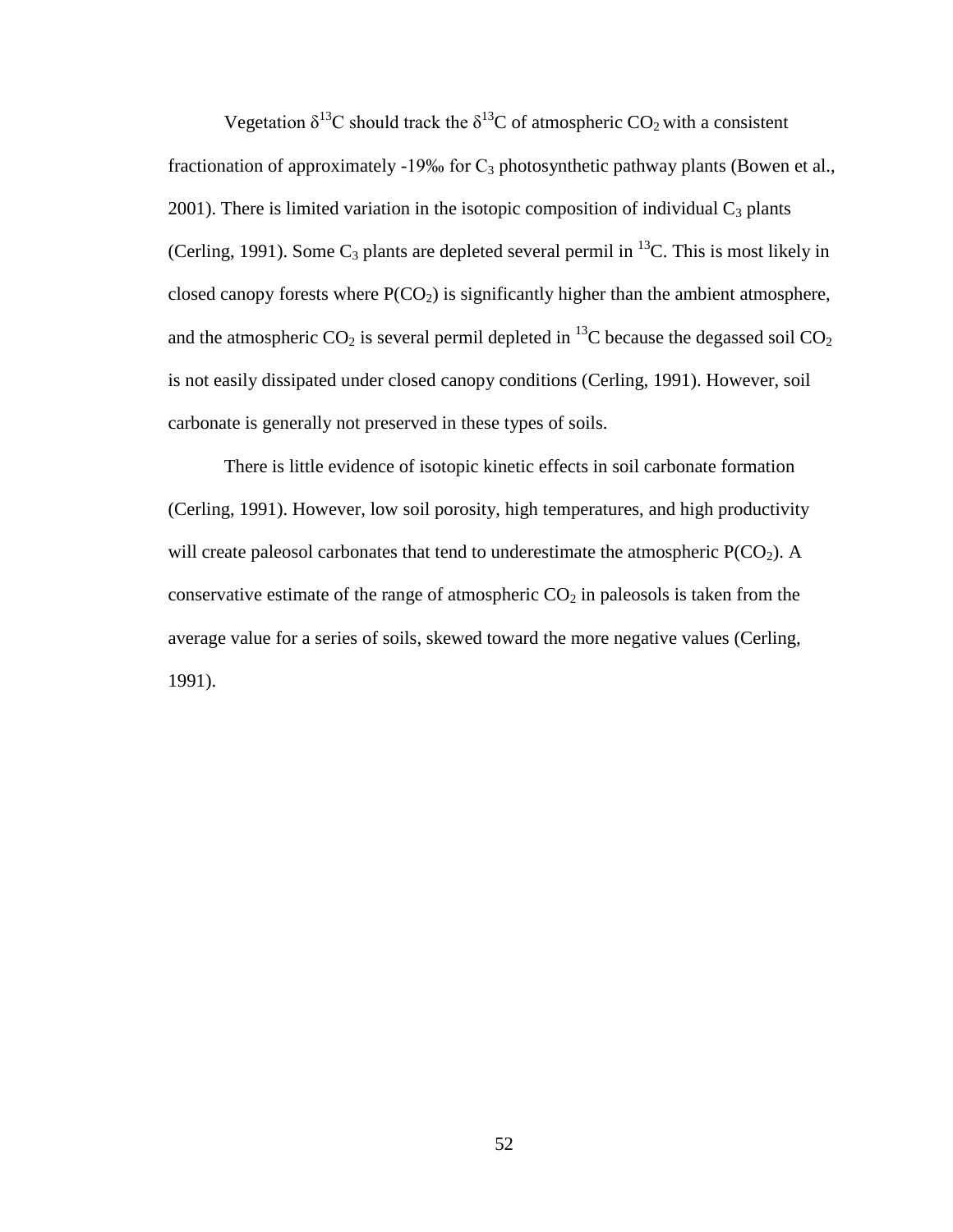Vegetation $\delta^{13}C$ should track the $\delta^{13}C$ of atmospheric $CO_2$ with a consistent fractionation of approximately -19‰ for $C_3$ photosynthetic pathway plants (Bowen et al., 2001). There is limited variation in the isotopic composition of individual $C_3$ plants (Cerling, 1991). Some $C_3$ plants are depleted several permil in $^{13}C$. This is most likely in closed canopy forests where $P(CO_2)$ is significantly higher than the ambient atmosphere, and the atmospheric $CO_2$ is several permil depleted in $^{13}C$ because the degassed soil $CO_2$ is not easily dissipated under closed canopy conditions (Cerling, 1991). However, soil carbonate is generally not preserved in these types of soils.

There is little evidence of isotopic kinetic effects in soil carbonate formation (Cerling, 1991). However, low soil porosity, high temperatures, and high productivity will create paleosol carbonates that tend to underestimate the atmospheric $P(CO_2)$. A conservative estimate of the range of atmospheric $CO_2$ in paleosols is taken from the average value for a series of soils, skewed toward the more negative values (Cerling, 1991).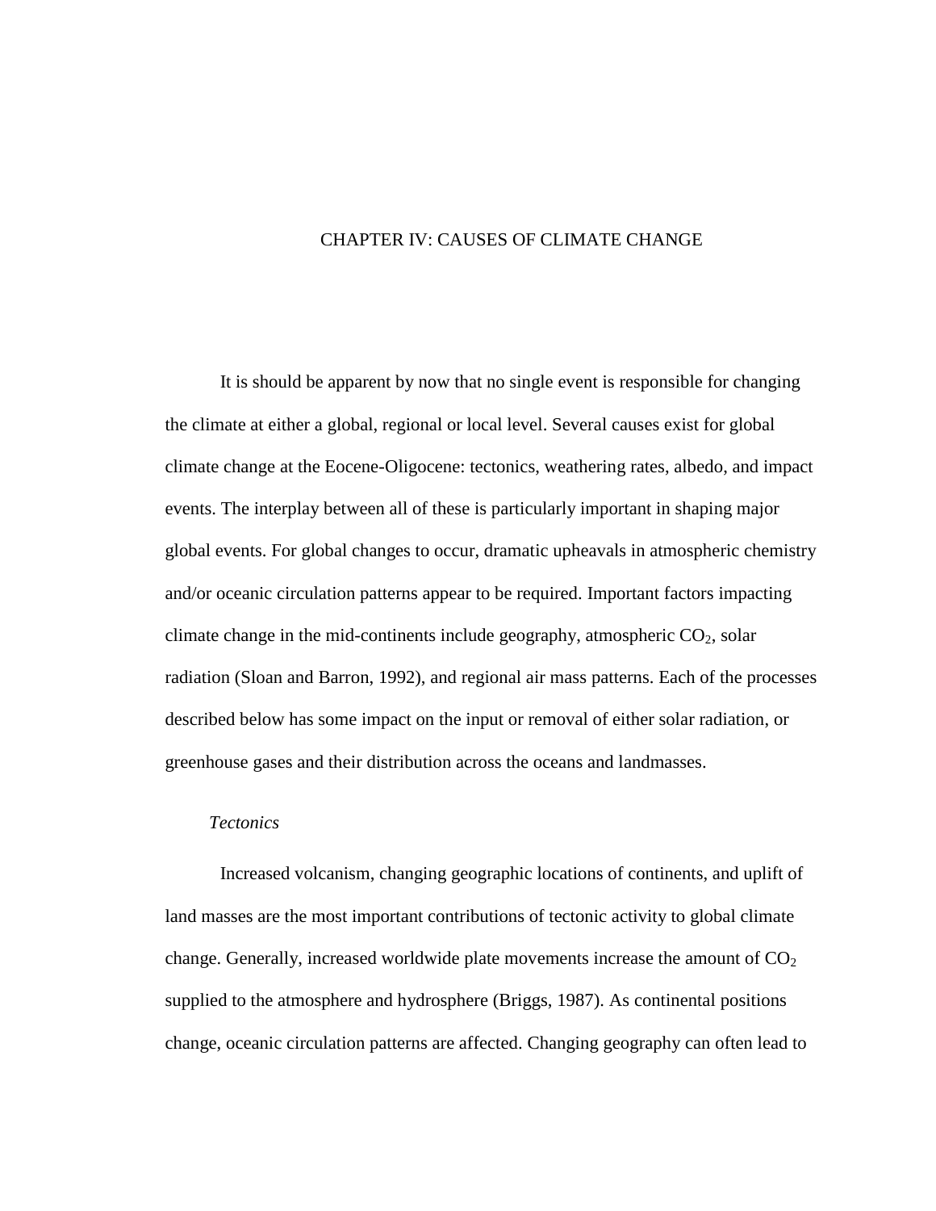# CHAPTER IV: CAUSES OF CLIMATE CHANGE

It is should be apparent by now that no single event is responsible for changing the climate at either a global, regional or local level. Several causes exist for global climate change at the Eocene-Oligocene: tectonics, weathering rates, albedo, and impact events. The interplay between all of these is particularly important in shaping major global events. For global changes to occur, dramatic upheavals in atmospheric chemistry and/or oceanic circulation patterns appear to be required. Important factors impacting climate change in the mid-continents include geography, atmospheric $CO_2$, solar radiation (Sloan and Barron, 1992), and regional air mass patterns. Each of the processes described below has some impact on the input or removal of either solar radiation, or greenhouse gases and their distribution across the oceans and landmasses.

## *Tectonics*

Increased volcanism, changing geographic locations of continents, and uplift of land masses are the most important contributions of tectonic activity to global climate change. Generally, increased worldwide plate movements increase the amount of $CO_2$ supplied to the atmosphere and hydrosphere (Briggs, 1987). As continental positions change, oceanic circulation patterns are affected. Changing geography can often lead to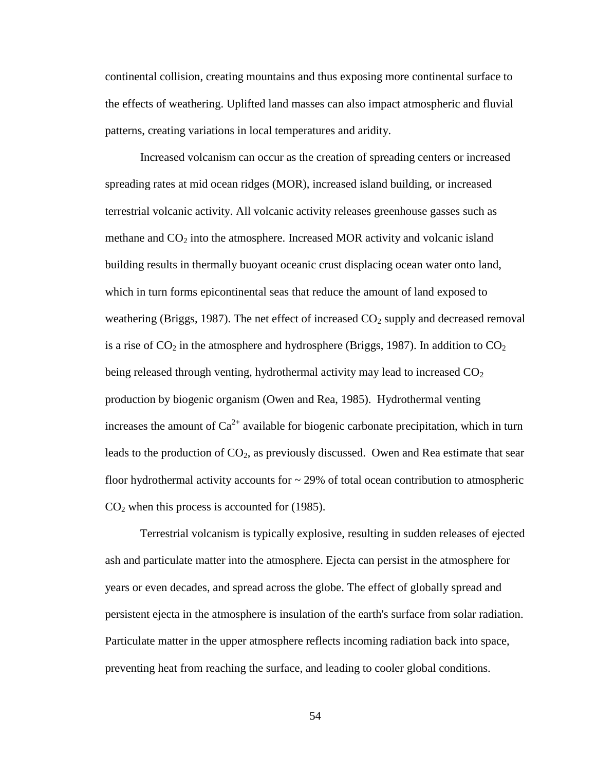continental collision, creating mountains and thus exposing more continental surface to the effects of weathering. Uplifted land masses can also impact atmospheric and fluvial patterns, creating variations in local temperatures and aridity.

Increased volcanism can occur as the creation of spreading centers or increased spreading rates at mid ocean ridges (MOR), increased island building, or increased terrestrial volcanic activity. All volcanic activity releases greenhouse gasses such as methane and $CO_2$ into the atmosphere. Increased MOR activity and volcanic island building results in thermally buoyant oceanic crust displacing ocean water onto land, which in turn forms epicontinental seas that reduce the amount of land exposed to weathering (Briggs, 1987). The net effect of increased $CO_2$ supply and decreased removal is a rise of $CO_2$ in the atmosphere and hydrosphere (Briggs, 1987). In addition to $CO_2$ being released through venting, hydrothermal activity may lead to increased $CO_2$ production by biogenic organism (Owen and Rea, 1985). Hydrothermal venting increases the amount of $Ca^{2+}$ available for biogenic carbonate precipitation, which in turn leads to the production of $CO_2$, as previously discussed. Owen and Rea estimate that sear floor hydrothermal activity accounts for ~ 29% of total ocean contribution to atmospheric $CO_2$ when this process is accounted for (1985).

Terrestrial volcanism is typically explosive, resulting in sudden releases of ejected ash and particulate matter into the atmosphere. Ejecta can persist in the atmosphere for years or even decades, and spread across the globe. The effect of globally spread and persistent ejecta in the atmosphere is insulation of the earth's surface from solar radiation. Particulate matter in the upper atmosphere reflects incoming radiation back into space, preventing heat from reaching the surface, and leading to cooler global conditions.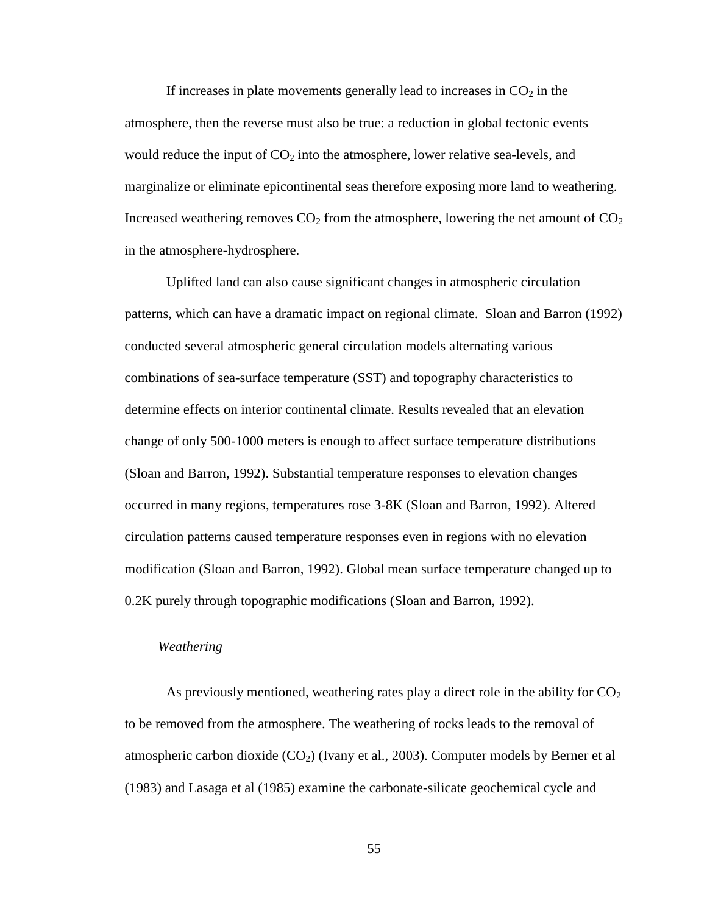If increases in plate movements generally lead to increases in $CO_2$ in the atmosphere, then the reverse must also be true: a reduction in global tectonic events would reduce the input of $CO_2$ into the atmosphere, lower relative sea-levels, and marginalize or eliminate epicontinental seas therefore exposing more land to weathering. Increased weathering removes $CO_2$ from the atmosphere, lowering the net amount of $CO_2$ in the atmosphere-hydrosphere.

Uplifted land can also cause significant changes in atmospheric circulation patterns, which can have a dramatic impact on regional climate. Sloan and Barron (1992) conducted several atmospheric general circulation models alternating various combinations of sea-surface temperature (SST) and topography characteristics to determine effects on interior continental climate. Results revealed that an elevation change of only 500-1000 meters is enough to affect surface temperature distributions (Sloan and Barron, 1992). Substantial temperature responses to elevation changes occurred in many regions, temperatures rose 3-8K (Sloan and Barron, 1992). Altered circulation patterns caused temperature responses even in regions with no elevation modification (Sloan and Barron, 1992). Global mean surface temperature changed up to 0.2K purely through topographic modifications (Sloan and Barron, 1992).

*Weathering*

As previously mentioned, weathering rates play a direct role in the ability for $CO_2$ to be removed from the atmosphere. The weathering of rocks leads to the removal of atmospheric carbon dioxide ($CO_2$) (Ivany et al., 2003). Computer models by Berner et al (1983) and Lasaga et al (1985) examine the carbonate-silicate geochemical cycle and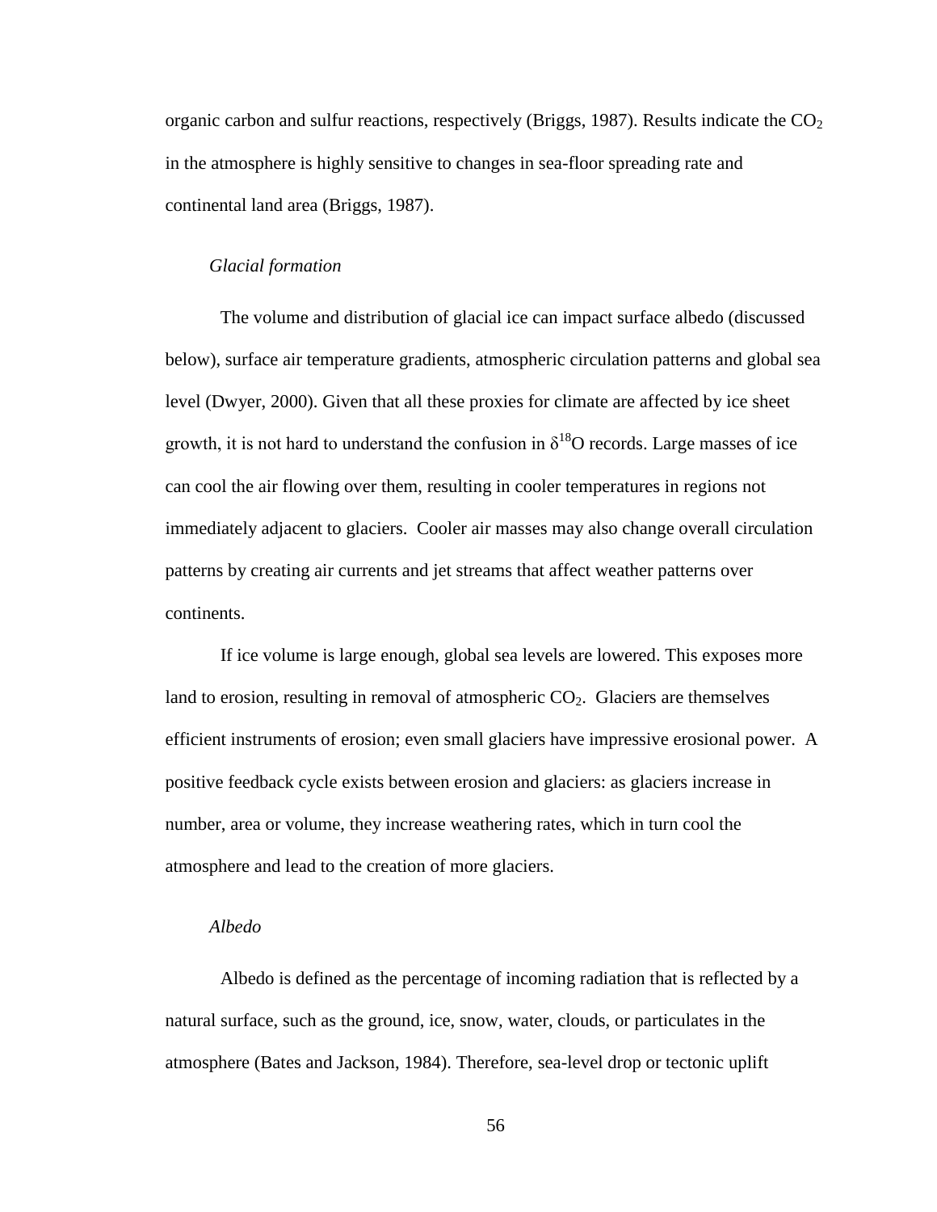organic carbon and sulfur reactions, respectively (Briggs, 1987). Results indicate the $CO_2$ in the atmosphere is highly sensitive to changes in sea-floor spreading rate and continental land area (Briggs, 1987).

### *Glacial formation*

The volume and distribution of glacial ice can impact surface albedo (discussed below), surface air temperature gradients, atmospheric circulation patterns and global sea level (Dwyer, 2000). Given that all these proxies for climate are affected by ice sheet growth, it is not hard to understand the confusion in $\delta^{18}O$ records. Large masses of ice can cool the air flowing over them, resulting in cooler temperatures in regions not immediately adjacent to glaciers. Cooler air masses may also change overall circulation patterns by creating air currents and jet streams that affect weather patterns over continents.

If ice volume is large enough, global sea levels are lowered. This exposes more land to erosion, resulting in removal of atmospheric $CO_2$. Glaciers are themselves efficient instruments of erosion; even small glaciers have impressive erosional power. A positive feedback cycle exists between erosion and glaciers: as glaciers increase in number, area or volume, they increase weathering rates, which in turn cool the atmosphere and lead to the creation of more glaciers.

### *Albedo*

Albedo is defined as the percentage of incoming radiation that is reflected by a natural surface, such as the ground, ice, snow, water, clouds, or particulates in the atmosphere (Bates and Jackson, 1984). Therefore, sea-level drop or tectonic uplift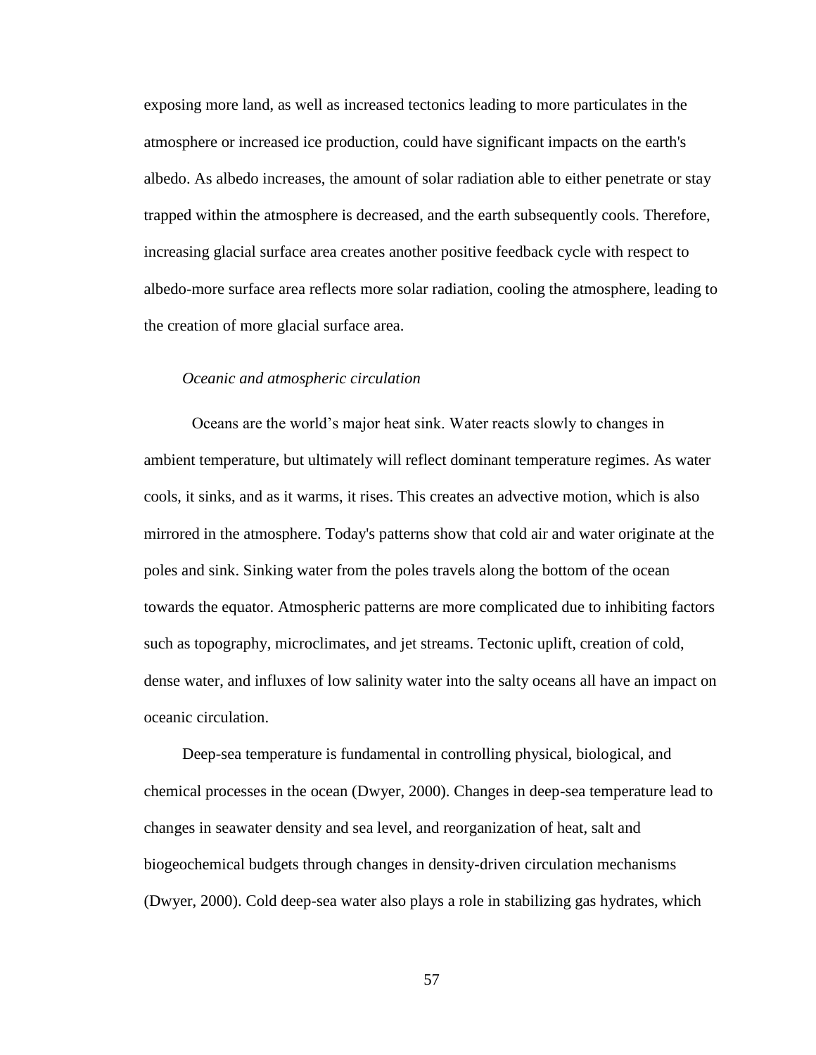exposing more land, as well as increased tectonics leading to more particulates in the atmosphere or increased ice production, could have significant impacts on the earth's albedo. As albedo increases, the amount of solar radiation able to either penetrate or stay trapped within the atmosphere is decreased, and the earth subsequently cools. Therefore, increasing glacial surface area creates another positive feedback cycle with respect to albedo-more surface area reflects more solar radiation, cooling the atmosphere, leading to the creation of more glacial surface area.

*Oceanic and atmospheric circulation*

Oceans are the world's major heat sink. Water reacts slowly to changes in ambient temperature, but ultimately will reflect dominant temperature regimes. As water cools, it sinks, and as it warms, it rises. This creates an advective motion, which is also mirrored in the atmosphere. Today's patterns show that cold air and water originate at the poles and sink. Sinking water from the poles travels along the bottom of the ocean towards the equator. Atmospheric patterns are more complicated due to inhibiting factors such as topography, microclimates, and jet streams. Tectonic uplift, creation of cold, dense water, and influxes of low salinity water into the salty oceans all have an impact on oceanic circulation.

Deep-sea temperature is fundamental in controlling physical, biological, and chemical processes in the ocean (Dwyer, 2000). Changes in deep-sea temperature lead to changes in seawater density and sea level, and reorganization of heat, salt and biogeochemical budgets through changes in density-driven circulation mechanisms (Dwyer, 2000). Cold deep-sea water also plays a role in stabilizing gas hydrates, which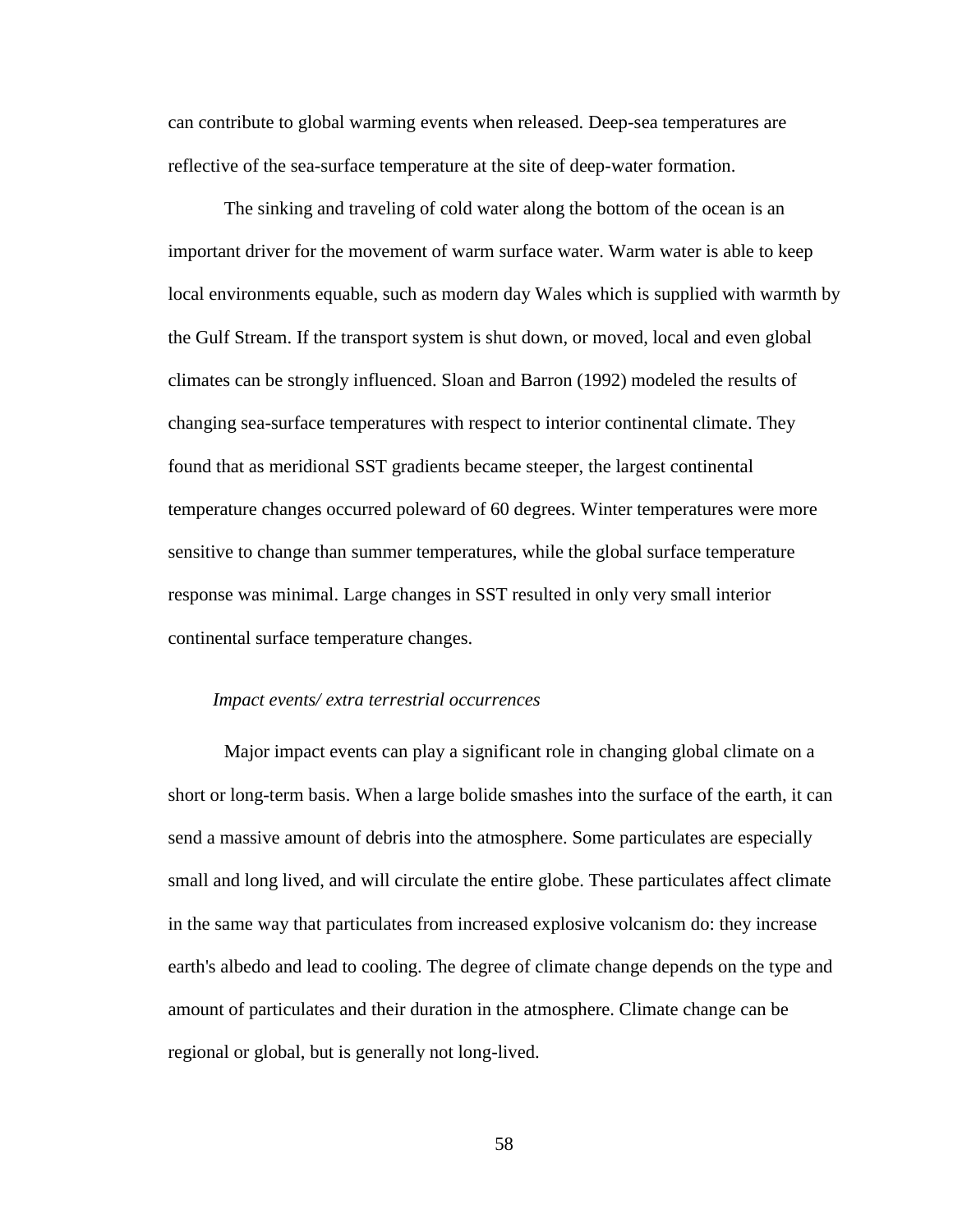can contribute to global warming events when released. Deep-sea temperatures are reflective of the sea-surface temperature at the site of deep-water formation.

The sinking and traveling of cold water along the bottom of the ocean is an important driver for the movement of warm surface water. Warm water is able to keep local environments equable, such as modern day Wales which is supplied with warmth by the Gulf Stream. If the transport system is shut down, or moved, local and even global climates can be strongly influenced. Sloan and Barron (1992) modeled the results of changing sea-surface temperatures with respect to interior continental climate. They found that as meridional SST gradients became steeper, the largest continental temperature changes occurred poleward of 60 degrees. Winter temperatures were more sensitive to change than summer temperatures, while the global surface temperature response was minimal. Large changes in SST resulted in only very small interior continental surface temperature changes.

*Impact events/ extra terrestrial occurrences*

Major impact events can play a significant role in changing global climate on a short or long-term basis. When a large bolide smashes into the surface of the earth, it can send a massive amount of debris into the atmosphere. Some particulates are especially small and long lived, and will circulate the entire globe. These particulates affect climate in the same way that particulates from increased explosive volcanism do: they increase earth's albedo and lead to cooling. The degree of climate change depends on the type and amount of particulates and their duration in the atmosphere. Climate change can be regional or global, but is generally not long-lived.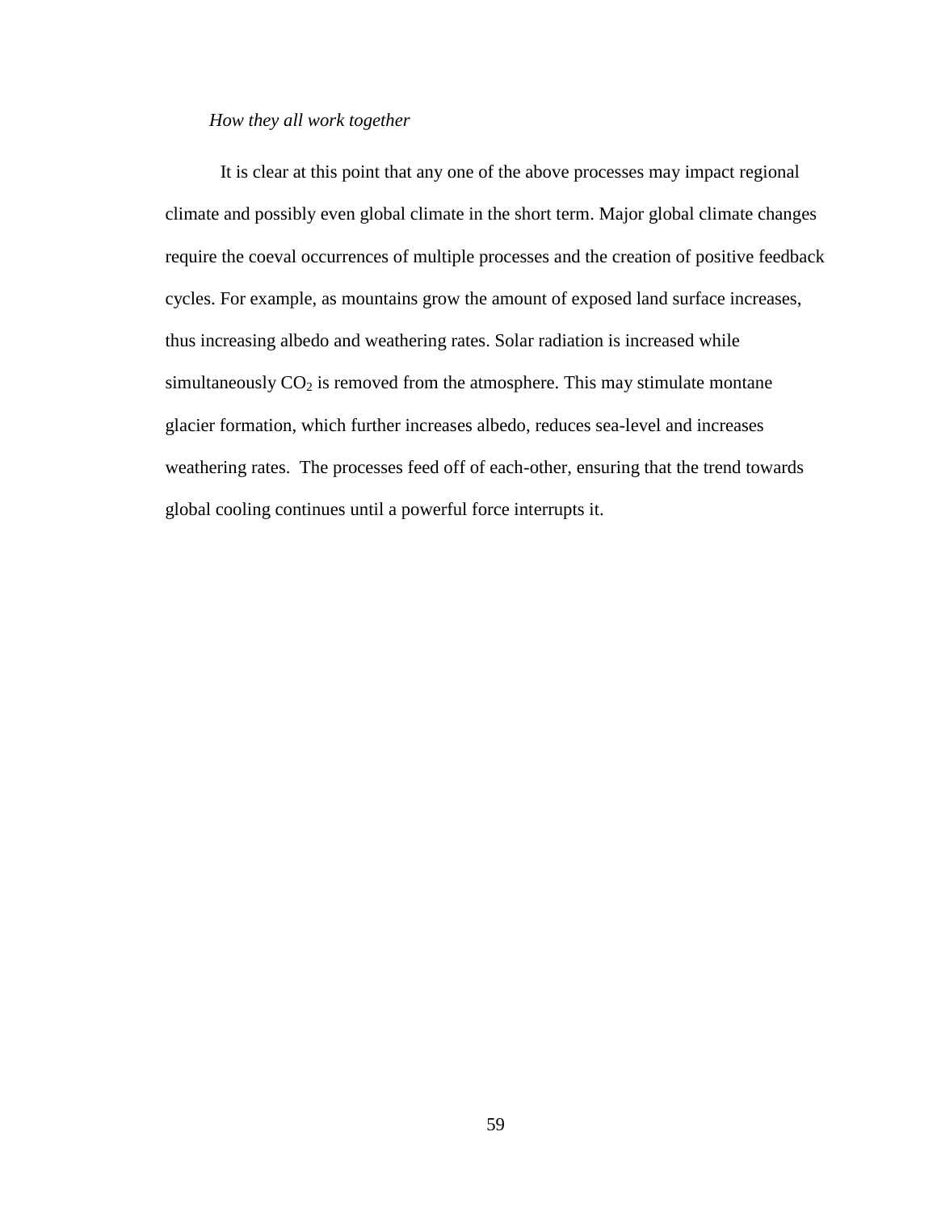*How they all work together*

It is clear at this point that any one of the above processes may impact regional climate and possibly even global climate in the short term. Major global climate changes require the coeval occurrences of multiple processes and the creation of positive feedback cycles. For example, as mountains grow the amount of exposed land surface increases, thus increasing albedo and weathering rates. Solar radiation is increased while simultaneously $CO_2$ is removed from the atmosphere. This may stimulate montane glacier formation, which further increases albedo, reduces sea-level and increases weathering rates.  The processes feed off of each-other, ensuring that the trend towards global cooling continues until a powerful force interrupts it.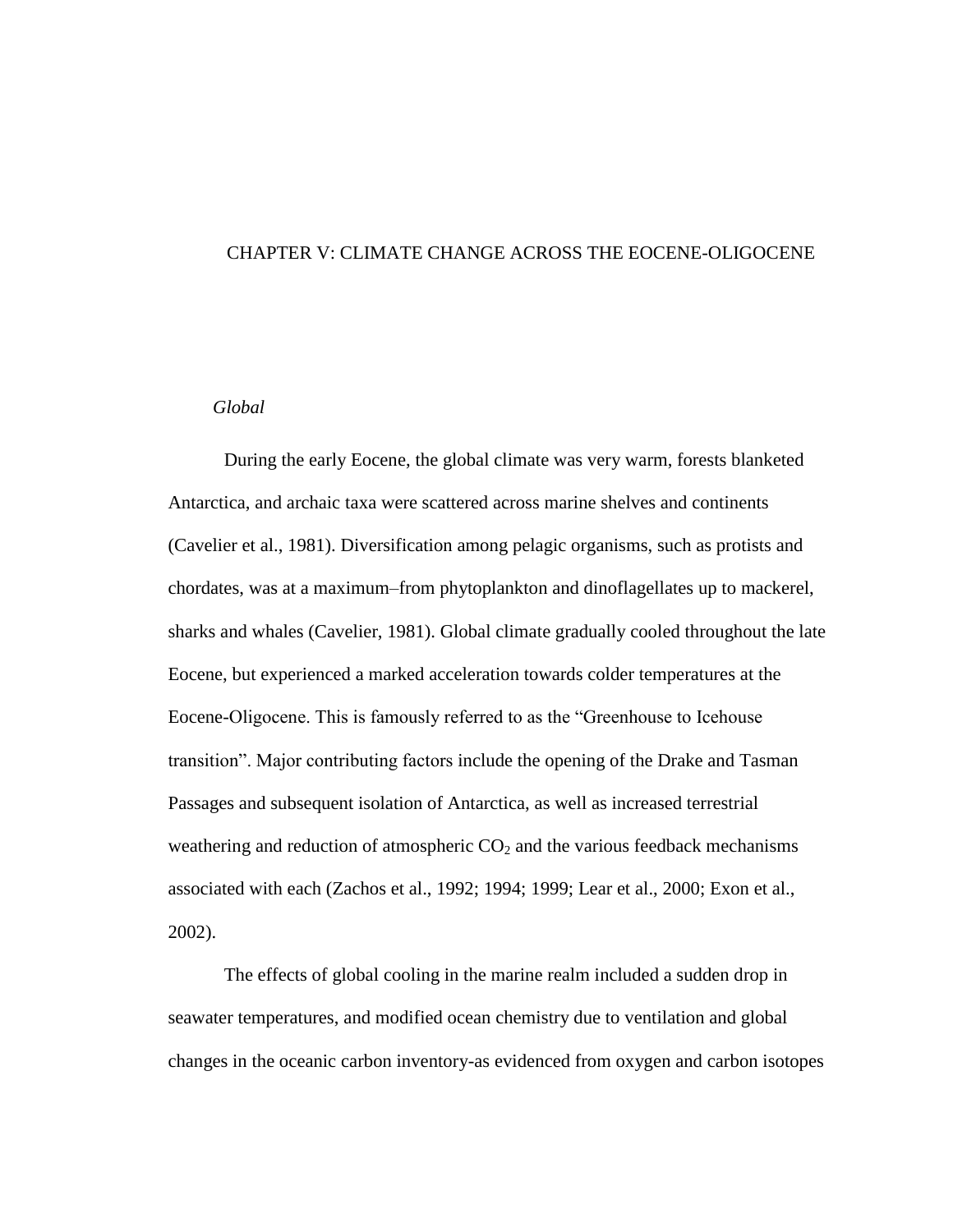# CHAPTER V: CLIMATE CHANGE ACROSS THE EOCENE-OLIGOCENE

## *Global*

During the early Eocene, the global climate was very warm, forests blanketed Antarctica, and archaic taxa were scattered across marine shelves and continents (Cavelier et al., 1981). Diversification among pelagic organisms, such as protists and chordates, was at a maximum–from phytoplankton and dinoflagellates up to mackerel, sharks and whales (Cavelier, 1981). Global climate gradually cooled throughout the late Eocene, but experienced a marked acceleration towards colder temperatures at the Eocene-Oligocene. This is famously referred to as the "Greenhouse to Icehouse transition". Major contributing factors include the opening of the Drake and Tasman Passages and subsequent isolation of Antarctica, as well as increased terrestrial weathering and reduction of atmospheric $CO_2$ and the various feedback mechanisms associated with each (Zachos et al., 1992; 1994; 1999; Lear et al., 2000; Exon et al., 2002).

The effects of global cooling in the marine realm included a sudden drop in seawater temperatures, and modified ocean chemistry due to ventilation and global changes in the oceanic carbon inventory-as evidenced from oxygen and carbon isotopes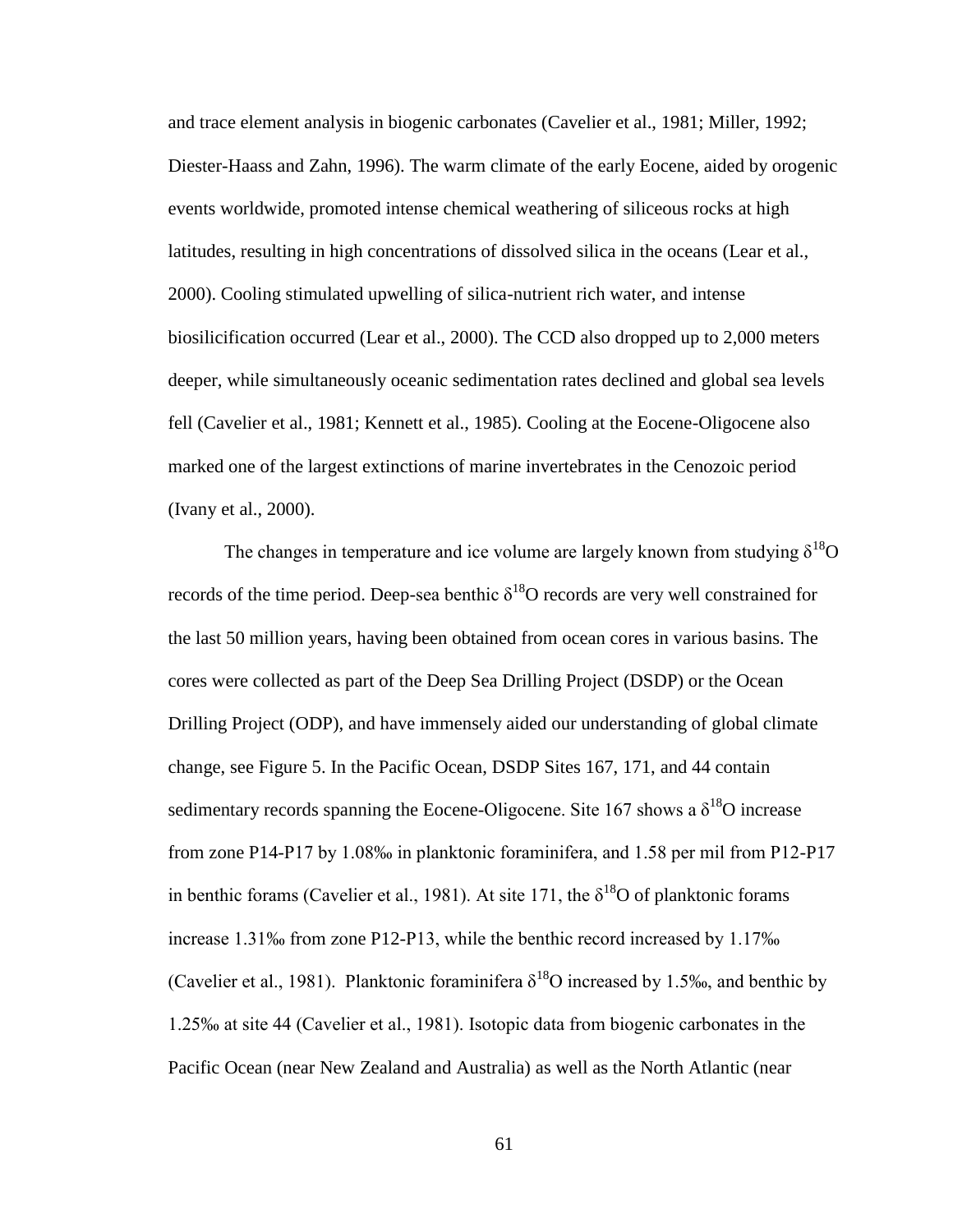and trace element analysis in biogenic carbonates (Cavelier et al., 1981; Miller, 1992; Diester-Haass and Zahn, 1996). The warm climate of the early Eocene, aided by orogenic events worldwide, promoted intense chemical weathering of siliceous rocks at high latitudes, resulting in high concentrations of dissolved silica in the oceans (Lear et al., 2000). Cooling stimulated upwelling of silica-nutrient rich water, and intense biosilicification occurred (Lear et al., 2000). The CCD also dropped up to 2,000 meters deeper, while simultaneously oceanic sedimentation rates declined and global sea levels fell (Cavelier et al., 1981; Kennett et al., 1985). Cooling at the Eocene-Oligocene also marked one of the largest extinctions of marine invertebrates in the Cenozoic period (Ivany et al., 2000).

The changes in temperature and ice volume are largely known from studying $\delta^{18}O$ records of the time period. Deep-sea benthic $\delta^{18}O$ records are very well constrained for the last 50 million years, having been obtained from ocean cores in various basins. The cores were collected as part of the Deep Sea Drilling Project (DSDP) or the Ocean Drilling Project (ODP), and have immensely aided our understanding of global climate change, see Figure 5. In the Pacific Ocean, DSDP Sites 167, 171, and 44 contain sedimentary records spanning the Eocene-Oligocene. Site 167 shows a $\delta^{18}O$ increase from zone P14-P17 by 1.08‰ in planktonic foraminifera, and 1.58 per mil from P12-P17 in benthic forams (Cavelier et al., 1981). At site 171, the $\delta^{18}O$ of planktonic forams increase 1.31‰ from zone P12-P13, while the benthic record increased by 1.17‰ (Cavelier et al., 1981). Planktonic foraminifera $\delta^{18}O$ increased by 1.5‰, and benthic by 1.25‰ at site 44 (Cavelier et al., 1981). Isotopic data from biogenic carbonates in the Pacific Ocean (near New Zealand and Australia) as well as the North Atlantic (near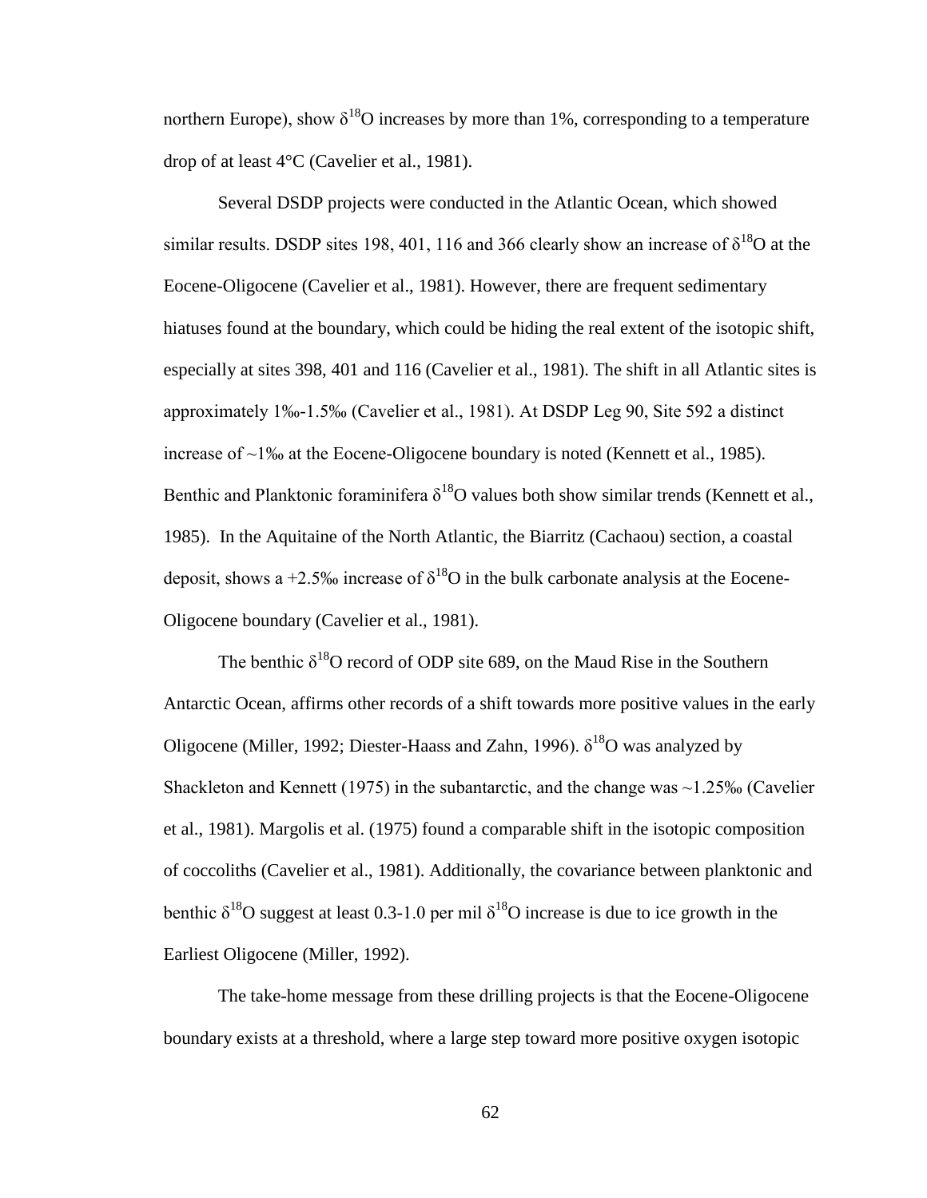northern Europe), show $\delta^{18}O$ increases by more than 1%, corresponding to a temperature drop of at least 4°C (Cavelier et al., 1981).

Several DSDP projects were conducted in the Atlantic Ocean, which showed similar results. DSDP sites 198, 401, 116 and 366 clearly show an increase of $\delta^{18}O$ at the Eocene-Oligocene (Cavelier et al., 1981). However, there are frequent sedimentary hiatuses found at the boundary, which could be hiding the real extent of the isotopic shift, especially at sites 398, 401 and 116 (Cavelier et al., 1981). The shift in all Atlantic sites is approximately 1‰-1.5‰ (Cavelier et al., 1981). At DSDP Leg 90, Site 592 a distinct increase of ~1‰ at the Eocene-Oligocene boundary is noted (Kennett et al., 1985). Benthic and Planktonic foraminifera $\delta^{18}O$ values both show similar trends (Kennett et al., 1985). In the Aquitaine of the North Atlantic, the Biarritz (Cachaou) section, a coastal deposit, shows a +2.5‰ increase of $\delta^{18}O$ in the bulk carbonate analysis at the Eocene-Oligocene boundary (Cavelier et al., 1981).

The benthic $\delta^{18}O$ record of ODP site 689, on the Maud Rise in the Southern Antarctic Ocean, affirms other records of a shift towards more positive values in the early Oligocene (Miller, 1992; Diester-Haass and Zahn, 1996). $\delta^{18}O$ was analyzed by Shackleton and Kennett (1975) in the subantarctic, and the change was ~1.25‰ (Cavelier et al., 1981). Margolis et al. (1975) found a comparable shift in the isotopic composition of coccoliths (Cavelier et al., 1981). Additionally, the covariance between planktonic and benthic $\delta^{18}O$ suggest at least 0.3-1.0 per mil $\delta^{18}O$ increase is due to ice growth in the Earliest Oligocene (Miller, 1992).

The take-home message from these drilling projects is that the Eocene-Oligocene boundary exists at a threshold, where a large step toward more positive oxygen isotopic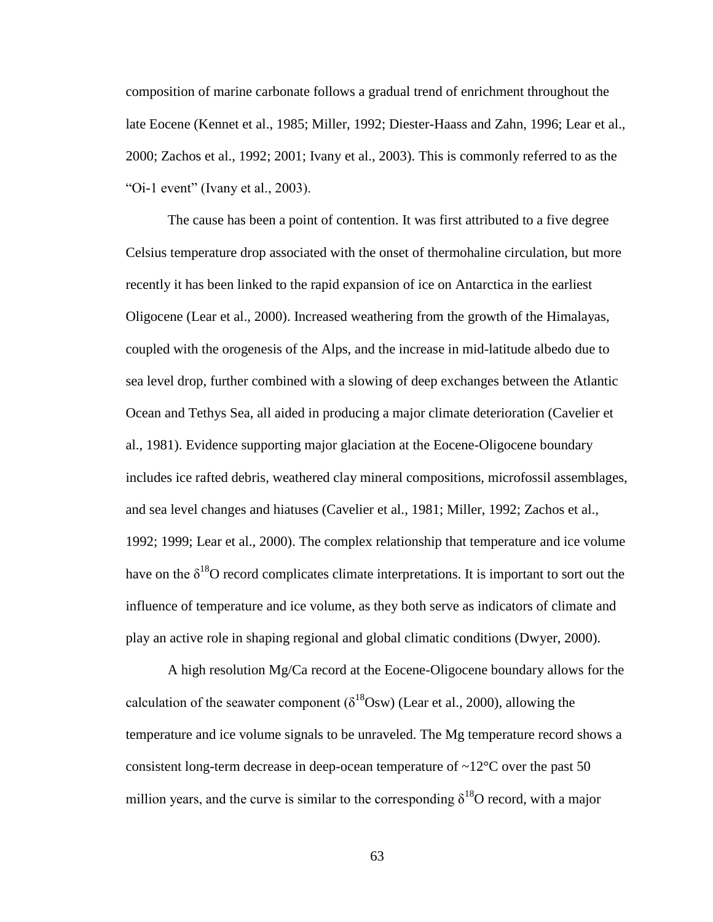composition of marine carbonate follows a gradual trend of enrichment throughout the late Eocene (Kennet et al., 1985; Miller, 1992; Diester-Haass and Zahn, 1996; Lear et al., 2000; Zachos et al., 1992; 2001; Ivany et al., 2003). This is commonly referred to as the "Oi-1 event" (Ivany et al., 2003).

The cause has been a point of contention. It was first attributed to a five degree Celsius temperature drop associated with the onset of thermohaline circulation, but more recently it has been linked to the rapid expansion of ice on Antarctica in the earliest Oligocene (Lear et al., 2000). Increased weathering from the growth of the Himalayas, coupled with the orogenesis of the Alps, and the increase in mid-latitude albedo due to sea level drop, further combined with a slowing of deep exchanges between the Atlantic Ocean and Tethys Sea, all aided in producing a major climate deterioration (Cavelier et al., 1981). Evidence supporting major glaciation at the Eocene-Oligocene boundary includes ice rafted debris, weathered clay mineral compositions, microfossil assemblages, and sea level changes and hiatuses (Cavelier et al., 1981; Miller, 1992; Zachos et al., 1992; 1999; Lear et al., 2000). The complex relationship that temperature and ice volume have on the $\delta^{18}O$ record complicates climate interpretations. It is important to sort out the influence of temperature and ice volume, as they both serve as indicators of climate and play an active role in shaping regional and global climatic conditions (Dwyer, 2000).

A high resolution Mg/Ca record at the Eocene-Oligocene boundary allows for the calculation of the seawater component ($\delta^{18}O_{sw}$) (Lear et al., 2000), allowing the temperature and ice volume signals to be unraveled. The Mg temperature record shows a consistent long-term decrease in deep-ocean temperature of ~12°C over the past 50 million years, and the curve is similar to the corresponding $\delta^{18}O$ record, with a major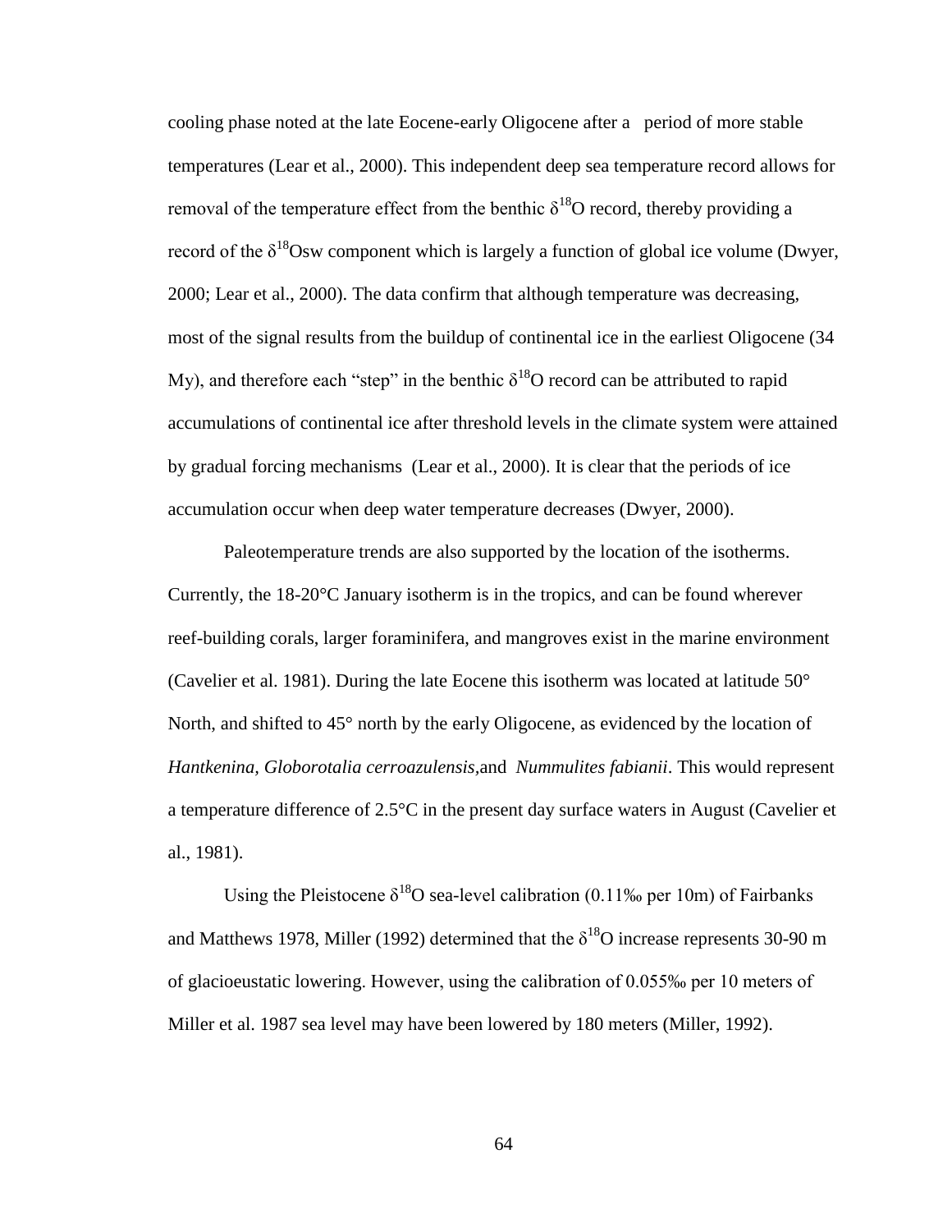cooling phase noted at the late Eocene-early Oligocene after a period of more stable temperatures (Lear et al., 2000). This independent deep sea temperature record allows for removal of the temperature effect from the benthic $\delta^{18}O$ record, thereby providing a record of the $\delta^{18}Osw$ component which is largely a function of global ice volume (Dwyer, 2000; Lear et al., 2000). The data confirm that although temperature was decreasing, most of the signal results from the buildup of continental ice in the earliest Oligocene (34 My), and therefore each "step" in the benthic $\delta^{18}O$ record can be attributed to rapid accumulations of continental ice after threshold levels in the climate system were attained by gradual forcing mechanisms (Lear et al., 2000). It is clear that the periods of ice accumulation occur when deep water temperature decreases (Dwyer, 2000).

Paleotemperature trends are also supported by the location of the isotherms. Currently, the 18-20°C January isotherm is in the tropics, and can be found wherever reef-building corals, larger foraminifera, and mangroves exist in the marine environment (Cavelier et al. 1981). During the late Eocene this isotherm was located at latitude 50° North, and shifted to 45° north by the early Oligocene, as evidenced by the location of *Hantkenina, Globorotalia cerroazulensis,*and *Nummulites fabianii*. This would represent a temperature difference of 2.5°C in the present day surface waters in August (Cavelier et al., 1981).

Using the Pleistocene $\delta^{18}O$ sea-level calibration (0.11‰ per 10m) of Fairbanks and Matthews 1978, Miller (1992) determined that the $\delta^{18}O$ increase represents 30-90 m of glacioeustatic lowering. However, using the calibration of 0.055‰ per 10 meters of Miller et al. 1987 sea level may have been lowered by 180 meters (Miller, 1992).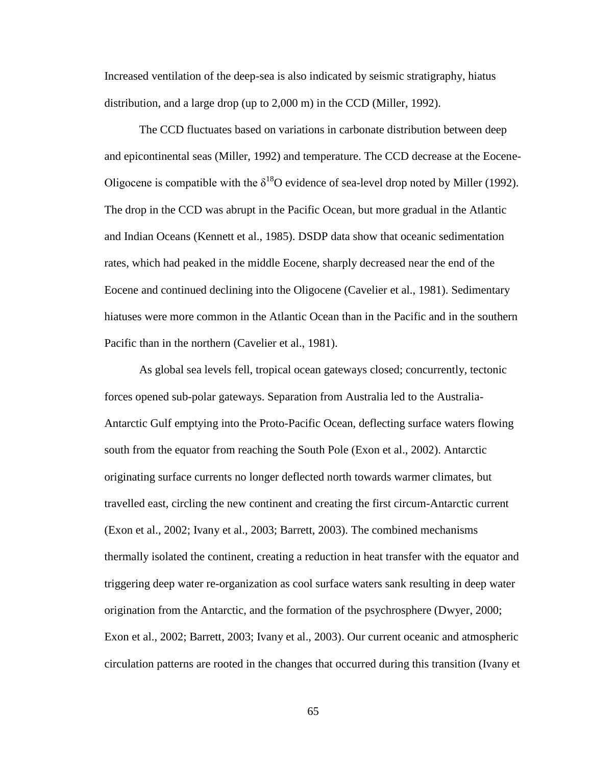Increased ventilation of the deep-sea is also indicated by seismic stratigraphy, hiatus distribution, and a large drop (up to 2,000 m) in the CCD (Miller, 1992).

The CCD fluctuates based on variations in carbonate distribution between deep and epicontinental seas (Miller, 1992) and temperature. The CCD decrease at the Eocene-Oligocene is compatible with the $\delta^{18}O$ evidence of sea-level drop noted by Miller (1992). The drop in the CCD was abrupt in the Pacific Ocean, but more gradual in the Atlantic and Indian Oceans (Kennett et al., 1985). DSDP data show that oceanic sedimentation rates, which had peaked in the middle Eocene, sharply decreased near the end of the Eocene and continued declining into the Oligocene (Cavelier et al., 1981). Sedimentary hiatuses were more common in the Atlantic Ocean than in the Pacific and in the southern Pacific than in the northern (Cavelier et al., 1981).

As global sea levels fell, tropical ocean gateways closed; concurrently, tectonic forces opened sub-polar gateways. Separation from Australia led to the Australia-Antarctic Gulf emptying into the Proto-Pacific Ocean, deflecting surface waters flowing south from the equator from reaching the South Pole (Exon et al., 2002). Antarctic originating surface currents no longer deflected north towards warmer climates, but travelled east, circling the new continent and creating the first circum-Antarctic current (Exon et al., 2002; Ivany et al., 2003; Barrett, 2003). The combined mechanisms thermally isolated the continent, creating a reduction in heat transfer with the equator and triggering deep water re-organization as cool surface waters sank resulting in deep water origination from the Antarctic, and the formation of the psychrosphere (Dwyer, 2000; Exon et al., 2002; Barrett, 2003; Ivany et al., 2003). Our current oceanic and atmospheric circulation patterns are rooted in the changes that occurred during this transition (Ivany et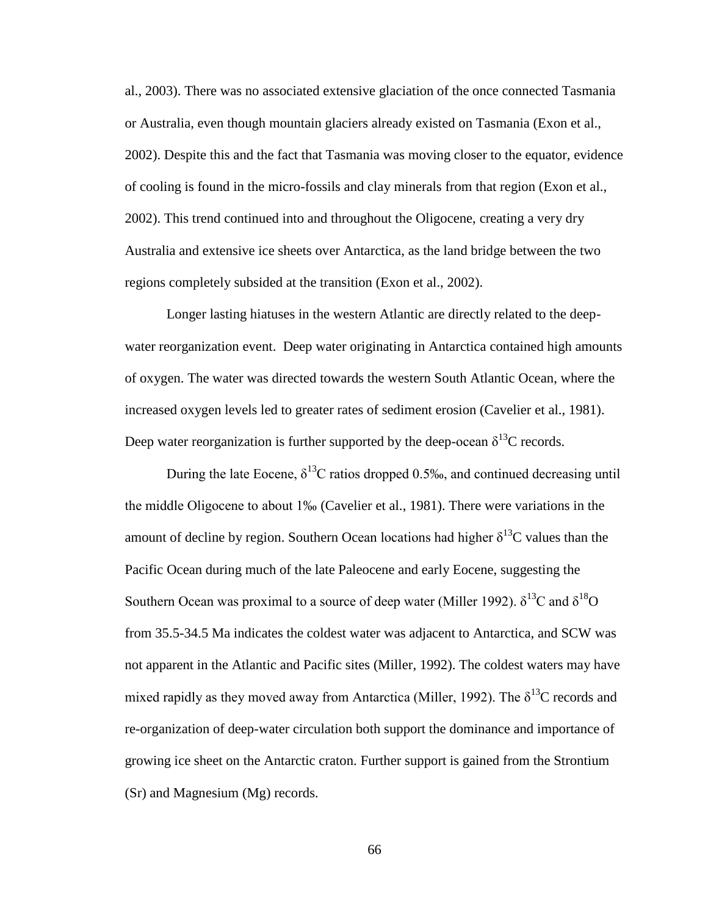al., 2003). There was no associated extensive glaciation of the once connected Tasmania or Australia, even though mountain glaciers already existed on Tasmania (Exon et al., 2002). Despite this and the fact that Tasmania was moving closer to the equator, evidence of cooling is found in the micro-fossils and clay minerals from that region (Exon et al., 2002). This trend continued into and throughout the Oligocene, creating a very dry Australia and extensive ice sheets over Antarctica, as the land bridge between the two regions completely subsided at the transition (Exon et al., 2002).

Longer lasting hiatuses in the western Atlantic are directly related to the deep-water reorganization event. Deep water originating in Antarctica contained high amounts of oxygen. The water was directed towards the western South Atlantic Ocean, where the increased oxygen levels led to greater rates of sediment erosion (Cavelier et al., 1981). Deep water reorganization is further supported by the deep-ocean $\delta^{13}C$ records.

During the late Eocene, $\delta^{13}C$ ratios dropped 0.5‰, and continued decreasing until the middle Oligocene to about 1‰ (Cavelier et al., 1981). There were variations in the amount of decline by region. Southern Ocean locations had higher $\delta^{13}C$ values than the Pacific Ocean during much of the late Paleocene and early Eocene, suggesting the Southern Ocean was proximal to a source of deep water (Miller 1992). $\delta^{13}C$ and $\delta^{18}O$ from 35.5-34.5 Ma indicates the coldest water was adjacent to Antarctica, and SCW was not apparent in the Atlantic and Pacific sites (Miller, 1992). The coldest waters may have mixed rapidly as they moved away from Antarctica (Miller, 1992). The $\delta^{13}C$ records and re-organization of deep-water circulation both support the dominance and importance of growing ice sheet on the Antarctic craton. Further support is gained from the Strontium (Sr) and Magnesium (Mg) records.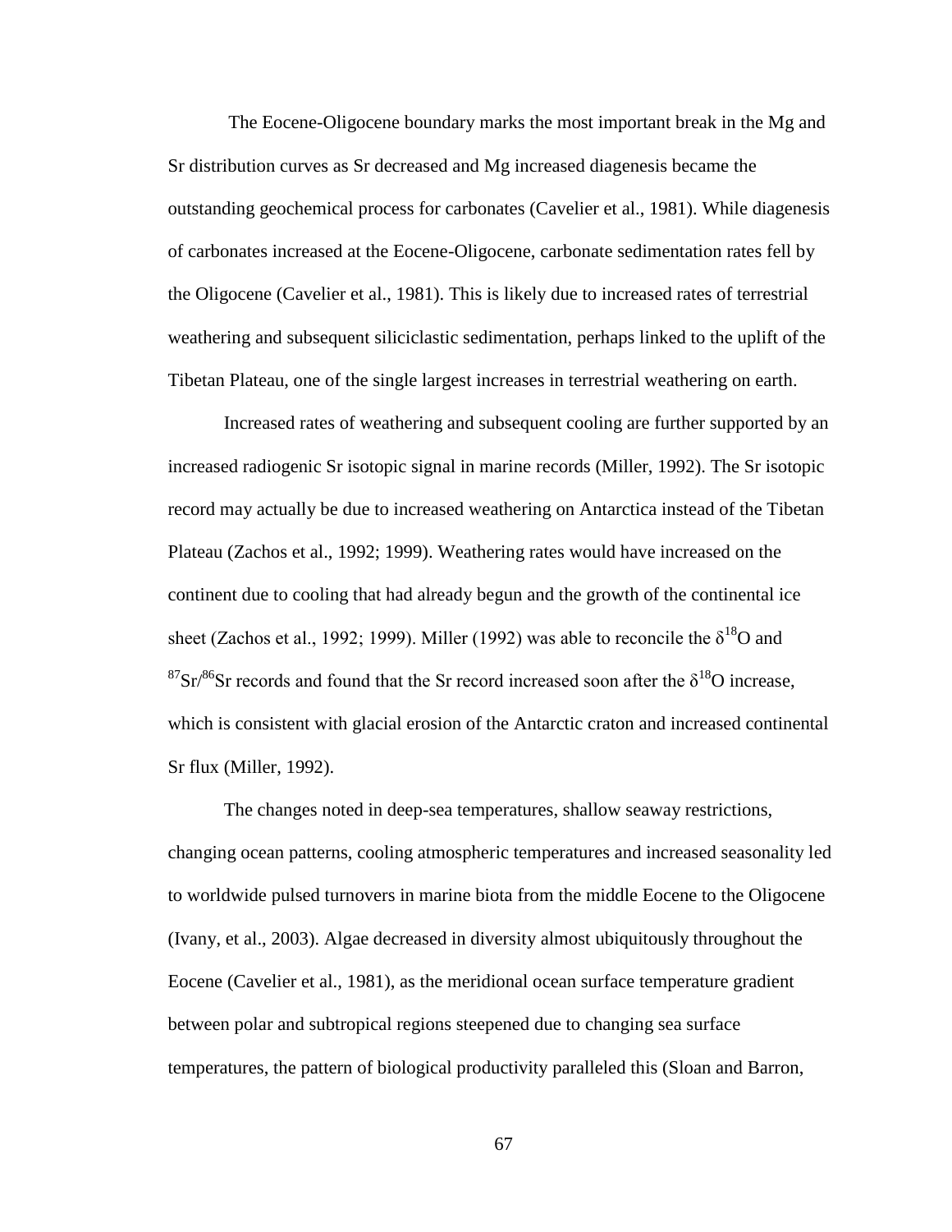The Eocene-Oligocene boundary marks the most important break in the Mg and Sr distribution curves as Sr decreased and Mg increased diagenesis became the outstanding geochemical process for carbonates (Cavelier et al., 1981). While diagenesis of carbonates increased at the Eocene-Oligocene, carbonate sedimentation rates fell by the Oligocene (Cavelier et al., 1981). This is likely due to increased rates of terrestrial weathering and subsequent siliciclastic sedimentation, perhaps linked to the uplift of the Tibetan Plateau, one of the single largest increases in terrestrial weathering on earth.

Increased rates of weathering and subsequent cooling are further supported by an increased radiogenic Sr isotopic signal in marine records (Miller, 1992). The Sr isotopic record may actually be due to increased weathering on Antarctica instead of the Tibetan Plateau (Zachos et al., 1992; 1999). Weathering rates would have increased on the continent due to cooling that had already begun and the growth of the continental ice sheet (Zachos et al., 1992; 1999). Miller (1992) was able to reconcile the $\delta^{18}O$ and $^{87}Sr/^{86}Sr$ records and found that the Sr record increased soon after the $\delta^{18}O$ increase, which is consistent with glacial erosion of the Antarctic craton and increased continental Sr flux (Miller, 1992).

The changes noted in deep-sea temperatures, shallow seaway restrictions, changing ocean patterns, cooling atmospheric temperatures and increased seasonality led to worldwide pulsed turnovers in marine biota from the middle Eocene to the Oligocene (Ivany, et al., 2003). Algae decreased in diversity almost ubiquitously throughout the Eocene (Cavelier et al., 1981), as the meridional ocean surface temperature gradient between polar and subtropical regions steepened due to changing sea surface temperatures, the pattern of biological productivity paralleled this (Sloan and Barron,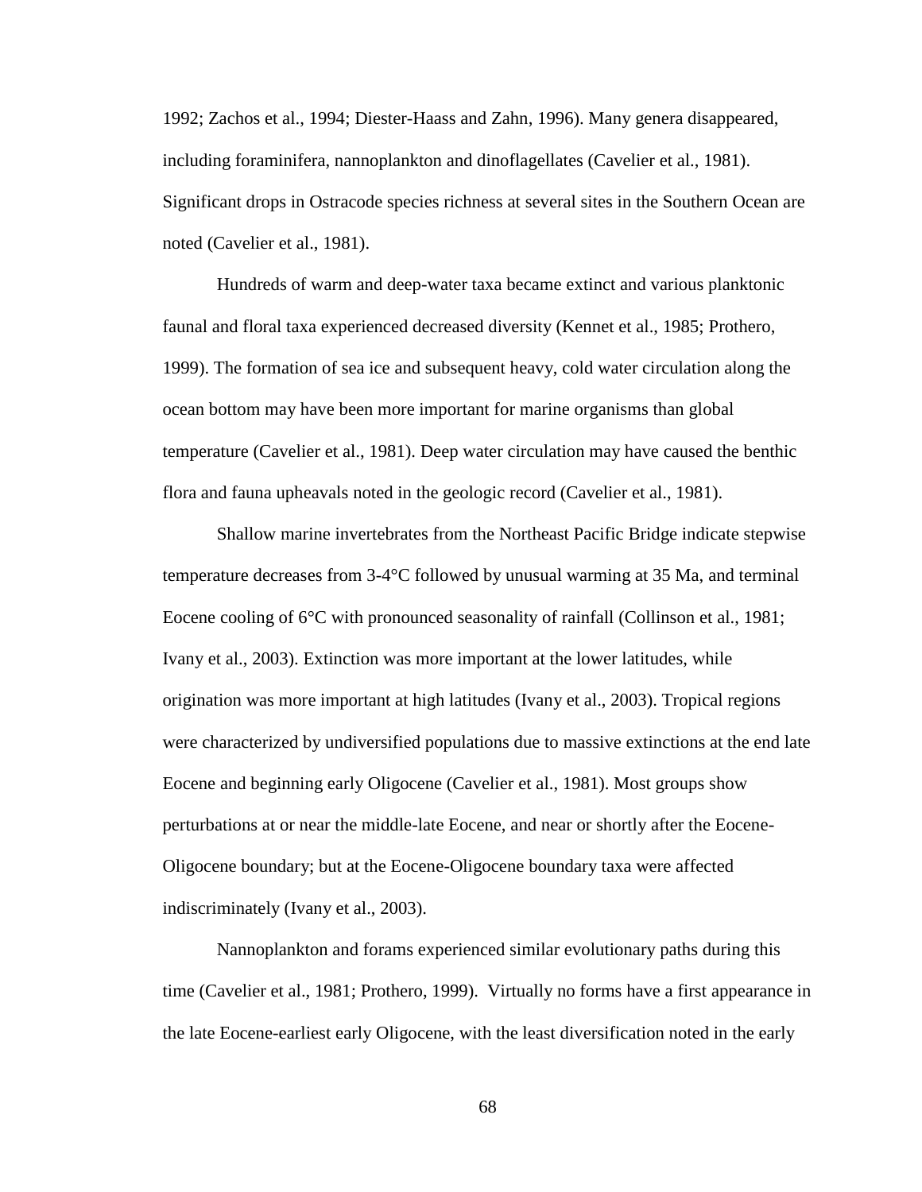1992; Zachos et al., 1994; Diester-Haass and Zahn, 1996). Many genera disappeared, including foraminifera, nannoplankton and dinoflagellates (Cavelier et al., 1981). Significant drops in Ostracode species richness at several sites in the Southern Ocean are noted (Cavelier et al., 1981).

Hundreds of warm and deep-water taxa became extinct and various planktonic faunal and floral taxa experienced decreased diversity (Kennet et al., 1985; Prothero, 1999). The formation of sea ice and subsequent heavy, cold water circulation along the ocean bottom may have been more important for marine organisms than global temperature (Cavelier et al., 1981). Deep water circulation may have caused the benthic flora and fauna upheavals noted in the geologic record (Cavelier et al., 1981).

Shallow marine invertebrates from the Northeast Pacific Bridge indicate stepwise temperature decreases from 3-4°C followed by unusual warming at 35 Ma, and terminal Eocene cooling of 6°C with pronounced seasonality of rainfall (Collinson et al., 1981; Ivany et al., 2003). Extinction was more important at the lower latitudes, while origination was more important at high latitudes (Ivany et al., 2003). Tropical regions were characterized by undiversified populations due to massive extinctions at the end late Eocene and beginning early Oligocene (Cavelier et al., 1981). Most groups show perturbations at or near the middle-late Eocene, and near or shortly after the Eocene-Oligocene boundary; but at the Eocene-Oligocene boundary taxa were affected indiscriminately (Ivany et al., 2003).

Nannoplankton and forams experienced similar evolutionary paths during this time (Cavelier et al., 1981; Prothero, 1999). Virtually no forms have a first appearance in the late Eocene-earliest early Oligocene, with the least diversification noted in the early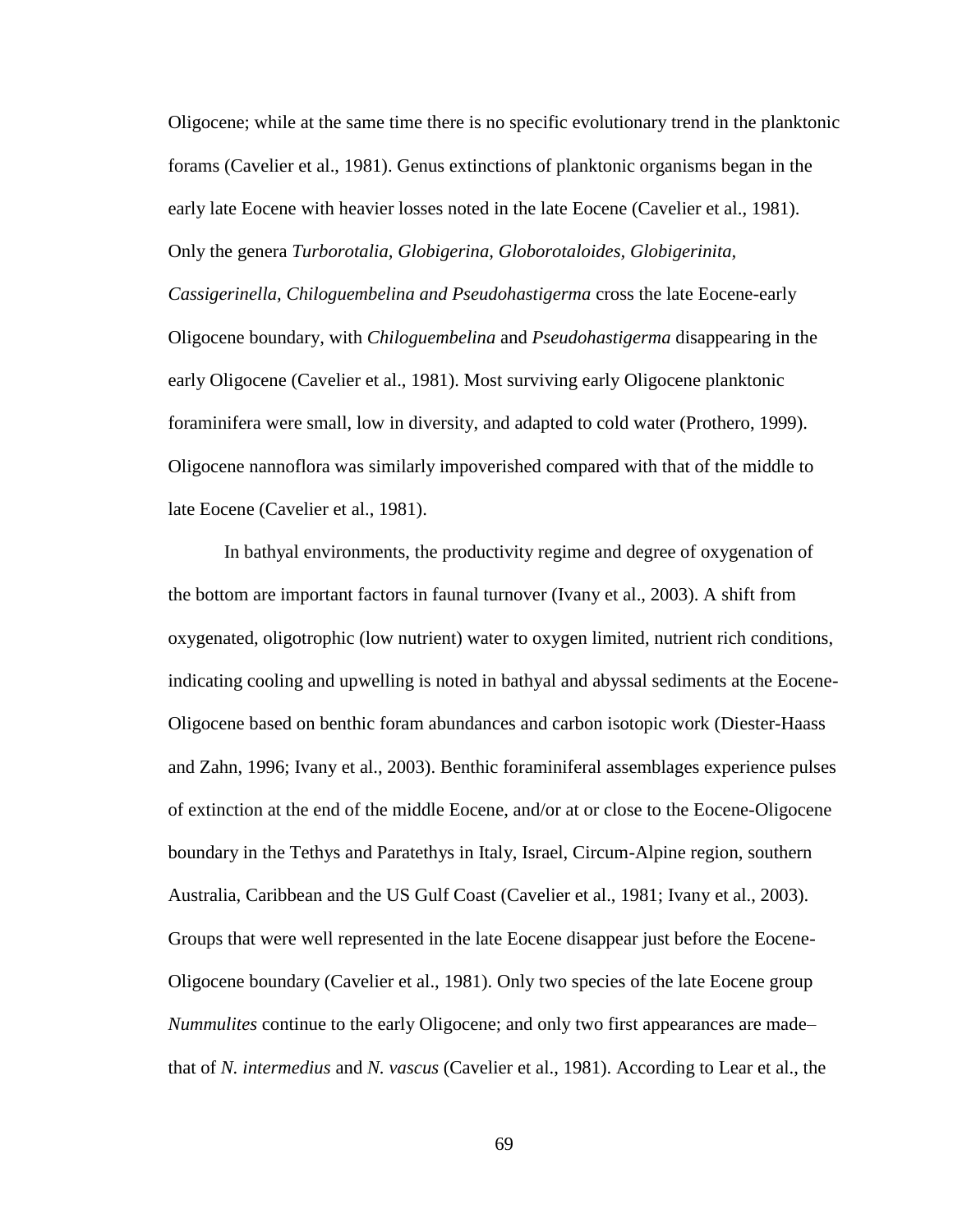Oligocene; while at the same time there is no specific evolutionary trend in the planktonic forams (Cavelier et al., 1981). Genus extinctions of planktonic organisms began in the early late Eocene with heavier losses noted in the late Eocene (Cavelier et al., 1981). Only the genera *Turborotalia, Globigerina, Globorotaloides, Globigerinita, Cassigerinella, Chiloguembelina and Pseudohastigerma* cross the late Eocene-early Oligocene boundary, with *Chiloguembelina* and *Pseudohastigerma* disappearing in the early Oligocene (Cavelier et al., 1981). Most surviving early Oligocene planktonic foraminifera were small, low in diversity, and adapted to cold water (Prothero, 1999). Oligocene nannoflora was similarly impoverished compared with that of the middle to late Eocene (Cavelier et al., 1981).

In bathyal environments, the productivity regime and degree of oxygenation of the bottom are important factors in faunal turnover (Ivany et al., 2003). A shift from oxygenated, oligotrophic (low nutrient) water to oxygen limited, nutrient rich conditions, indicating cooling and upwelling is noted in bathyal and abyssal sediments at the Eocene-Oligocene based on benthic foram abundances and carbon isotopic work (Diester-Haass and Zahn, 1996; Ivany et al., 2003). Benthic foraminiferal assemblages experience pulses of extinction at the end of the middle Eocene, and/or at or close to the Eocene-Oligocene boundary in the Tethys and Paratethys in Italy, Israel, Circum-Alpine region, southern Australia, Caribbean and the US Gulf Coast (Cavelier et al., 1981; Ivany et al., 2003). Groups that were well represented in the late Eocene disappear just before the Eocene-Oligocene boundary (Cavelier et al., 1981). Only two species of the late Eocene group *Nummulites* continue to the early Oligocene; and only two first appearances are made– that of *N. intermedius* and *N. vascus* (Cavelier et al., 1981). According to Lear et al., the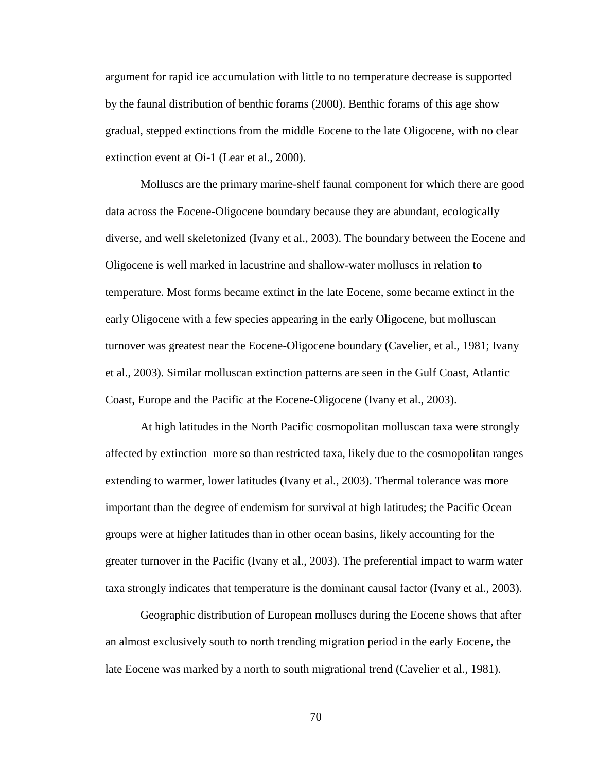argument for rapid ice accumulation with little to no temperature decrease is supported by the faunal distribution of benthic forams (2000). Benthic forams of this age show gradual, stepped extinctions from the middle Eocene to the late Oligocene, with no clear extinction event at Oi-1 (Lear et al., 2000).

Molluscs are the primary marine-shelf faunal component for which there are good data across the Eocene-Oligocene boundary because they are abundant, ecologically diverse, and well skeletonized (Ivany et al., 2003). The boundary between the Eocene and Oligocene is well marked in lacustrine and shallow-water molluscs in relation to temperature. Most forms became extinct in the late Eocene, some became extinct in the early Oligocene with a few species appearing in the early Oligocene, but molluscan turnover was greatest near the Eocene-Oligocene boundary (Cavelier, et al., 1981; Ivany et al., 2003). Similar molluscan extinction patterns are seen in the Gulf Coast, Atlantic Coast, Europe and the Pacific at the Eocene-Oligocene (Ivany et al., 2003).

At high latitudes in the North Pacific cosmopolitan molluscan taxa were strongly affected by extinction–more so than restricted taxa, likely due to the cosmopolitan ranges extending to warmer, lower latitudes (Ivany et al., 2003). Thermal tolerance was more important than the degree of endemism for survival at high latitudes; the Pacific Ocean groups were at higher latitudes than in other ocean basins, likely accounting for the greater turnover in the Pacific (Ivany et al., 2003). The preferential impact to warm water taxa strongly indicates that temperature is the dominant causal factor (Ivany et al., 2003).

Geographic distribution of European molluscs during the Eocene shows that after an almost exclusively south to north trending migration period in the early Eocene, the late Eocene was marked by a north to south migrational trend (Cavelier et al., 1981).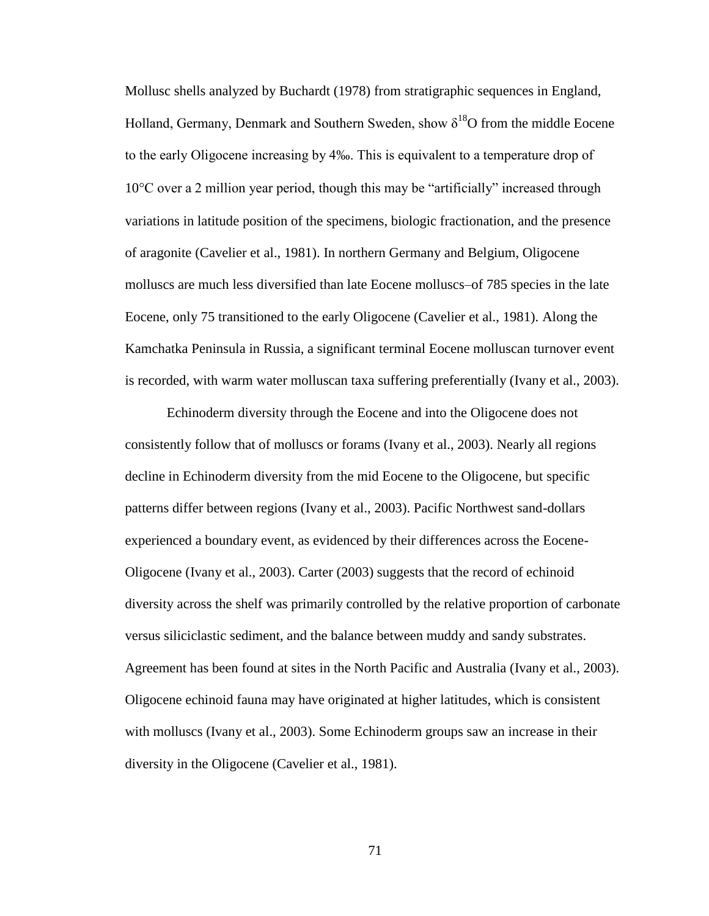Mollusc shells analyzed by Buchardt (1978) from stratigraphic sequences in England, Holland, Germany, Denmark and Southern Sweden, show $\delta^{18}O$ from the middle Eocene to the early Oligocene increasing by 4‰. This is equivalent to a temperature drop of 10°C over a 2 million year period, though this may be "artificially" increased through variations in latitude position of the specimens, biologic fractionation, and the presence of aragonite (Cavelier et al., 1981). In northern Germany and Belgium, Oligocene molluscs are much less diversified than late Eocene molluscs–of 785 species in the late Eocene, only 75 transitioned to the early Oligocene (Cavelier et al., 1981). Along the Kamchatka Peninsula in Russia, a significant terminal Eocene molluscan turnover event is recorded, with warm water molluscan taxa suffering preferentially (Ivany et al., 2003).

Echinoderm diversity through the Eocene and into the Oligocene does not consistently follow that of molluscs or forams (Ivany et al., 2003). Nearly all regions decline in Echinoderm diversity from the mid Eocene to the Oligocene, but specific patterns differ between regions (Ivany et al., 2003). Pacific Northwest sand-dollars experienced a boundary event, as evidenced by their differences across the Eocene-Oligocene (Ivany et al., 2003). Carter (2003) suggests that the record of echinoid diversity across the shelf was primarily controlled by the relative proportion of carbonate versus siliciclastic sediment, and the balance between muddy and sandy substrates. Agreement has been found at sites in the North Pacific and Australia (Ivany et al., 2003). Oligocene echinoid fauna may have originated at higher latitudes, which is consistent with molluscs (Ivany et al., 2003). Some Echinoderm groups saw an increase in their diversity in the Oligocene (Cavelier et al., 1981).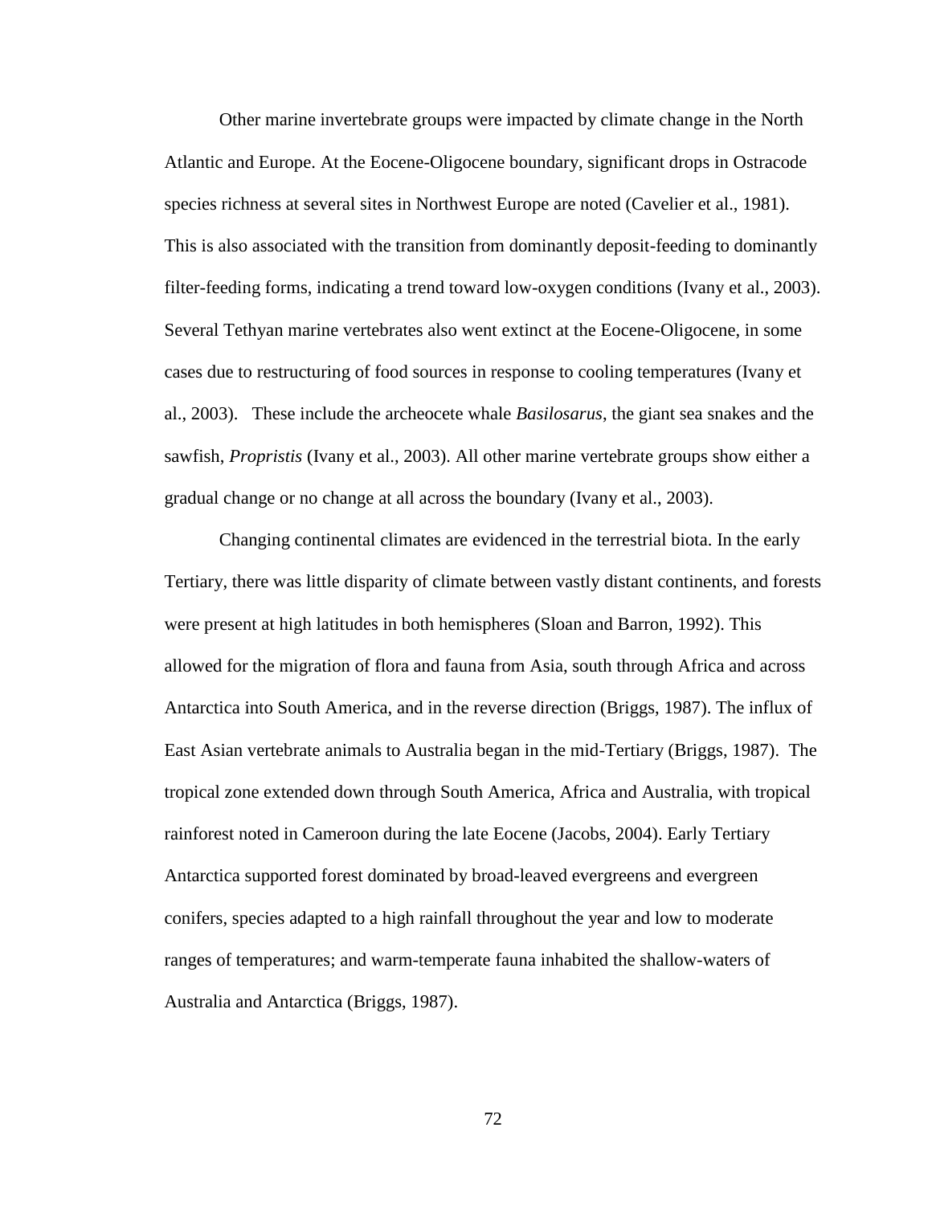Other marine invertebrate groups were impacted by climate change in the North Atlantic and Europe. At the Eocene-Oligocene boundary, significant drops in Ostracode species richness at several sites in Northwest Europe are noted (Cavelier et al., 1981). This is also associated with the transition from dominantly deposit-feeding to dominantly filter-feeding forms, indicating a trend toward low-oxygen conditions (Ivany et al., 2003). Several Tethyan marine vertebrates also went extinct at the Eocene-Oligocene, in some cases due to restructuring of food sources in response to cooling temperatures (Ivany et al., 2003). These include the archeocete whale *Basilosarus*, the giant sea snakes and the sawfish, *Propristis* (Ivany et al., 2003). All other marine vertebrate groups show either a gradual change or no change at all across the boundary (Ivany et al., 2003).

Changing continental climates are evidenced in the terrestrial biota. In the early Tertiary, there was little disparity of climate between vastly distant continents, and forests were present at high latitudes in both hemispheres (Sloan and Barron, 1992). This allowed for the migration of flora and fauna from Asia, south through Africa and across Antarctica into South America, and in the reverse direction (Briggs, 1987). The influx of East Asian vertebrate animals to Australia began in the mid-Tertiary (Briggs, 1987). The tropical zone extended down through South America, Africa and Australia, with tropical rainforest noted in Cameroon during the late Eocene (Jacobs, 2004). Early Tertiary Antarctica supported forest dominated by broad-leaved evergreens and evergreen conifers, species adapted to a high rainfall throughout the year and low to moderate ranges of temperatures; and warm-temperate fauna inhabited the shallow-waters of Australia and Antarctica (Briggs, 1987).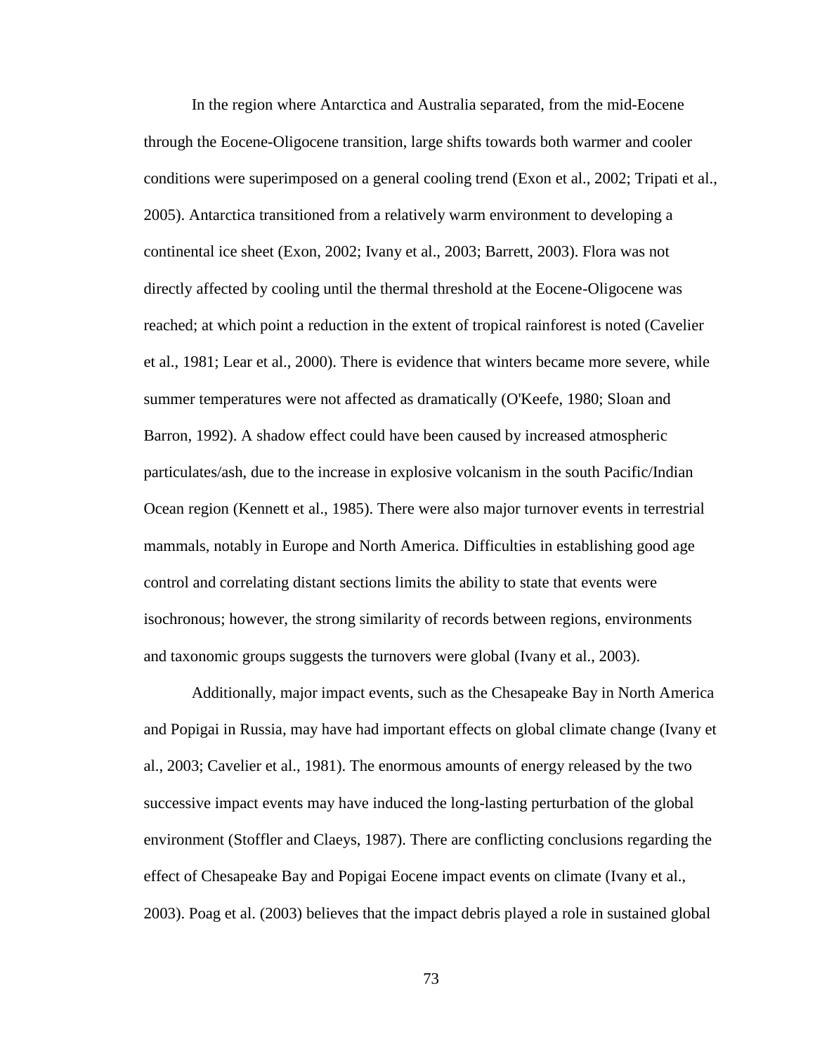In the region where Antarctica and Australia separated, from the mid-Eocene through the Eocene-Oligocene transition, large shifts towards both warmer and cooler conditions were superimposed on a general cooling trend (Exon et al., 2002; Tripati et al., 2005). Antarctica transitioned from a relatively warm environment to developing a continental ice sheet (Exon, 2002; Ivany et al., 2003; Barrett, 2003). Flora was not directly affected by cooling until the thermal threshold at the Eocene-Oligocene was reached; at which point a reduction in the extent of tropical rainforest is noted (Cavelier et al., 1981; Lear et al., 2000). There is evidence that winters became more severe, while summer temperatures were not affected as dramatically (O'Keefe, 1980; Sloan and Barron, 1992). A shadow effect could have been caused by increased atmospheric particulates/ash, due to the increase in explosive volcanism in the south Pacific/Indian Ocean region (Kennett et al., 1985). There were also major turnover events in terrestrial mammals, notably in Europe and North America. Difficulties in establishing good age control and correlating distant sections limits the ability to state that events were isochronous; however, the strong similarity of records between regions, environments and taxonomic groups suggests the turnovers were global (Ivany et al., 2003).

Additionally, major impact events, such as the Chesapeake Bay in North America and Popigai in Russia, may have had important effects on global climate change (Ivany et al., 2003; Cavelier et al., 1981). The enormous amounts of energy released by the two successive impact events may have induced the long-lasting perturbation of the global environment (Stoffler and Claeys, 1987). There are conflicting conclusions regarding the effect of Chesapeake Bay and Popigai Eocene impact events on climate (Ivany et al., 2003). Poag et al. (2003) believes that the impact debris played a role in sustained global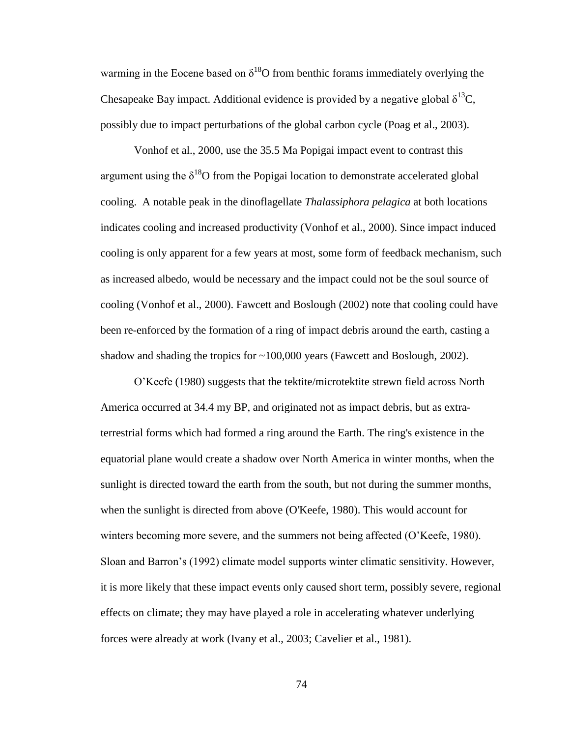warming in the Eocene based on $\delta^{18}O$ from benthic forams immediately overlying the Chesapeake Bay impact. Additional evidence is provided by a negative global $\delta^{13}C$, possibly due to impact perturbations of the global carbon cycle (Poag et al., 2003).

Vonhof et al., 2000, use the 35.5 Ma Popigai impact event to contrast this argument using the $\delta^{18}O$ from the Popigai location to demonstrate accelerated global cooling. A notable peak in the dinoflagellate *Thalassiphora pelagica* at both locations indicates cooling and increased productivity (Vonhof et al., 2000). Since impact induced cooling is only apparent for a few years at most, some form of feedback mechanism, such as increased albedo, would be necessary and the impact could not be the soul source of cooling (Vonhof et al., 2000). Fawcett and Boslough (2002) note that cooling could have been re-enforced by the formation of a ring of impact debris around the earth, casting a shadow and shading the tropics for ~100,000 years (Fawcett and Boslough, 2002).

O'Keefe (1980) suggests that the tektite/microtektite strewn field across North America occurred at 34.4 my BP, and originated not as impact debris, but as extra-terrestrial forms which had formed a ring around the Earth. The ring's existence in the equatorial plane would create a shadow over North America in winter months, when the sunlight is directed toward the earth from the south, but not during the summer months, when the sunlight is directed from above (O'Keefe, 1980). This would account for winters becoming more severe, and the summers not being affected (O'Keefe, 1980). Sloan and Barron's (1992) climate model supports winter climatic sensitivity. However, it is more likely that these impact events only caused short term, possibly severe, regional effects on climate; they may have played a role in accelerating whatever underlying forces were already at work (Ivany et al., 2003; Cavelier et al., 1981).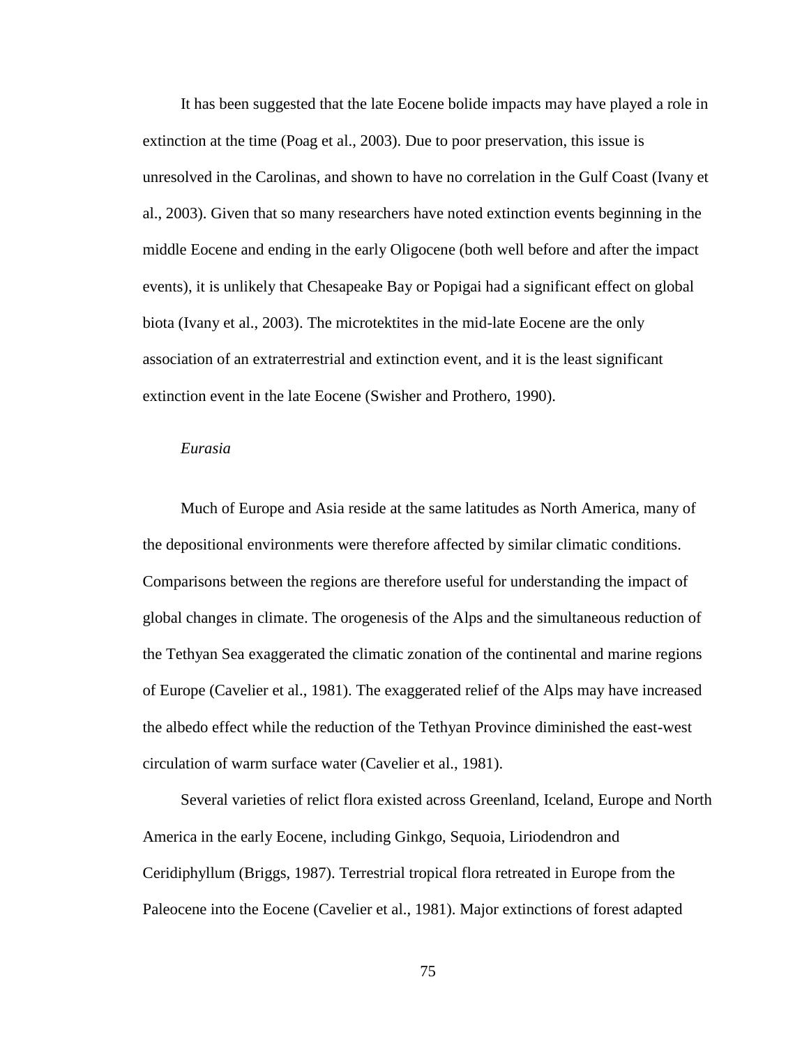It has been suggested that the late Eocene bolide impacts may have played a role in extinction at the time (Poag et al., 2003). Due to poor preservation, this issue is unresolved in the Carolinas, and shown to have no correlation in the Gulf Coast (Ivany et al., 2003). Given that so many researchers have noted extinction events beginning in the middle Eocene and ending in the early Oligocene (both well before and after the impact events), it is unlikely that Chesapeake Bay or Popigai had a significant effect on global biota (Ivany et al., 2003). The microtektites in the mid-late Eocene are the only association of an extraterrestrial and extinction event, and it is the least significant extinction event in the late Eocene (Swisher and Prothero, 1990).

*Eurasia*

Much of Europe and Asia reside at the same latitudes as North America, many of the depositional environments were therefore affected by similar climatic conditions. Comparisons between the regions are therefore useful for understanding the impact of global changes in climate. The orogenesis of the Alps and the simultaneous reduction of the Tethyan Sea exaggerated the climatic zonation of the continental and marine regions of Europe (Cavelier et al., 1981). The exaggerated relief of the Alps may have increased the albedo effect while the reduction of the Tethyan Province diminished the east-west circulation of warm surface water (Cavelier et al., 1981).

Several varieties of relict flora existed across Greenland, Iceland, Europe and North America in the early Eocene, including Ginkgo, Sequoia, Liriodendron and Ceridiphyllum (Briggs, 1987). Terrestrial tropical flora retreated in Europe from the Paleocene into the Eocene (Cavelier et al., 1981). Major extinctions of forest adapted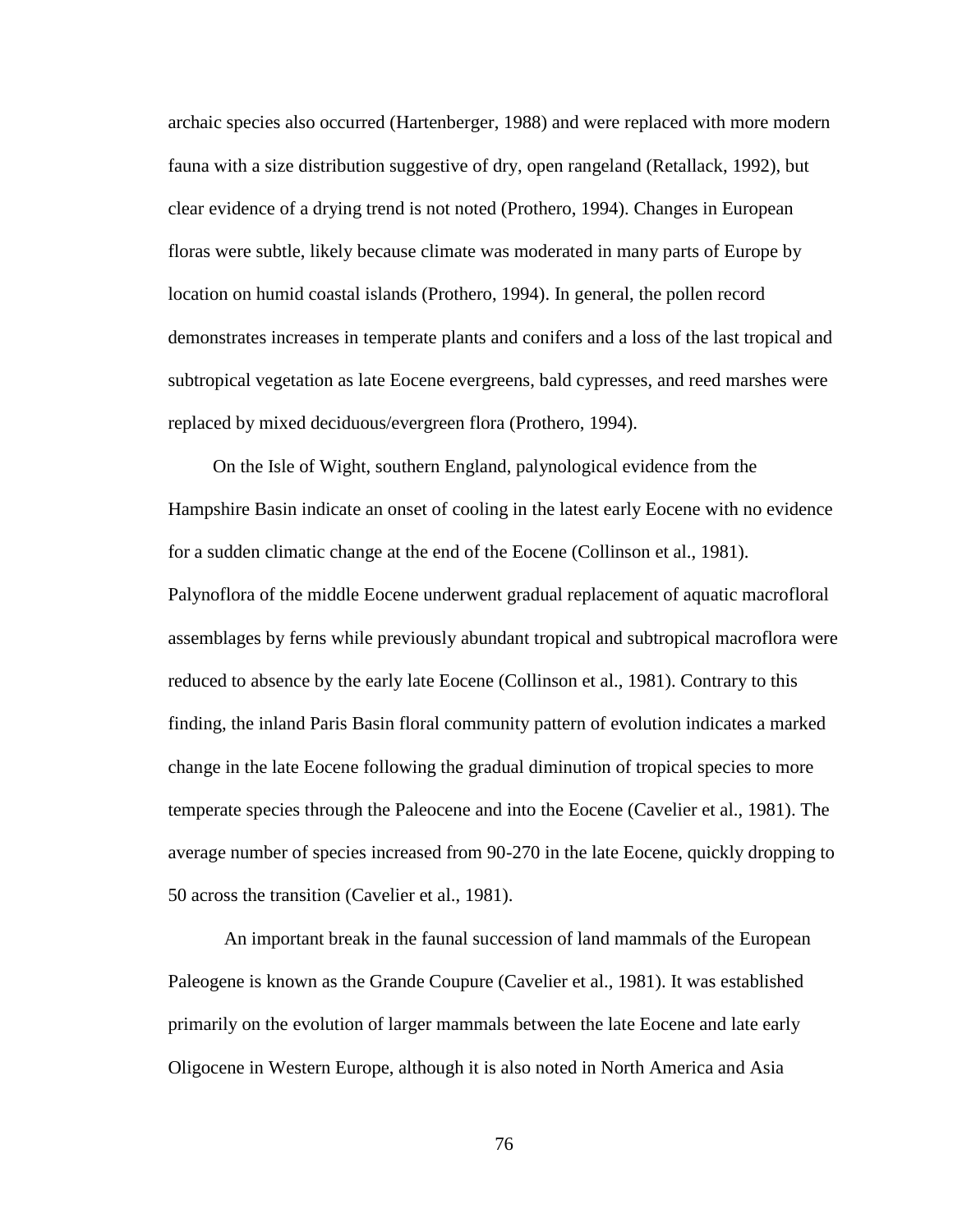archaic species also occurred (Hartenberger, 1988) and were replaced with more modern fauna with a size distribution suggestive of dry, open rangeland (Retallack, 1992), but clear evidence of a drying trend is not noted (Prothero, 1994). Changes in European floras were subtle, likely because climate was moderated in many parts of Europe by location on humid coastal islands (Prothero, 1994). In general, the pollen record demonstrates increases in temperate plants and conifers and a loss of the last tropical and subtropical vegetation as late Eocene evergreens, bald cypresses, and reed marshes were replaced by mixed deciduous/evergreen flora (Prothero, 1994).

On the Isle of Wight, southern England, palynological evidence from the Hampshire Basin indicate an onset of cooling in the latest early Eocene with no evidence for a sudden climatic change at the end of the Eocene (Collinson et al., 1981). Palynoflora of the middle Eocene underwent gradual replacement of aquatic macrofloral assemblages by ferns while previously abundant tropical and subtropical macroflora were reduced to absence by the early late Eocene (Collinson et al., 1981). Contrary to this finding, the inland Paris Basin floral community pattern of evolution indicates a marked change in the late Eocene following the gradual diminution of tropical species to more temperate species through the Paleocene and into the Eocene (Cavelier et al., 1981). The average number of species increased from 90-270 in the late Eocene, quickly dropping to 50 across the transition (Cavelier et al., 1981).

An important break in the faunal succession of land mammals of the European Paleogene is known as the Grande Coupure (Cavelier et al., 1981). It was established primarily on the evolution of larger mammals between the late Eocene and late early Oligocene in Western Europe, although it is also noted in North America and Asia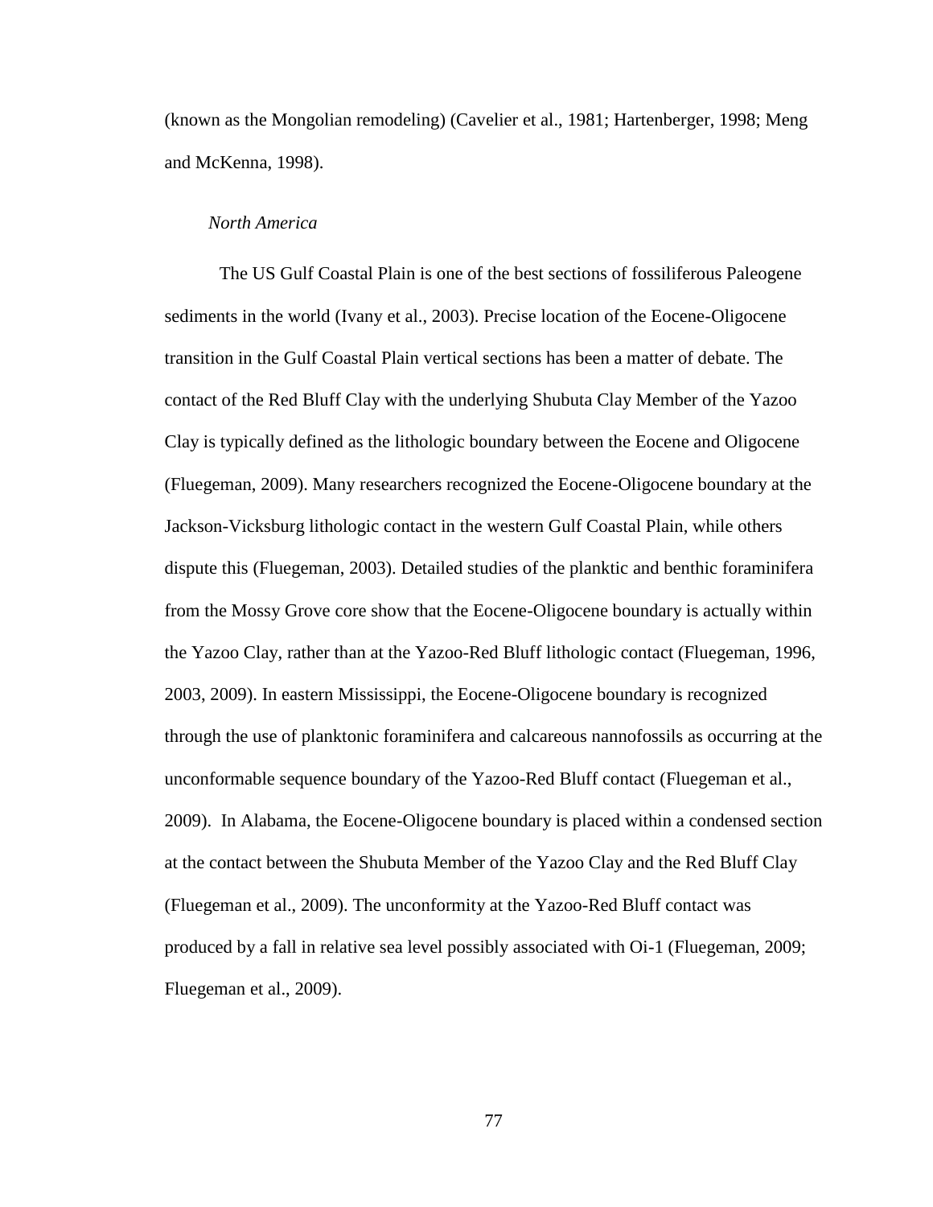(known as the Mongolian remodeling) (Cavelier et al., 1981; Hartenberger, 1998; Meng and McKenna, 1998).

*North America*

The US Gulf Coastal Plain is one of the best sections of fossiliferous Paleogene sediments in the world (Ivany et al., 2003). Precise location of the Eocene-Oligocene transition in the Gulf Coastal Plain vertical sections has been a matter of debate. The contact of the Red Bluff Clay with the underlying Shubuta Clay Member of the Yazoo Clay is typically defined as the lithologic boundary between the Eocene and Oligocene (Fluegeman, 2009). Many researchers recognized the Eocene-Oligocene boundary at the Jackson-Vicksburg lithologic contact in the western Gulf Coastal Plain, while others dispute this (Fluegeman, 2003). Detailed studies of the planktic and benthic foraminifera from the Mossy Grove core show that the Eocene-Oligocene boundary is actually within the Yazoo Clay, rather than at the Yazoo-Red Bluff lithologic contact (Fluegeman, 1996, 2003, 2009). In eastern Mississippi, the Eocene-Oligocene boundary is recognized through the use of planktonic foraminifera and calcareous nannofossils as occurring at the unconformable sequence boundary of the Yazoo-Red Bluff contact (Fluegeman et al., 2009). In Alabama, the Eocene-Oligocene boundary is placed within a condensed section at the contact between the Shubuta Member of the Yazoo Clay and the Red Bluff Clay (Fluegeman et al., 2009). The unconformity at the Yazoo-Red Bluff contact was produced by a fall in relative sea level possibly associated with Oi-1 (Fluegeman, 2009; Fluegeman et al., 2009).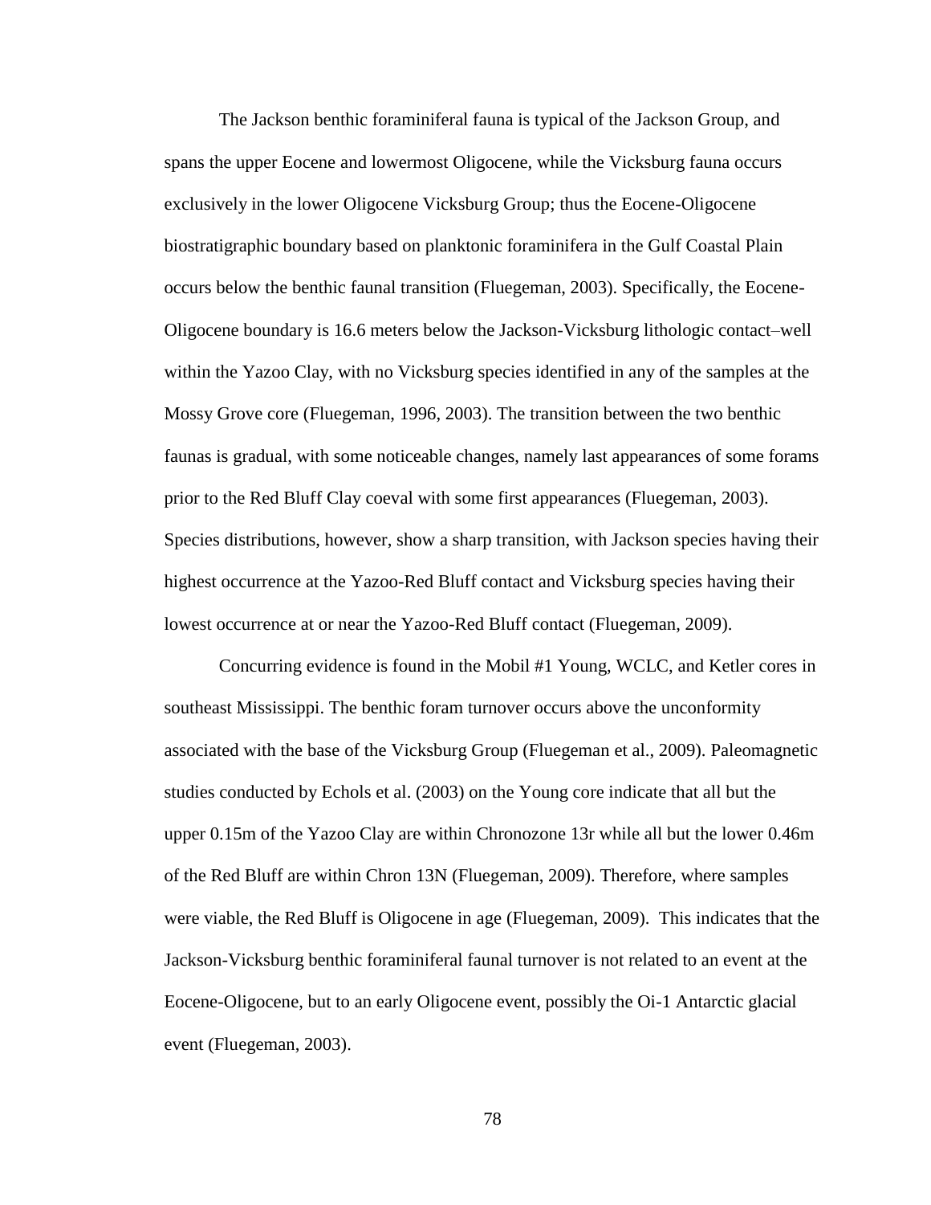The Jackson benthic foraminiferal fauna is typical of the Jackson Group, and spans the upper Eocene and lowermost Oligocene, while the Vicksburg fauna occurs exclusively in the lower Oligocene Vicksburg Group; thus the Eocene-Oligocene biostratigraphic boundary based on planktonic foraminifera in the Gulf Coastal Plain occurs below the benthic faunal transition (Fluegeman, 2003). Specifically, the Eocene-Oligocene boundary is 16.6 meters below the Jackson-Vicksburg lithologic contact–well within the Yazoo Clay, with no Vicksburg species identified in any of the samples at the Mossy Grove core (Fluegeman, 1996, 2003). The transition between the two benthic faunas is gradual, with some noticeable changes, namely last appearances of some forams prior to the Red Bluff Clay coeval with some first appearances (Fluegeman, 2003). Species distributions, however, show a sharp transition, with Jackson species having their highest occurrence at the Yazoo-Red Bluff contact and Vicksburg species having their lowest occurrence at or near the Yazoo-Red Bluff contact (Fluegeman, 2009).

Concurring evidence is found in the Mobil #1 Young, WCLC, and Ketler cores in southeast Mississippi. The benthic foram turnover occurs above the unconformity associated with the base of the Vicksburg Group (Fluegeman et al., 2009). Paleomagnetic studies conducted by Echols et al. (2003) on the Young core indicate that all but the upper 0.15m of the Yazoo Clay are within Chronozone 13r while all but the lower 0.46m of the Red Bluff are within Chron 13N (Fluegeman, 2009). Therefore, where samples were viable, the Red Bluff is Oligocene in age (Fluegeman, 2009). This indicates that the Jackson-Vicksburg benthic foraminiferal faunal turnover is not related to an event at the Eocene-Oligocene, but to an early Oligocene event, possibly the Oi-1 Antarctic glacial event (Fluegeman, 2003).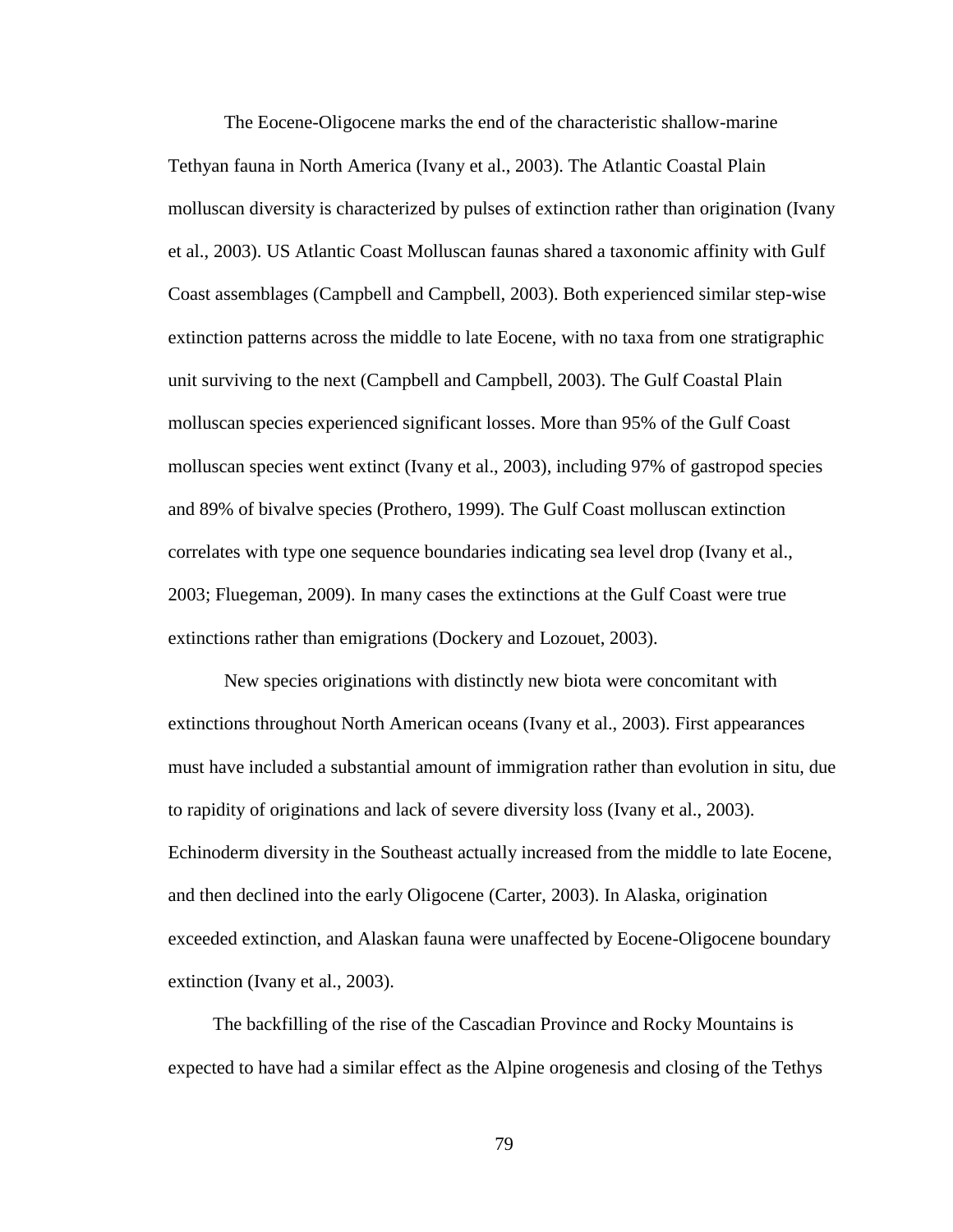The Eocene-Oligocene marks the end of the characteristic shallow-marine Tethyan fauna in North America (Ivany et al., 2003). The Atlantic Coastal Plain molluscan diversity is characterized by pulses of extinction rather than origination (Ivany et al., 2003). US Atlantic Coast Molluscan faunas shared a taxonomic affinity with Gulf Coast assemblages (Campbell and Campbell, 2003). Both experienced similar step-wise extinction patterns across the middle to late Eocene, with no taxa from one stratigraphic unit surviving to the next (Campbell and Campbell, 2003). The Gulf Coastal Plain molluscan species experienced significant losses. More than 95% of the Gulf Coast molluscan species went extinct (Ivany et al., 2003), including 97% of gastropod species and 89% of bivalve species (Prothero, 1999). The Gulf Coast molluscan extinction correlates with type one sequence boundaries indicating sea level drop (Ivany et al., 2003; Fluegeman, 2009). In many cases the extinctions at the Gulf Coast were true extinctions rather than emigrations (Dockery and Lozouet, 2003).

New species originations with distinctly new biota were concomitant with extinctions throughout North American oceans (Ivany et al., 2003). First appearances must have included a substantial amount of immigration rather than evolution in situ, due to rapidity of originations and lack of severe diversity loss (Ivany et al., 2003). Echinoderm diversity in the Southeast actually increased from the middle to late Eocene, and then declined into the early Oligocene (Carter, 2003). In Alaska, origination exceeded extinction, and Alaskan fauna were unaffected by Eocene-Oligocene boundary extinction (Ivany et al., 2003).

The backfilling of the rise of the Cascadian Province and Rocky Mountains is expected to have had a similar effect as the Alpine orogenesis and closing of the Tethys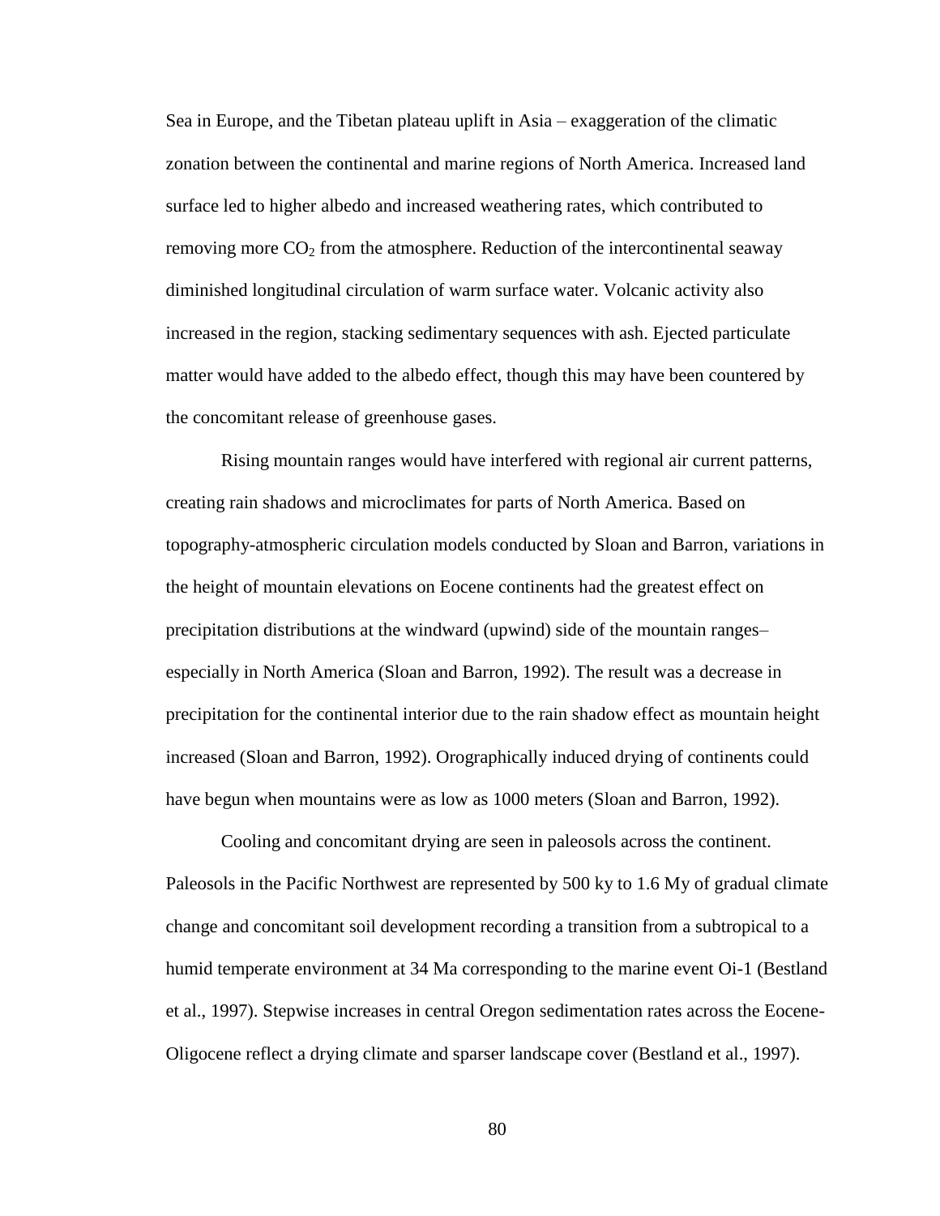Sea in Europe, and the Tibetan plateau uplift in Asia – exaggeration of the climatic zonation between the continental and marine regions of North America. Increased land surface led to higher albedo and increased weathering rates, which contributed to removing more $CO_2$ from the atmosphere. Reduction of the intercontinental seaway diminished longitudinal circulation of warm surface water. Volcanic activity also increased in the region, stacking sedimentary sequences with ash. Ejected particulate matter would have added to the albedo effect, though this may have been countered by the concomitant release of greenhouse gases.

Rising mountain ranges would have interfered with regional air current patterns, creating rain shadows and microclimates for parts of North America. Based on topography-atmospheric circulation models conducted by Sloan and Barron, variations in the height of mountain elevations on Eocene continents had the greatest effect on precipitation distributions at the windward (upwind) side of the mountain ranges– especially in North America (Sloan and Barron, 1992). The result was a decrease in precipitation for the continental interior due to the rain shadow effect as mountain height increased (Sloan and Barron, 1992). Orographically induced drying of continents could have begun when mountains were as low as 1000 meters (Sloan and Barron, 1992).

Cooling and concomitant drying are seen in paleosols across the continent. Paleosols in the Pacific Northwest are represented by 500 ky to 1.6 My of gradual climate change and concomitant soil development recording a transition from a subtropical to a humid temperate environment at 34 Ma corresponding to the marine event Oi-1 (Bestland et al., 1997). Stepwise increases in central Oregon sedimentation rates across the Eocene-Oligocene reflect a drying climate and sparser landscape cover (Bestland et al., 1997).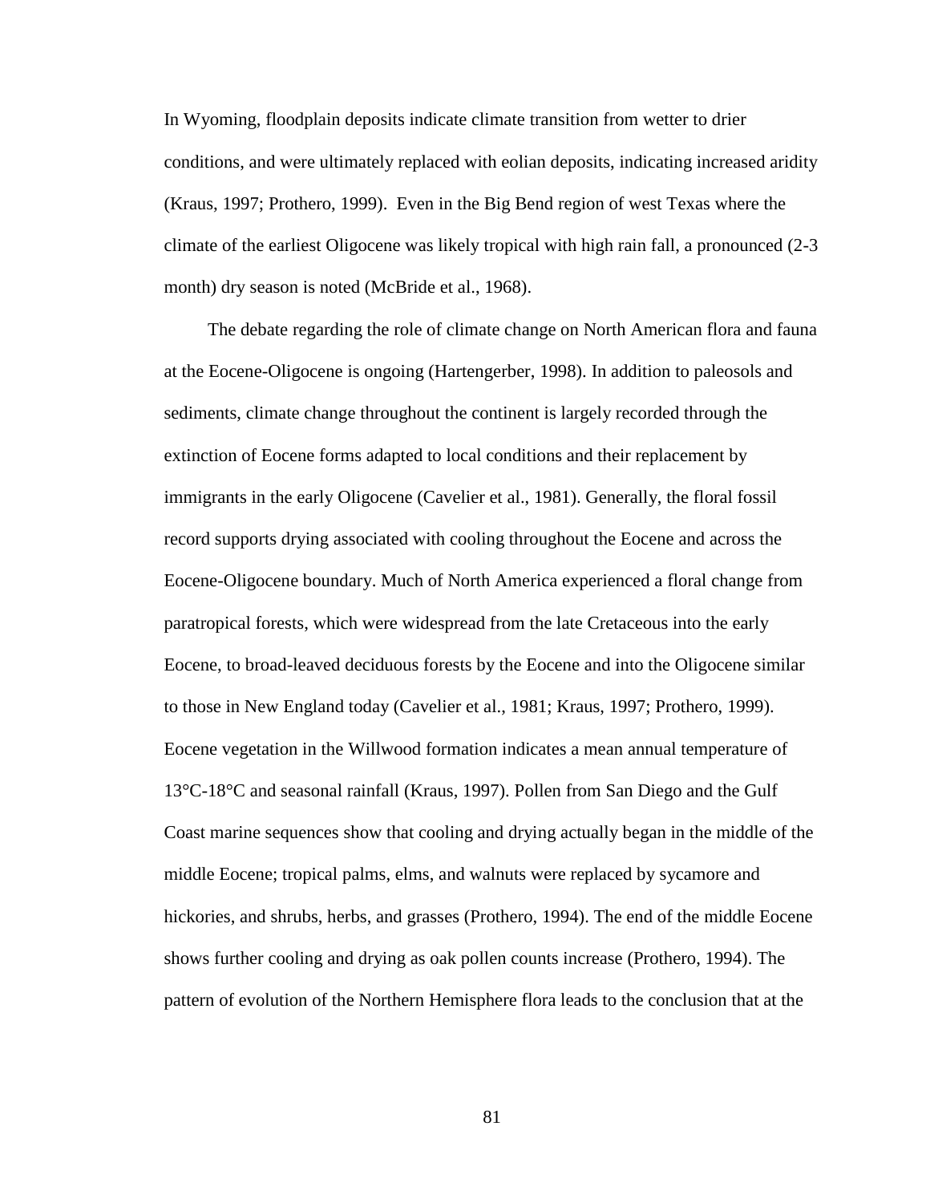In Wyoming, floodplain deposits indicate climate transition from wetter to drier conditions, and were ultimately replaced with eolian deposits, indicating increased aridity (Kraus, 1997; Prothero, 1999). Even in the Big Bend region of west Texas where the climate of the earliest Oligocene was likely tropical with high rain fall, a pronounced (2-3 month) dry season is noted (McBride et al., 1968).

The debate regarding the role of climate change on North American flora and fauna at the Eocene-Oligocene is ongoing (Hartengerber, 1998). In addition to paleosols and sediments, climate change throughout the continent is largely recorded through the extinction of Eocene forms adapted to local conditions and their replacement by immigrants in the early Oligocene (Cavelier et al., 1981). Generally, the floral fossil record supports drying associated with cooling throughout the Eocene and across the Eocene-Oligocene boundary. Much of North America experienced a floral change from paratropical forests, which were widespread from the late Cretaceous into the early Eocene, to broad-leaved deciduous forests by the Eocene and into the Oligocene similar to those in New England today (Cavelier et al., 1981; Kraus, 1997; Prothero, 1999). Eocene vegetation in the Willwood formation indicates a mean annual temperature of 13°C-18°C and seasonal rainfall (Kraus, 1997). Pollen from San Diego and the Gulf Coast marine sequences show that cooling and drying actually began in the middle of the middle Eocene; tropical palms, elms, and walnuts were replaced by sycamore and hickories, and shrubs, herbs, and grasses (Prothero, 1994). The end of the middle Eocene shows further cooling and drying as oak pollen counts increase (Prothero, 1994). The pattern of evolution of the Northern Hemisphere flora leads to the conclusion that at the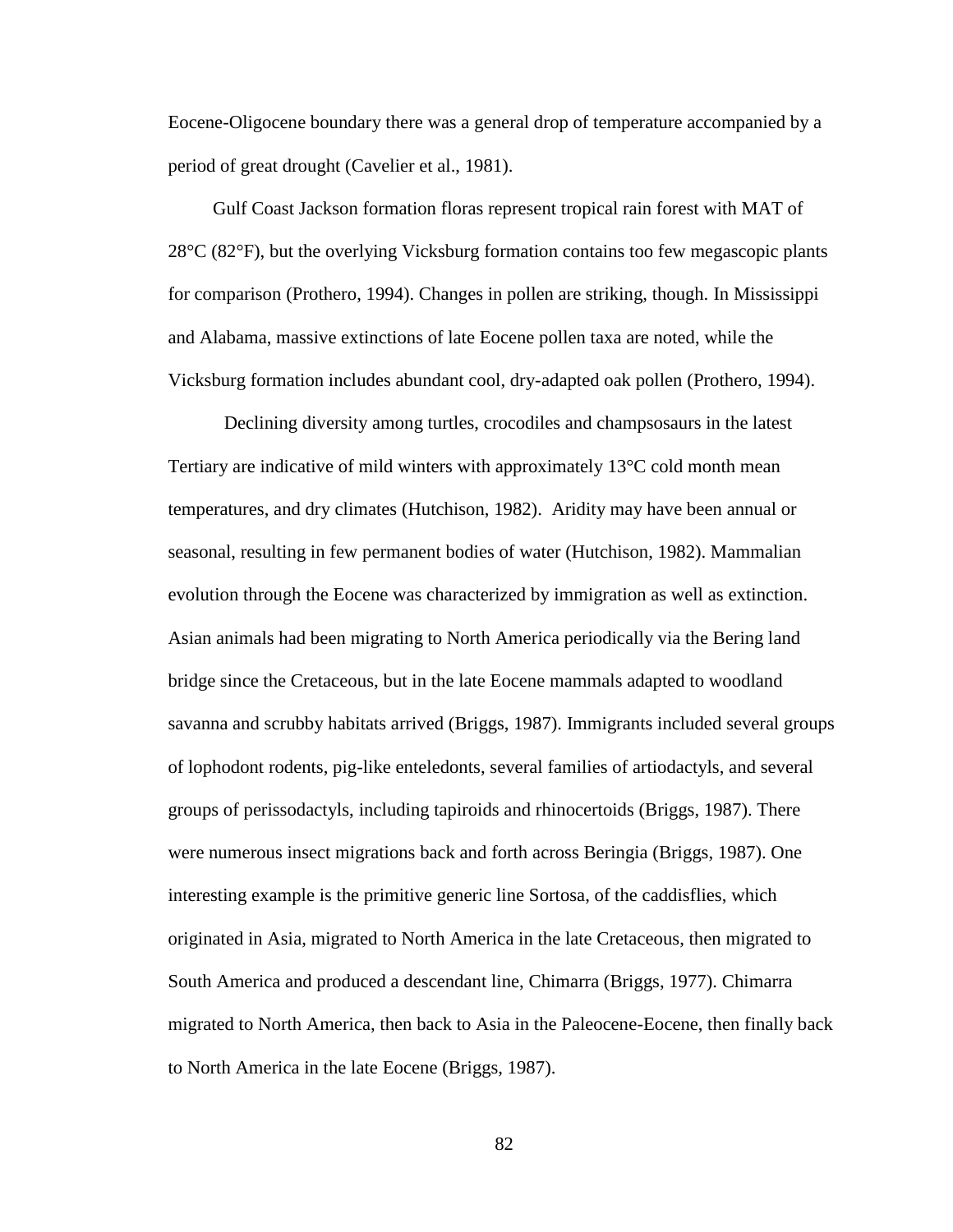Eocene-Oligocene boundary there was a general drop of temperature accompanied by a period of great drought (Cavelier et al., 1981).

Gulf Coast Jackson formation floras represent tropical rain forest with MAT of 28°C (82°F), but the overlying Vicksburg formation contains too few megascopic plants for comparison (Prothero, 1994). Changes in pollen are striking, though. In Mississippi and Alabama, massive extinctions of late Eocene pollen taxa are noted, while the Vicksburg formation includes abundant cool, dry-adapted oak pollen (Prothero, 1994).

Declining diversity among turtles, crocodiles and champsosaurs in the latest Tertiary are indicative of mild winters with approximately 13°C cold month mean temperatures, and dry climates (Hutchison, 1982). Aridity may have been annual or seasonal, resulting in few permanent bodies of water (Hutchison, 1982). Mammalian evolution through the Eocene was characterized by immigration as well as extinction. Asian animals had been migrating to North America periodically via the Bering land bridge since the Cretaceous, but in the late Eocene mammals adapted to woodland savanna and scrubby habitats arrived (Briggs, 1987). Immigrants included several groups of lophodont rodents, pig-like enteledonts, several families of artiodactyls, and several groups of perissodactyls, including tapiroids and rhinocertoids (Briggs, 1987). There were numerous insect migrations back and forth across Beringia (Briggs, 1987). One interesting example is the primitive generic line Sortosa, of the caddisflies, which originated in Asia, migrated to North America in the late Cretaceous, then migrated to South America and produced a descendant line, Chimarra (Briggs, 1977). Chimarra migrated to North America, then back to Asia in the Paleocene-Eocene, then finally back to North America in the late Eocene (Briggs, 1987).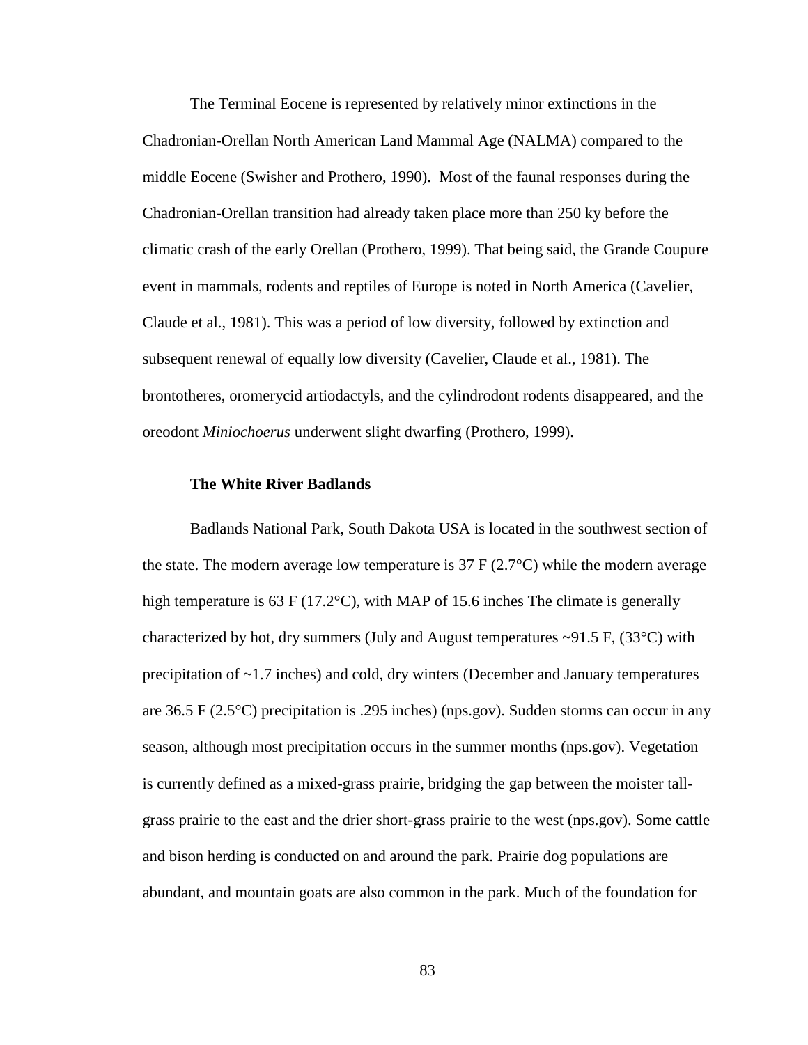The Terminal Eocene is represented by relatively minor extinctions in the Chadronian-Orellan North American Land Mammal Age (NALMA) compared to the middle Eocene (Swisher and Prothero, 1990). Most of the faunal responses during the Chadronian-Orellan transition had already taken place more than 250 ky before the climatic crash of the early Orellan (Prothero, 1999). That being said, the Grande Coupure event in mammals, rodents and reptiles of Europe is noted in North America (Cavelier, Claude et al., 1981). This was a period of low diversity, followed by extinction and subsequent renewal of equally low diversity (Cavelier, Claude et al., 1981). The brontotheres, oromerycid artiodactyls, and the cylindrodont rodents disappeared, and the oreodont *Miniochoerus* underwent slight dwarfing (Prothero, 1999).

### The White River Badlands

Badlands National Park, South Dakota USA is located in the southwest section of the state. The modern average low temperature is 37 F (2.7°C) while the modern average high temperature is 63 F (17.2°C), with MAP of 15.6 inches The climate is generally characterized by hot, dry summers (July and August temperatures ~91.5 F, (33°C) with precipitation of ~1.7 inches) and cold, dry winters (December and January temperatures are 36.5 F (2.5°C) precipitation is .295 inches) (nps.gov). Sudden storms can occur in any season, although most precipitation occurs in the summer months (nps.gov). Vegetation is currently defined as a mixed-grass prairie, bridging the gap between the moister tall-grass prairie to the east and the drier short-grass prairie to the west (nps.gov). Some cattle and bison herding is conducted on and around the park. Prairie dog populations are abundant, and mountain goats are also common in the park. Much of the foundation for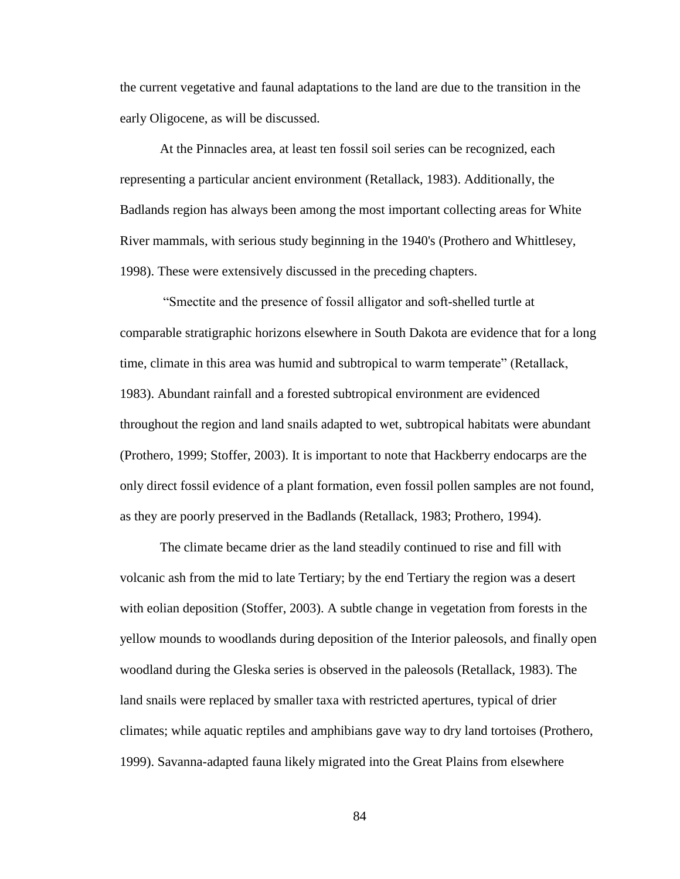the current vegetative and faunal adaptations to the land are due to the transition in the early Oligocene, as will be discussed.

At the Pinnacles area, at least ten fossil soil series can be recognized, each representing a particular ancient environment (Retallack, 1983). Additionally, the Badlands region has always been among the most important collecting areas for White River mammals, with serious study beginning in the 1940's (Prothero and Whittlesey, 1998). These were extensively discussed in the preceding chapters.

"Smectite and the presence of fossil alligator and soft-shelled turtle at comparable stratigraphic horizons elsewhere in South Dakota are evidence that for a long time, climate in this area was humid and subtropical to warm temperate" (Retallack, 1983). Abundant rainfall and a forested subtropical environment are evidenced throughout the region and land snails adapted to wet, subtropical habitats were abundant (Prothero, 1999; Stoffer, 2003). It is important to note that Hackberry endocarps are the only direct fossil evidence of a plant formation, even fossil pollen samples are not found, as they are poorly preserved in the Badlands (Retallack, 1983; Prothero, 1994).

The climate became drier as the land steadily continued to rise and fill with volcanic ash from the mid to late Tertiary; by the end Tertiary the region was a desert with eolian deposition (Stoffer, 2003). A subtle change in vegetation from forests in the yellow mounds to woodlands during deposition of the Interior paleosols, and finally open woodland during the Gleska series is observed in the paleosols (Retallack, 1983). The land snails were replaced by smaller taxa with restricted apertures, typical of drier climates; while aquatic reptiles and amphibians gave way to dry land tortoises (Prothero, 1999). Savanna-adapted fauna likely migrated into the Great Plains from elsewhere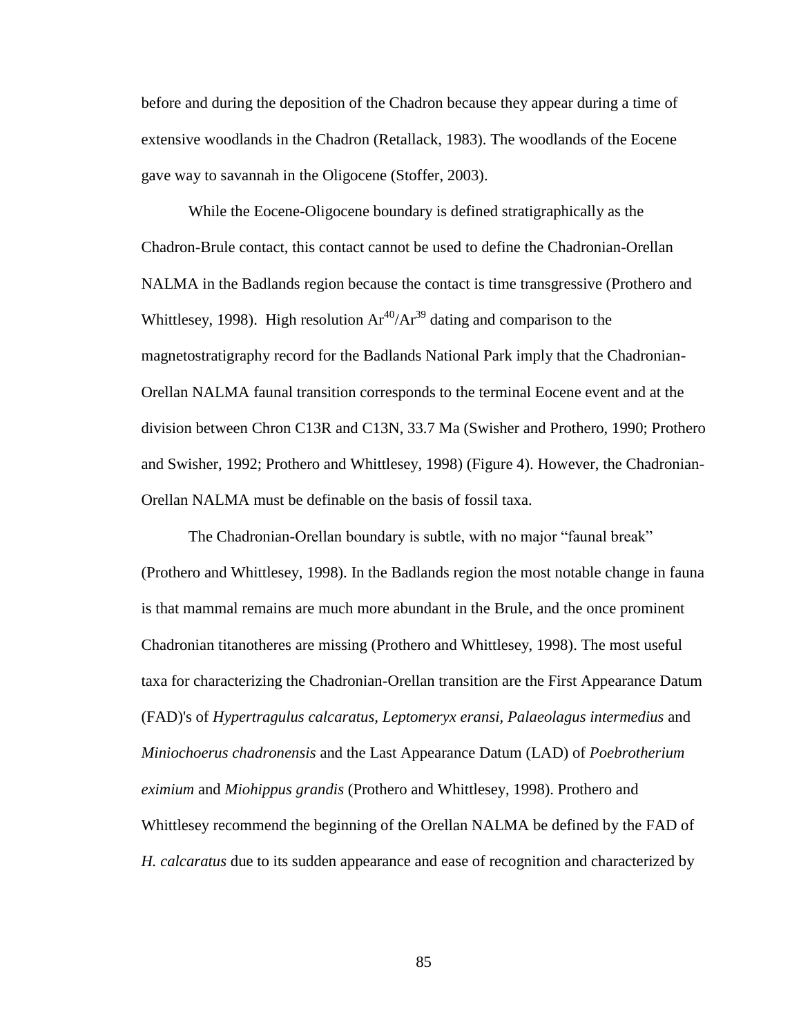before and during the deposition of the Chadron because they appear during a time of extensive woodlands in the Chadron (Retallack, 1983). The woodlands of the Eocene gave way to savannah in the Oligocene (Stoffer, 2003).

While the Eocene-Oligocene boundary is defined stratigraphically as the Chadron-Brule contact, this contact cannot be used to define the Chadronian-Orellan NALMA in the Badlands region because the contact is time transgressive (Prothero and Whittlesey, 1998). High resolution $Ar^{40}/Ar^{39}$ dating and comparison to the magnetostratigraphy record for the Badlands National Park imply that the Chadronian-Orellan NALMA faunal transition corresponds to the terminal Eocene event and at the division between Chron C13R and C13N, 33.7 Ma (Swisher and Prothero, 1990; Prothero and Swisher, 1992; Prothero and Whittlesey, 1998) (Figure 4). However, the Chadronian-Orellan NALMA must be definable on the basis of fossil taxa.

The Chadronian-Orellan boundary is subtle, with no major "faunal break" (Prothero and Whittlesey, 1998). In the Badlands region the most notable change in fauna is that mammal remains are much more abundant in the Brule, and the once prominent Chadronian titanotheres are missing (Prothero and Whittlesey, 1998). The most useful taxa for characterizing the Chadronian-Orellan transition are the First Appearance Datum (FAD)'s of *Hypertragulus calcaratus, Leptomeryx eransi, Palaeolagus intermedius* and *Miniochoerus chadronensis* and the Last Appearance Datum (LAD) of *Poebrotherium eximium* and *Miohippus grandis* (Prothero and Whittlesey, 1998). Prothero and Whittlesey recommend the beginning of the Orellan NALMA be defined by the FAD of *H. calcaratus* due to its sudden appearance and ease of recognition and characterized by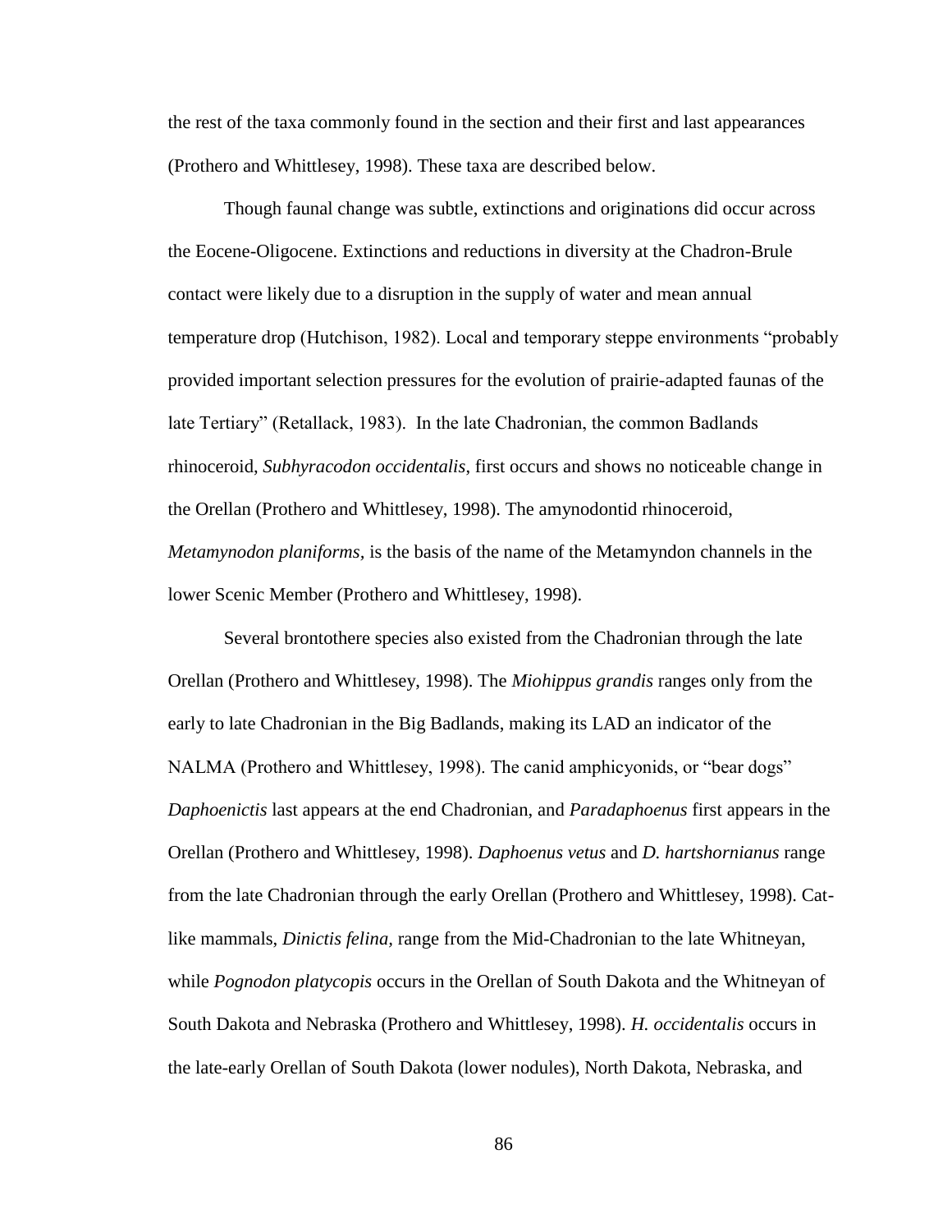the rest of the taxa commonly found in the section and their first and last appearances (Prothero and Whittlesey, 1998). These taxa are described below.

Though faunal change was subtle, extinctions and originations did occur across the Eocene-Oligocene. Extinctions and reductions in diversity at the Chadron-Brule contact were likely due to a disruption in the supply of water and mean annual temperature drop (Hutchison, 1982). Local and temporary steppe environments "probably provided important selection pressures for the evolution of prairie-adapted faunas of the late Tertiary" (Retallack, 1983). In the late Chadronian, the common Badlands rhinoceroid, *Subhyracodon occidentalis*, first occurs and shows no noticeable change in the Orellan (Prothero and Whittlesey, 1998). The amynodontid rhinoceroid, *Metamynodon planiforms,* is the basis of the name of the Metamyndon channels in the lower Scenic Member (Prothero and Whittlesey, 1998).

Several brontothere species also existed from the Chadronian through the late Orellan (Prothero and Whittlesey, 1998). The *Miohippus grandis* ranges only from the early to late Chadronian in the Big Badlands, making its LAD an indicator of the NALMA (Prothero and Whittlesey, 1998). The canid amphicyonids, or "bear dogs" *Daphoenictis* last appears at the end Chadronian, and *Paradaphoenus* first appears in the Orellan (Prothero and Whittlesey, 1998). *Daphoenus vetus* and *D. hartshornianus* range from the late Chadronian through the early Orellan (Prothero and Whittlesey, 1998). Cat-like mammals, *Dinictis felina*, range from the Mid-Chadronian to the late Whitneyan, while *Pognodon platycopis* occurs in the Orellan of South Dakota and the Whitneyan of South Dakota and Nebraska (Prothero and Whittlesey, 1998). *H. occidentalis* occurs in the late-early Orellan of South Dakota (lower nodules), North Dakota, Nebraska, and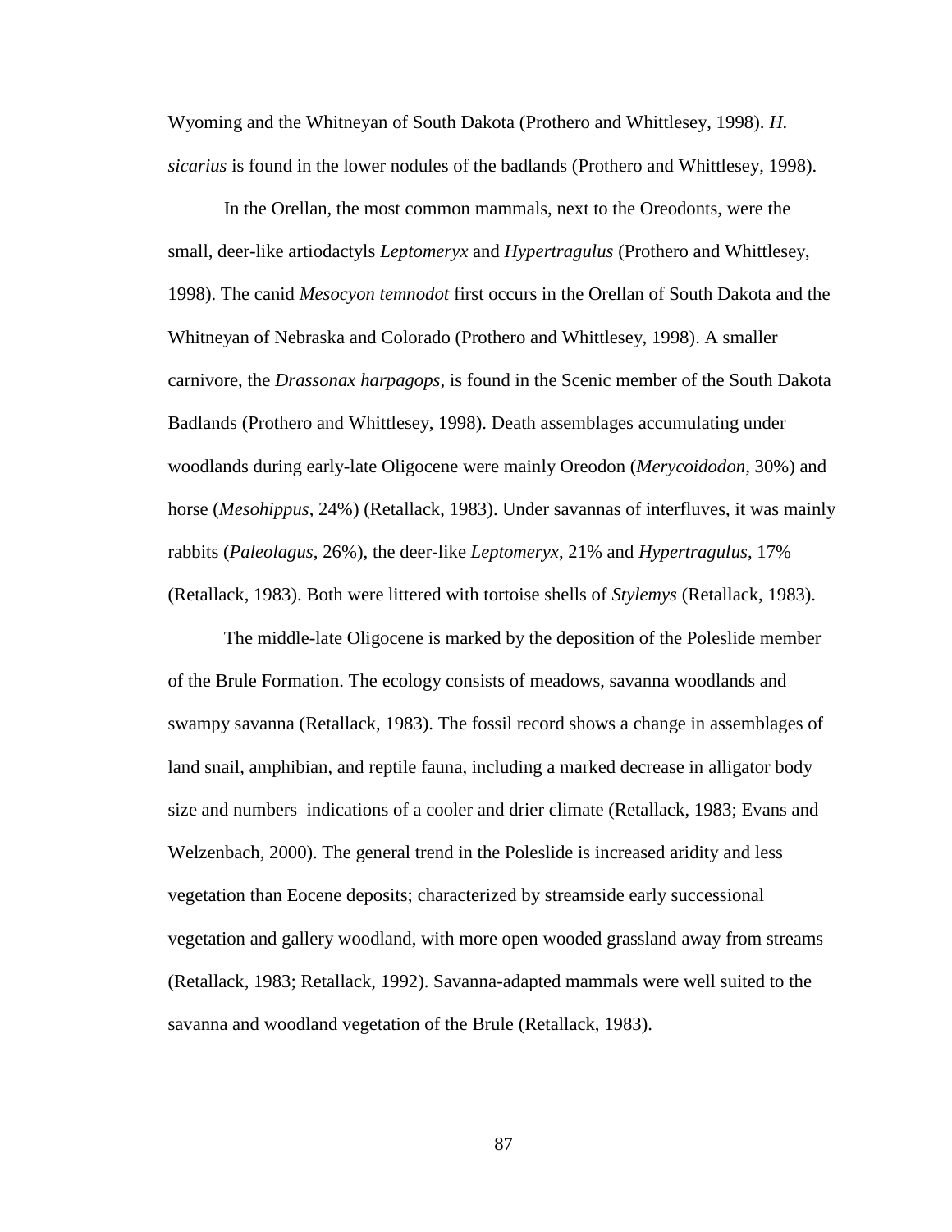Wyoming and the Whitneyan of South Dakota (Prothero and Whittlesey, 1998). *H. sicarius* is found in the lower nodules of the badlands (Prothero and Whittlesey, 1998).

In the Orellan, the most common mammals, next to the Oreodonts, were the small, deer-like artiodactyls *Leptomeryx* and *Hypertragulus* (Prothero and Whittlesey, 1998). The canid *Mesocyon temnodot* first occurs in the Orellan of South Dakota and the Whitneyan of Nebraska and Colorado (Prothero and Whittlesey, 1998). A smaller carnivore, the *Drassonax harpagops*, is found in the Scenic member of the South Dakota Badlands (Prothero and Whittlesey, 1998). Death assemblages accumulating under woodlands during early-late Oligocene were mainly Oreodon (*Merycoidodon*, 30%) and horse (*Mesohippus*, 24%) (Retallack, 1983). Under savannas of interfluves, it was mainly rabbits (*Paleolagus*, 26%), the deer-like *Leptomeryx*, 21% and *Hypertragulus*, 17% (Retallack, 1983). Both were littered with tortoise shells of *Stylemys* (Retallack, 1983).

The middle-late Oligocene is marked by the deposition of the Poleslide member of the Brule Formation. The ecology consists of meadows, savanna woodlands and swampy savanna (Retallack, 1983). The fossil record shows a change in assemblages of land snail, amphibian, and reptile fauna, including a marked decrease in alligator body size and numbers–indications of a cooler and drier climate (Retallack, 1983; Evans and Welzenbach, 2000). The general trend in the Poleslide is increased aridity and less vegetation than Eocene deposits; characterized by streamside early successional vegetation and gallery woodland, with more open wooded grassland away from streams (Retallack, 1983; Retallack, 1992). Savanna-adapted mammals were well suited to the savanna and woodland vegetation of the Brule (Retallack, 1983).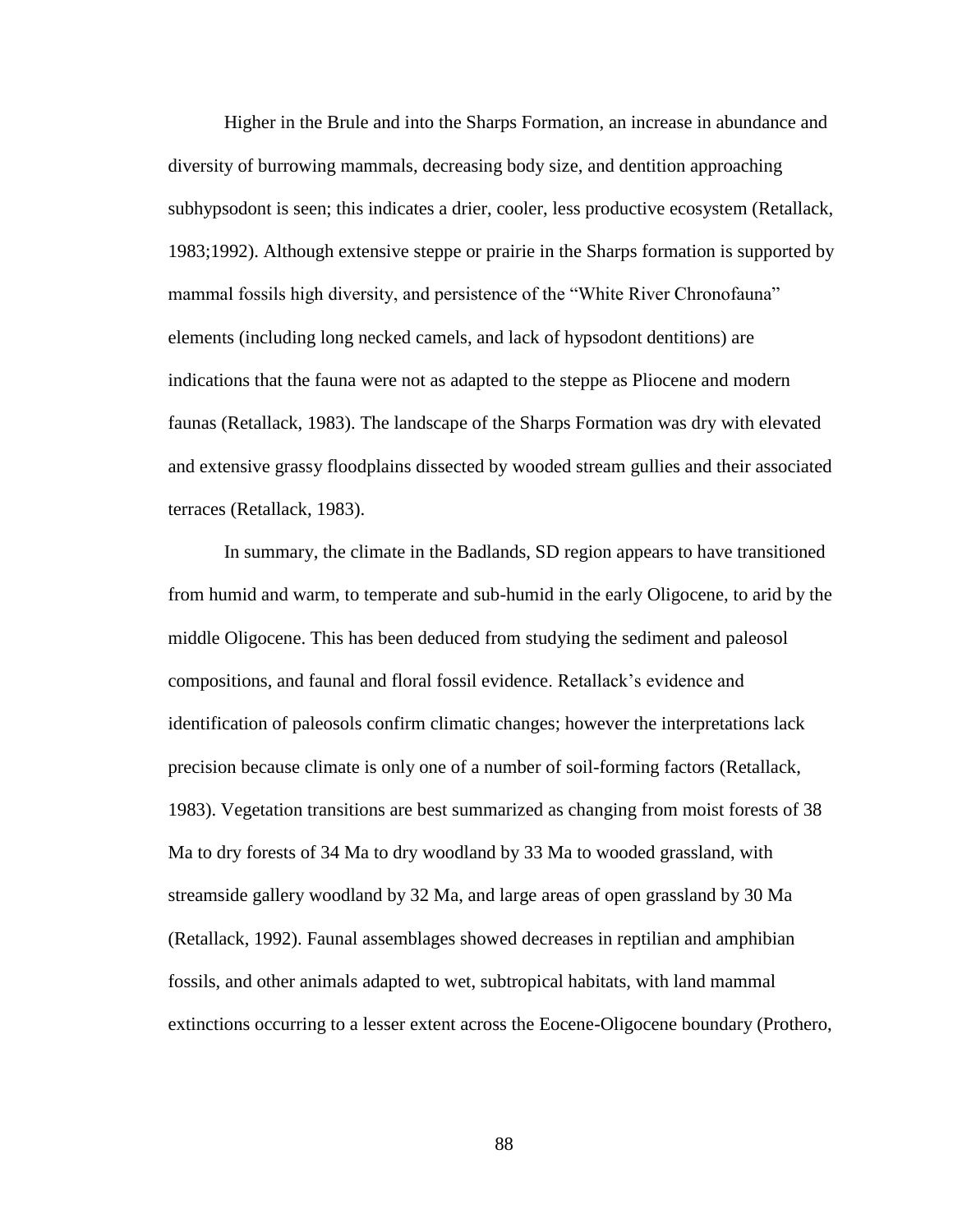Higher in the Brule and into the Sharps Formation, an increase in abundance and diversity of burrowing mammals, decreasing body size, and dentition approaching subhypsodont is seen; this indicates a drier, cooler, less productive ecosystem (Retallack, 1983;1992). Although extensive steppe or prairie in the Sharps formation is supported by mammal fossils high diversity, and persistence of the "White River Chronofauna" elements (including long necked camels, and lack of hypsodont dentitions) are indications that the fauna were not as adapted to the steppe as Pliocene and modern faunas (Retallack, 1983). The landscape of the Sharps Formation was dry with elevated and extensive grassy floodplains dissected by wooded stream gullies and their associated terraces (Retallack, 1983).

In summary, the climate in the Badlands, SD region appears to have transitioned from humid and warm, to temperate and sub-humid in the early Oligocene, to arid by the middle Oligocene. This has been deduced from studying the sediment and paleosol compositions, and faunal and floral fossil evidence. Retallack's evidence and identification of paleosols confirm climatic changes; however the interpretations lack precision because climate is only one of a number of soil-forming factors (Retallack, 1983). Vegetation transitions are best summarized as changing from moist forests of 38 Ma to dry forests of 34 Ma to dry woodland by 33 Ma to wooded grassland, with streamside gallery woodland by 32 Ma, and large areas of open grassland by 30 Ma (Retallack, 1992). Faunal assemblages showed decreases in reptilian and amphibian fossils, and other animals adapted to wet, subtropical habitats, with land mammal extinctions occurring to a lesser extent across the Eocene-Oligocene boundary (Prothero,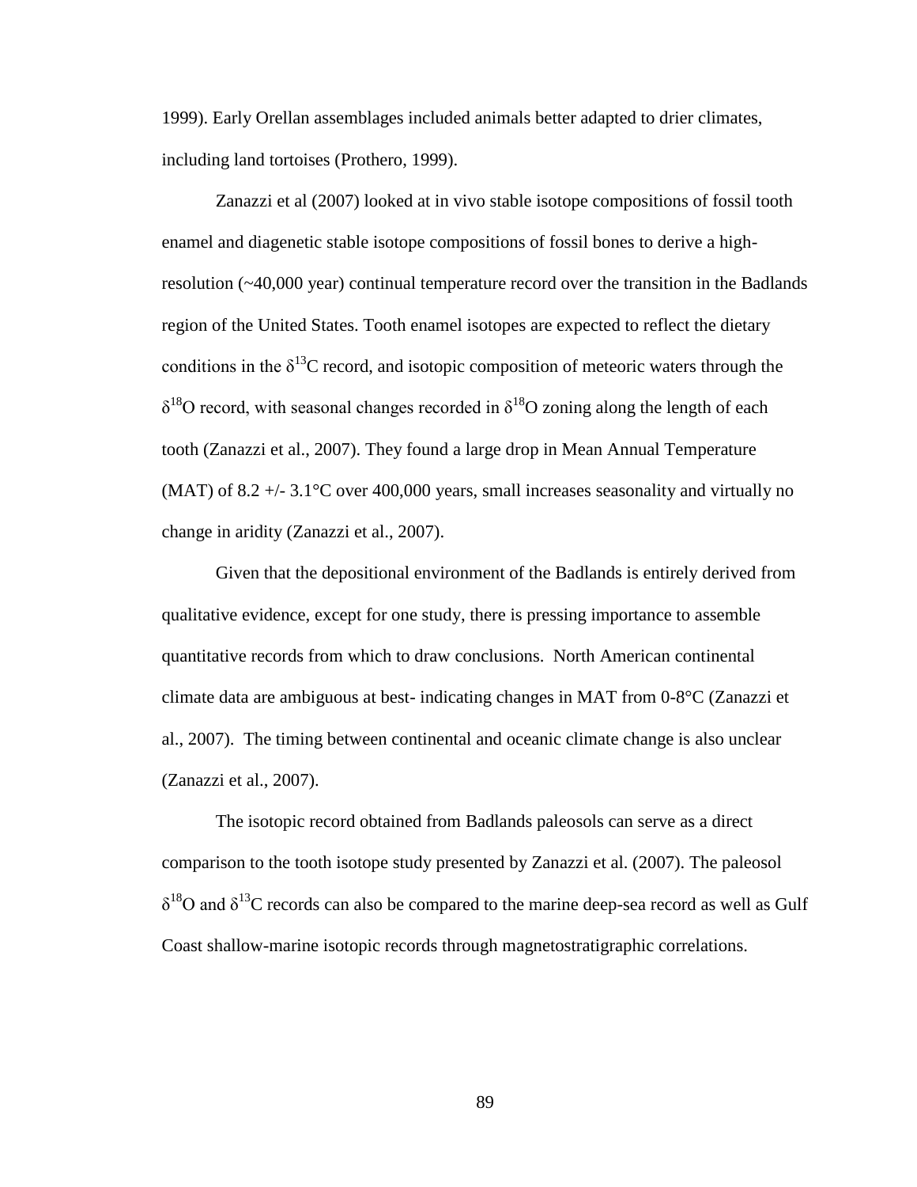1999). Early Orellan assemblages included animals better adapted to drier climates, including land tortoises (Prothero, 1999).

Zanazzi et al (2007) looked at in vivo stable isotope compositions of fossil tooth enamel and diagenetic stable isotope compositions of fossil bones to derive a high-resolution (~40,000 year) continual temperature record over the transition in the Badlands region of the United States. Tooth enamel isotopes are expected to reflect the dietary conditions in the $\delta^{13}C$ record, and isotopic composition of meteoric waters through the $\delta^{18}O$ record, with seasonal changes recorded in $\delta^{18}O$ zoning along the length of each tooth (Zanazzi et al., 2007). They found a large drop in Mean Annual Temperature (MAT) of 8.2 +/- 3.1°C over 400,000 years, small increases seasonality and virtually no change in aridity (Zanazzi et al., 2007).

Given that the depositional environment of the Badlands is entirely derived from qualitative evidence, except for one study, there is pressing importance to assemble quantitative records from which to draw conclusions. North American continental climate data are ambiguous at best- indicating changes in MAT from 0-8°C (Zanazzi et al., 2007). The timing between continental and oceanic climate change is also unclear (Zanazzi et al., 2007).

The isotopic record obtained from Badlands paleosols can serve as a direct comparison to the tooth isotope study presented by Zanazzi et al. (2007). The paleosol $\delta^{18}O$ and $\delta^{13}C$ records can also be compared to the marine deep-sea record as well as Gulf Coast shallow-marine isotopic records through magnetostratigraphic correlations.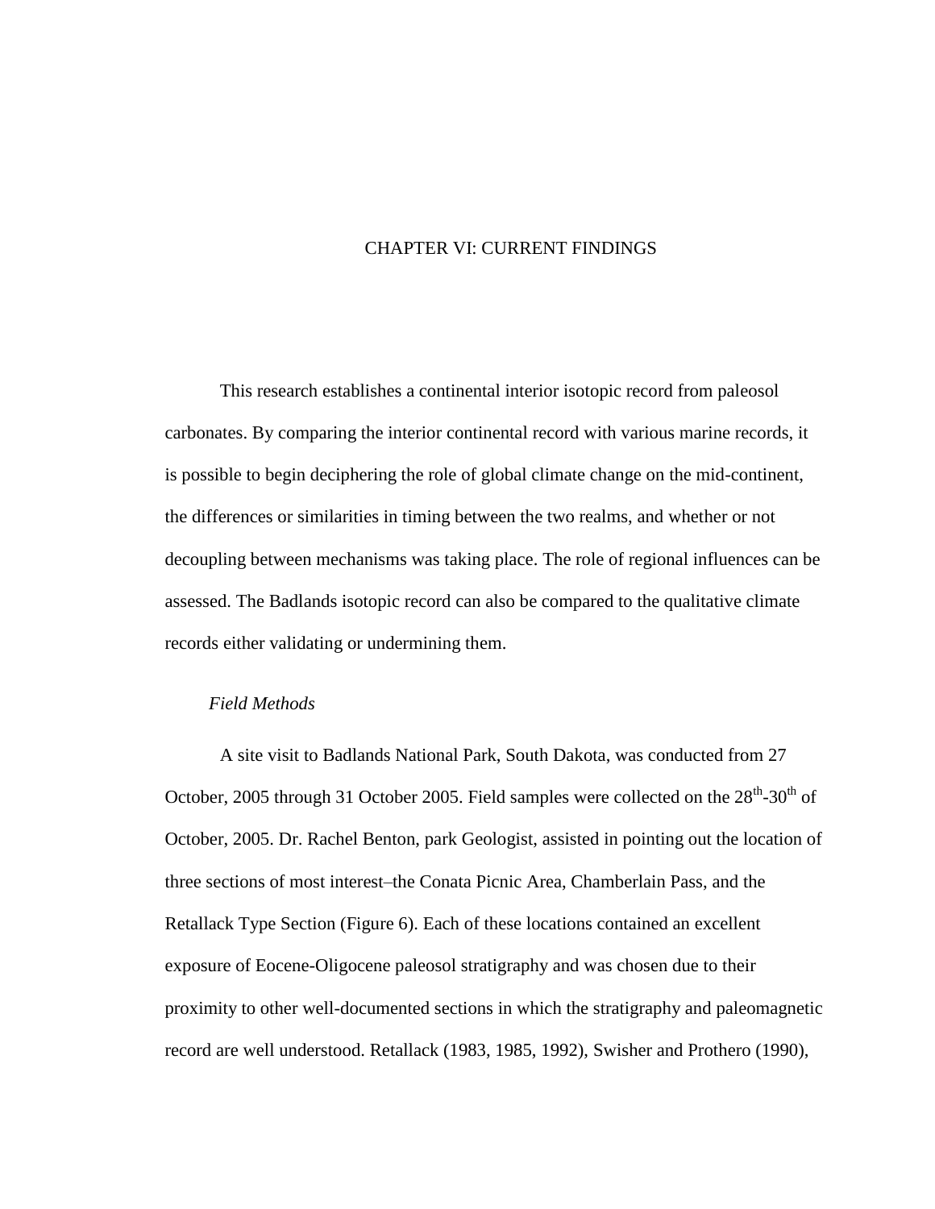# CHAPTER VI: CURRENT FINDINGS

This research establishes a continental interior isotopic record from paleosol carbonates. By comparing the interior continental record with various marine records, it is possible to begin deciphering the role of global climate change on the mid-continent, the differences or similarities in timing between the two realms, and whether or not decoupling between mechanisms was taking place. The role of regional influences can be assessed. The Badlands isotopic record can also be compared to the qualitative climate records either validating or undermining them.

*Field Methods*

A site visit to Badlands National Park, South Dakota, was conducted from 27 October, 2005 through 31 October 2005. Field samples were collected on the 28th-30th of October, 2005. Dr. Rachel Benton, park Geologist, assisted in pointing out the location of three sections of most interest–the Conata Picnic Area, Chamberlain Pass, and the Retallack Type Section (Figure 6). Each of these locations contained an excellent exposure of Eocene-Oligocene paleosol stratigraphy and was chosen due to their proximity to other well-documented sections in which the stratigraphy and paleomagnetic record are well understood. Retallack (1983, 1985, 1992), Swisher and Prothero (1990),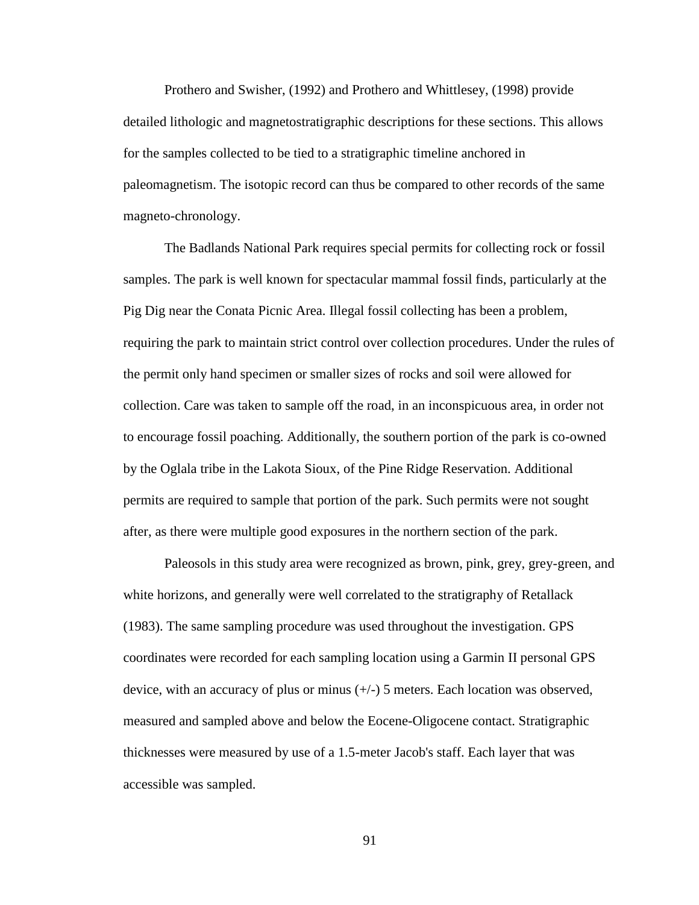Prothero and Swisher, (1992) and Prothero and Whittlesey, (1998) provide detailed lithologic and magnetostratigraphic descriptions for these sections. This allows for the samples collected to be tied to a stratigraphic timeline anchored in paleomagnetism. The isotopic record can thus be compared to other records of the same magneto-chronology.

The Badlands National Park requires special permits for collecting rock or fossil samples. The park is well known for spectacular mammal fossil finds, particularly at the Pig Dig near the Conata Picnic Area. Illegal fossil collecting has been a problem, requiring the park to maintain strict control over collection procedures. Under the rules of the permit only hand specimen or smaller sizes of rocks and soil were allowed for collection. Care was taken to sample off the road, in an inconspicuous area, in order not to encourage fossil poaching. Additionally, the southern portion of the park is co-owned by the Oglala tribe in the Lakota Sioux, of the Pine Ridge Reservation. Additional permits are required to sample that portion of the park. Such permits were not sought after, as there were multiple good exposures in the northern section of the park.

Paleosols in this study area were recognized as brown, pink, grey, grey-green, and white horizons, and generally were well correlated to the stratigraphy of Retallack (1983). The same sampling procedure was used throughout the investigation. GPS coordinates were recorded for each sampling location using a Garmin II personal GPS device, with an accuracy of plus or minus (+/-) 5 meters. Each location was observed, measured and sampled above and below the Eocene-Oligocene contact. Stratigraphic thicknesses were measured by use of a 1.5-meter Jacob's staff. Each layer that was accessible was sampled.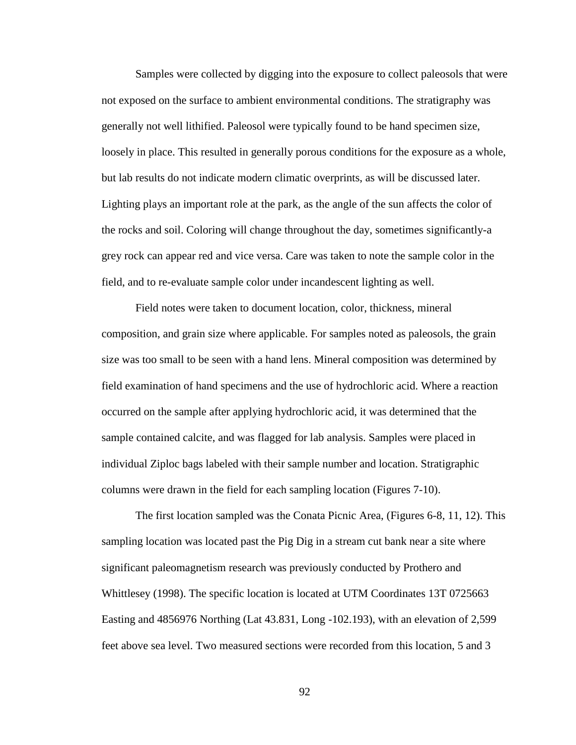Samples were collected by digging into the exposure to collect paleosols that were not exposed on the surface to ambient environmental conditions. The stratigraphy was generally not well lithified. Paleosol were typically found to be hand specimen size, loosely in place. This resulted in generally porous conditions for the exposure as a whole, but lab results do not indicate modern climatic overprints, as will be discussed later. Lighting plays an important role at the park, as the angle of the sun affects the color of the rocks and soil. Coloring will change throughout the day, sometimes significantly-a grey rock can appear red and vice versa. Care was taken to note the sample color in the field, and to re-evaluate sample color under incandescent lighting as well.

Field notes were taken to document location, color, thickness, mineral composition, and grain size where applicable. For samples noted as paleosols, the grain size was too small to be seen with a hand lens. Mineral composition was determined by field examination of hand specimens and the use of hydrochloric acid. Where a reaction occurred on the sample after applying hydrochloric acid, it was determined that the sample contained calcite, and was flagged for lab analysis. Samples were placed in individual Ziploc bags labeled with their sample number and location. Stratigraphic columns were drawn in the field for each sampling location (Figures 7-10).

The first location sampled was the Conata Picnic Area, (Figures 6-8, 11, 12). This sampling location was located past the Pig Dig in a stream cut bank near a site where significant paleomagnetism research was previously conducted by Prothero and Whittlesey (1998). The specific location is located at UTM Coordinates 13T 0725663 Easting and 4856976 Northing (Lat 43.831, Long -102.193), with an elevation of 2,599 feet above sea level. Two measured sections were recorded from this location, 5 and 3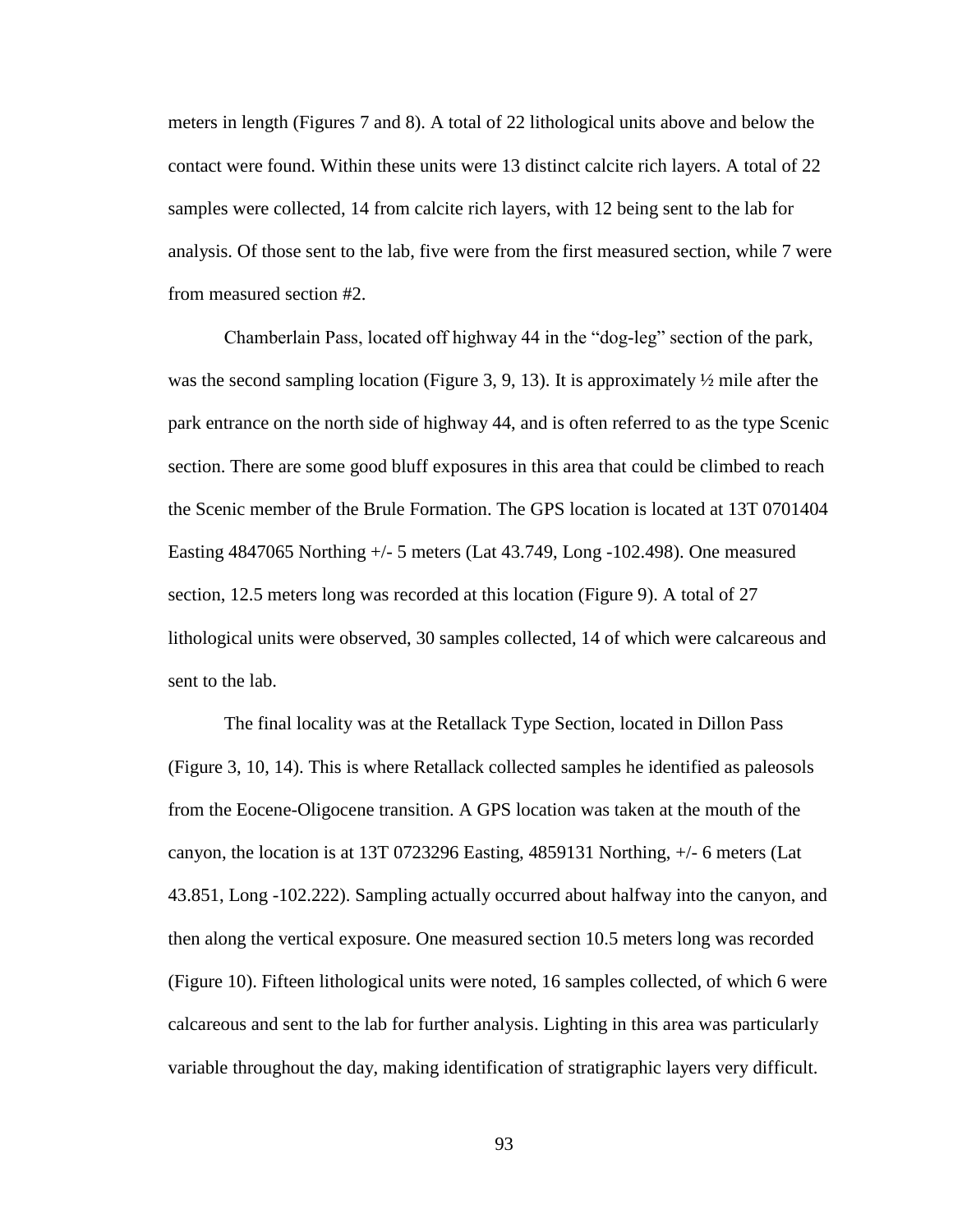meters in length (Figures 7 and 8). A total of 22 lithological units above and below the contact were found. Within these units were 13 distinct calcite rich layers. A total of 22 samples were collected, 14 from calcite rich layers, with 12 being sent to the lab for analysis. Of those sent to the lab, five were from the first measured section, while 7 were from measured section #2.

Chamberlain Pass, located off highway 44 in the "dog-leg" section of the park, was the second sampling location (Figure 3, 9, 13). It is approximately ½ mile after the park entrance on the north side of highway 44, and is often referred to as the type Scenic section. There are some good bluff exposures in this area that could be climbed to reach the Scenic member of the Brule Formation. The GPS location is located at 13T 0701404 Easting 4847065 Northing +/- 5 meters (Lat 43.749, Long -102.498). One measured section, 12.5 meters long was recorded at this location (Figure 9). A total of 27 lithological units were observed, 30 samples collected, 14 of which were calcareous and sent to the lab.

The final locality was at the Retallack Type Section, located in Dillon Pass (Figure 3, 10, 14). This is where Retallack collected samples he identified as paleosols from the Eocene-Oligocene transition. A GPS location was taken at the mouth of the canyon, the location is at 13T 0723296 Easting, 4859131 Northing, +/- 6 meters (Lat 43.851, Long -102.222). Sampling actually occurred about halfway into the canyon, and then along the vertical exposure. One measured section 10.5 meters long was recorded (Figure 10). Fifteen lithological units were noted, 16 samples collected, of which 6 were calcareous and sent to the lab for further analysis. Lighting in this area was particularly variable throughout the day, making identification of stratigraphic layers very difficult.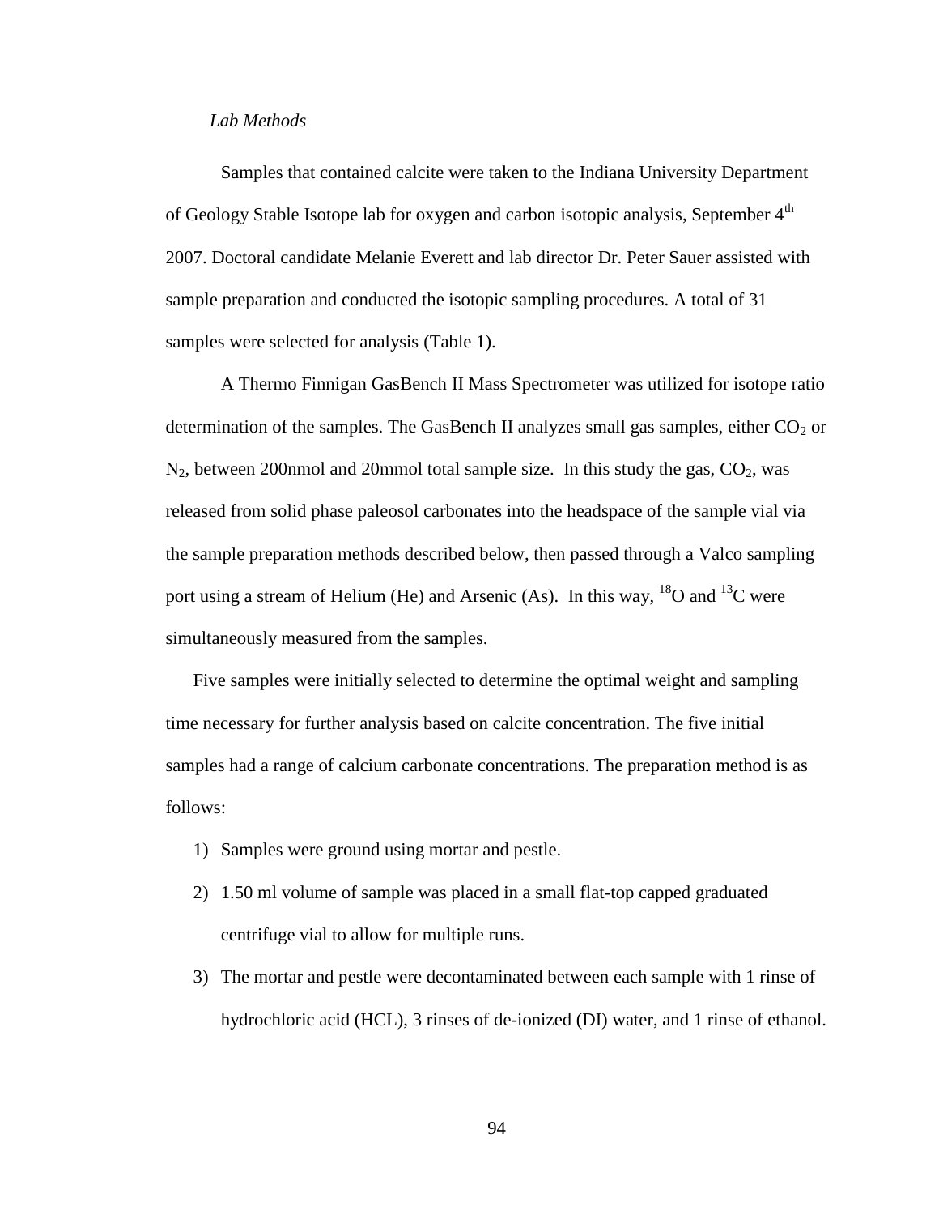*Lab Methods*

Samples that contained calcite were taken to the Indiana University Department of Geology Stable Isotope lab for oxygen and carbon isotopic analysis, September 4$^{th}$ 2007. Doctoral candidate Melanie Everett and lab director Dr. Peter Sauer assisted with sample preparation and conducted the isotopic sampling procedures. A total of 31 samples were selected for analysis (Table 1).

A Thermo Finnigan GasBench II Mass Spectrometer was utilized for isotope ratio determination of the samples. The GasBench II analyzes small gas samples, either $CO_2$ or $N_2$, between 200nmol and 20mmol total sample size. In this study the gas, $CO_2$, was released from solid phase paleosol carbonates into the headspace of the sample vial via the sample preparation methods described below, then passed through a Valco sampling port using a stream of Helium (He) and Arsenic (As). In this way, $^{18}O$ and $^{13}C$ were simultaneously measured from the samples.

Five samples were initially selected to determine the optimal weight and sampling time necessary for further analysis based on calcite concentration. The five initial samples had a range of calcium carbonate concentrations. The preparation method is as follows:

1) Samples were ground using mortar and pestle.
2) 1.50 ml volume of sample was placed in a small flat-top capped graduated centrifuge vial to allow for multiple runs.
3) The mortar and pestle were decontaminated between each sample with 1 rinse of hydrochloric acid (HCL), 3 rinses of de-ionized (DI) water, and 1 rinse of ethanol.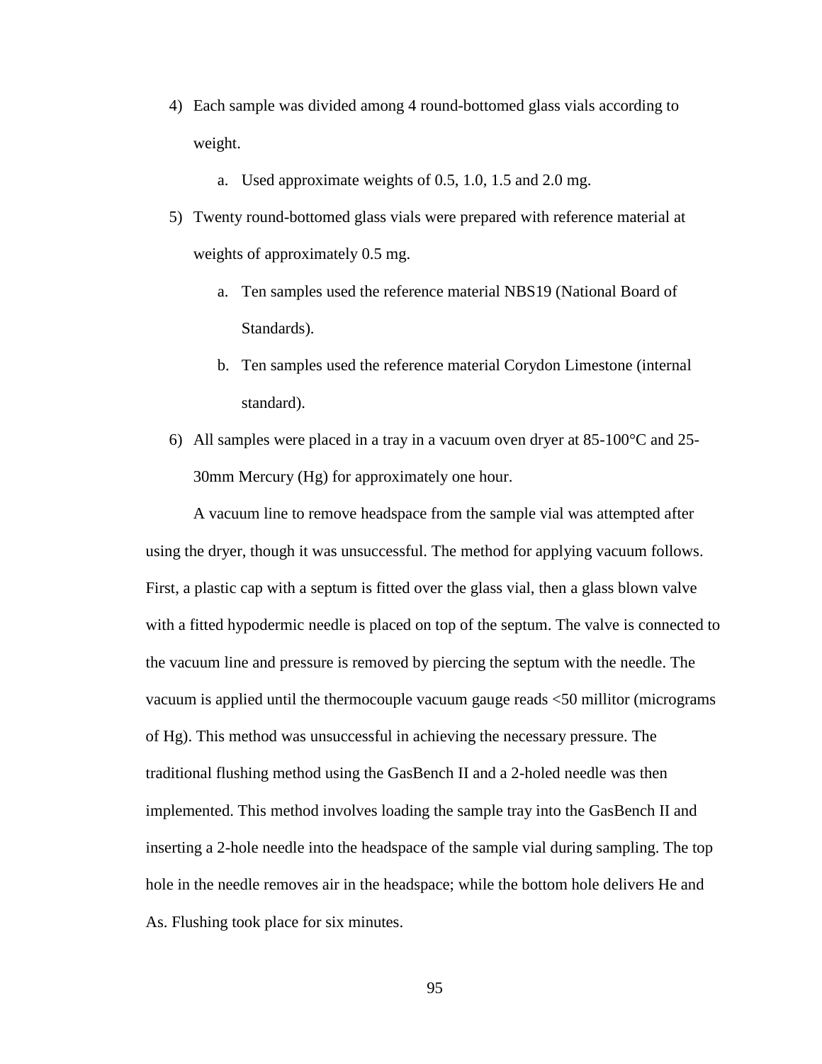4) Each sample was divided among 4 round-bottomed glass vials according to weight.

    a. Used approximate weights of 0.5, 1.0, 1.5 and 2.0 mg.

5) Twenty round-bottomed glass vials were prepared with reference material at weights of approximately 0.5 mg.

    a. Ten samples used the reference material NBS19 (National Board of Standards).

    b. Ten samples used the reference material Corydon Limestone (internal standard).

6) All samples were placed in a tray in a vacuum oven dryer at 85-100°C and 25-30mm Mercury (Hg) for approximately one hour.

A vacuum line to remove headspace from the sample vial was attempted after using the dryer, though it was unsuccessful. The method for applying vacuum follows. First, a plastic cap with a septum is fitted over the glass vial, then a glass blown valve with a fitted hypodermic needle is placed on top of the septum. The valve is connected to the vacuum line and pressure is removed by piercing the septum with the needle. The vacuum is applied until the thermocouple vacuum gauge reads <50 millitor (micrograms of Hg). This method was unsuccessful in achieving the necessary pressure. The traditional flushing method using the GasBench II and a 2-holed needle was then implemented. This method involves loading the sample tray into the GasBench II and inserting a 2-hole needle into the headspace of the sample vial during sampling. The top hole in the needle removes air in the headspace; while the bottom hole delivers He and As. Flushing took place for six minutes.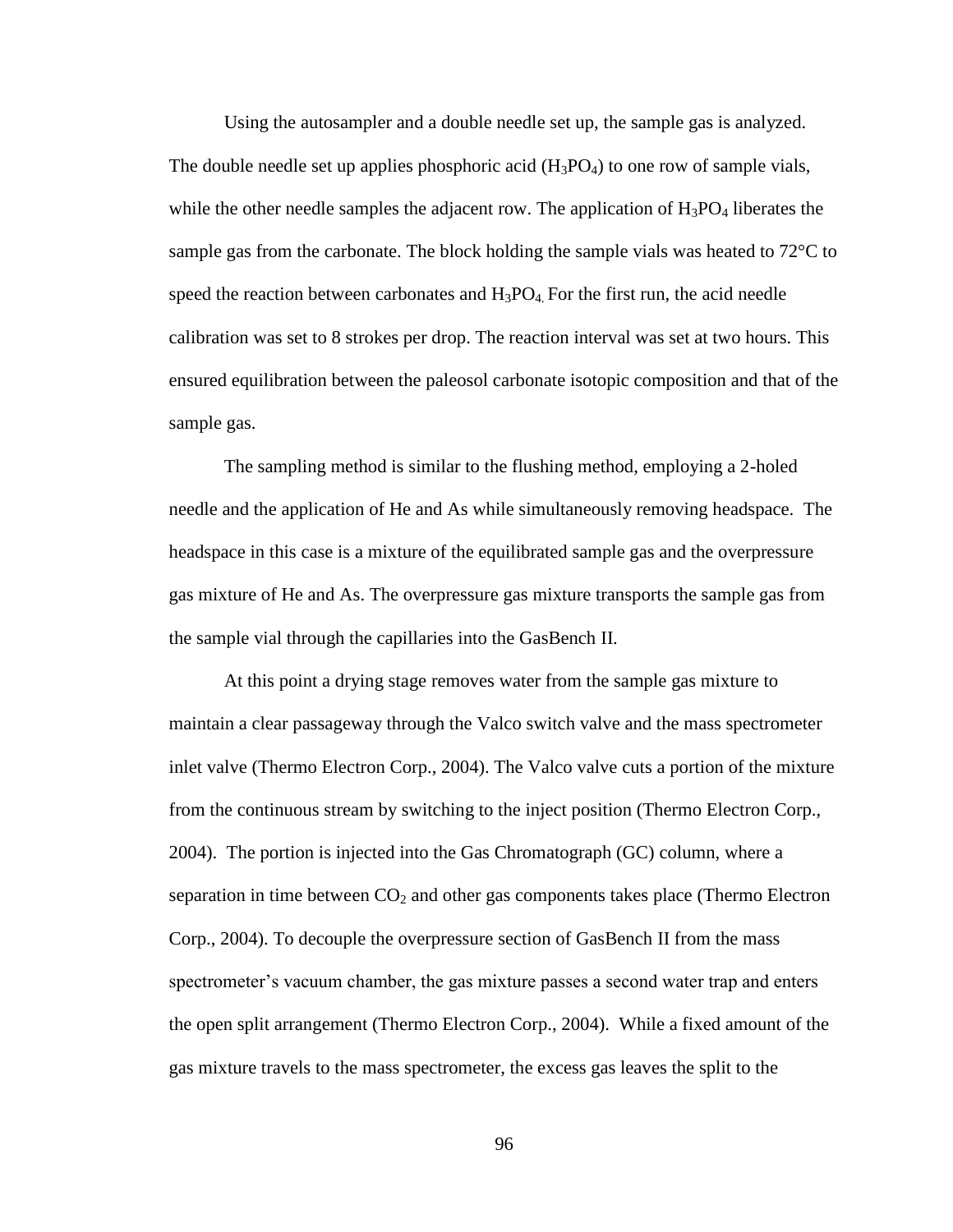Using the autosampler and a double needle set up, the sample gas is analyzed. The double needle set up applies phosphoric acid ($H_3PO_4$) to one row of sample vials, while the other needle samples the adjacent row. The application of $H_3PO_4$ liberates the sample gas from the carbonate. The block holding the sample vials was heated to 72°C to speed the reaction between carbonates and $H_3PO_4$. For the first run, the acid needle calibration was set to 8 strokes per drop. The reaction interval was set at two hours. This ensured equilibration between the paleosol carbonate isotopic composition and that of the sample gas.

The sampling method is similar to the flushing method, employing a 2-holed needle and the application of He and As while simultaneously removing headspace. The headspace in this case is a mixture of the equilibrated sample gas and the overpressure gas mixture of He and As. The overpressure gas mixture transports the sample gas from the sample vial through the capillaries into the GasBench II.

At this point a drying stage removes water from the sample gas mixture to maintain a clear passageway through the Valco switch valve and the mass spectrometer inlet valve (Thermo Electron Corp., 2004). The Valco valve cuts a portion of the mixture from the continuous stream by switching to the inject position (Thermo Electron Corp., 2004). The portion is injected into the Gas Chromatograph (GC) column, where a separation in time between $CO_2$ and other gas components takes place (Thermo Electron Corp., 2004). To decouple the overpressure section of GasBench II from the mass spectrometer's vacuum chamber, the gas mixture passes a second water trap and enters the open split arrangement (Thermo Electron Corp., 2004). While a fixed amount of the gas mixture travels to the mass spectrometer, the excess gas leaves the split to the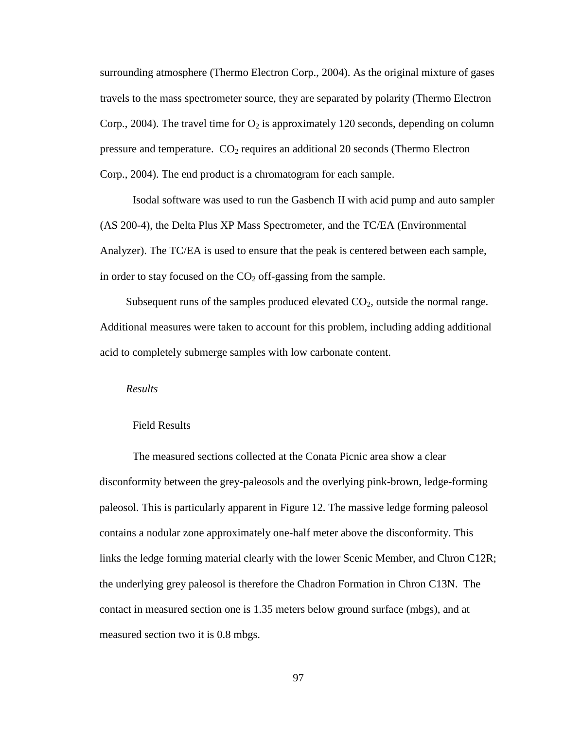surrounding atmosphere (Thermo Electron Corp., 2004). As the original mixture of gases travels to the mass spectrometer source, they are separated by polarity (Thermo Electron Corp., 2004). The travel time for $O_2$ is approximately 120 seconds, depending on column pressure and temperature. $CO_2$ requires an additional 20 seconds (Thermo Electron Corp., 2004). The end product is a chromatogram for each sample.

Isodal software was used to run the Gasbench II with acid pump and auto sampler (AS 200-4), the Delta Plus XP Mass Spectrometer, and the TC/EA (Environmental Analyzer). The TC/EA is used to ensure that the peak is centered between each sample, in order to stay focused on the $CO_2$ off-gassing from the sample.

Subsequent runs of the samples produced elevated $CO_2$, outside the normal range. Additional measures were taken to account for this problem, including adding additional acid to completely submerge samples with low carbonate content.

## *Results*

### Field Results

The measured sections collected at the Conata Picnic area show a clear disconformity between the grey-paleosols and the overlying pink-brown, ledge-forming paleosol. This is particularly apparent in Figure 12. The massive ledge forming paleosol contains a nodular zone approximately one-half meter above the disconformity. This links the ledge forming material clearly with the lower Scenic Member, and Chron C12R; the underlying grey paleosol is therefore the Chadron Formation in Chron C13N. The contact in measured section one is 1.35 meters below ground surface (mbgs), and at measured section two it is 0.8 mbgs.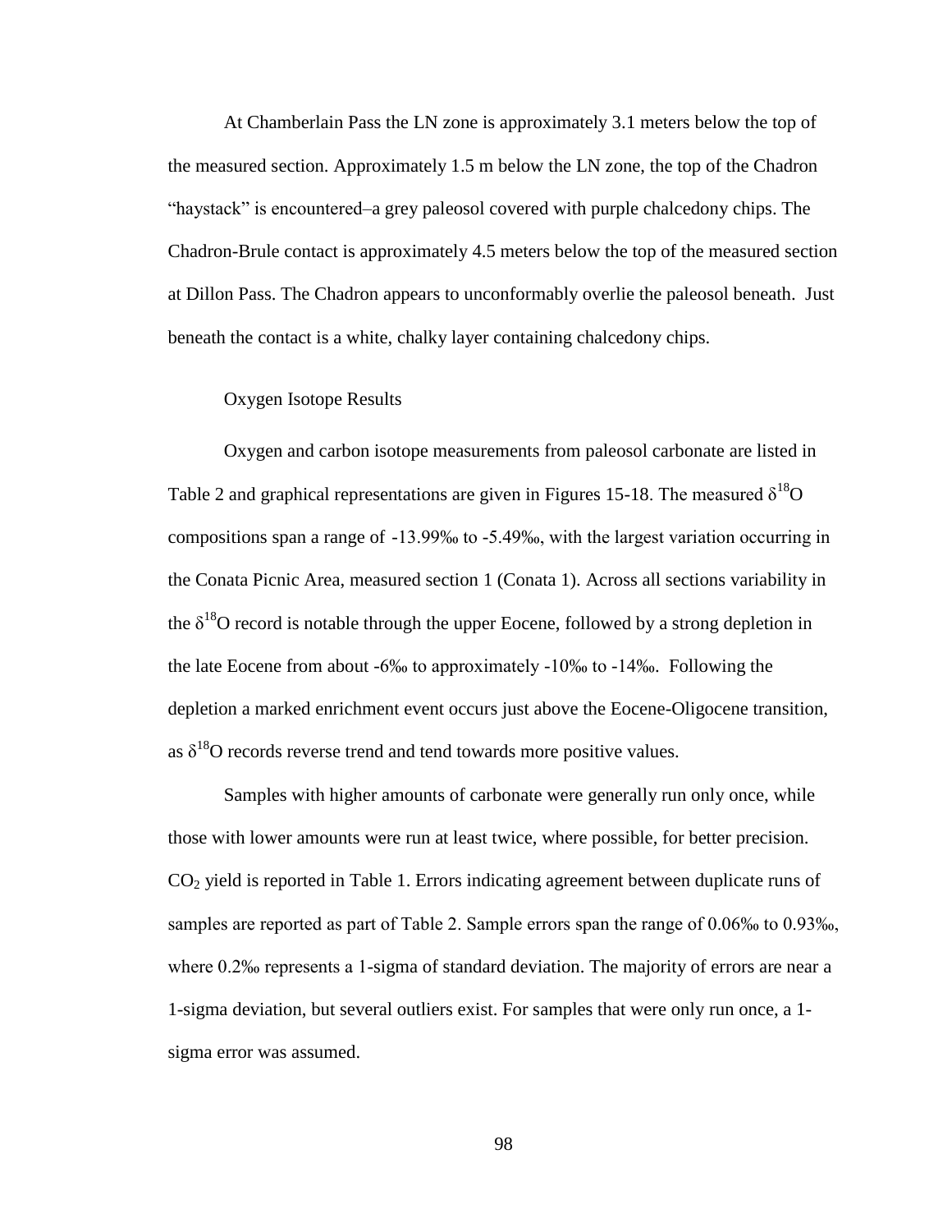At Chamberlain Pass the LN zone is approximately 3.1 meters below the top of the measured section. Approximately 1.5 m below the LN zone, the top of the Chadron "haystack" is encountered–a grey paleosol covered with purple chalcedony chips. The Chadron-Brule contact is approximately 4.5 meters below the top of the measured section at Dillon Pass. The Chadron appears to unconformably overlie the paleosol beneath. Just beneath the contact is a white, chalky layer containing chalcedony chips.

## Oxygen Isotope Results

Oxygen and carbon isotope measurements from paleosol carbonate are listed in Table 2 and graphical representations are given in Figures 15-18. The measured $\delta^{18}O$ compositions span a range of -13.99‰ to -5.49‰, with the largest variation occurring in the Conata Picnic Area, measured section 1 (Conata 1). Across all sections variability in the $\delta^{18}O$ record is notable through the upper Eocene, followed by a strong depletion in the late Eocene from about -6‰ to approximately -10‰ to -14‰. Following the depletion a marked enrichment event occurs just above the Eocene-Oligocene transition, as $\delta^{18}O$ records reverse trend and tend towards more positive values.

Samples with higher amounts of carbonate were generally run only once, while those with lower amounts were run at least twice, where possible, for better precision. $CO_2$ yield is reported in Table 1. Errors indicating agreement between duplicate runs of samples are reported as part of Table 2. Sample errors span the range of 0.06‰ to 0.93‰, where 0.2‰ represents a 1-sigma of standard deviation. The majority of errors are near a 1-sigma deviation, but several outliers exist. For samples that were only run once, a 1-sigma error was assumed.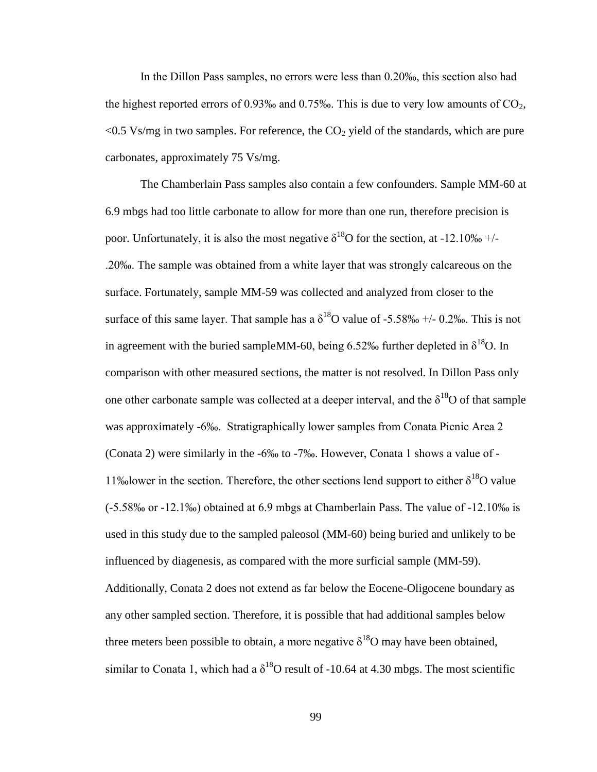In the Dillon Pass samples, no errors were less than 0.20‰, this section also had the highest reported errors of 0.93‰ and 0.75‰. This is due to very low amounts of $CO_2$, <0.5 Vs/mg in two samples. For reference, the $CO_2$ yield of the standards, which are pure carbonates, approximately 75 Vs/mg.

The Chamberlain Pass samples also contain a few confounders. Sample MM-60 at 6.9 mbgs had too little carbonate to allow for more than one run, therefore precision is poor. Unfortunately, it is also the most negative $\delta^{18}O$ for the section, at -12.10‰ +/- .20‰. The sample was obtained from a white layer that was strongly calcareous on the surface. Fortunately, sample MM-59 was collected and analyzed from closer to the surface of this same layer. That sample has a $\delta^{18}O$ value of -5.58‰ +/- 0.2‰. This is not in agreement with the buried sampleMM-60, being 6.52‰ further depleted in $\delta^{18}O$. In comparison with other measured sections, the matter is not resolved. In Dillon Pass only one other carbonate sample was collected at a deeper interval, and the $\delta^{18}O$ of that sample was approximately -6‰. Stratigraphically lower samples from Conata Picnic Area 2 (Conata 2) were similarly in the -6‰ to -7‰. However, Conata 1 shows a value of -11‰lower in the section. Therefore, the other sections lend support to either $\delta^{18}O$ value (-5.58‰ or -12.1‰) obtained at 6.9 mbgs at Chamberlain Pass. The value of -12.10‰ is used in this study due to the sampled paleosol (MM-60) being buried and unlikely to be influenced by diagenesis, as compared with the more surficial sample (MM-59). Additionally, Conata 2 does not extend as far below the Eocene-Oligocene boundary as any other sampled section. Therefore, it is possible that had additional samples below three meters been possible to obtain, a more negative $\delta^{18}O$ may have been obtained, similar to Conata 1, which had a $\delta^{18}O$ result of -10.64 at 4.30 mbgs. The most scientific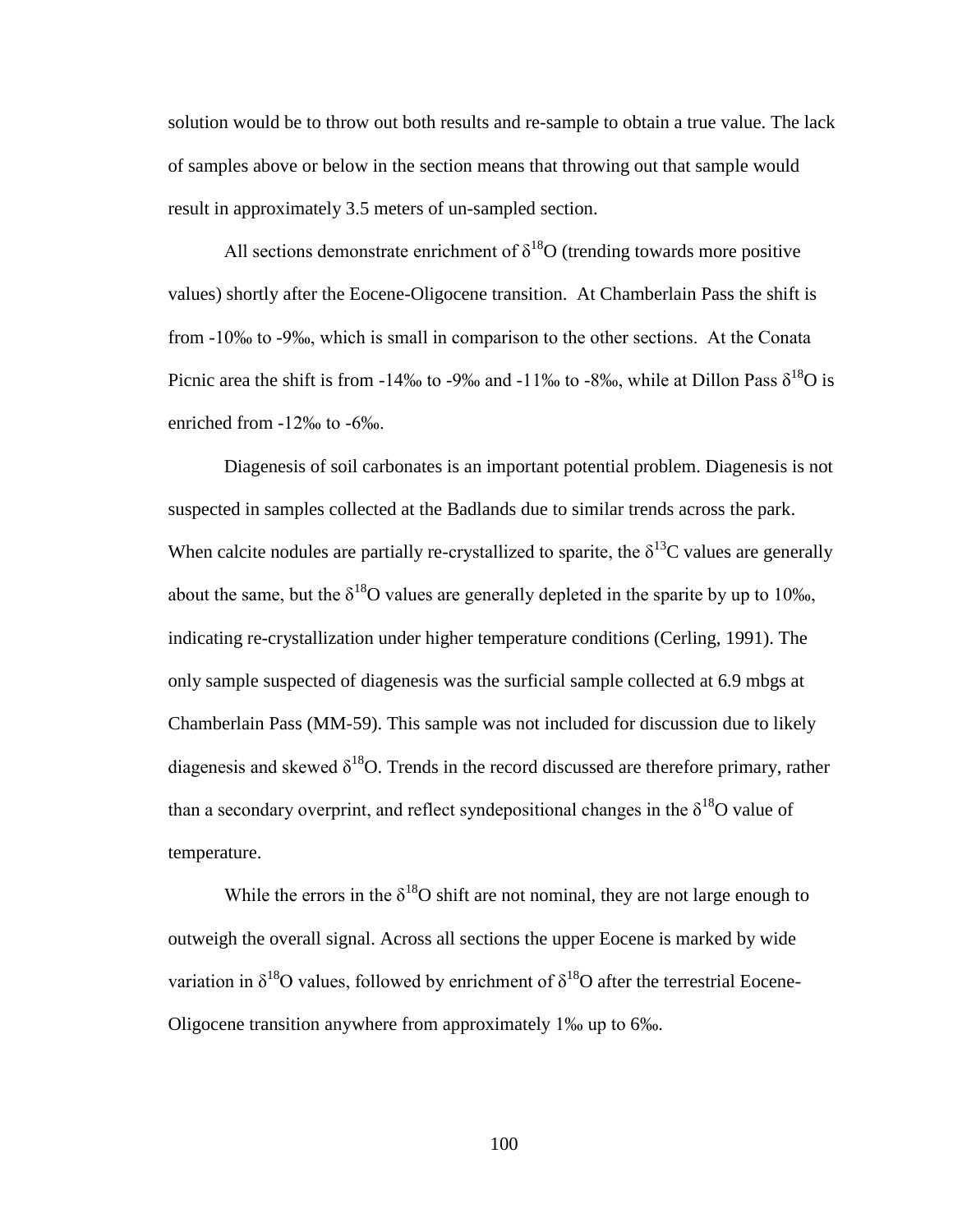solution would be to throw out both results and re-sample to obtain a true value. The lack of samples above or below in the section means that throwing out that sample would result in approximately 3.5 meters of un-sampled section.

All sections demonstrate enrichment of $\delta^{18}O$ (trending towards more positive values) shortly after the Eocene-Oligocene transition. At Chamberlain Pass the shift is from -10‰ to -9‰, which is small in comparison to the other sections. At the Conata Picnic area the shift is from -14‰ to -9‰ and -11‰ to -8‰, while at Dillon Pass $\delta^{18}O$ is enriched from -12‰ to -6‰.

Diagenesis of soil carbonates is an important potential problem. Diagenesis is not suspected in samples collected at the Badlands due to similar trends across the park. When calcite nodules are partially re-crystallized to sparite, the $\delta^{13}C$ values are generally about the same, but the $\delta^{18}O$ values are generally depleted in the sparite by up to 10‰, indicating re-crystallization under higher temperature conditions (Cerling, 1991). The only sample suspected of diagenesis was the surficial sample collected at 6.9 mbgs at Chamberlain Pass (MM-59). This sample was not included for discussion due to likely diagenesis and skewed $\delta^{18}O$. Trends in the record discussed are therefore primary, rather than a secondary overprint, and reflect syndepositional changes in the $\delta^{18}O$ value of temperature.

While the errors in the $\delta^{18}O$ shift are not nominal, they are not large enough to outweigh the overall signal. Across all sections the upper Eocene is marked by wide variation in $\delta^{18}O$ values, followed by enrichment of $\delta^{18}O$ after the terrestrial Eocene-Oligocene transition anywhere from approximately 1‰ up to 6‰.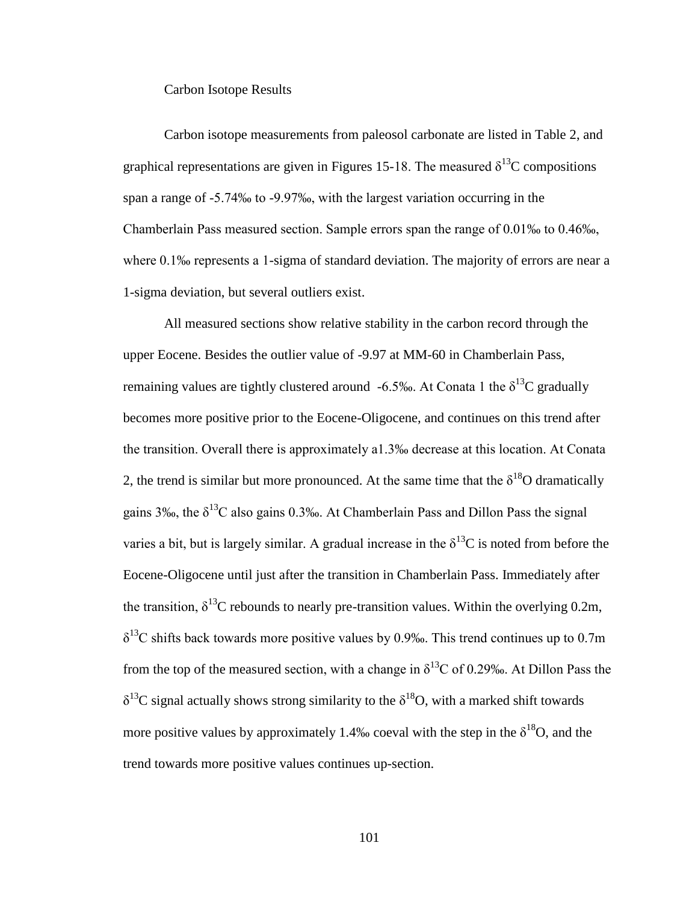## Carbon Isotope Results

Carbon isotope measurements from paleosol carbonate are listed in Table 2, and graphical representations are given in Figures 15-18. The measured $\delta^{13}C$ compositions span a range of -5.74‰ to -9.97‰, with the largest variation occurring in the Chamberlain Pass measured section. Sample errors span the range of 0.01‰ to 0.46‰, where 0.1‰ represents a 1-sigma of standard deviation. The majority of errors are near a 1-sigma deviation, but several outliers exist.

All measured sections show relative stability in the carbon record through the upper Eocene. Besides the outlier value of -9.97 at MM-60 in Chamberlain Pass, remaining values are tightly clustered around -6.5‰. At Conata 1 the $\delta^{13}C$ gradually becomes more positive prior to the Eocene-Oligocene, and continues on this trend after the transition. Overall there is approximately a1.3‰ decrease at this location. At Conata 2, the trend is similar but more pronounced. At the same time that the $\delta^{18}O$ dramatically gains 3‰, the $\delta^{13}C$ also gains 0.3‰. At Chamberlain Pass and Dillon Pass the signal varies a bit, but is largely similar. A gradual increase in the $\delta^{13}C$ is noted from before the Eocene-Oligocene until just after the transition in Chamberlain Pass. Immediately after the transition, $\delta^{13}C$ rebounds to nearly pre-transition values. Within the overlying 0.2m, $\delta^{13}C$ shifts back towards more positive values by 0.9‰. This trend continues up to 0.7m from the top of the measured section, with a change in $\delta^{13}C$ of 0.29‰. At Dillon Pass the $\delta^{13}C$ signal actually shows strong similarity to the $\delta^{18}O$, with a marked shift towards more positive values by approximately 1.4‰ coeval with the step in the $\delta^{18}O$, and the trend towards more positive values continues up-section.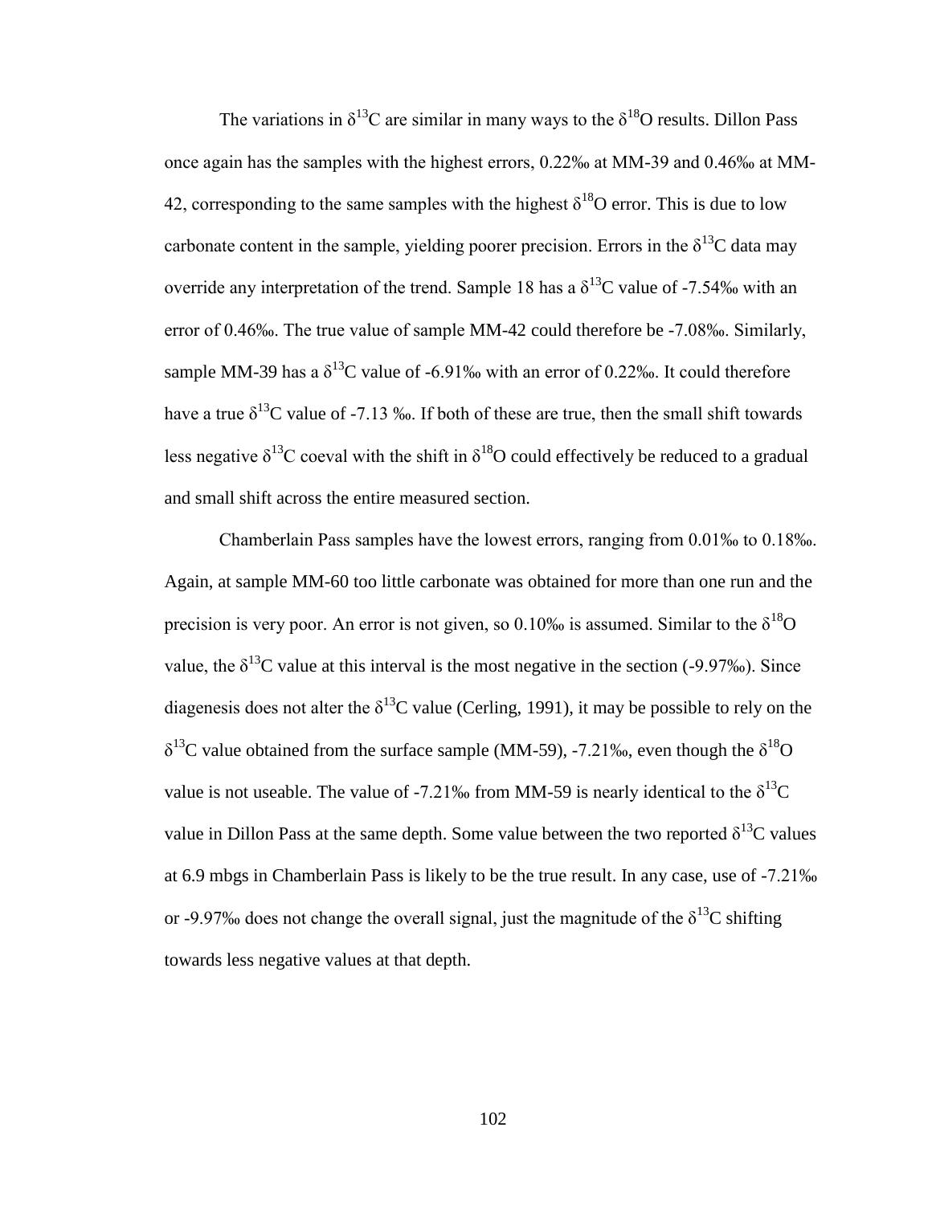The variations in $\delta^{13}C$ are similar in many ways to the $\delta^{18}O$ results. Dillon Pass once again has the samples with the highest errors, 0.22‰ at MM-39 and 0.46‰ at MM-42, corresponding to the same samples with the highest $\delta^{18}O$ error. This is due to low carbonate content in the sample, yielding poorer precision. Errors in the $\delta^{13}C$ data may override any interpretation of the trend. Sample 18 has a $\delta^{13}C$ value of -7.54‰ with an error of 0.46‰. The true value of sample MM-42 could therefore be -7.08‰. Similarly, sample MM-39 has a $\delta^{13}C$ value of -6.91‰ with an error of 0.22‰. It could therefore have a true $\delta^{13}C$ value of -7.13 ‰. If both of these are true, then the small shift towards less negative $\delta^{13}C$ coeval with the shift in $\delta^{18}O$ could effectively be reduced to a gradual and small shift across the entire measured section.

Chamberlain Pass samples have the lowest errors, ranging from 0.01‰ to 0.18‰. Again, at sample MM-60 too little carbonate was obtained for more than one run and the precision is very poor. An error is not given, so 0.10‰ is assumed. Similar to the $\delta^{18}O$ value, the $\delta^{13}C$ value at this interval is the most negative in the section (-9.97‰). Since diagenesis does not alter the $\delta^{13}C$ value (Cerling, 1991), it may be possible to rely on the $\delta^{13}C$ value obtained from the surface sample (MM-59), -7.21‰, even though the $\delta^{18}O$ value is not useable. The value of -7.21‰ from MM-59 is nearly identical to the $\delta^{13}C$ value in Dillon Pass at the same depth. Some value between the two reported $\delta^{13}C$ values at 6.9 mbgs in Chamberlain Pass is likely to be the true result. In any case, use of -7.21‰ or -9.97‰ does not change the overall signal, just the magnitude of the $\delta^{13}C$ shifting towards less negative values at that depth.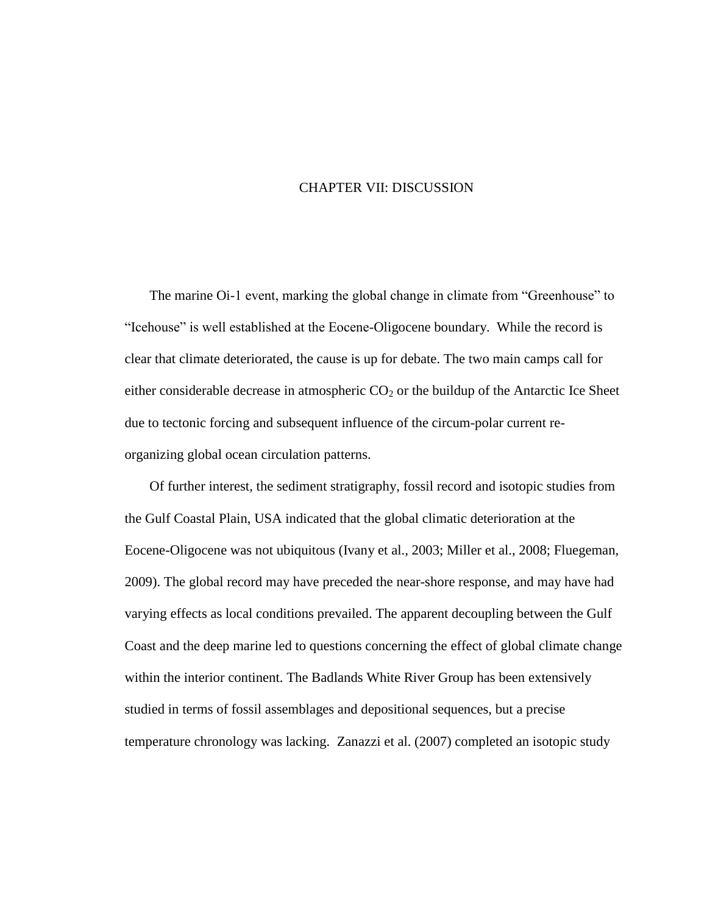# CHAPTER VII: DISCUSSION

The marine Oi-1 event, marking the global change in climate from "Greenhouse" to "Icehouse" is well established at the Eocene-Oligocene boundary. While the record is clear that climate deteriorated, the cause is up for debate. The two main camps call for either considerable decrease in atmospheric $CO_2$ or the buildup of the Antarctic Ice Sheet due to tectonic forcing and subsequent influence of the circum-polar current re-organizing global ocean circulation patterns.

Of further interest, the sediment stratigraphy, fossil record and isotopic studies from the Gulf Coastal Plain, USA indicated that the global climatic deterioration at the Eocene-Oligocene was not ubiquitous (Ivany et al., 2003; Miller et al., 2008; Fluegeman, 2009). The global record may have preceded the near-shore response, and may have had varying effects as local conditions prevailed. The apparent decoupling between the Gulf Coast and the deep marine led to questions concerning the effect of global climate change within the interior continent. The Badlands White River Group has been extensively studied in terms of fossil assemblages and depositional sequences, but a precise temperature chronology was lacking. Zanazzi et al. (2007) completed an isotopic study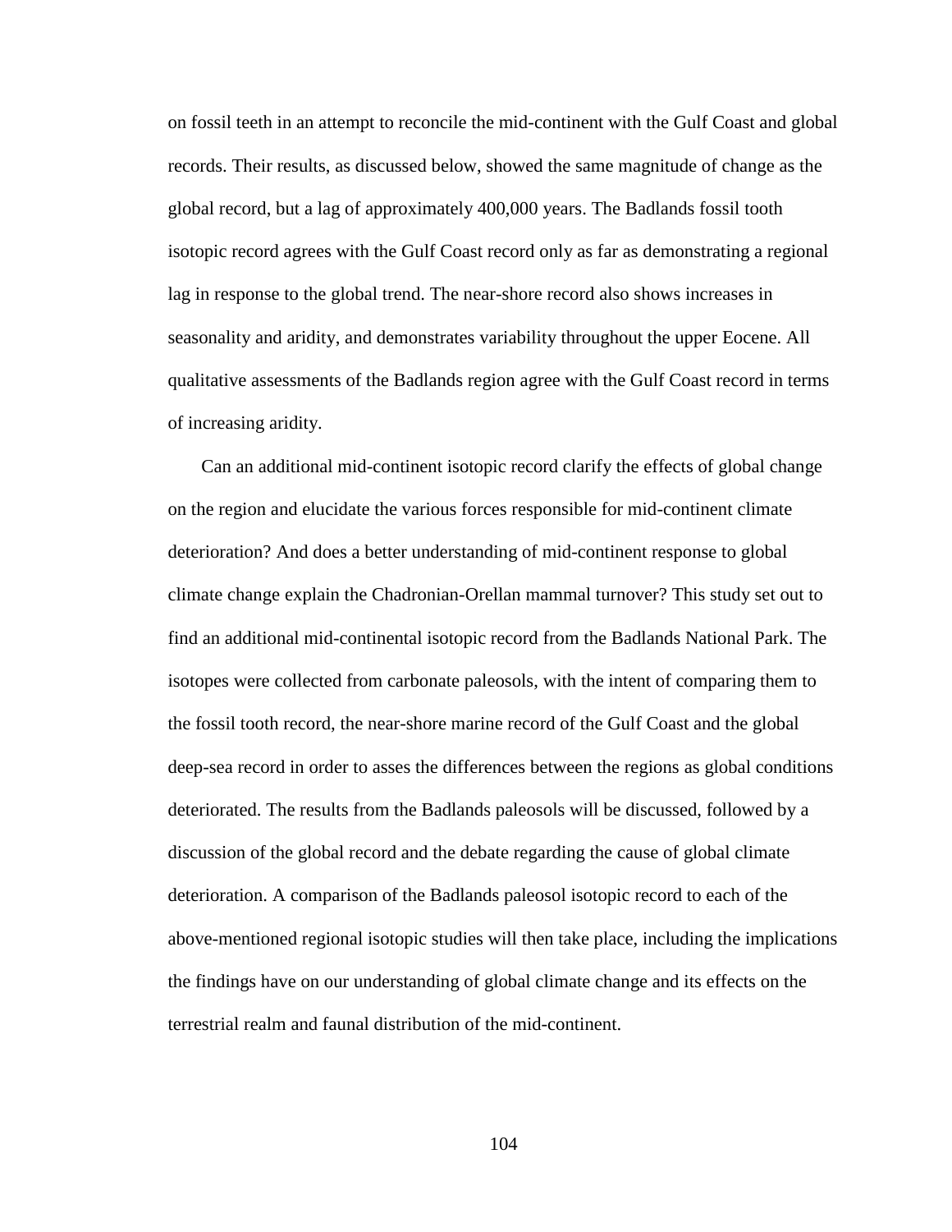on fossil teeth in an attempt to reconcile the mid-continent with the Gulf Coast and global records. Their results, as discussed below, showed the same magnitude of change as the global record, but a lag of approximately 400,000 years. The Badlands fossil tooth isotopic record agrees with the Gulf Coast record only as far as demonstrating a regional lag in response to the global trend. The near-shore record also shows increases in seasonality and aridity, and demonstrates variability throughout the upper Eocene. All qualitative assessments of the Badlands region agree with the Gulf Coast record in terms of increasing aridity.

Can an additional mid-continent isotopic record clarify the effects of global change on the region and elucidate the various forces responsible for mid-continent climate deterioration? And does a better understanding of mid-continent response to global climate change explain the Chadronian-Orellan mammal turnover? This study set out to find an additional mid-continental isotopic record from the Badlands National Park. The isotopes were collected from carbonate paleosols, with the intent of comparing them to the fossil tooth record, the near-shore marine record of the Gulf Coast and the global deep-sea record in order to asses the differences between the regions as global conditions deteriorated. The results from the Badlands paleosols will be discussed, followed by a discussion of the global record and the debate regarding the cause of global climate deterioration. A comparison of the Badlands paleosol isotopic record to each of the above-mentioned regional isotopic studies will then take place, including the implications the findings have on our understanding of global climate change and its effects on the terrestrial realm and faunal distribution of the mid-continent.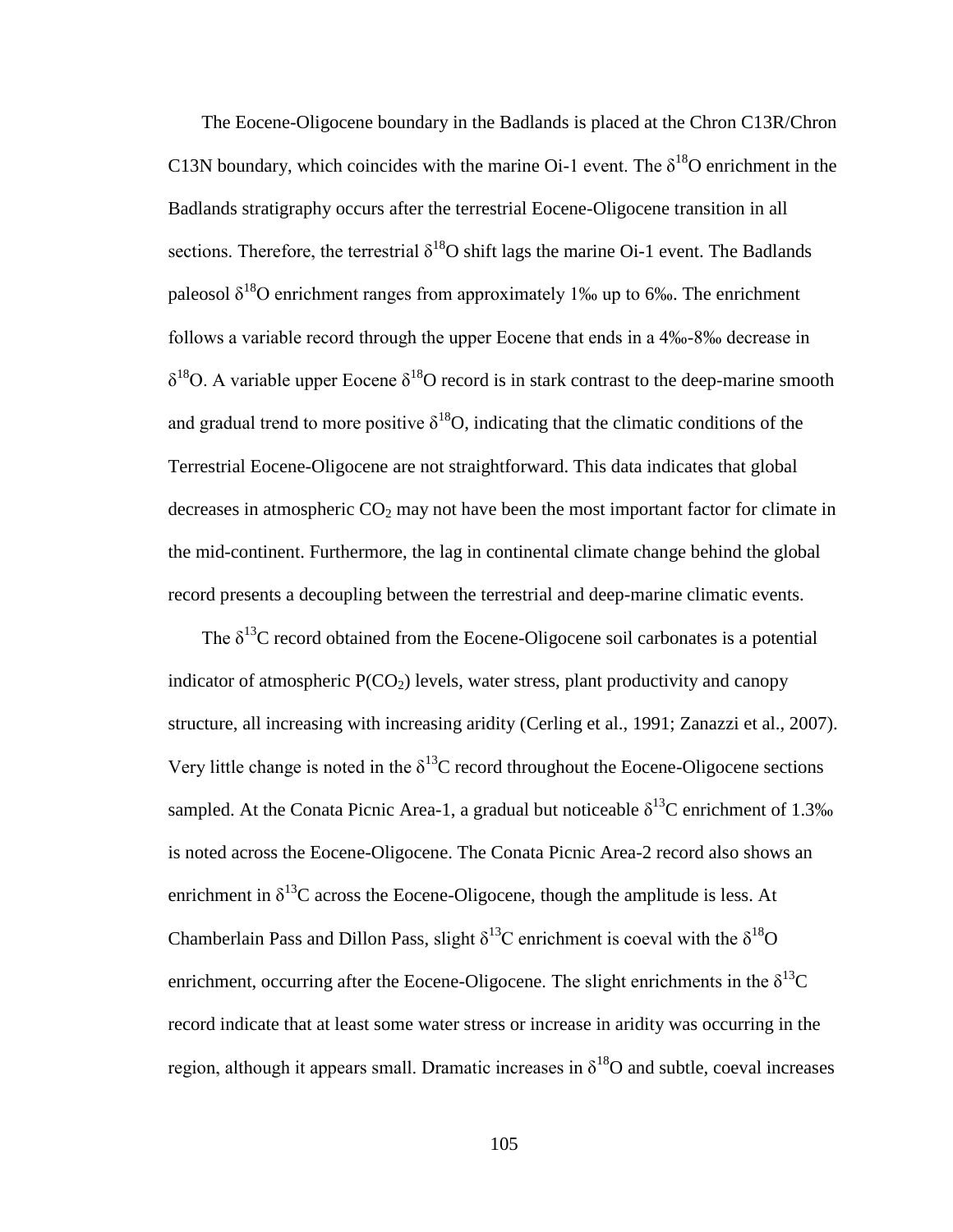The Eocene-Oligocene boundary in the Badlands is placed at the Chron C13R/Chron C13N boundary, which coincides with the marine Oi-1 event. The $\delta^{18}O$ enrichment in the Badlands stratigraphy occurs after the terrestrial Eocene-Oligocene transition in all sections. Therefore, the terrestrial $\delta^{18}O$ shift lags the marine Oi-1 event. The Badlands paleosol $\delta^{18}O$ enrichment ranges from approximately 1‰ up to 6‰. The enrichment follows a variable record through the upper Eocene that ends in a 4‰-8‰ decrease in $\delta^{18}O$. A variable upper Eocene $\delta^{18}O$ record is in stark contrast to the deep-marine smooth and gradual trend to more positive $\delta^{18}O$, indicating that the climatic conditions of the Terrestrial Eocene-Oligocene are not straightforward. This data indicates that global decreases in atmospheric $CO_2$ may not have been the most important factor for climate in the mid-continent. Furthermore, the lag in continental climate change behind the global record presents a decoupling between the terrestrial and deep-marine climatic events.

The $\delta^{13}C$ record obtained from the Eocene-Oligocene soil carbonates is a potential indicator of atmospheric $P(CO_2)$ levels, water stress, plant productivity and canopy structure, all increasing with increasing aridity (Cerling et al., 1991; Zanazzi et al., 2007). Very little change is noted in the $\delta^{13}C$ record throughout the Eocene-Oligocene sections sampled. At the Conata Picnic Area-1, a gradual but noticeable $\delta^{13}C$ enrichment of 1.3‰ is noted across the Eocene-Oligocene. The Conata Picnic Area-2 record also shows an enrichment in $\delta^{13}C$ across the Eocene-Oligocene, though the amplitude is less. At Chamberlain Pass and Dillon Pass, slight $\delta^{13}C$ enrichment is coeval with the $\delta^{18}O$ enrichment, occurring after the Eocene-Oligocene. The slight enrichments in the $\delta^{13}C$ record indicate that at least some water stress or increase in aridity was occurring in the region, although it appears small. Dramatic increases in $\delta^{18}O$ and subtle, coeval increases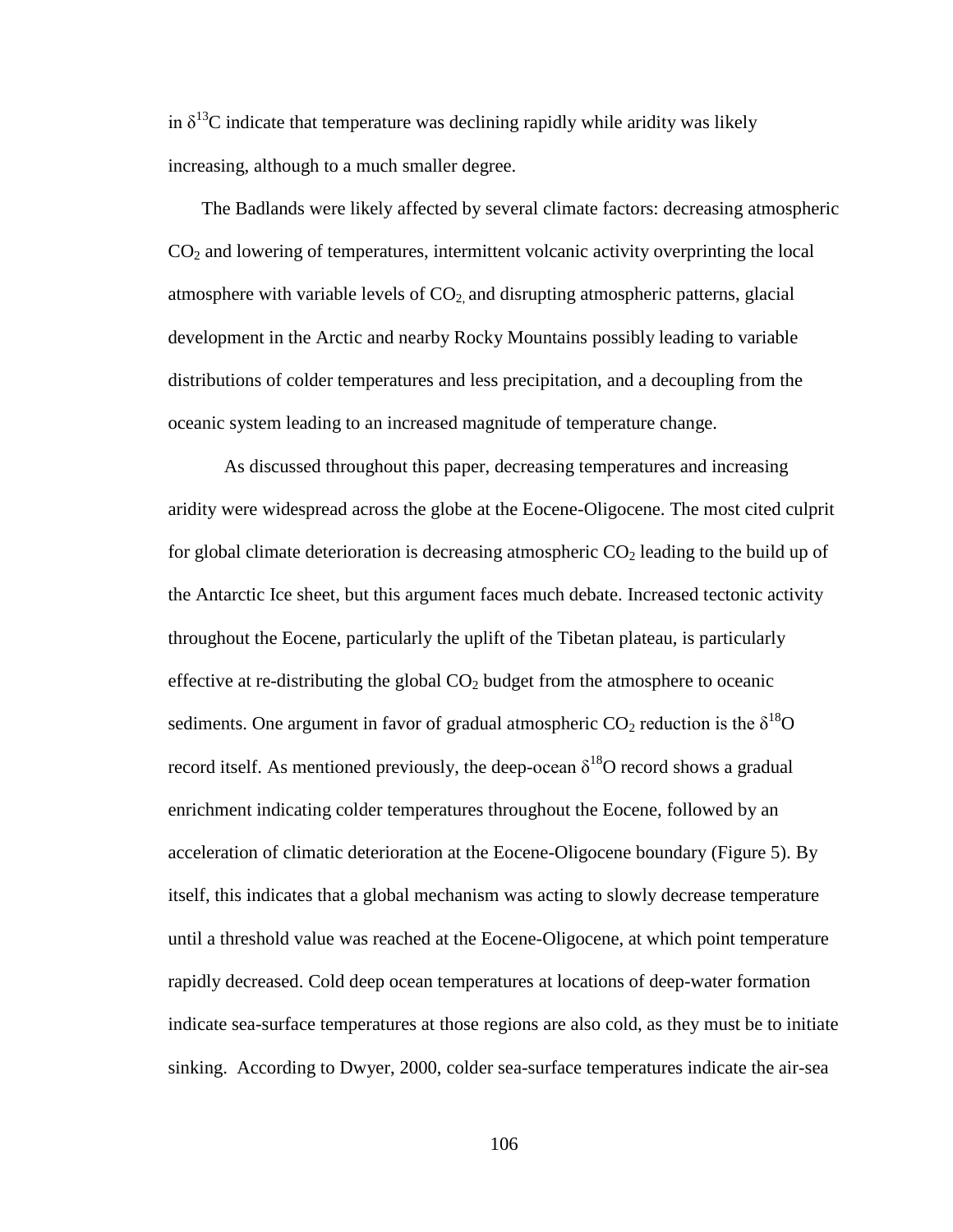in $\delta^{13}C$ indicate that temperature was declining rapidly while aridity was likely increasing, although to a much smaller degree.

The Badlands were likely affected by several climate factors: decreasing atmospheric $CO_2$ and lowering of temperatures, intermittent volcanic activity overprinting the local atmosphere with variable levels of $CO_2$, and disrupting atmospheric patterns, glacial development in the Arctic and nearby Rocky Mountains possibly leading to variable distributions of colder temperatures and less precipitation, and a decoupling from the oceanic system leading to an increased magnitude of temperature change.

As discussed throughout this paper, decreasing temperatures and increasing aridity were widespread across the globe at the Eocene-Oligocene. The most cited culprit for global climate deterioration is decreasing atmospheric $CO_2$ leading to the build up of the Antarctic Ice sheet, but this argument faces much debate. Increased tectonic activity throughout the Eocene, particularly the uplift of the Tibetan plateau, is particularly effective at re-distributing the global $CO_2$ budget from the atmosphere to oceanic sediments. One argument in favor of gradual atmospheric $CO_2$ reduction is the $\delta^{18}O$ record itself. As mentioned previously, the deep-ocean $\delta^{18}O$ record shows a gradual enrichment indicating colder temperatures throughout the Eocene, followed by an acceleration of climatic deterioration at the Eocene-Oligocene boundary (Figure 5). By itself, this indicates that a global mechanism was acting to slowly decrease temperature until a threshold value was reached at the Eocene-Oligocene, at which point temperature rapidly decreased. Cold deep ocean temperatures at locations of deep-water formation indicate sea-surface temperatures at those regions are also cold, as they must be to initiate sinking. According to Dwyer, 2000, colder sea-surface temperatures indicate the air-sea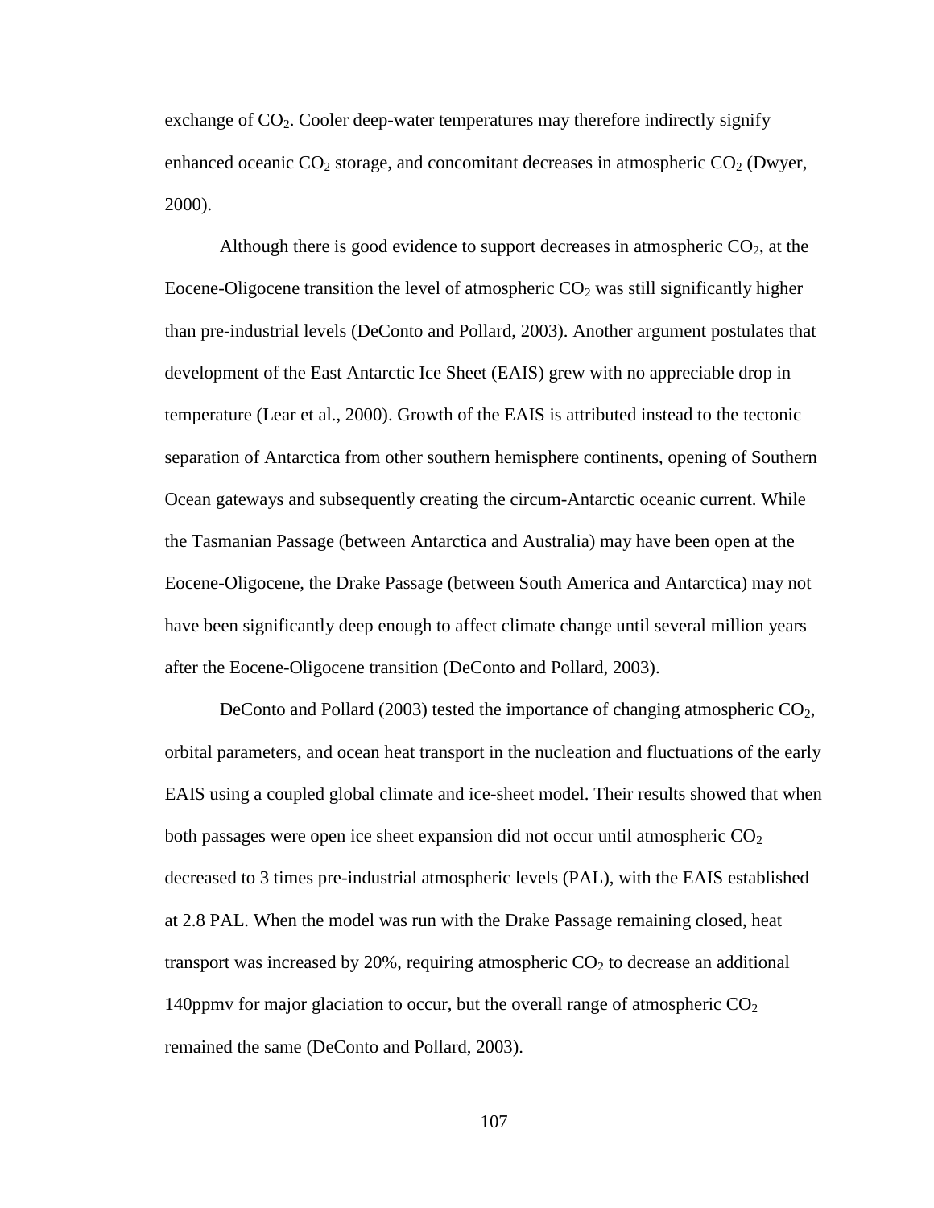exchange of $CO_2$. Cooler deep-water temperatures may therefore indirectly signify enhanced oceanic $CO_2$ storage, and concomitant decreases in atmospheric $CO_2$ (Dwyer, 2000).

Although there is good evidence to support decreases in atmospheric $CO_2$, at the Eocene-Oligocene transition the level of atmospheric $CO_2$ was still significantly higher than pre-industrial levels (DeConto and Pollard, 2003). Another argument postulates that development of the East Antarctic Ice Sheet (EAIS) grew with no appreciable drop in temperature (Lear et al., 2000). Growth of the EAIS is attributed instead to the tectonic separation of Antarctica from other southern hemisphere continents, opening of Southern Ocean gateways and subsequently creating the circum-Antarctic oceanic current. While the Tasmanian Passage (between Antarctica and Australia) may have been open at the Eocene-Oligocene, the Drake Passage (between South America and Antarctica) may not have been significantly deep enough to affect climate change until several million years after the Eocene-Oligocene transition (DeConto and Pollard, 2003).

DeConto and Pollard (2003) tested the importance of changing atmospheric $CO_2$, orbital parameters, and ocean heat transport in the nucleation and fluctuations of the early EAIS using a coupled global climate and ice-sheet model. Their results showed that when both passages were open ice sheet expansion did not occur until atmospheric $CO_2$ decreased to 3 times pre-industrial atmospheric levels (PAL), with the EAIS established at 2.8 PAL. When the model was run with the Drake Passage remaining closed, heat transport was increased by 20%, requiring atmospheric $CO_2$ to decrease an additional 140ppmv for major glaciation to occur, but the overall range of atmospheric $CO_2$ remained the same (DeConto and Pollard, 2003).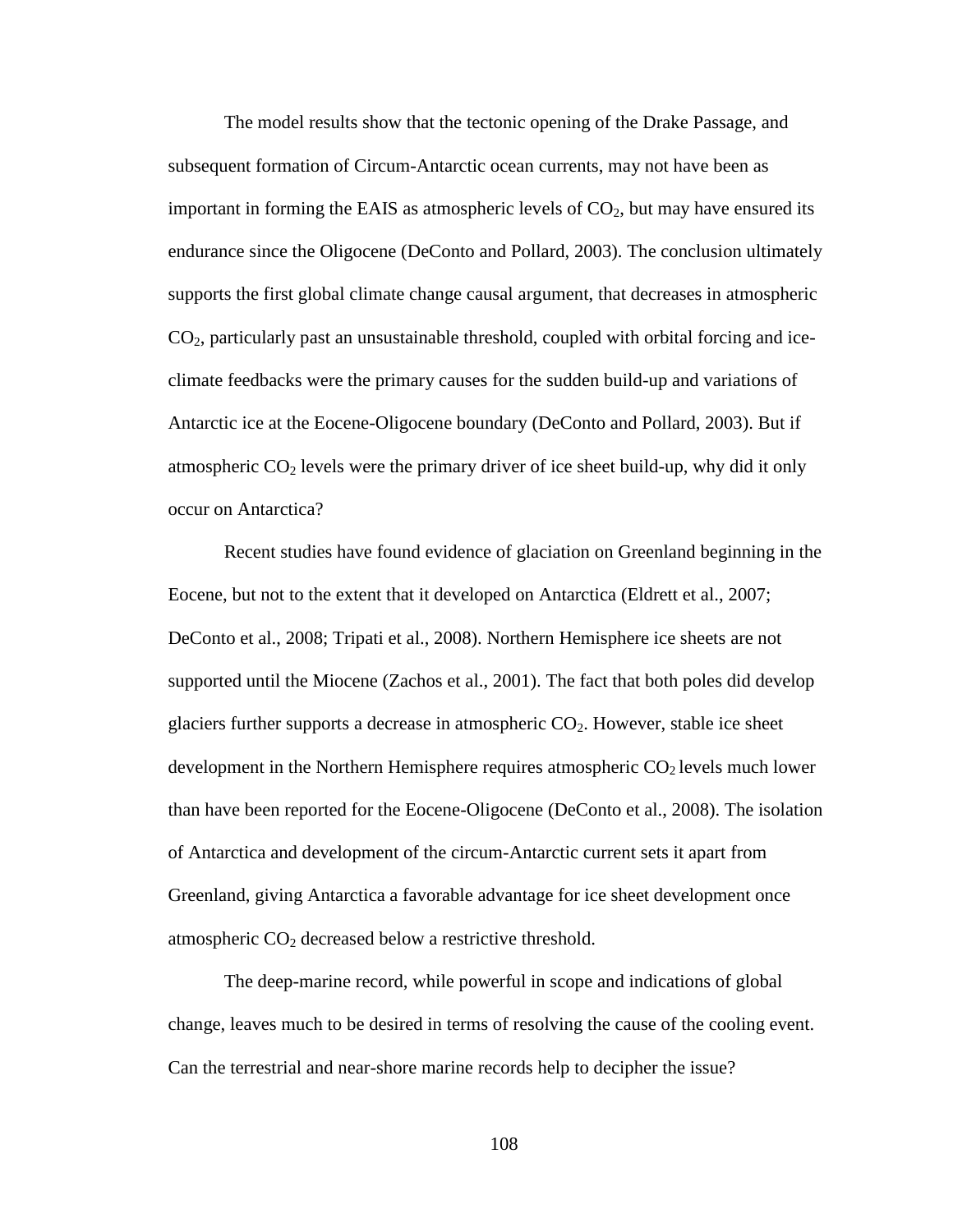The model results show that the tectonic opening of the Drake Passage, and subsequent formation of Circum-Antarctic ocean currents, may not have been as important in forming the EAIS as atmospheric levels of $CO_2$, but may have ensured its endurance since the Oligocene (DeConto and Pollard, 2003). The conclusion ultimately supports the first global climate change causal argument, that decreases in atmospheric $CO_2$, particularly past an unsustainable threshold, coupled with orbital forcing and ice-climate feedbacks were the primary causes for the sudden build-up and variations of Antarctic ice at the Eocene-Oligocene boundary (DeConto and Pollard, 2003). But if atmospheric $CO_2$ levels were the primary driver of ice sheet build-up, why did it only occur on Antarctica?

Recent studies have found evidence of glaciation on Greenland beginning in the Eocene, but not to the extent that it developed on Antarctica (Eldrett et al., 2007; DeConto et al., 2008; Tripati et al., 2008). Northern Hemisphere ice sheets are not supported until the Miocene (Zachos et al., 2001). The fact that both poles did develop glaciers further supports a decrease in atmospheric $CO_2$. However, stable ice sheet development in the Northern Hemisphere requires atmospheric $CO_2$ levels much lower than have been reported for the Eocene-Oligocene (DeConto et al., 2008). The isolation of Antarctica and development of the circum-Antarctic current sets it apart from Greenland, giving Antarctica a favorable advantage for ice sheet development once atmospheric $CO_2$ decreased below a restrictive threshold.

The deep-marine record, while powerful in scope and indications of global change, leaves much to be desired in terms of resolving the cause of the cooling event. Can the terrestrial and near-shore marine records help to decipher the issue?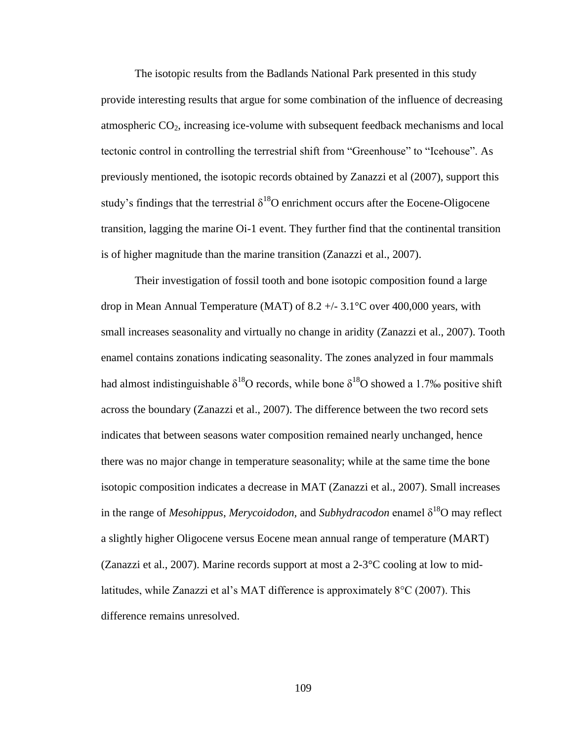The isotopic results from the Badlands National Park presented in this study provide interesting results that argue for some combination of the influence of decreasing atmospheric $CO_2$, increasing ice-volume with subsequent feedback mechanisms and local tectonic control in controlling the terrestrial shift from "Greenhouse" to "Icehouse". As previously mentioned, the isotopic records obtained by Zanazzi et al (2007), support this study's findings that the terrestrial $\delta^{18}O$ enrichment occurs after the Eocene-Oligocene transition, lagging the marine Oi-1 event. They further find that the continental transition is of higher magnitude than the marine transition (Zanazzi et al., 2007).

Their investigation of fossil tooth and bone isotopic composition found a large drop in Mean Annual Temperature (MAT) of 8.2 +/- 3.1°C over 400,000 years, with small increases seasonality and virtually no change in aridity (Zanazzi et al., 2007). Tooth enamel contains zonations indicating seasonality. The zones analyzed in four mammals had almost indistinguishable $\delta^{18}O$ records, while bone $\delta^{18}O$ showed a 1.7‰ positive shift across the boundary (Zanazzi et al., 2007). The difference between the two record sets indicates that between seasons water composition remained nearly unchanged, hence there was no major change in temperature seasonality; while at the same time the bone isotopic composition indicates a decrease in MAT (Zanazzi et al., 2007). Small increases in the range of *Mesohippus*, *Merycoidodon*, and *Subhydracodon* enamel $\delta^{18}O$ may reflect a slightly higher Oligocene versus Eocene mean annual range of temperature (MART) (Zanazzi et al., 2007). Marine records support at most a 2-3°C cooling at low to mid-latitudes, while Zanazzi et al's MAT difference is approximately 8°C (2007). This difference remains unresolved.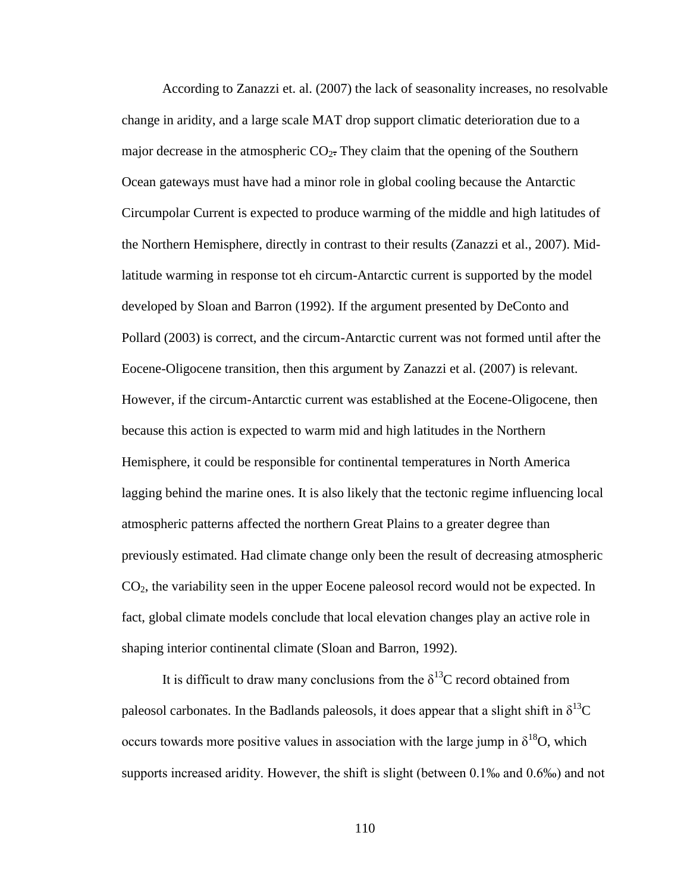According to Zanazzi et. al. (2007) the lack of seasonality increases, no resolvable change in aridity, and a large scale MAT drop support climatic deterioration due to a major decrease in the atmospheric $CO_2$. They claim that the opening of the Southern Ocean gateways must have had a minor role in global cooling because the Antarctic Circumpolar Current is expected to produce warming of the middle and high latitudes of the Northern Hemisphere, directly in contrast to their results (Zanazzi et al., 2007). Mid-latitude warming in response tot eh circum-Antarctic current is supported by the model developed by Sloan and Barron (1992). If the argument presented by DeConto and Pollard (2003) is correct, and the circum-Antarctic current was not formed until after the Eocene-Oligocene transition, then this argument by Zanazzi et al. (2007) is relevant. However, if the circum-Antarctic current was established at the Eocene-Oligocene, then because this action is expected to warm mid and high latitudes in the Northern Hemisphere, it could be responsible for continental temperatures in North America lagging behind the marine ones. It is also likely that the tectonic regime influencing local atmospheric patterns affected the northern Great Plains to a greater degree than previously estimated. Had climate change only been the result of decreasing atmospheric $CO_2$, the variability seen in the upper Eocene paleosol record would not be expected. In fact, global climate models conclude that local elevation changes play an active role in shaping interior continental climate (Sloan and Barron, 1992).

It is difficult to draw many conclusions from the $\delta^{13}C$ record obtained from paleosol carbonates. In the Badlands paleosols, it does appear that a slight shift in $\delta^{13}C$ occurs towards more positive values in association with the large jump in $\delta^{18}O$, which supports increased aridity. However, the shift is slight (between 0.1‰ and 0.6‰) and not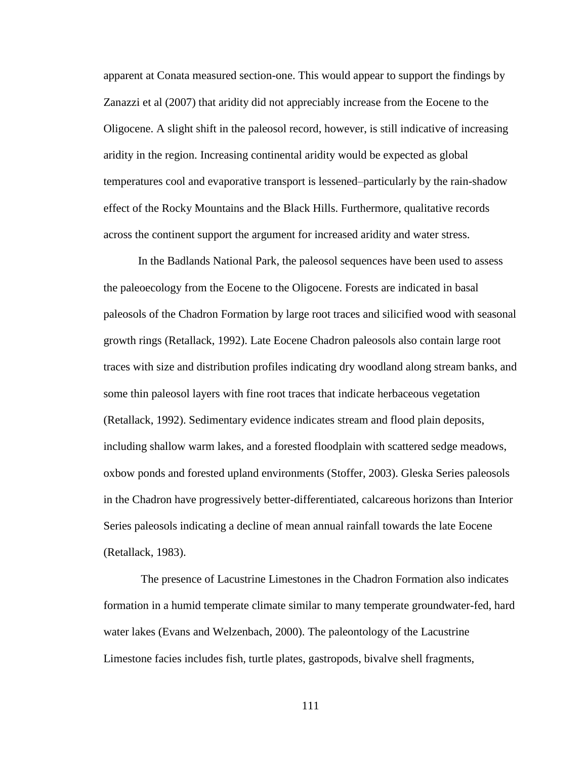apparent at Conata measured section-one. This would appear to support the findings by Zanazzi et al (2007) that aridity did not appreciably increase from the Eocene to the Oligocene. A slight shift in the paleosol record, however, is still indicative of increasing aridity in the region. Increasing continental aridity would be expected as global temperatures cool and evaporative transport is lessened–particularly by the rain-shadow effect of the Rocky Mountains and the Black Hills. Furthermore, qualitative records across the continent support the argument for increased aridity and water stress.

In the Badlands National Park, the paleosol sequences have been used to assess the paleoecology from the Eocene to the Oligocene. Forests are indicated in basal paleosols of the Chadron Formation by large root traces and silicified wood with seasonal growth rings (Retallack, 1992). Late Eocene Chadron paleosols also contain large root traces with size and distribution profiles indicating dry woodland along stream banks, and some thin paleosol layers with fine root traces that indicate herbaceous vegetation (Retallack, 1992). Sedimentary evidence indicates stream and flood plain deposits, including shallow warm lakes, and a forested floodplain with scattered sedge meadows, oxbow ponds and forested upland environments (Stoffer, 2003). Gleska Series paleosols in the Chadron have progressively better-differentiated, calcareous horizons than Interior Series paleosols indicating a decline of mean annual rainfall towards the late Eocene (Retallack, 1983).

The presence of Lacustrine Limestones in the Chadron Formation also indicates formation in a humid temperate climate similar to many temperate groundwater-fed, hard water lakes (Evans and Welzenbach, 2000). The paleontology of the Lacustrine Limestone facies includes fish, turtle plates, gastropods, bivalve shell fragments,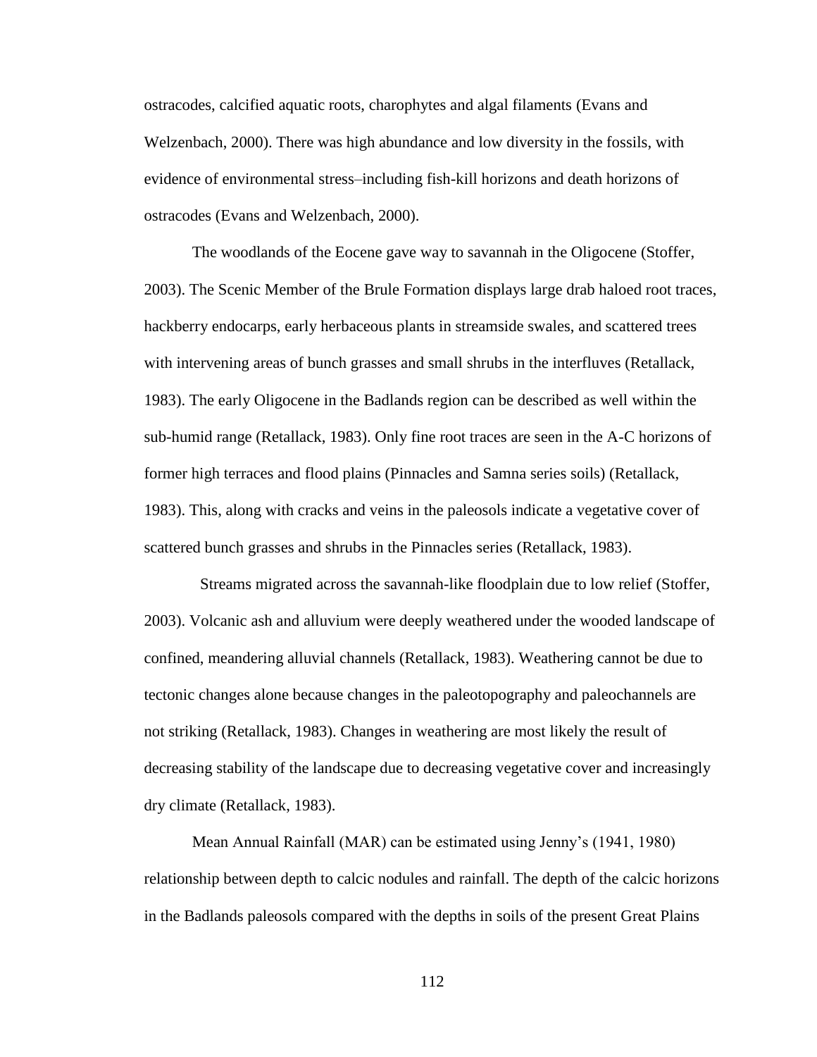ostracodes, calcified aquatic roots, charophytes and algal filaments (Evans and Welzenbach, 2000). There was high abundance and low diversity in the fossils, with evidence of environmental stress–including fish-kill horizons and death horizons of ostracodes (Evans and Welzenbach, 2000).

The woodlands of the Eocene gave way to savannah in the Oligocene (Stoffer, 2003). The Scenic Member of the Brule Formation displays large drab haloed root traces, hackberry endocarps, early herbaceous plants in streamside swales, and scattered trees with intervening areas of bunch grasses and small shrubs in the interfluves (Retallack, 1983). The early Oligocene in the Badlands region can be described as well within the sub-humid range (Retallack, 1983). Only fine root traces are seen in the A-C horizons of former high terraces and flood plains (Pinnacles and Samna series soils) (Retallack, 1983). This, along with cracks and veins in the paleosols indicate a vegetative cover of scattered bunch grasses and shrubs in the Pinnacles series (Retallack, 1983).

Streams migrated across the savannah-like floodplain due to low relief (Stoffer, 2003). Volcanic ash and alluvium were deeply weathered under the wooded landscape of confined, meandering alluvial channels (Retallack, 1983). Weathering cannot be due to tectonic changes alone because changes in the paleotopography and paleochannels are not striking (Retallack, 1983). Changes in weathering are most likely the result of decreasing stability of the landscape due to decreasing vegetative cover and increasingly dry climate (Retallack, 1983).

Mean Annual Rainfall (MAR) can be estimated using Jenny's (1941, 1980) relationship between depth to calcic nodules and rainfall. The depth of the calcic horizons in the Badlands paleosols compared with the depths in soils of the present Great Plains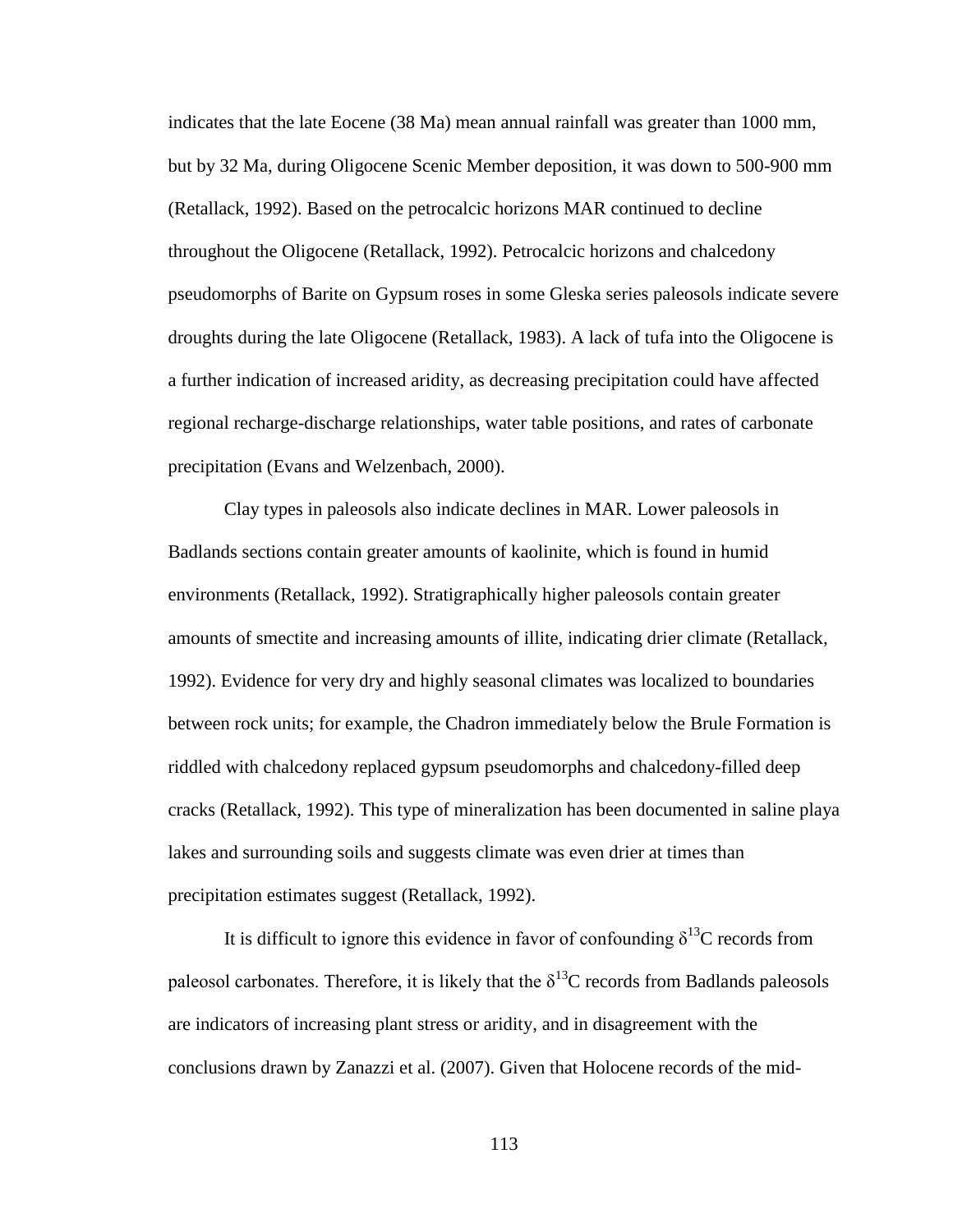indicates that the late Eocene (38 Ma) mean annual rainfall was greater than 1000 mm, but by 32 Ma, during Oligocene Scenic Member deposition, it was down to 500-900 mm (Retallack, 1992). Based on the petrocalcic horizons MAR continued to decline throughout the Oligocene (Retallack, 1992). Petrocalcic horizons and chalcedony pseudomorphs of Barite on Gypsum roses in some Gleska series paleosols indicate severe droughts during the late Oligocene (Retallack, 1983). A lack of tufa into the Oligocene is a further indication of increased aridity, as decreasing precipitation could have affected regional recharge-discharge relationships, water table positions, and rates of carbonate precipitation (Evans and Welzenbach, 2000).

Clay types in paleosols also indicate declines in MAR. Lower paleosols in Badlands sections contain greater amounts of kaolinite, which is found in humid environments (Retallack, 1992). Stratigraphically higher paleosols contain greater amounts of smectite and increasing amounts of illite, indicating drier climate (Retallack, 1992). Evidence for very dry and highly seasonal climates was localized to boundaries between rock units; for example, the Chadron immediately below the Brule Formation is riddled with chalcedony replaced gypsum pseudomorphs and chalcedony-filled deep cracks (Retallack, 1992). This type of mineralization has been documented in saline playa lakes and surrounding soils and suggests climate was even drier at times than precipitation estimates suggest (Retallack, 1992).

It is difficult to ignore this evidence in favor of confounding $\delta^{13}C$ records from paleosol carbonates. Therefore, it is likely that the $\delta^{13}C$ records from Badlands paleosols are indicators of increasing plant stress or aridity, and in disagreement with the conclusions drawn by Zanazzi et al. (2007). Given that Holocene records of the mid-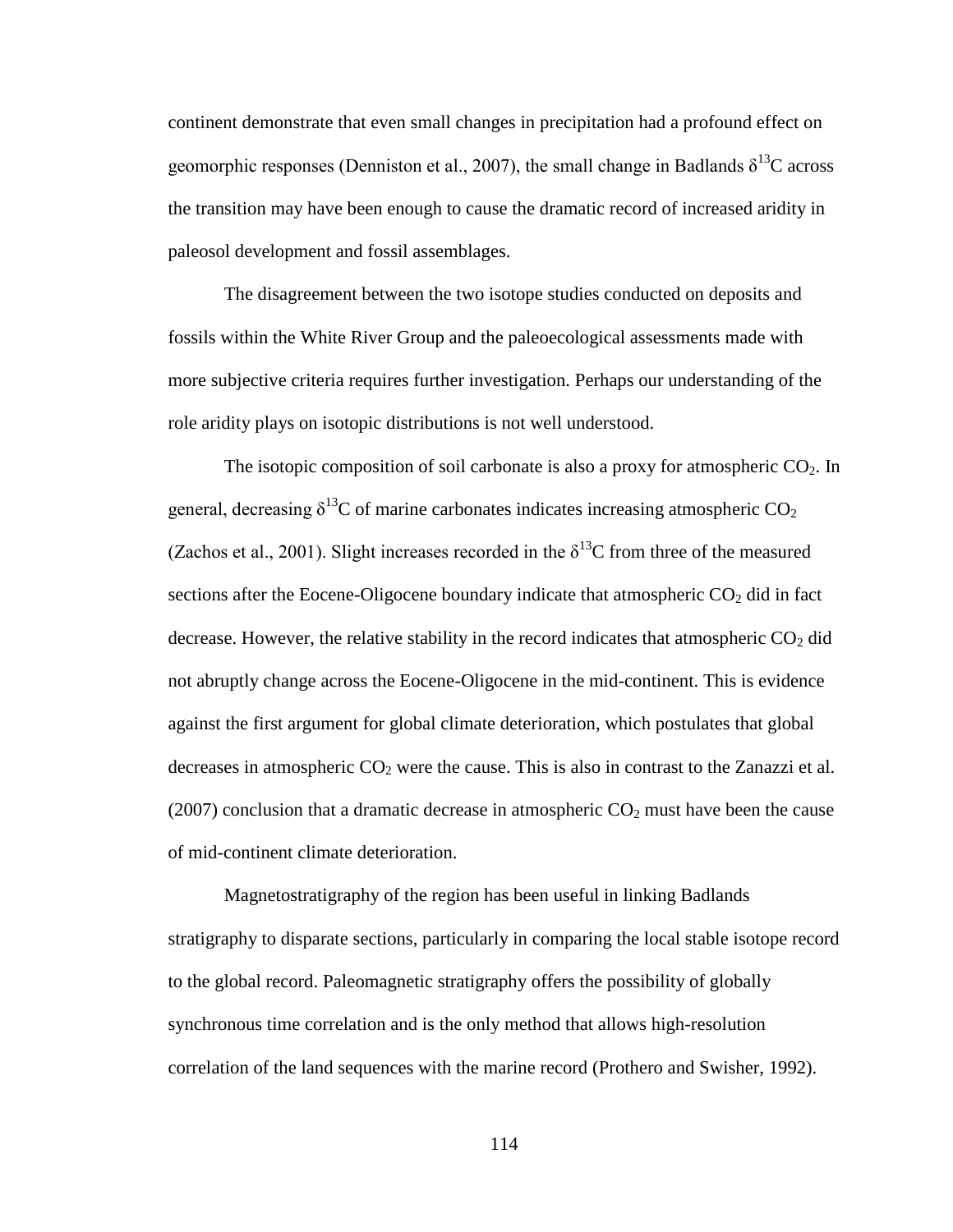continent demonstrate that even small changes in precipitation had a profound effect on geomorphic responses (Denniston et al., 2007), the small change in Badlands $\delta^{13}C$ across the transition may have been enough to cause the dramatic record of increased aridity in paleosol development and fossil assemblages.

The disagreement between the two isotope studies conducted on deposits and fossils within the White River Group and the paleoecological assessments made with more subjective criteria requires further investigation. Perhaps our understanding of the role aridity plays on isotopic distributions is not well understood.

The isotopic composition of soil carbonate is also a proxy for atmospheric $CO_2$. In general, decreasing $\delta^{13}C$ of marine carbonates indicates increasing atmospheric $CO_2$ (Zachos et al., 2001). Slight increases recorded in the $\delta^{13}C$ from three of the measured sections after the Eocene-Oligocene boundary indicate that atmospheric $CO_2$ did in fact decrease. However, the relative stability in the record indicates that atmospheric $CO_2$ did not abruptly change across the Eocene-Oligocene in the mid-continent. This is evidence against the first argument for global climate deterioration, which postulates that global decreases in atmospheric $CO_2$ were the cause. This is also in contrast to the Zanazzi et al. (2007) conclusion that a dramatic decrease in atmospheric $CO_2$ must have been the cause of mid-continent climate deterioration.

Magnetostratigraphy of the region has been useful in linking Badlands stratigraphy to disparate sections, particularly in comparing the local stable isotope record to the global record. Paleomagnetic stratigraphy offers the possibility of globally synchronous time correlation and is the only method that allows high-resolution correlation of the land sequences with the marine record (Prothero and Swisher, 1992).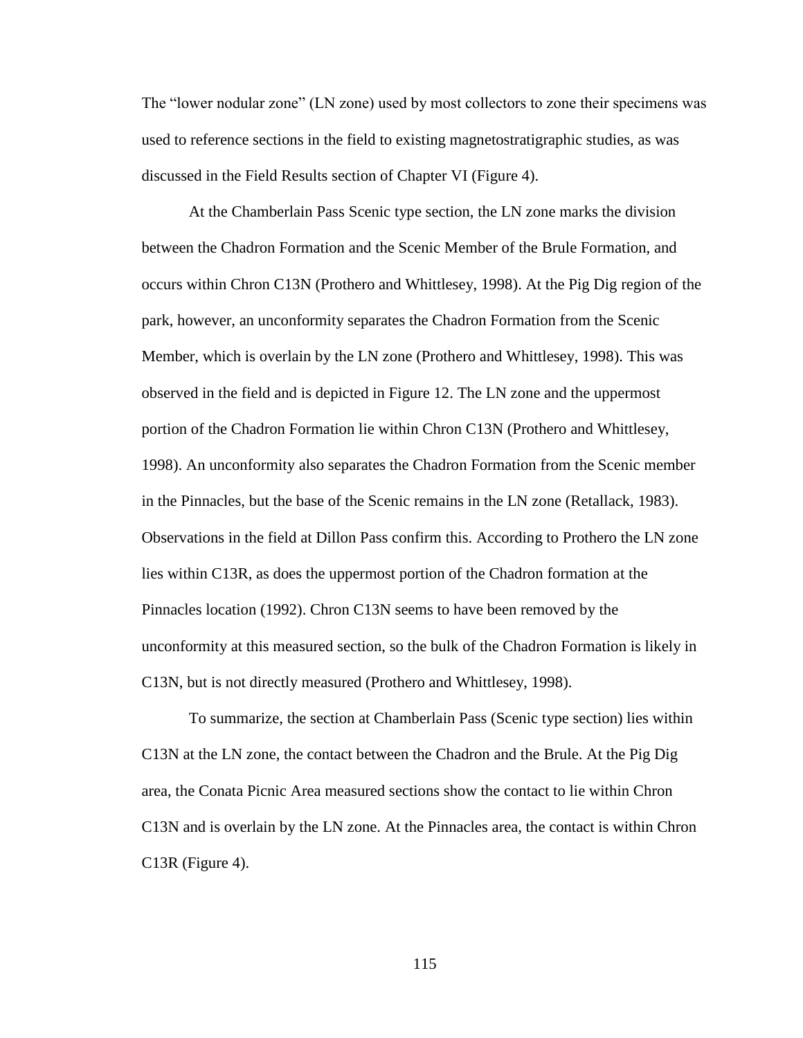The "lower nodular zone" (LN zone) used by most collectors to zone their specimens was used to reference sections in the field to existing magnetostratigraphic studies, as was discussed in the Field Results section of Chapter VI (Figure 4).

At the Chamberlain Pass Scenic type section, the LN zone marks the division between the Chadron Formation and the Scenic Member of the Brule Formation, and occurs within Chron C13N (Prothero and Whittlesey, 1998). At the Pig Dig region of the park, however, an unconformity separates the Chadron Formation from the Scenic Member, which is overlain by the LN zone (Prothero and Whittlesey, 1998). This was observed in the field and is depicted in Figure 12. The LN zone and the uppermost portion of the Chadron Formation lie within Chron C13N (Prothero and Whittlesey, 1998). An unconformity also separates the Chadron Formation from the Scenic member in the Pinnacles, but the base of the Scenic remains in the LN zone (Retallack, 1983). Observations in the field at Dillon Pass confirm this. According to Prothero the LN zone lies within C13R, as does the uppermost portion of the Chadron formation at the Pinnacles location (1992). Chron C13N seems to have been removed by the unconformity at this measured section, so the bulk of the Chadron Formation is likely in C13N, but is not directly measured (Prothero and Whittlesey, 1998).

To summarize, the section at Chamberlain Pass (Scenic type section) lies within C13N at the LN zone, the contact between the Chadron and the Brule. At the Pig Dig area, the Conata Picnic Area measured sections show the contact to lie within Chron C13N and is overlain by the LN zone. At the Pinnacles area, the contact is within Chron C13R (Figure 4).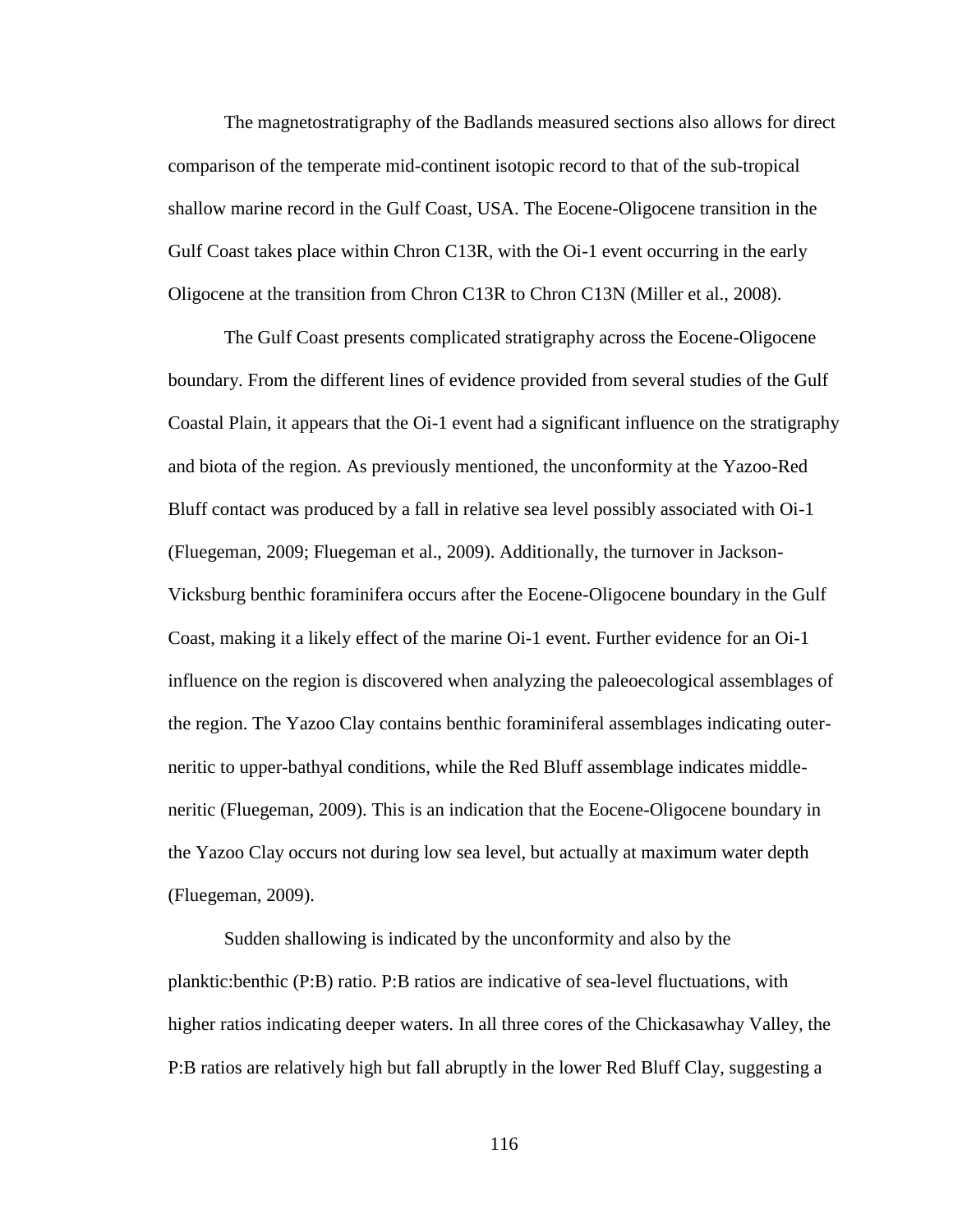The magnetostratigraphy of the Badlands measured sections also allows for direct comparison of the temperate mid-continent isotopic record to that of the sub-tropical shallow marine record in the Gulf Coast, USA. The Eocene-Oligocene transition in the Gulf Coast takes place within Chron C13R, with the Oi-1 event occurring in the early Oligocene at the transition from Chron C13R to Chron C13N (Miller et al., 2008).

The Gulf Coast presents complicated stratigraphy across the Eocene-Oligocene boundary. From the different lines of evidence provided from several studies of the Gulf Coastal Plain, it appears that the Oi-1 event had a significant influence on the stratigraphy and biota of the region. As previously mentioned, the unconformity at the Yazoo-Red Bluff contact was produced by a fall in relative sea level possibly associated with Oi-1 (Fluegeman, 2009; Fluegeman et al., 2009). Additionally, the turnover in Jackson-Vicksburg benthic foraminifera occurs after the Eocene-Oligocene boundary in the Gulf Coast, making it a likely effect of the marine Oi-1 event. Further evidence for an Oi-1 influence on the region is discovered when analyzing the paleoecological assemblages of the region. The Yazoo Clay contains benthic foraminiferal assemblages indicating outer-neritic to upper-bathyal conditions, while the Red Bluff assemblage indicates middle-neritic (Fluegeman, 2009). This is an indication that the Eocene-Oligocene boundary in the Yazoo Clay occurs not during low sea level, but actually at maximum water depth (Fluegeman, 2009).

Sudden shallowing is indicated by the unconformity and also by the planktic:benthic (P:B) ratio. P:B ratios are indicative of sea-level fluctuations, with higher ratios indicating deeper waters. In all three cores of the Chickasawhay Valley, the P:B ratios are relatively high but fall abruptly in the lower Red Bluff Clay, suggesting a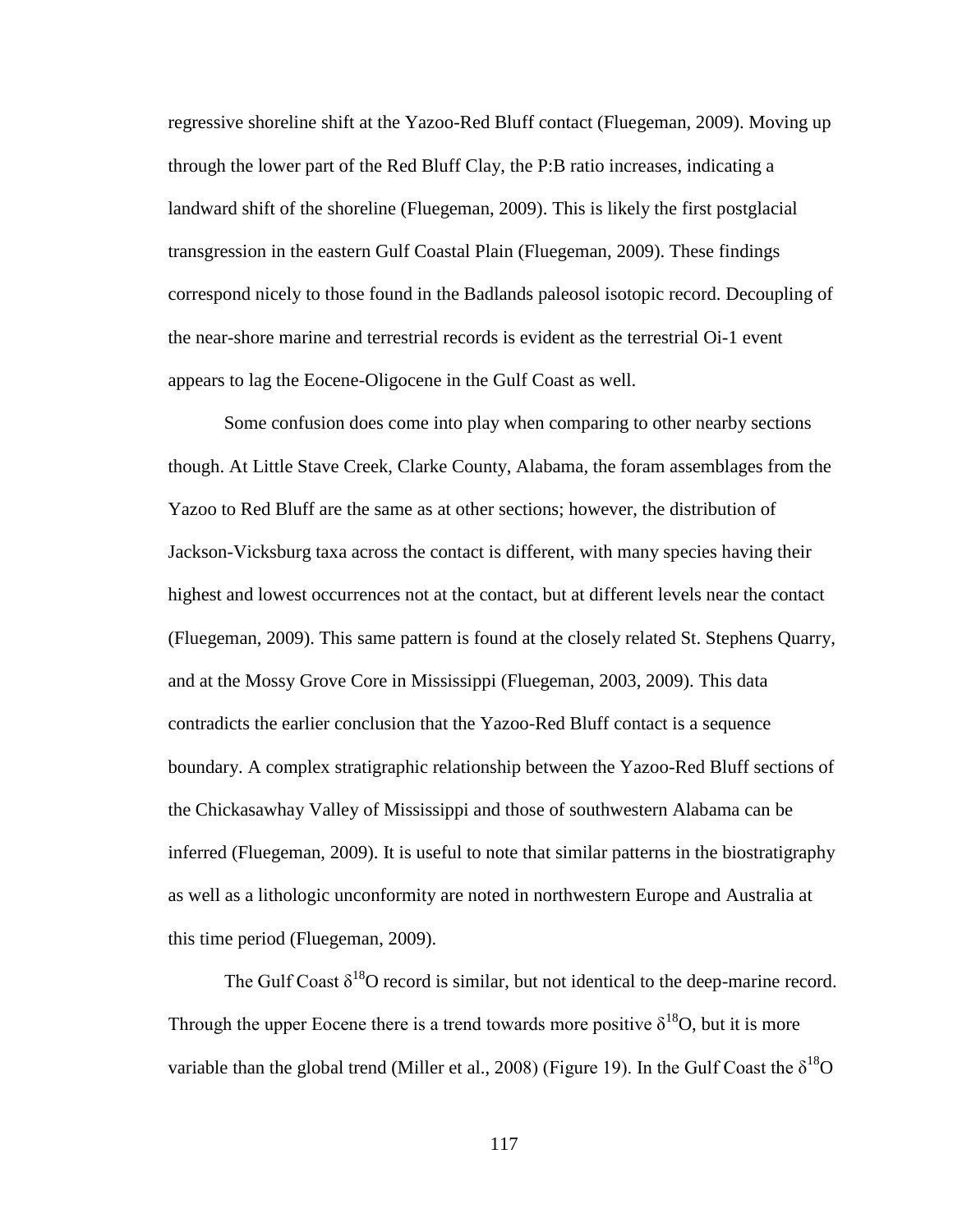regressive shoreline shift at the Yazoo-Red Bluff contact (Fluegeman, 2009). Moving up through the lower part of the Red Bluff Clay, the P:B ratio increases, indicating a landward shift of the shoreline (Fluegeman, 2009). This is likely the first postglacial transgression in the eastern Gulf Coastal Plain (Fluegeman, 2009). These findings correspond nicely to those found in the Badlands paleosol isotopic record. Decoupling of the near-shore marine and terrestrial records is evident as the terrestrial Oi-1 event appears to lag the Eocene-Oligocene in the Gulf Coast as well.

Some confusion does come into play when comparing to other nearby sections though. At Little Stave Creek, Clarke County, Alabama, the foram assemblages from the Yazoo to Red Bluff are the same as at other sections; however, the distribution of Jackson-Vicksburg taxa across the contact is different, with many species having their highest and lowest occurrences not at the contact, but at different levels near the contact (Fluegeman, 2009). This same pattern is found at the closely related St. Stephens Quarry, and at the Mossy Grove Core in Mississippi (Fluegeman, 2003, 2009). This data contradicts the earlier conclusion that the Yazoo-Red Bluff contact is a sequence boundary. A complex stratigraphic relationship between the Yazoo-Red Bluff sections of the Chickasawhay Valley of Mississippi and those of southwestern Alabama can be inferred (Fluegeman, 2009). It is useful to note that similar patterns in the biostratigraphy as well as a lithologic unconformity are noted in northwestern Europe and Australia at this time period (Fluegeman, 2009).

The Gulf Coast $\delta^{18}O$ record is similar, but not identical to the deep-marine record. Through the upper Eocene there is a trend towards more positive $\delta^{18}O$, but it is more variable than the global trend (Miller et al., 2008) (Figure 19). In the Gulf Coast the $\delta^{18}O$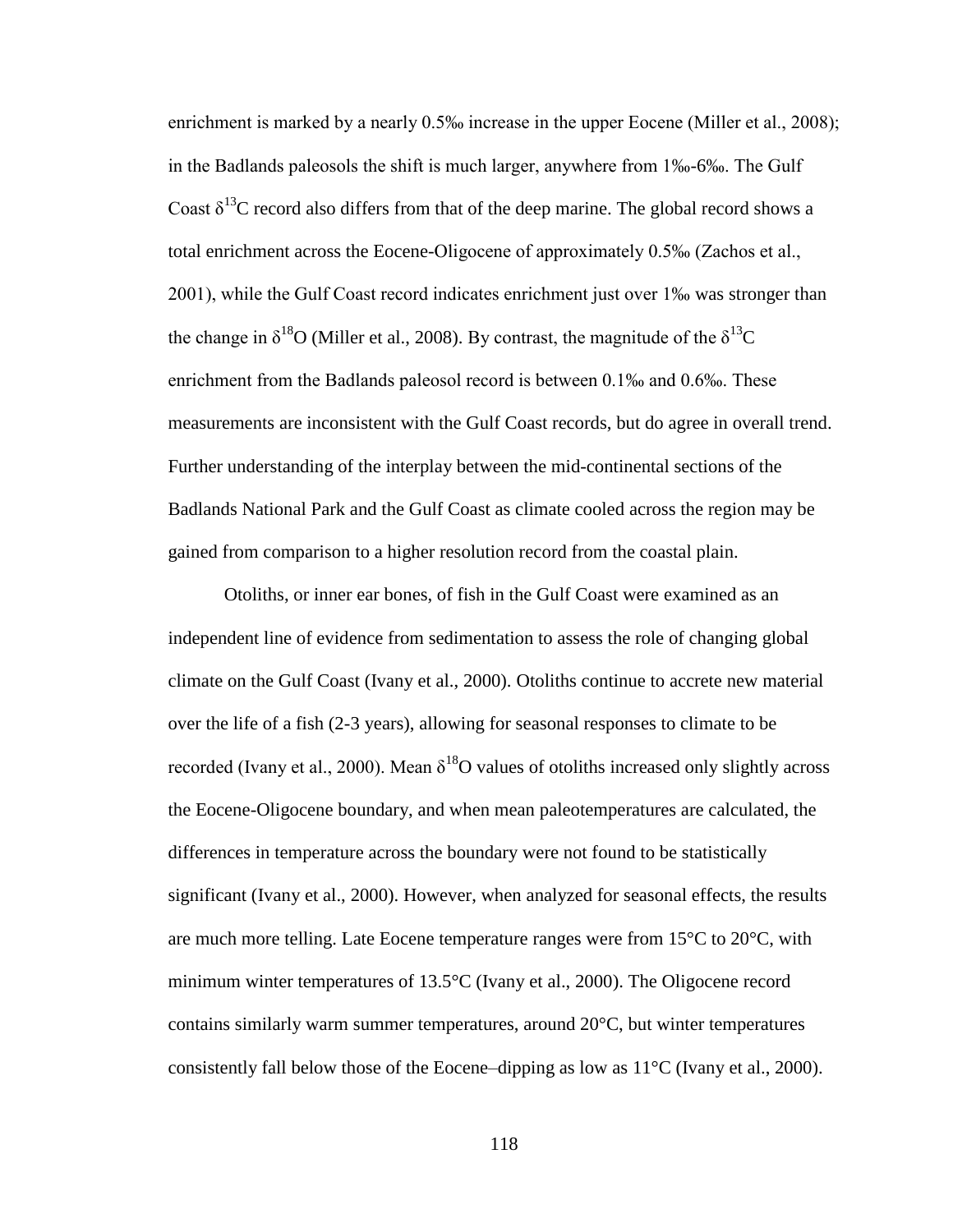enrichment is marked by a nearly 0.5‰ increase in the upper Eocene (Miller et al., 2008); in the Badlands paleosols the shift is much larger, anywhere from 1‰-6‰. The Gulf Coast $\delta^{13}C$ record also differs from that of the deep marine. The global record shows a total enrichment across the Eocene-Oligocene of approximately 0.5‰ (Zachos et al., 2001), while the Gulf Coast record indicates enrichment just over 1‰ was stronger than the change in $\delta^{18}O$ (Miller et al., 2008). By contrast, the magnitude of the $\delta^{13}C$ enrichment from the Badlands paleosol record is between 0.1‰ and 0.6‰. These measurements are inconsistent with the Gulf Coast records, but do agree in overall trend. Further understanding of the interplay between the mid-continental sections of the Badlands National Park and the Gulf Coast as climate cooled across the region may be gained from comparison to a higher resolution record from the coastal plain.

Otoliths, or inner ear bones, of fish in the Gulf Coast were examined as an independent line of evidence from sedimentation to assess the role of changing global climate on the Gulf Coast (Ivany et al., 2000). Otoliths continue to accrete new material over the life of a fish (2-3 years), allowing for seasonal responses to climate to be recorded (Ivany et al., 2000). Mean $\delta^{18}O$ values of otoliths increased only slightly across the Eocene-Oligocene boundary, and when mean paleotemperatures are calculated, the differences in temperature across the boundary were not found to be statistically significant (Ivany et al., 2000). However, when analyzed for seasonal effects, the results are much more telling. Late Eocene temperature ranges were from 15°C to 20°C, with minimum winter temperatures of 13.5°C (Ivany et al., 2000). The Oligocene record contains similarly warm summer temperatures, around 20°C, but winter temperatures consistently fall below those of the Eocene–dipping as low as 11°C (Ivany et al., 2000).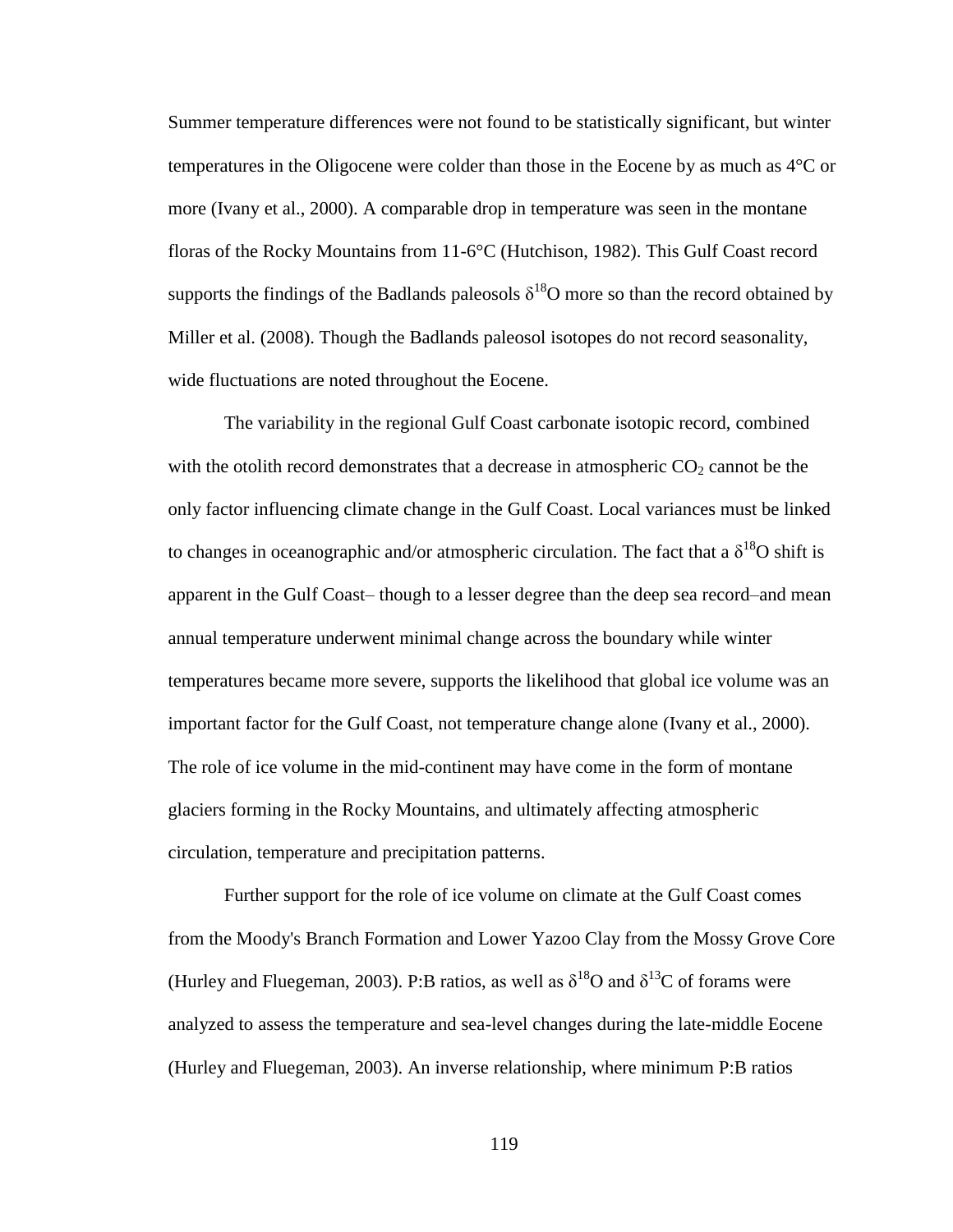Summer temperature differences were not found to be statistically significant, but winter temperatures in the Oligocene were colder than those in the Eocene by as much as 4°C or more (Ivany et al., 2000). A comparable drop in temperature was seen in the montane floras of the Rocky Mountains from 11-6°C (Hutchison, 1982). This Gulf Coast record supports the findings of the Badlands paleosols $\delta^{18}O$ more so than the record obtained by Miller et al. (2008). Though the Badlands paleosol isotopes do not record seasonality, wide fluctuations are noted throughout the Eocene.

The variability in the regional Gulf Coast carbonate isotopic record, combined with the otolith record demonstrates that a decrease in atmospheric $CO_2$ cannot be the only factor influencing climate change in the Gulf Coast. Local variances must be linked to changes in oceanographic and/or atmospheric circulation. The fact that a $\delta^{18}O$ shift is apparent in the Gulf Coast– though to a lesser degree than the deep sea record–and mean annual temperature underwent minimal change across the boundary while winter temperatures became more severe, supports the likelihood that global ice volume was an important factor for the Gulf Coast, not temperature change alone (Ivany et al., 2000). The role of ice volume in the mid-continent may have come in the form of montane glaciers forming in the Rocky Mountains, and ultimately affecting atmospheric circulation, temperature and precipitation patterns.

Further support for the role of ice volume on climate at the Gulf Coast comes from the Moody's Branch Formation and Lower Yazoo Clay from the Mossy Grove Core (Hurley and Fluegeman, 2003). P:B ratios, as well as $\delta^{18}O$ and $\delta^{13}C$ of forams were analyzed to assess the temperature and sea-level changes during the late-middle Eocene (Hurley and Fluegeman, 2003). An inverse relationship, where minimum P:B ratios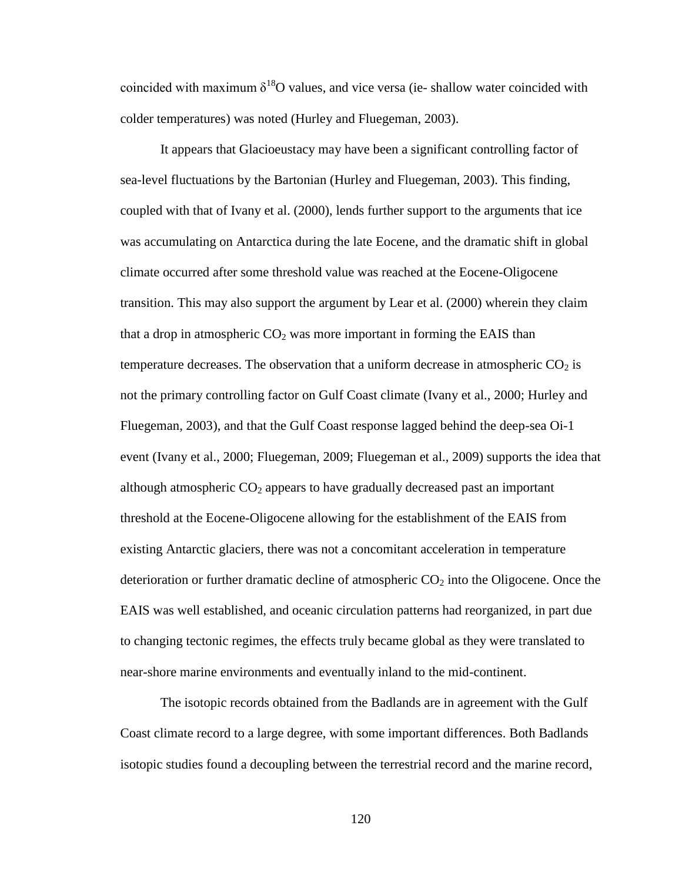coincided with maximum $\delta^{18}O$ values, and vice versa (ie- shallow water coincided with colder temperatures) was noted (Hurley and Fluegeman, 2003).

It appears that Glacioeustacy may have been a significant controlling factor of sea-level fluctuations by the Bartonian (Hurley and Fluegeman, 2003). This finding, coupled with that of Ivany et al. (2000), lends further support to the arguments that ice was accumulating on Antarctica during the late Eocene, and the dramatic shift in global climate occurred after some threshold value was reached at the Eocene-Oligocene transition. This may also support the argument by Lear et al. (2000) wherein they claim that a drop in atmospheric $CO_2$ was more important in forming the EAIS than temperature decreases. The observation that a uniform decrease in atmospheric $CO_2$ is not the primary controlling factor on Gulf Coast climate (Ivany et al., 2000; Hurley and Fluegeman, 2003), and that the Gulf Coast response lagged behind the deep-sea Oi-1 event (Ivany et al., 2000; Fluegeman, 2009; Fluegeman et al., 2009) supports the idea that although atmospheric $CO_2$ appears to have gradually decreased past an important threshold at the Eocene-Oligocene allowing for the establishment of the EAIS from existing Antarctic glaciers, there was not a concomitant acceleration in temperature deterioration or further dramatic decline of atmospheric $CO_2$ into the Oligocene. Once the EAIS was well established, and oceanic circulation patterns had reorganized, in part due to changing tectonic regimes, the effects truly became global as they were translated to near-shore marine environments and eventually inland to the mid-continent.

The isotopic records obtained from the Badlands are in agreement with the Gulf Coast climate record to a large degree, with some important differences. Both Badlands isotopic studies found a decoupling between the terrestrial record and the marine record,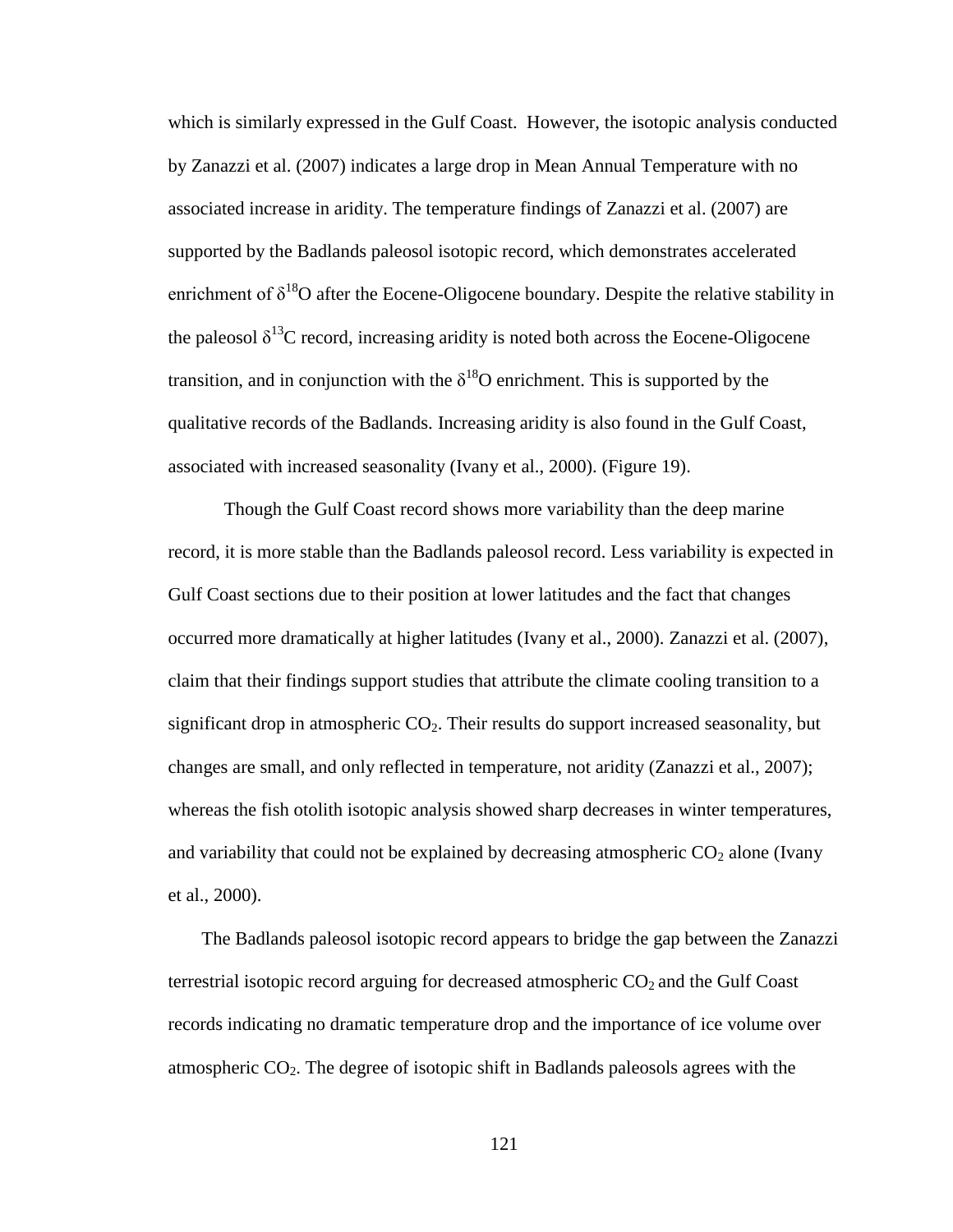which is similarly expressed in the Gulf Coast. However, the isotopic analysis conducted by Zanazzi et al. (2007) indicates a large drop in Mean Annual Temperature with no associated increase in aridity. The temperature findings of Zanazzi et al. (2007) are supported by the Badlands paleosol isotopic record, which demonstrates accelerated enrichment of $\delta^{18}O$ after the Eocene-Oligocene boundary. Despite the relative stability in the paleosol $\delta^{13}C$ record, increasing aridity is noted both across the Eocene-Oligocene transition, and in conjunction with the $\delta^{18}O$ enrichment. This is supported by the qualitative records of the Badlands. Increasing aridity is also found in the Gulf Coast, associated with increased seasonality (Ivany et al., 2000). (Figure 19).

Though the Gulf Coast record shows more variability than the deep marine record, it is more stable than the Badlands paleosol record. Less variability is expected in Gulf Coast sections due to their position at lower latitudes and the fact that changes occurred more dramatically at higher latitudes (Ivany et al., 2000). Zanazzi et al. (2007), claim that their findings support studies that attribute the climate cooling transition to a significant drop in atmospheric $CO_2$. Their results do support increased seasonality, but changes are small, and only reflected in temperature, not aridity (Zanazzi et al., 2007); whereas the fish otolith isotopic analysis showed sharp decreases in winter temperatures, and variability that could not be explained by decreasing atmospheric $CO_2$ alone (Ivany et al., 2000).

The Badlands paleosol isotopic record appears to bridge the gap between the Zanazzi terrestrial isotopic record arguing for decreased atmospheric $CO_2$ and the Gulf Coast records indicating no dramatic temperature drop and the importance of ice volume over atmospheric $CO_2$. The degree of isotopic shift in Badlands paleosols agrees with the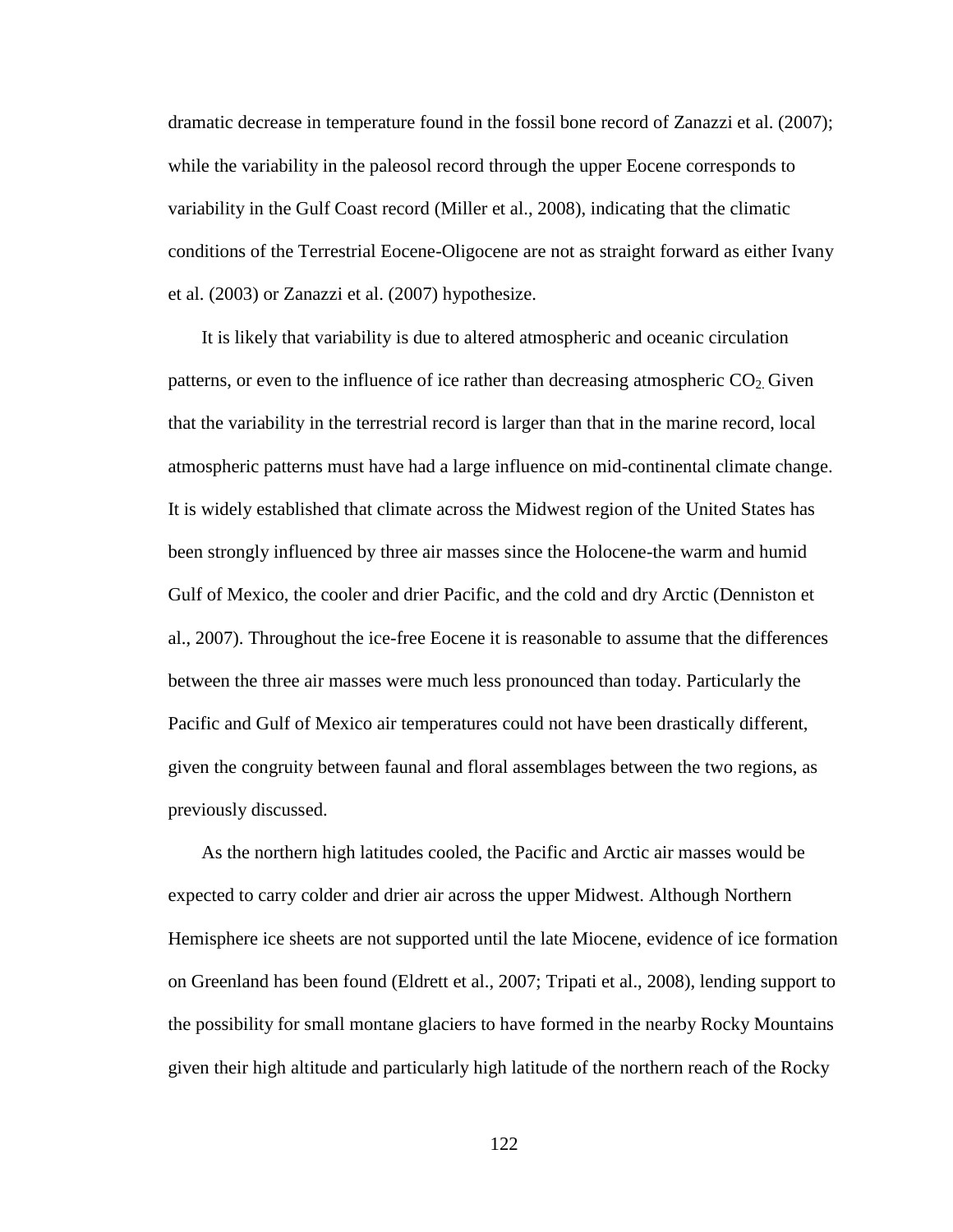dramatic decrease in temperature found in the fossil bone record of Zanazzi et al. (2007); while the variability in the paleosol record through the upper Eocene corresponds to variability in the Gulf Coast record (Miller et al., 2008), indicating that the climatic conditions of the Terrestrial Eocene-Oligocene are not as straight forward as either Ivany et al. (2003) or Zanazzi et al. (2007) hypothesize.

It is likely that variability is due to altered atmospheric and oceanic circulation patterns, or even to the influence of ice rather than decreasing atmospheric $CO_2$. Given that the variability in the terrestrial record is larger than that in the marine record, local atmospheric patterns must have had a large influence on mid-continental climate change. It is widely established that climate across the Midwest region of the United States has been strongly influenced by three air masses since the Holocene-the warm and humid Gulf of Mexico, the cooler and drier Pacific, and the cold and dry Arctic (Denniston et al., 2007). Throughout the ice-free Eocene it is reasonable to assume that the differences between the three air masses were much less pronounced than today. Particularly the Pacific and Gulf of Mexico air temperatures could not have been drastically different, given the congruity between faunal and floral assemblages between the two regions, as previously discussed.

As the northern high latitudes cooled, the Pacific and Arctic air masses would be expected to carry colder and drier air across the upper Midwest. Although Northern Hemisphere ice sheets are not supported until the late Miocene, evidence of ice formation on Greenland has been found (Eldrett et al., 2007; Tripati et al., 2008), lending support to the possibility for small montane glaciers to have formed in the nearby Rocky Mountains given their high altitude and particularly high latitude of the northern reach of the Rocky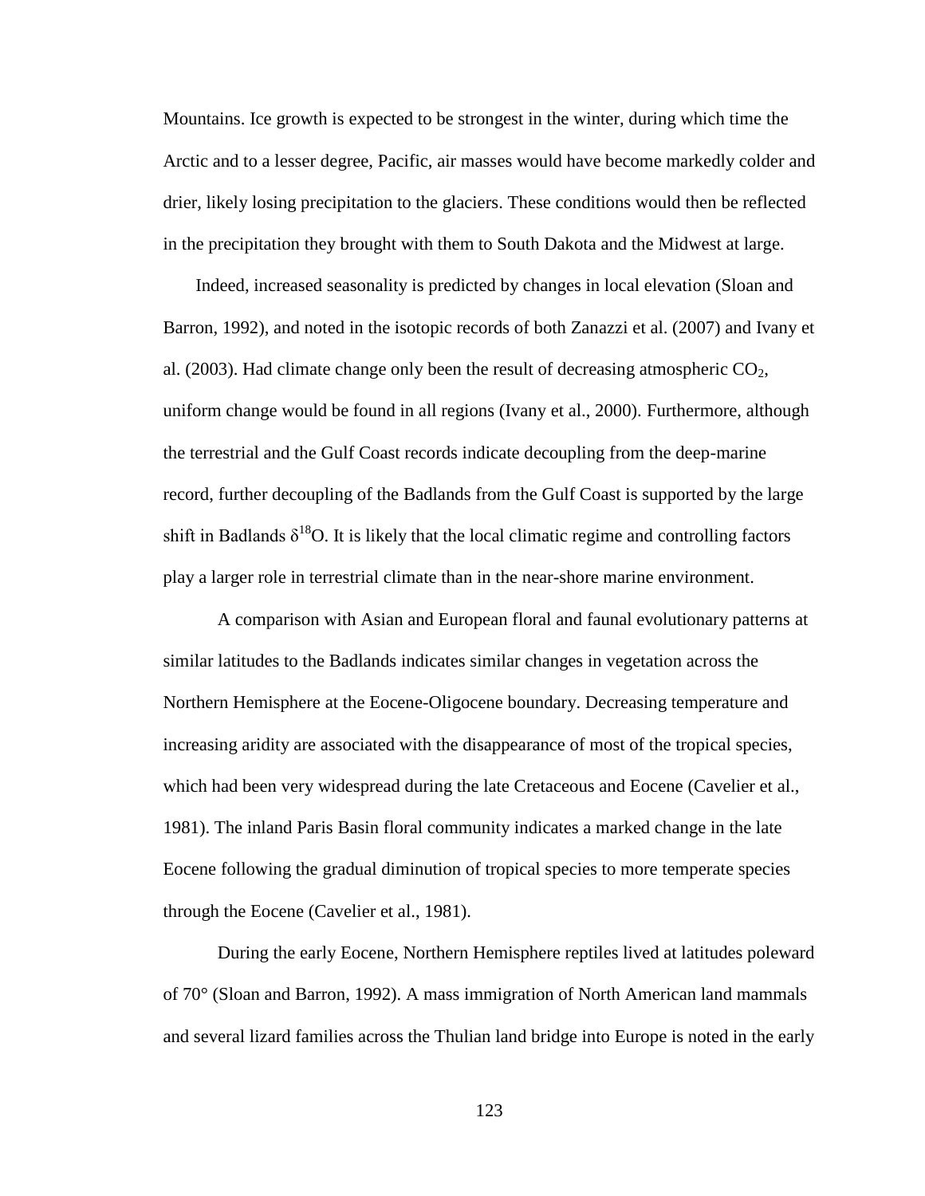Mountains. Ice growth is expected to be strongest in the winter, during which time the Arctic and to a lesser degree, Pacific, air masses would have become markedly colder and drier, likely losing precipitation to the glaciers. These conditions would then be reflected in the precipitation they brought with them to South Dakota and the Midwest at large.

Indeed, increased seasonality is predicted by changes in local elevation (Sloan and Barron, 1992), and noted in the isotopic records of both Zanazzi et al. (2007) and Ivany et al. (2003). Had climate change only been the result of decreasing atmospheric $CO_2$, uniform change would be found in all regions (Ivany et al., 2000). Furthermore, although the terrestrial and the Gulf Coast records indicate decoupling from the deep-marine record, further decoupling of the Badlands from the Gulf Coast is supported by the large shift in Badlands $\delta^{18}O$. It is likely that the local climatic regime and controlling factors play a larger role in terrestrial climate than in the near-shore marine environment.

A comparison with Asian and European floral and faunal evolutionary patterns at similar latitudes to the Badlands indicates similar changes in vegetation across the Northern Hemisphere at the Eocene-Oligocene boundary. Decreasing temperature and increasing aridity are associated with the disappearance of most of the tropical species, which had been very widespread during the late Cretaceous and Eocene (Cavelier et al., 1981). The inland Paris Basin floral community indicates a marked change in the late Eocene following the gradual diminution of tropical species to more temperate species through the Eocene (Cavelier et al., 1981).

During the early Eocene, Northern Hemisphere reptiles lived at latitudes poleward of 70° (Sloan and Barron, 1992). A mass immigration of North American land mammals and several lizard families across the Thulian land bridge into Europe is noted in the early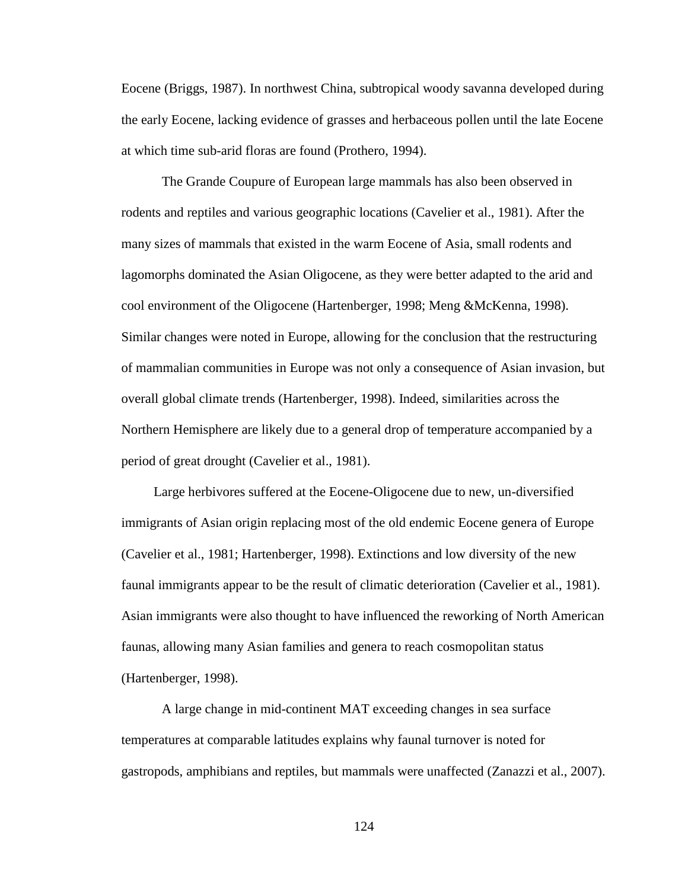Eocene (Briggs, 1987). In northwest China, subtropical woody savanna developed during the early Eocene, lacking evidence of grasses and herbaceous pollen until the late Eocene at which time sub-arid floras are found (Prothero, 1994).

The Grande Coupure of European large mammals has also been observed in rodents and reptiles and various geographic locations (Cavelier et al., 1981). After the many sizes of mammals that existed in the warm Eocene of Asia, small rodents and lagomorphs dominated the Asian Oligocene, as they were better adapted to the arid and cool environment of the Oligocene (Hartenberger, 1998; Meng &McKenna, 1998). Similar changes were noted in Europe, allowing for the conclusion that the restructuring of mammalian communities in Europe was not only a consequence of Asian invasion, but overall global climate trends (Hartenberger, 1998). Indeed, similarities across the Northern Hemisphere are likely due to a general drop of temperature accompanied by a period of great drought (Cavelier et al., 1981).

Large herbivores suffered at the Eocene-Oligocene due to new, un-diversified immigrants of Asian origin replacing most of the old endemic Eocene genera of Europe (Cavelier et al., 1981; Hartenberger, 1998). Extinctions and low diversity of the new faunal immigrants appear to be the result of climatic deterioration (Cavelier et al., 1981). Asian immigrants were also thought to have influenced the reworking of North American faunas, allowing many Asian families and genera to reach cosmopolitan status (Hartenberger, 1998).

A large change in mid-continent MAT exceeding changes in sea surface temperatures at comparable latitudes explains why faunal turnover is noted for gastropods, amphibians and reptiles, but mammals were unaffected (Zanazzi et al., 2007).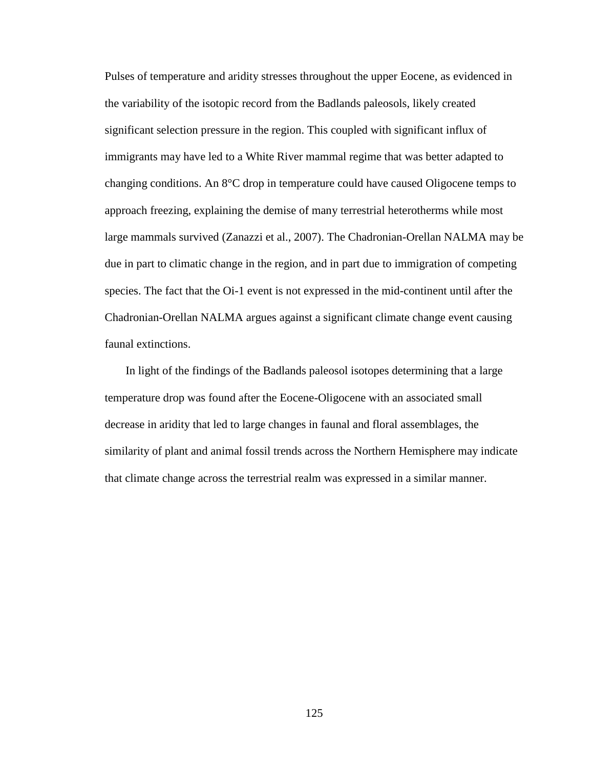Pulses of temperature and aridity stresses throughout the upper Eocene, as evidenced in the variability of the isotopic record from the Badlands paleosols, likely created significant selection pressure in the region. This coupled with significant influx of immigrants may have led to a White River mammal regime that was better adapted to changing conditions. An 8°C drop in temperature could have caused Oligocene temps to approach freezing, explaining the demise of many terrestrial heterotherms while most large mammals survived (Zanazzi et al., 2007). The Chadronian-Orellan NALMA may be due in part to climatic change in the region, and in part due to immigration of competing species. The fact that the Oi-1 event is not expressed in the mid-continent until after the Chadronian-Orellan NALMA argues against a significant climate change event causing faunal extinctions.

In light of the findings of the Badlands paleosol isotopes determining that a large temperature drop was found after the Eocene-Oligocene with an associated small decrease in aridity that led to large changes in faunal and floral assemblages, the similarity of plant and animal fossil trends across the Northern Hemisphere may indicate that climate change across the terrestrial realm was expressed in a similar manner.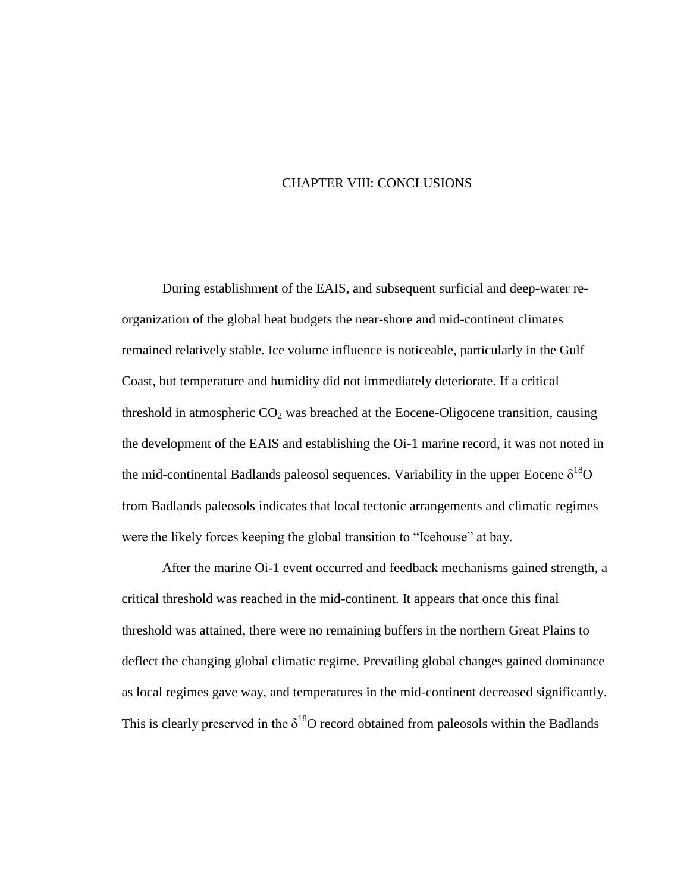# CHAPTER VIII: CONCLUSIONS

During establishment of the EAIS, and subsequent surficial and deep-water re-organization of the global heat budgets the near-shore and mid-continent climates remained relatively stable. Ice volume influence is noticeable, particularly in the Gulf Coast, but temperature and humidity did not immediately deteriorate. If a critical threshold in atmospheric $CO_2$ was breached at the Eocene-Oligocene transition, causing the development of the EAIS and establishing the Oi-1 marine record, it was not noted in the mid-continental Badlands paleosol sequences. Variability in the upper Eocene $\delta^{18}O$ from Badlands paleosols indicates that local tectonic arrangements and climatic regimes were the likely forces keeping the global transition to "Icehouse" at bay.

After the marine Oi-1 event occurred and feedback mechanisms gained strength, a critical threshold was reached in the mid-continent. It appears that once this final threshold was attained, there were no remaining buffers in the northern Great Plains to deflect the changing global climatic regime. Prevailing global changes gained dominance as local regimes gave way, and temperatures in the mid-continent decreased significantly. This is clearly preserved in the $\delta^{18}O$ record obtained from paleosols within the Badlands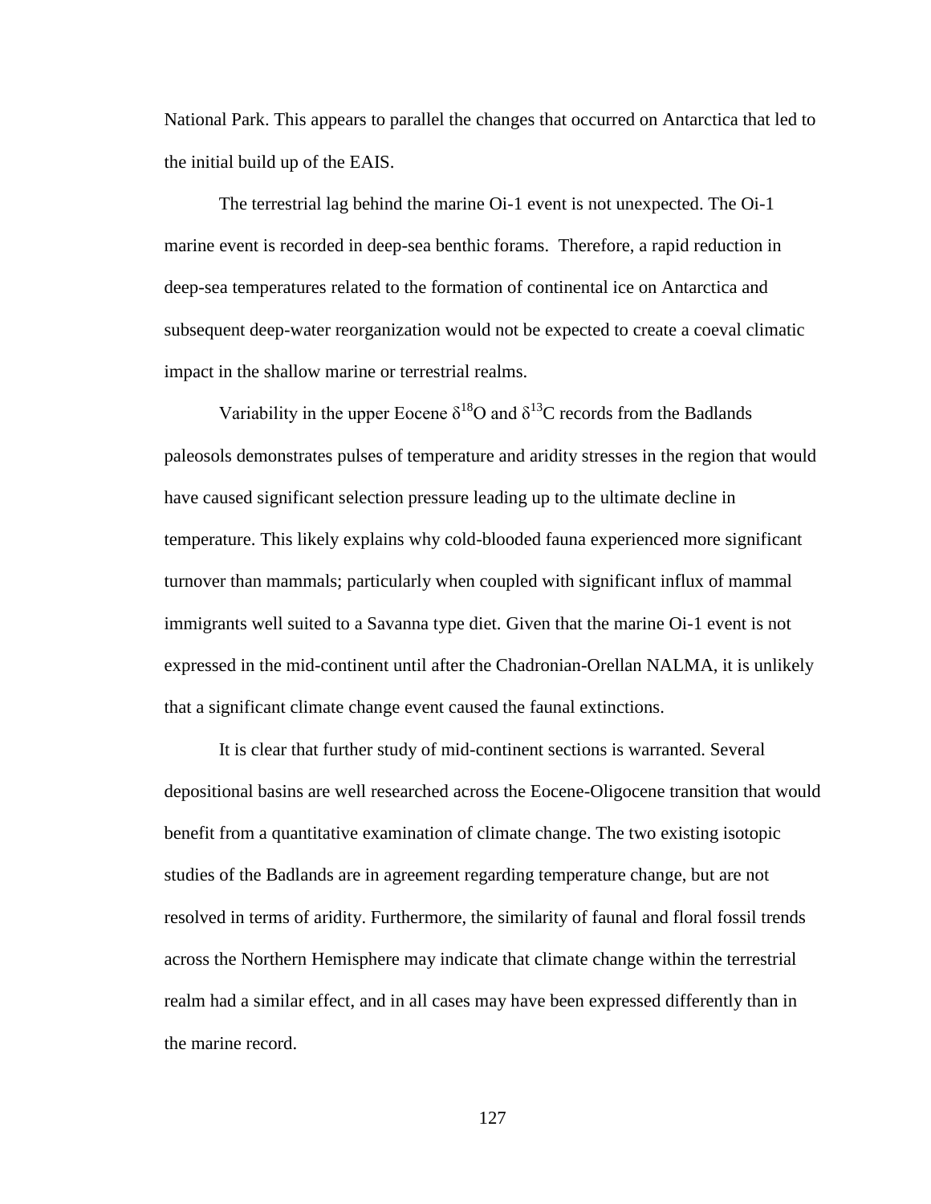National Park. This appears to parallel the changes that occurred on Antarctica that led to the initial build up of the EAIS.

The terrestrial lag behind the marine Oi-1 event is not unexpected. The Oi-1 marine event is recorded in deep-sea benthic forams. Therefore, a rapid reduction in deep-sea temperatures related to the formation of continental ice on Antarctica and subsequent deep-water reorganization would not be expected to create a coeval climatic impact in the shallow marine or terrestrial realms.

Variability in the upper Eocene $\delta^{18}O$ and $\delta^{13}C$ records from the Badlands paleosols demonstrates pulses of temperature and aridity stresses in the region that would have caused significant selection pressure leading up to the ultimate decline in temperature. This likely explains why cold-blooded fauna experienced more significant turnover than mammals; particularly when coupled with significant influx of mammal immigrants well suited to a Savanna type diet. Given that the marine Oi-1 event is not expressed in the mid-continent until after the Chadronian-Orellan NALMA, it is unlikely that a significant climate change event caused the faunal extinctions.

It is clear that further study of mid-continent sections is warranted. Several depositional basins are well researched across the Eocene-Oligocene transition that would benefit from a quantitative examination of climate change. The two existing isotopic studies of the Badlands are in agreement regarding temperature change, but are not resolved in terms of aridity. Furthermore, the similarity of faunal and floral fossil trends across the Northern Hemisphere may indicate that climate change within the terrestrial realm had a similar effect, and in all cases may have been expressed differently than in the marine record.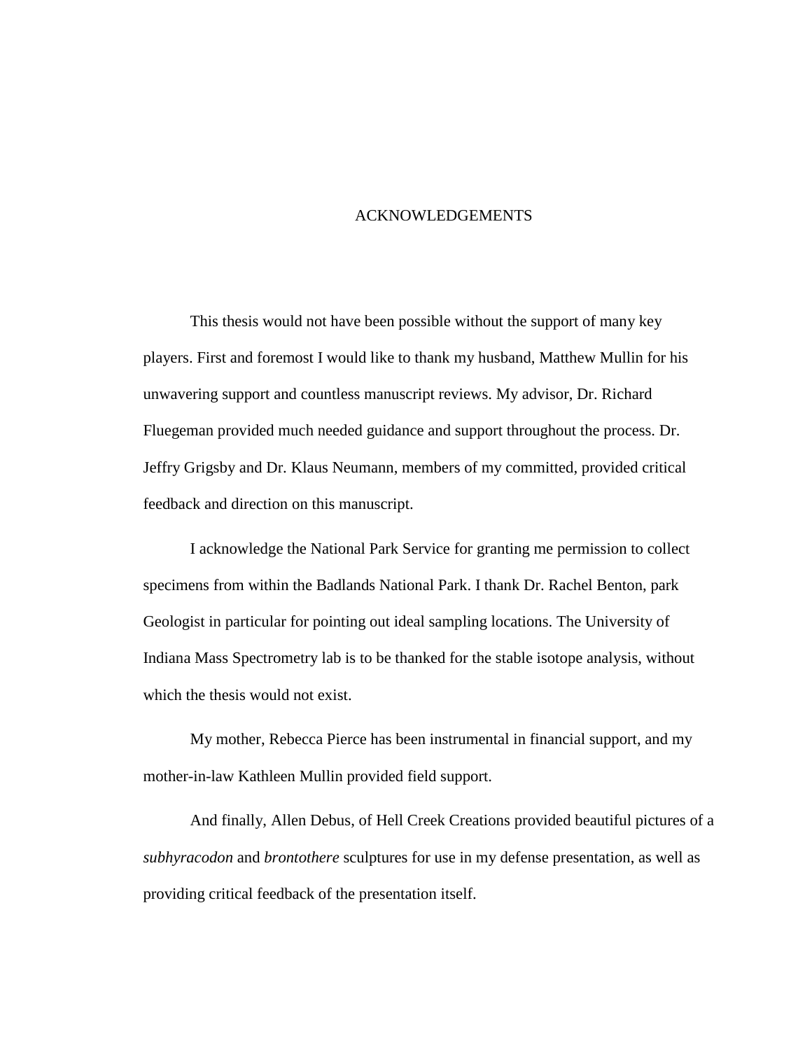# ACKNOWLEDGEMENTS

This thesis would not have been possible without the support of many key players. First and foremost I would like to thank my husband, Matthew Mullin for his unwavering support and countless manuscript reviews. My advisor, Dr. Richard Fluegeman provided much needed guidance and support throughout the process. Dr. Jeffry Grigsby and Dr. Klaus Neumann, members of my committed, provided critical feedback and direction on this manuscript.

I acknowledge the National Park Service for granting me permission to collect specimens from within the Badlands National Park. I thank Dr. Rachel Benton, park Geologist in particular for pointing out ideal sampling locations. The University of Indiana Mass Spectrometry lab is to be thanked for the stable isotope analysis, without which the thesis would not exist.

My mother, Rebecca Pierce has been instrumental in financial support, and my mother-in-law Kathleen Mullin provided field support.

And finally, Allen Debus, of Hell Creek Creations provided beautiful pictures of a *subhyracodon* and *brontothere* sculptures for use in my defense presentation, as well as providing critical feedback of the presentation itself.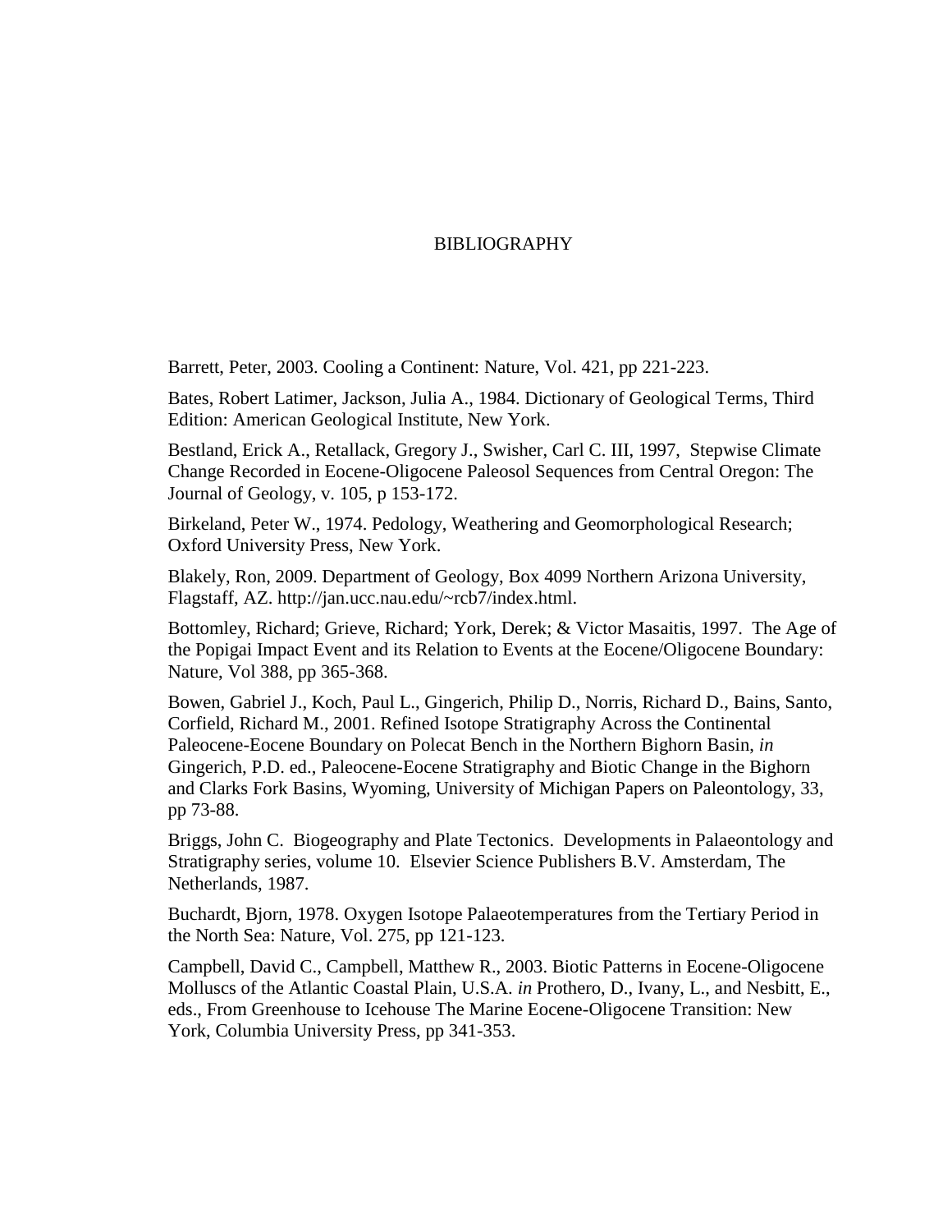# BIBLIOGRAPHY

Barrett, Peter, 2003. Cooling a Continent: Nature, Vol. 421, pp 221-223.

Bates, Robert Latimer, Jackson, Julia A., 1984. Dictionary of Geological Terms, Third Edition: American Geological Institute, New York.

Bestland, Erick A., Retallack, Gregory J., Swisher, Carl C. III, 1997, Stepwise Climate Change Recorded in Eocene-Oligocene Paleosol Sequences from Central Oregon: The Journal of Geology, v. 105, p 153-172.

Birkeland, Peter W., 1974. Pedology, Weathering and Geomorphological Research; Oxford University Press, New York.

Blakely, Ron, 2009. Department of Geology, Box 4099 Northern Arizona University, Flagstaff, AZ. http://jan.ucc.nau.edu/~rcb7/index.html.

Bottomley, Richard; Grieve, Richard; York, Derek; & Victor Masaitis, 1997. The Age of the Popigai Impact Event and its Relation to Events at the Eocene/Oligocene Boundary: Nature, Vol 388, pp 365-368.

Bowen, Gabriel J., Koch, Paul L., Gingerich, Philip D., Norris, Richard D., Bains, Santo, Corfield, Richard M., 2001. Refined Isotope Stratigraphy Across the Continental Paleocene-Eocene Boundary on Polecat Bench in the Northern Bighorn Basin, *in* Gingerich, P.D. ed., Paleocene-Eocene Stratigraphy and Biotic Change in the Bighorn and Clarks Fork Basins, Wyoming, University of Michigan Papers on Paleontology, 33, pp 73-88.

Briggs, John C. Biogeography and Plate Tectonics. Developments in Palaeontology and Stratigraphy series, volume 10. Elsevier Science Publishers B.V. Amsterdam, The Netherlands, 1987.

Buchardt, Bjorn, 1978. Oxygen Isotope Palaeotemperatures from the Tertiary Period in the North Sea: Nature, Vol. 275, pp 121-123.

Campbell, David C., Campbell, Matthew R., 2003. Biotic Patterns in Eocene-Oligocene Molluscs of the Atlantic Coastal Plain, U.S.A. *in* Prothero, D., Ivany, L., and Nesbitt, E., eds., From Greenhouse to Icehouse The Marine Eocene-Oligocene Transition: New York, Columbia University Press, pp 341-353.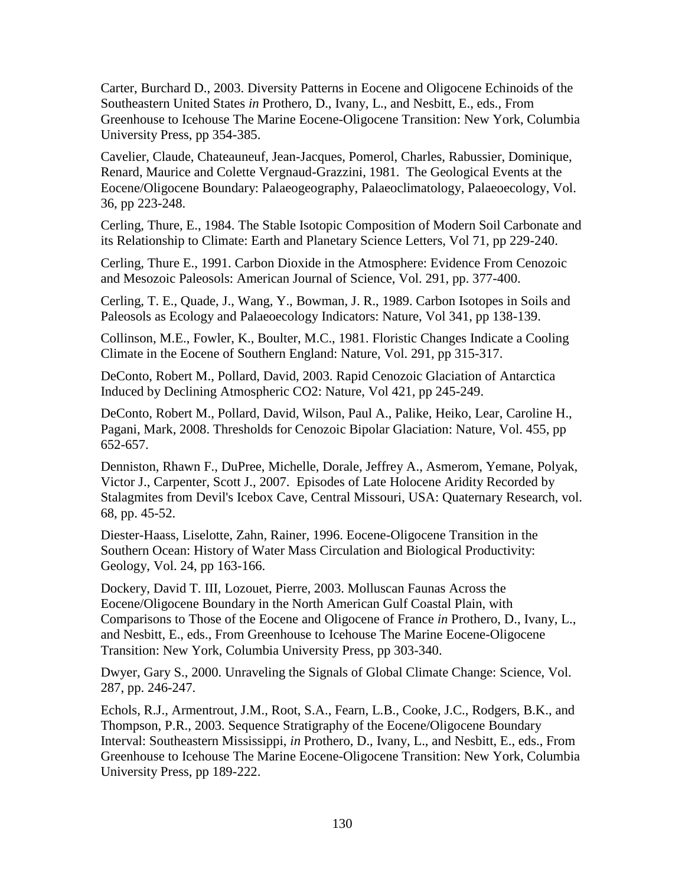Carter, Burchard D., 2003. Diversity Patterns in Eocene and Oligocene Echinoids of the Southeastern United States *in* Prothero, D., Ivany, L., and Nesbitt, E., eds., From Greenhouse to Icehouse The Marine Eocene-Oligocene Transition: New York, Columbia University Press, pp 354-385.

Cavelier, Claude, Chateauneuf, Jean-Jacques, Pomerol, Charles, Rabussier, Dominique, Renard, Maurice and Colette Vergnaud-Grazzini, 1981. The Geological Events at the Eocene/Oligocene Boundary: Palaeogeography, Palaeoclimatology, Palaeoecology, Vol. 36, pp 223-248.

Cerling, Thure, E., 1984. The Stable Isotopic Composition of Modern Soil Carbonate and its Relationship to Climate: Earth and Planetary Science Letters, Vol 71, pp 229-240.

Cerling, Thure E., 1991. Carbon Dioxide in the Atmosphere: Evidence From Cenozoic and Mesozoic Paleosols: American Journal of Science, Vol. 291, pp. 377-400.

Cerling, T. E., Quade, J., Wang, Y., Bowman, J. R., 1989. Carbon Isotopes in Soils and Paleosols as Ecology and Palaeoecology Indicators: Nature, Vol 341, pp 138-139.

Collinson, M.E., Fowler, K., Boulter, M.C., 1981. Floristic Changes Indicate a Cooling Climate in the Eocene of Southern England: Nature, Vol. 291, pp 315-317.

DeConto, Robert M., Pollard, David, 2003. Rapid Cenozoic Glaciation of Antarctica Induced by Declining Atmospheric CO2: Nature, Vol 421, pp 245-249.

DeConto, Robert M., Pollard, David, Wilson, Paul A., Palike, Heiko, Lear, Caroline H., Pagani, Mark, 2008. Thresholds for Cenozoic Bipolar Glaciation: Nature, Vol. 455, pp 652-657.

Denniston, Rhawn F., DuPree, Michelle, Dorale, Jeffrey A., Asmerom, Yemane, Polyak, Victor J., Carpenter, Scott J., 2007. Episodes of Late Holocene Aridity Recorded by Stalagmites from Devil's Icebox Cave, Central Missouri, USA: Quaternary Research, vol. 68, pp. 45-52.

Diester-Haass, Liselotte, Zahn, Rainer, 1996. Eocene-Oligocene Transition in the Southern Ocean: History of Water Mass Circulation and Biological Productivity: Geology, Vol. 24, pp 163-166.

Dockery, David T. III, Lozouet, Pierre, 2003. Molluscan Faunas Across the Eocene/Oligocene Boundary in the North American Gulf Coastal Plain, with Comparisons to Those of the Eocene and Oligocene of France *in* Prothero, D., Ivany, L., and Nesbitt, E., eds., From Greenhouse to Icehouse The Marine Eocene-Oligocene Transition: New York, Columbia University Press, pp 303-340.

Dwyer, Gary S., 2000. Unraveling the Signals of Global Climate Change: Science, Vol. 287, pp. 246-247.

Echols, R.J., Armentrout, J.M., Root, S.A., Fearn, L.B., Cooke, J.C., Rodgers, B.K., and Thompson, P.R., 2003. Sequence Stratigraphy of the Eocene/Oligocene Boundary Interval: Southeastern Mississippi, *in* Prothero, D., Ivany, L., and Nesbitt, E., eds., From Greenhouse to Icehouse The Marine Eocene-Oligocene Transition: New York, Columbia University Press, pp 189-222.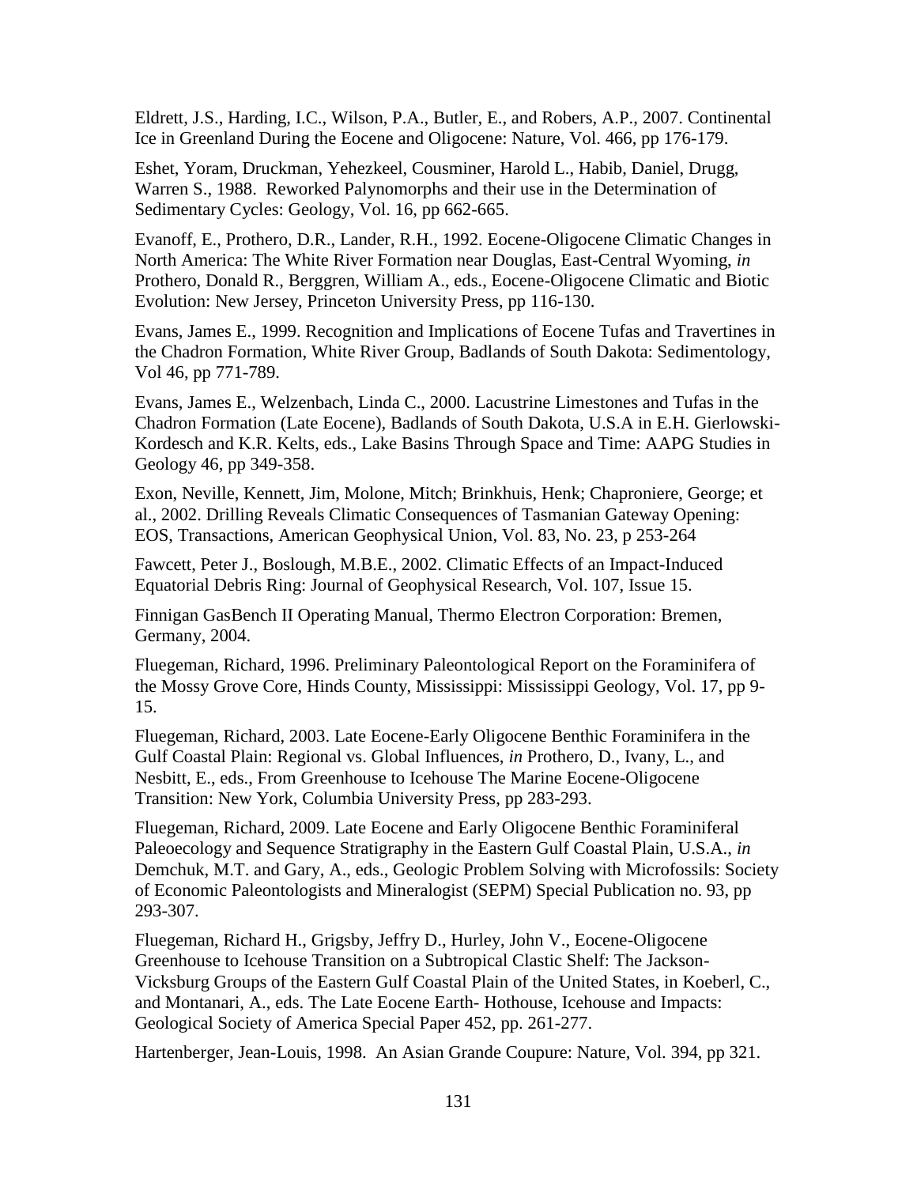Eldrett, J.S., Harding, I.C., Wilson, P.A., Butler, E., and Robers, A.P., 2007. Continental Ice in Greenland During the Eocene and Oligocene: Nature, Vol. 466, pp 176-179.

Eshet, Yoram, Druckman, Yehezkeel, Cousminer, Harold L., Habib, Daniel, Drugg, Warren S., 1988. Reworked Palynomorphs and their use in the Determination of Sedimentary Cycles: Geology, Vol. 16, pp 662-665.

Evanoff, E., Prothero, D.R., Lander, R.H., 1992. Eocene-Oligocene Climatic Changes in North America: The White River Formation near Douglas, East-Central Wyoming, *in* Prothero, Donald R., Berggren, William A., eds., Eocene-Oligocene Climatic and Biotic Evolution: New Jersey, Princeton University Press, pp 116-130.

Evans, James E., 1999. Recognition and Implications of Eocene Tufas and Travertines in the Chadron Formation, White River Group, Badlands of South Dakota: Sedimentology, Vol 46, pp 771-789.

Evans, James E., Welzenbach, Linda C., 2000. Lacustrine Limestones and Tufas in the Chadron Formation (Late Eocene), Badlands of South Dakota, U.S.A in E.H. Gierlowski-Kordesch and K.R. Kelts, eds., Lake Basins Through Space and Time: AAPG Studies in Geology 46, pp 349-358.

Exon, Neville, Kennett, Jim, Molone, Mitch; Brinkhuis, Henk; Chaproniere, George; et al., 2002. Drilling Reveals Climatic Consequences of Tasmanian Gateway Opening: EOS, Transactions, American Geophysical Union, Vol. 83, No. 23, p 253-264

Fawcett, Peter J., Boslough, M.B.E., 2002. Climatic Effects of an Impact-Induced Equatorial Debris Ring: Journal of Geophysical Research, Vol. 107, Issue 15.

Finnigan GasBench II Operating Manual, Thermo Electron Corporation: Bremen, Germany, 2004.

Fluegeman, Richard, 1996. Preliminary Paleontological Report on the Foraminifera of the Mossy Grove Core, Hinds County, Mississippi: Mississippi Geology, Vol. 17, pp 9-15.

Fluegeman, Richard, 2003. Late Eocene-Early Oligocene Benthic Foraminifera in the Gulf Coastal Plain: Regional vs. Global Influences, *in* Prothero, D., Ivany, L., and Nesbitt, E., eds., From Greenhouse to Icehouse The Marine Eocene-Oligocene Transition: New York, Columbia University Press, pp 283-293.

Fluegeman, Richard, 2009. Late Eocene and Early Oligocene Benthic Foraminiferal Paleoecology and Sequence Stratigraphy in the Eastern Gulf Coastal Plain, U.S.A., *in* Demchuk, M.T. and Gary, A., eds., Geologic Problem Solving with Microfossils: Society of Economic Paleontologists and Mineralogist (SEPM) Special Publication no. 93, pp 293-307.

Fluegeman, Richard H., Grigsby, Jeffry D., Hurley, John V., Eocene-Oligocene Greenhouse to Icehouse Transition on a Subtropical Clastic Shelf: The Jackson-Vicksburg Groups of the Eastern Gulf Coastal Plain of the United States, in Koeberl, C., and Montanari, A., eds. The Late Eocene Earth- Hothouse, Icehouse and Impacts: Geological Society of America Special Paper 452, pp. 261-277.

Hartenberger, Jean-Louis, 1998. An Asian Grande Coupure: Nature, Vol. 394, pp 321.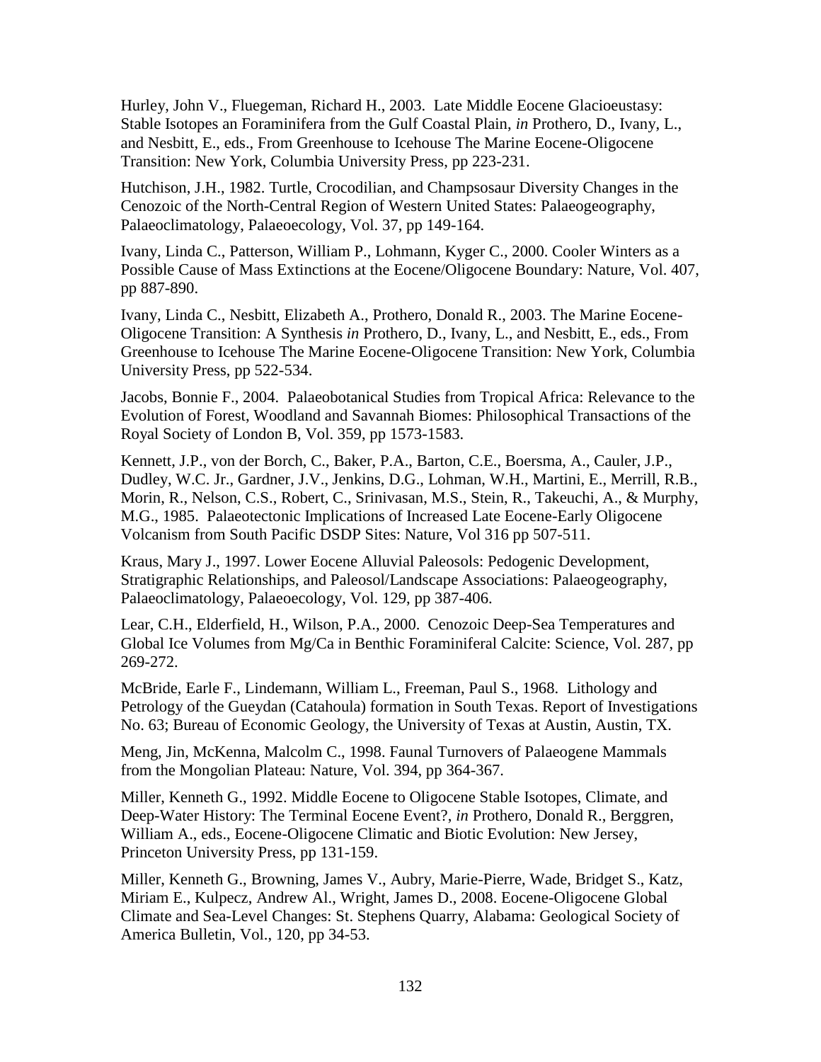Hurley, John V., Fluegeman, Richard H., 2003. Late Middle Eocene Glacioeustasy: Stable Isotopes an Foraminifera from the Gulf Coastal Plain, *in* Prothero, D., Ivany, L., and Nesbitt, E., eds., From Greenhouse to Icehouse The Marine Eocene-Oligocene Transition: New York, Columbia University Press, pp 223-231.

Hutchison, J.H., 1982. Turtle, Crocodilian, and Champsosaur Diversity Changes in the Cenozoic of the North-Central Region of Western United States: Palaeogeography, Palaeoclimatology, Palaeoecology, Vol. 37, pp 149-164.

Ivany, Linda C., Patterson, William P., Lohmann, Kyger C., 2000. Cooler Winters as a Possible Cause of Mass Extinctions at the Eocene/Oligocene Boundary: Nature, Vol. 407, pp 887-890.

Ivany, Linda C., Nesbitt, Elizabeth A., Prothero, Donald R., 2003. The Marine Eocene-Oligocene Transition: A Synthesis *in* Prothero, D., Ivany, L., and Nesbitt, E., eds., From Greenhouse to Icehouse The Marine Eocene-Oligocene Transition: New York, Columbia University Press, pp 522-534.

Jacobs, Bonnie F., 2004. Palaeobotanical Studies from Tropical Africa: Relevance to the Evolution of Forest, Woodland and Savannah Biomes: Philosophical Transactions of the Royal Society of London B, Vol. 359, pp 1573-1583.

Kennett, J.P., von der Borch, C., Baker, P.A., Barton, C.E., Boersma, A., Cauler, J.P., Dudley, W.C. Jr., Gardner, J.V., Jenkins, D.G., Lohman, W.H., Martini, E., Merrill, R.B., Morin, R., Nelson, C.S., Robert, C., Srinivasan, M.S., Stein, R., Takeuchi, A., & Murphy, M.G., 1985. Palaeotectonic Implications of Increased Late Eocene-Early Oligocene Volcanism from South Pacific DSDP Sites: Nature, Vol 316 pp 507-511.

Kraus, Mary J., 1997. Lower Eocene Alluvial Paleosols: Pedogenic Development, Stratigraphic Relationships, and Paleosol/Landscape Associations: Palaeogeography, Palaeoclimatology, Palaeoecology, Vol. 129, pp 387-406.

Lear, C.H., Elderfield, H., Wilson, P.A., 2000. Cenozoic Deep-Sea Temperatures and Global Ice Volumes from Mg/Ca in Benthic Foraminiferal Calcite: Science, Vol. 287, pp 269-272.

McBride, Earle F., Lindemann, William L., Freeman, Paul S., 1968. Lithology and Petrology of the Gueydan (Catahoula) formation in South Texas. Report of Investigations No. 63; Bureau of Economic Geology, the University of Texas at Austin, Austin, TX.

Meng, Jin, McKenna, Malcolm C., 1998. Faunal Turnovers of Palaeogene Mammals from the Mongolian Plateau: Nature, Vol. 394, pp 364-367.

Miller, Kenneth G., 1992. Middle Eocene to Oligocene Stable Isotopes, Climate, and Deep-Water History: The Terminal Eocene Event?, *in* Prothero, Donald R., Berggren, William A., eds., Eocene-Oligocene Climatic and Biotic Evolution: New Jersey, Princeton University Press, pp 131-159.

Miller, Kenneth G., Browning, James V., Aubry, Marie-Pierre, Wade, Bridget S., Katz, Miriam E., Kulpecz, Andrew Al., Wright, James D., 2008. Eocene-Oligocene Global Climate and Sea-Level Changes: St. Stephens Quarry, Alabama: Geological Society of America Bulletin, Vol., 120, pp 34-53.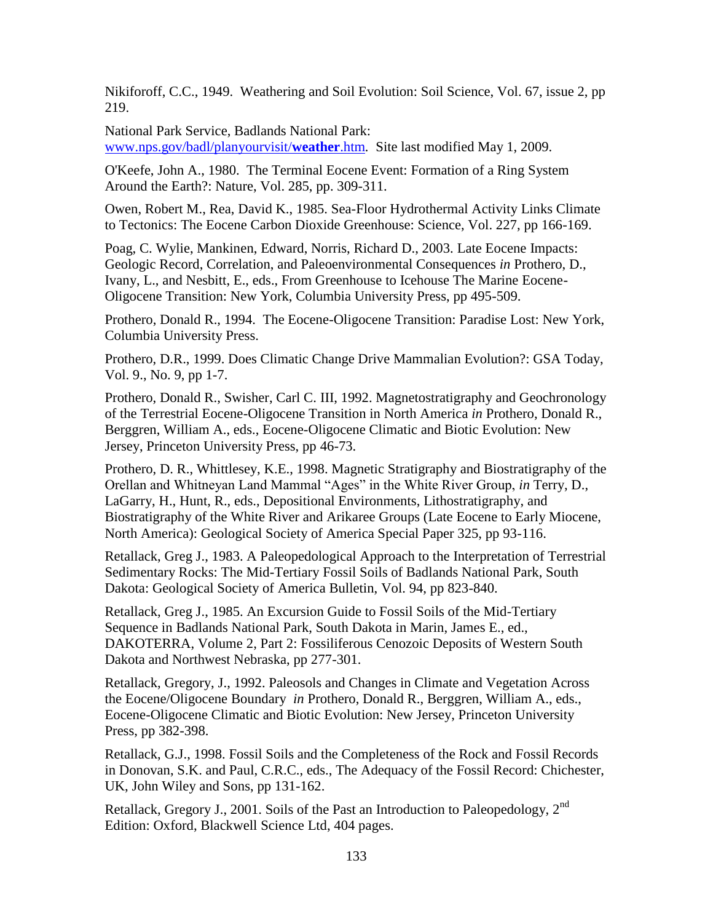Nikiforoff, C.C., 1949. Weathering and Soil Evolution: Soil Science, Vol. 67, issue 2, pp 219.

National Park Service, Badlands National Park: www.nps.gov/badl/planyourvisit/**weather**.htm. Site last modified May 1, 2009.

O'Keefe, John A., 1980. The Terminal Eocene Event: Formation of a Ring System Around the Earth?: Nature, Vol. 285, pp. 309-311.

Owen, Robert M., Rea, David K., 1985. Sea-Floor Hydrothermal Activity Links Climate to Tectonics: The Eocene Carbon Dioxide Greenhouse: Science, Vol. 227, pp 166-169.

Poag, C. Wylie, Mankinen, Edward, Norris, Richard D., 2003. Late Eocene Impacts: Geologic Record, Correlation, and Paleoenvironmental Consequences *in* Prothero, D., Ivany, L., and Nesbitt, E., eds., From Greenhouse to Icehouse The Marine Eocene-Oligocene Transition: New York, Columbia University Press, pp 495-509.

Prothero, Donald R., 1994. The Eocene-Oligocene Transition: Paradise Lost: New York, Columbia University Press.

Prothero, D.R., 1999. Does Climatic Change Drive Mammalian Evolution?: GSA Today, Vol. 9., No. 9, pp 1-7.

Prothero, Donald R., Swisher, Carl C. III, 1992. Magnetostratigraphy and Geochronology of the Terrestrial Eocene-Oligocene Transition in North America *in* Prothero, Donald R., Berggren, William A., eds., Eocene-Oligocene Climatic and Biotic Evolution: New Jersey, Princeton University Press, pp 46-73.

Prothero, D. R., Whittlesey, K.E., 1998. Magnetic Stratigraphy and Biostratigraphy of the Orellan and Whitneyan Land Mammal "Ages" in the White River Group, *in* Terry, D., LaGarry, H., Hunt, R., eds., Depositional Environments, Lithostratigraphy, and Biostratigraphy of the White River and Arikaree Groups (Late Eocene to Early Miocene, North America): Geological Society of America Special Paper 325, pp 93-116.

Retallack, Greg J., 1983. A Paleopedological Approach to the Interpretation of Terrestrial Sedimentary Rocks: The Mid-Tertiary Fossil Soils of Badlands National Park, South Dakota: Geological Society of America Bulletin, Vol. 94, pp 823-840.

Retallack, Greg J., 1985. An Excursion Guide to Fossil Soils of the Mid-Tertiary Sequence in Badlands National Park, South Dakota in Marin, James E., ed., DAKOTERRA, Volume 2, Part 2: Fossiliferous Cenozoic Deposits of Western South Dakota and Northwest Nebraska, pp 277-301.

Retallack, Gregory, J., 1992. Paleosols and Changes in Climate and Vegetation Across the Eocene/Oligocene Boundary *in* Prothero, Donald R., Berggren, William A., eds., Eocene-Oligocene Climatic and Biotic Evolution: New Jersey, Princeton University Press, pp 382-398.

Retallack, G.J., 1998. Fossil Soils and the Completeness of the Rock and Fossil Records in Donovan, S.K. and Paul, C.R.C., eds., The Adequacy of the Fossil Record: Chichester, UK, John Wiley and Sons, pp 131-162.

Retallack, Gregory J., 2001. Soils of the Past an Introduction to Paleopedology, 2nd Edition: Oxford, Blackwell Science Ltd, 404 pages.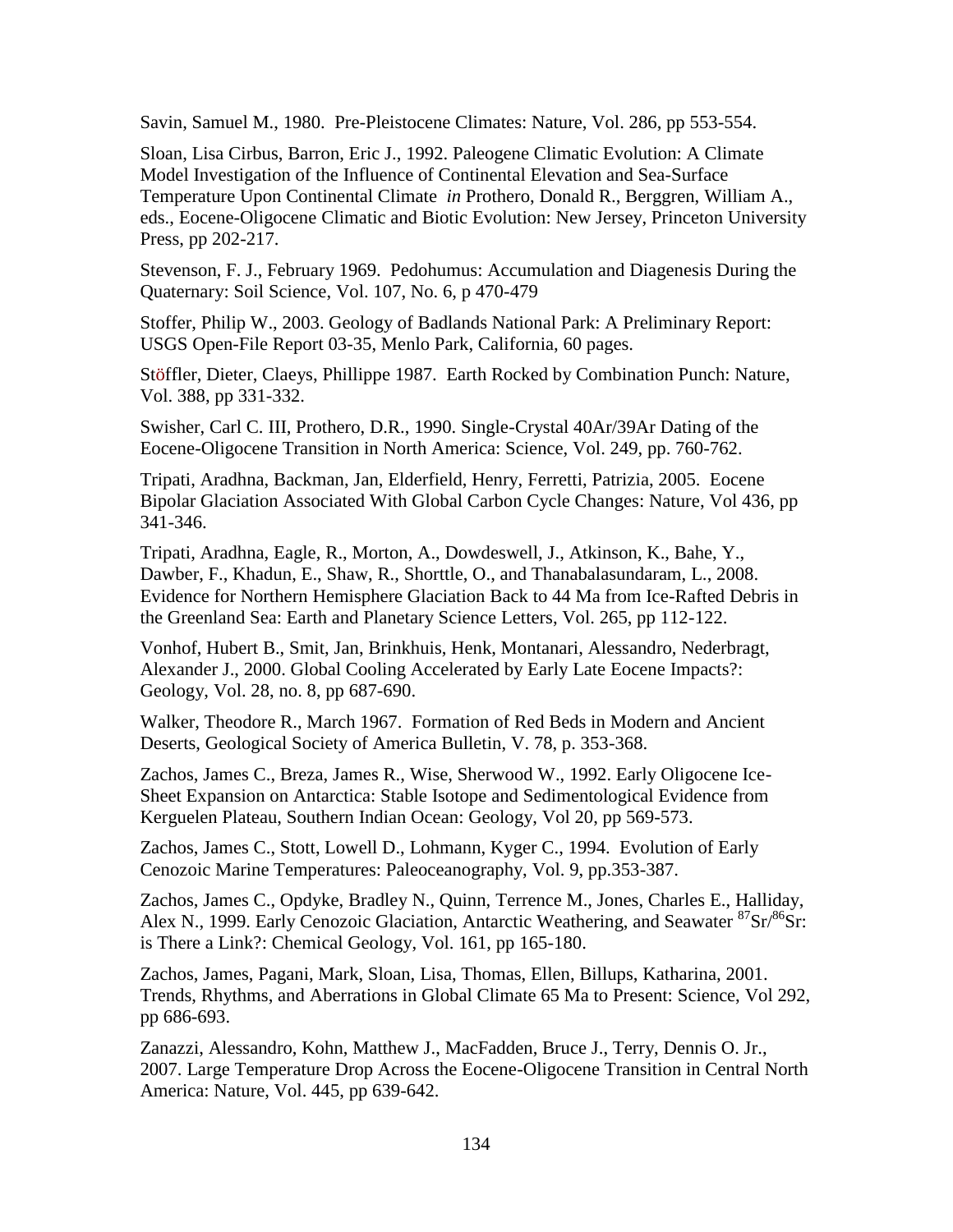Savin, Samuel M., 1980. Pre-Pleistocene Climates: Nature, Vol. 286, pp 553-554.

Sloan, Lisa Cirbus, Barron, Eric J., 1992. Paleogene Climatic Evolution: A Climate Model Investigation of the Influence of Continental Elevation and Sea-Surface Temperature Upon Continental Climate *in* Prothero, Donald R., Berggren, William A., eds., Eocene-Oligocene Climatic and Biotic Evolution: New Jersey, Princeton University Press, pp 202-217.

Stevenson, F. J., February 1969. Pedohumus: Accumulation and Diagenesis During the Quaternary: Soil Science, Vol. 107, No. 6, p 470-479

Stoffer, Philip W., 2003. Geology of Badlands National Park: A Preliminary Report: USGS Open-File Report 03-35, Menlo Park, California, 60 pages.

Stöffler, Dieter, Claeys, Phillippe 1987. Earth Rocked by Combination Punch: Nature, Vol. 388, pp 331-332.

Swisher, Carl C. III, Prothero, D.R., 1990. Single-Crystal 40Ar/39Ar Dating of the Eocene-Oligocene Transition in North America: Science, Vol. 249, pp. 760-762.

Tripati, Aradhna, Backman, Jan, Elderfield, Henry, Ferretti, Patrizia, 2005. Eocene Bipolar Glaciation Associated With Global Carbon Cycle Changes: Nature, Vol 436, pp 341-346.

Tripati, Aradhna, Eagle, R., Morton, A., Dowdeswell, J., Atkinson, K., Bahe, Y., Dawber, F., Khadun, E., Shaw, R., Shorttle, O., and Thanabalasundaram, L., 2008. Evidence for Northern Hemisphere Glaciation Back to 44 Ma from Ice-Rafted Debris in the Greenland Sea: Earth and Planetary Science Letters, Vol. 265, pp 112-122.

Vonhof, Hubert B., Smit, Jan, Brinkhuis, Henk, Montanari, Alessandro, Nederbragt, Alexander J., 2000. Global Cooling Accelerated by Early Late Eocene Impacts?: Geology, Vol. 28, no. 8, pp 687-690.

Walker, Theodore R., March 1967. Formation of Red Beds in Modern and Ancient Deserts, Geological Society of America Bulletin, V. 78, p. 353-368.

Zachos, James C., Breza, James R., Wise, Sherwood W., 1992. Early Oligocene Ice-Sheet Expansion on Antarctica: Stable Isotope and Sedimentological Evidence from Kerguelen Plateau, Southern Indian Ocean: Geology, Vol 20, pp 569-573.

Zachos, James C., Stott, Lowell D., Lohmann, Kyger C., 1994. Evolution of Early Cenozoic Marine Temperatures: Paleoceanography, Vol. 9, pp.353-387.

Zachos, James C., Opdyke, Bradley N., Quinn, Terrence M., Jones, Charles E., Halliday, Alex N., 1999. Early Cenozoic Glaciation, Antarctic Weathering, and Seawater $^{87}Sr/^{86}Sr$: is There a Link?: Chemical Geology, Vol. 161, pp 165-180.

Zachos, James, Pagani, Mark, Sloan, Lisa, Thomas, Ellen, Billups, Katharina, 2001. Trends, Rhythms, and Aberrations in Global Climate 65 Ma to Present: Science, Vol 292, pp 686-693.

Zanazzi, Alessandro, Kohn, Matthew J., MacFadden, Bruce J., Terry, Dennis O. Jr., 2007. Large Temperature Drop Across the Eocene-Oligocene Transition in Central North America: Nature, Vol. 445, pp 639-642.